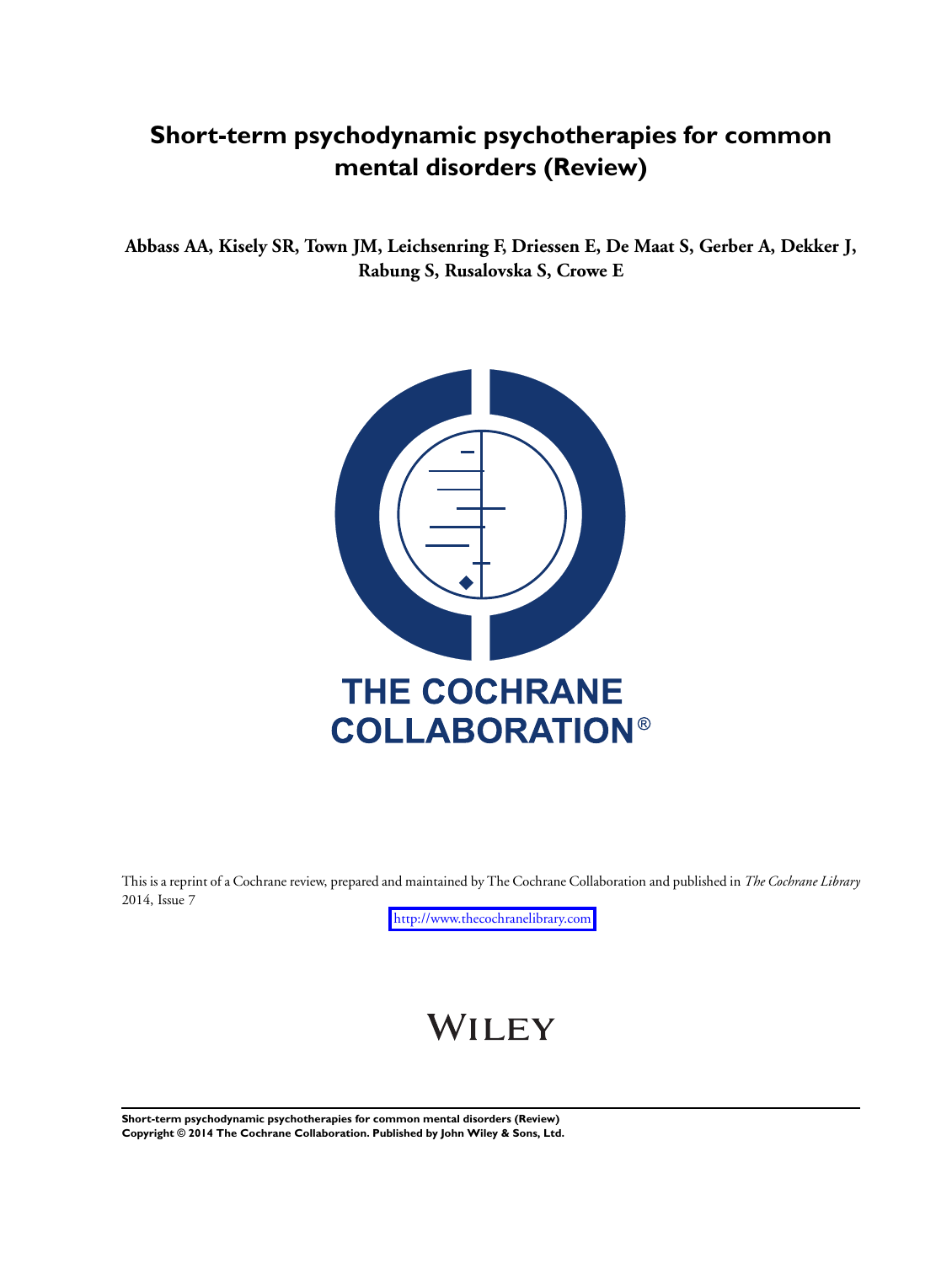# Short-term psychodynamic psychotherapies for common mental disorders (Review)

**Abbass AA, Kisely SR, Town JM, Leichsenring F, Driessen E, De Maat S, Gerber A, Dekker J, Rabung S, Rusalovska S, Crowe E**

THE COCHRANE COLLABORATION®

This is a reprint of a Cochrane review, prepared and maintained by The Cochrane Collaboration and published in *The Cochrane Library* 2014, Issue 7

http://www.thecochranelibrary.com

WILEY

**Short-term psychodynamic psychotherapies for common mental disorders (Review)**
**Copyright © 2014 The Cochrane Collaboration. Published by John Wiley & Sons, Ltd.**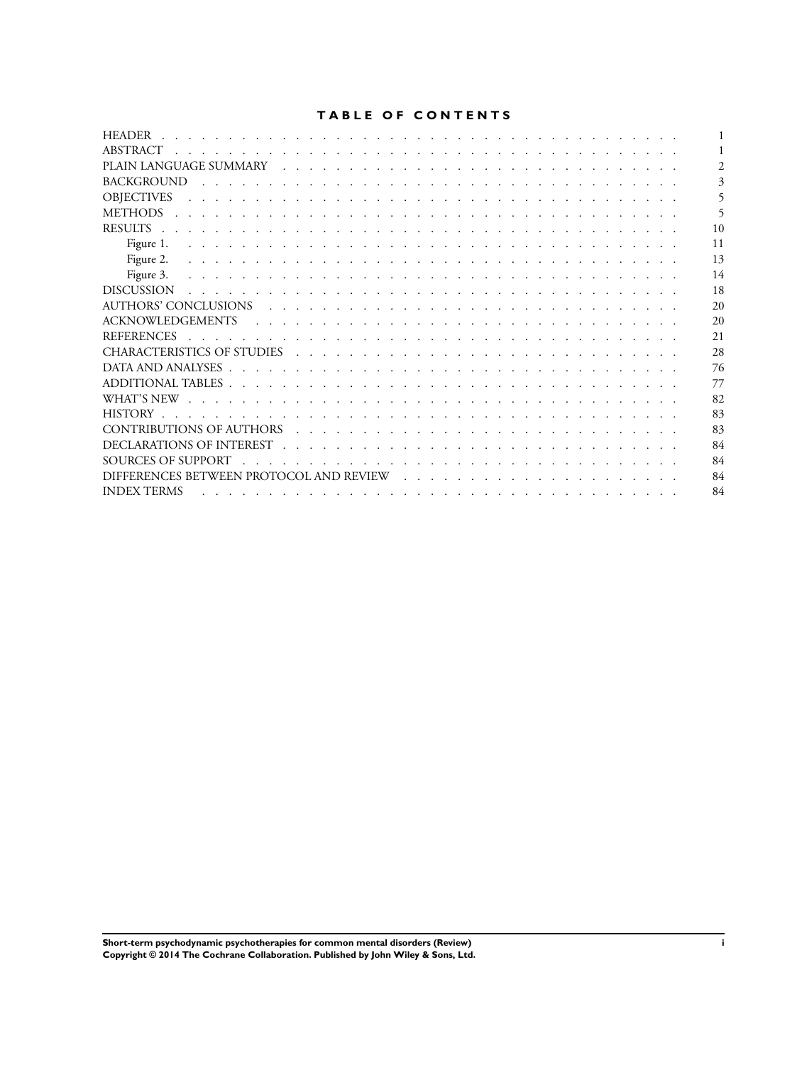# TABLE OF CONTENTS

| | |
|---|---|
| HEADER | 1 |
| ABSTRACT | 1 |
| PLAIN LANGUAGE SUMMARY | 2 |
| BACKGROUND | 3 |
| OBJECTIVES | 5 |
| METHODS | 5 |
| RESULTS | 10 |
| Figure 1. | 11 |
| Figure 2. | 13 |
| Figure 3. | 14 |
| DISCUSSION | 18 |
| AUTHORS' CONCLUSIONS | 20 |
| ACKNOWLEDGEMENTS | 20 |
| REFERENCES | 21 |
| CHARACTERISTICS OF STUDIES | 28 |
| DATA AND ANALYSES | 76 |
| ADDITIONAL TABLES | 77 |
| WHAT'S NEW | 82 |
| HISTORY | 83 |
| CONTRIBUTIONS OF AUTHORS | 83 |
| DECLARATIONS OF INTEREST | 84 |
| SOURCES OF SUPPORT | 84 |
| DIFFERENCES BETWEEN PROTOCOL AND REVIEW | 84 |
| INDEX TERMS | 84 |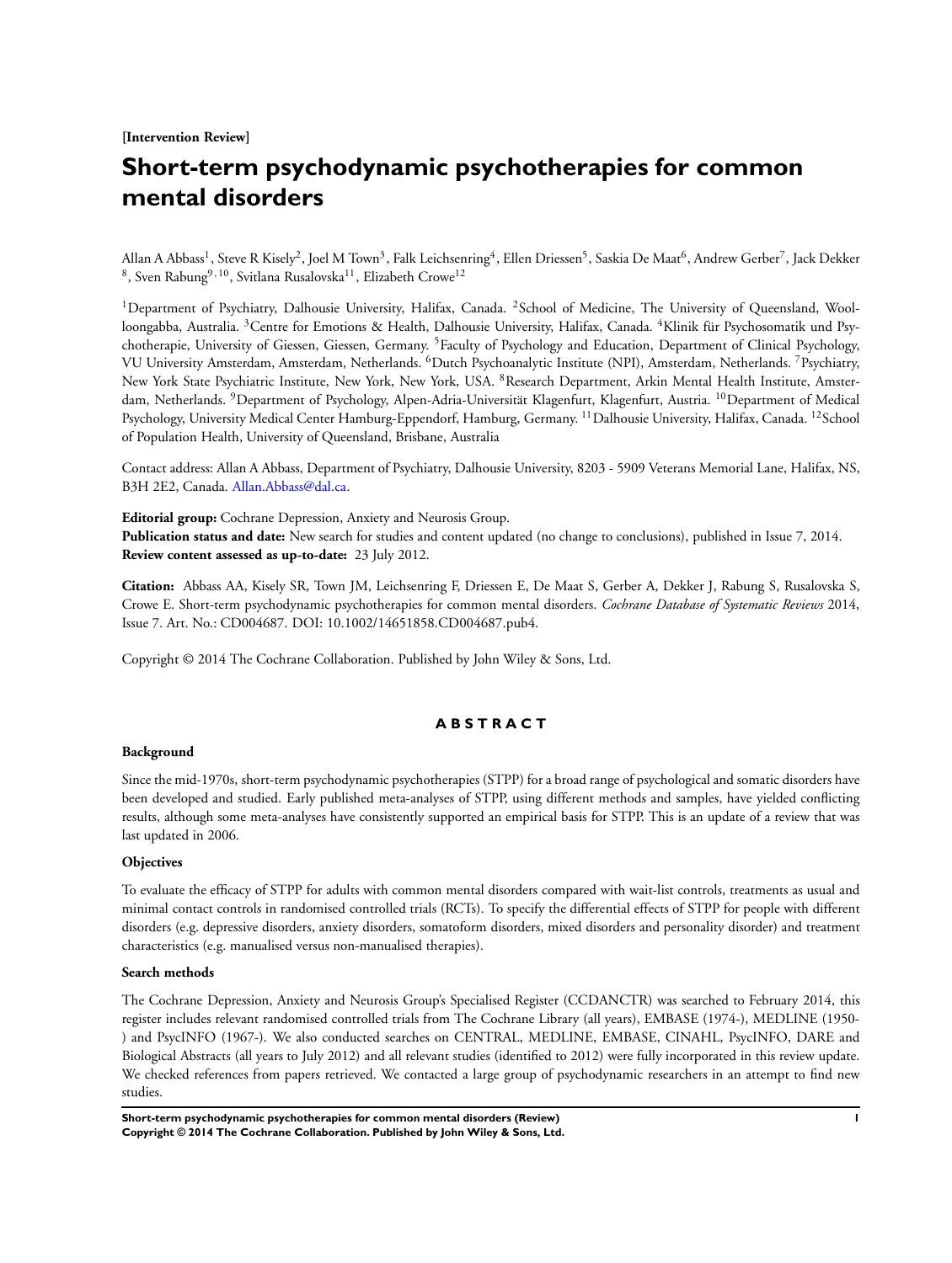**[Intervention Review]**

# Short-term psychodynamic psychotherapies for common mental disorders

Allan A Abbass[1], Steve R Kisely[2], Joel M Town[3], Falk Leichsenring[4], Ellen Driessen[5], Saskia De Maat[6], Andrew Gerber[7], Jack Dekker[8], Sven Rabung[9,10], Svitlana Rusalovska[11], Elizabeth Crowe[12]

[1]Department of Psychiatry, Dalhousie University, Halifax, Canada. [2]School of Medicine, The University of Queensland, Woolloongabba, Australia. [3]Centre for Emotions & Health, Dalhousie University, Halifax, Canada. [4]Klinik für Psychosomatik und Psychotherapie, University of Giessen, Giessen, Germany. [5]Faculty of Psychology and Education, Department of Clinical Psychology, VU University Amsterdam, Amsterdam, Netherlands. [6]Dutch Psychoanalytic Institute (NPI), Amsterdam, Netherlands. [7]Psychiatry, New York State Psychiatric Institute, New York, New York, USA. [8]Research Department, Arkin Mental Health Institute, Amsterdam, Netherlands. [9]Department of Psychology, Alpen-Adria-Universität Klagenfurt, Klagenfurt, Austria. [10]Department of Medical Psychology, University Medical Center Hamburg-Eppendorf, Hamburg, Germany. [11]Dalhousie University, Halifax, Canada. [12]School of Population Health, University of Queensland, Brisbane, Australia

Contact address: Allan A Abbass, Department of Psychiatry, Dalhousie University, 8203 - 5909 Veterans Memorial Lane, Halifax, NS, B3H 2E2, Canada. Allan.Abbass@dal.ca.

**Editorial group:** Cochrane Depression, Anxiety and Neurosis Group.
**Publication status and date:** New search for studies and content updated (no change to conclusions), published in Issue 7, 2014.
**Review content assessed as up-to-date:** 23 July 2012.

**Citation:** Abbass AA, Kisely SR, Town JM, Leichsenring F, Driessen E, De Maat S, Gerber A, Dekker J, Rabung S, Rusalovska S, Crowe E. Short-term psychodynamic psychotherapies for common mental disorders. *Cochrane Database of Systematic Reviews* 2014, Issue 7. Art. No.: CD004687. DOI: 10.1002/14651858.CD004687.pub4.

Copyright © 2014 The Cochrane Collaboration. Published by John Wiley & Sons, Ltd.

## ABSTRACT

### Background

Since the mid-1970s, short-term psychodynamic psychotherapies (STPP) for a broad range of psychological and somatic disorders have been developed and studied. Early published meta-analyses of STPP, using different methods and samples, have yielded conflicting results, although some meta-analyses have consistently supported an empirical basis for STPP. This is an update of a review that was last updated in 2006.

### Objectives

To evaluate the efficacy of STPP for adults with common mental disorders compared with wait-list controls, treatments as usual and minimal contact controls in randomised controlled trials (RCTs). To specify the differential effects of STPP for people with different disorders (e.g. depressive disorders, anxiety disorders, somatoform disorders, mixed disorders and personality disorder) and treatment characteristics (e.g. manualised versus non-manualised therapies).

### Search methods

The Cochrane Depression, Anxiety and Neurosis Group's Specialised Register (CCDANCTR) was searched to February 2014, this register includes relevant randomised controlled trials from The Cochrane Library (all years), EMBASE (1974-), MEDLINE (1950-) and PsycINFO (1967-). We also conducted searches on CENTRAL, MEDLINE, EMBASE, CINAHL, PsycINFO, DARE and Biological Abstracts (all years to July 2012) and all relevant studies (identified to 2012) were fully incorporated in this review update. We checked references from papers retrieved. We contacted a large group of psychodynamic researchers in an attempt to find new studies.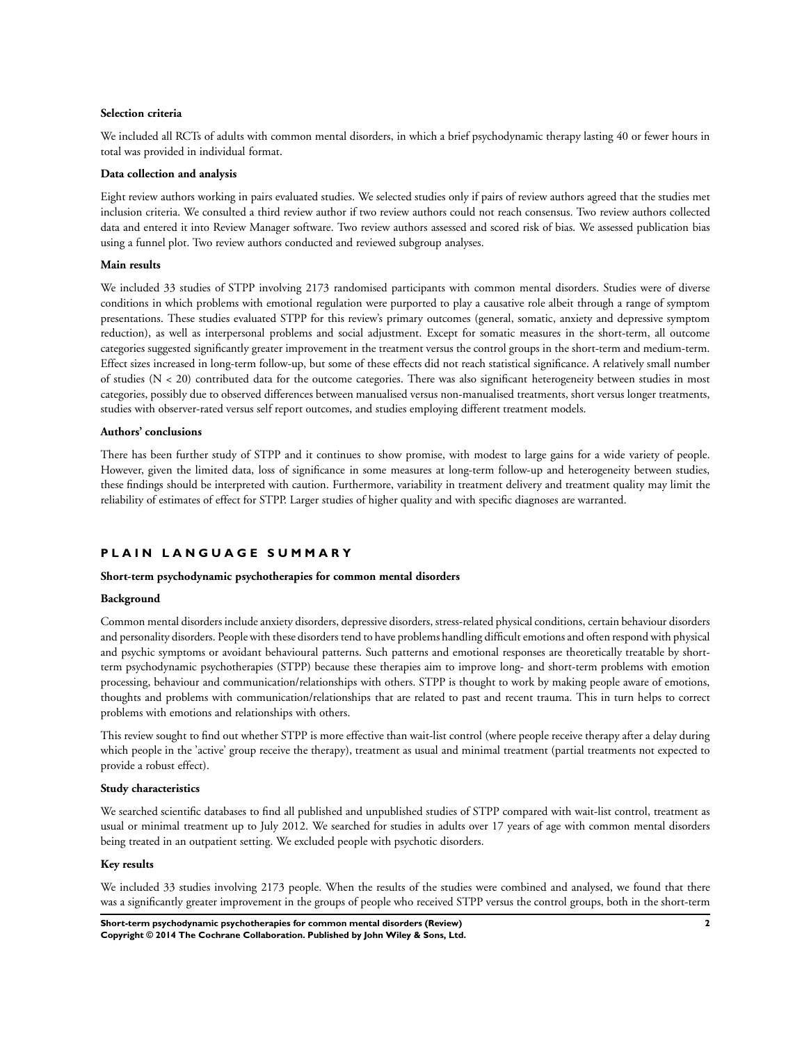**Selection criteria**

We included all RCTs of adults with common mental disorders, in which a brief psychodynamic therapy lasting 40 or fewer hours in total was provided in individual format.

**Data collection and analysis**

Eight review authors working in pairs evaluated studies. We selected studies only if pairs of review authors agreed that the studies met inclusion criteria. We consulted a third review author if two review authors could not reach consensus. Two review authors collected data and entered it into Review Manager software. Two review authors assessed and scored risk of bias. We assessed publication bias using a funnel plot. Two review authors conducted and reviewed subgroup analyses.

**Main results**

We included 33 studies of STPP involving 2173 randomised participants with common mental disorders. Studies were of diverse conditions in which problems with emotional regulation were purported to play a causative role albeit through a range of symptom presentations. These studies evaluated STPP for this review's primary outcomes (general, somatic, anxiety and depressive symptom reduction), as well as interpersonal problems and social adjustment. Except for somatic measures in the short-term, all outcome categories suggested significantly greater improvement in the treatment versus the control groups in the short-term and medium-term. Effect sizes increased in long-term follow-up, but some of these effects did not reach statistical significance. A relatively small number of studies (N < 20) contributed data for the outcome categories. There was also significant heterogeneity between studies in most categories, possibly due to observed differences between manualised versus non-manualised treatments, short versus longer treatments, studies with observer-rated versus self report outcomes, and studies employing different treatment models.

**Authors' conclusions**

There has been further study of STPP and it continues to show promise, with modest to large gains for a wide variety of people. However, given the limited data, loss of significance in some measures at long-term follow-up and heterogeneity between studies, these findings should be interpreted with caution. Furthermore, variability in treatment delivery and treatment quality may limit the reliability of estimates of effect for STPP. Larger studies of higher quality and with specific diagnoses are warranted.

## PLAIN LANGUAGE SUMMARY

**Short-term psychodynamic psychotherapies for common mental disorders**

**Background**

Common mental disorders include anxiety disorders, depressive disorders, stress-related physical conditions, certain behaviour disorders and personality disorders. People with these disorders tend to have problems handling difficult emotions and often respond with physical and psychic symptoms or avoidant behavioural patterns. Such patterns and emotional responses are theoretically treatable by short-term psychodynamic psychotherapies (STPP) because these therapies aim to improve long- and short-term problems with emotion processing, behaviour and communication/relationships with others. STPP is thought to work by making people aware of emotions, thoughts and problems with communication/relationships that are related to past and recent trauma. This in turn helps to correct problems with emotions and relationships with others.

This review sought to find out whether STPP is more effective than wait-list control (where people receive therapy after a delay during which people in the 'active' group receive the therapy), treatment as usual and minimal treatment (partial treatments not expected to provide a robust effect).

**Study characteristics**

We searched scientific databases to find all published and unpublished studies of STPP compared with wait-list control, treatment as usual or minimal treatment up to July 2012. We searched for studies in adults over 17 years of age with common mental disorders being treated in an outpatient setting. We excluded people with psychotic disorders.

**Key results**

We included 33 studies involving 2173 people. When the results of the studies were combined and analysed, we found that there was a significantly greater improvement in the groups of people who received STPP versus the control groups, both in the short-term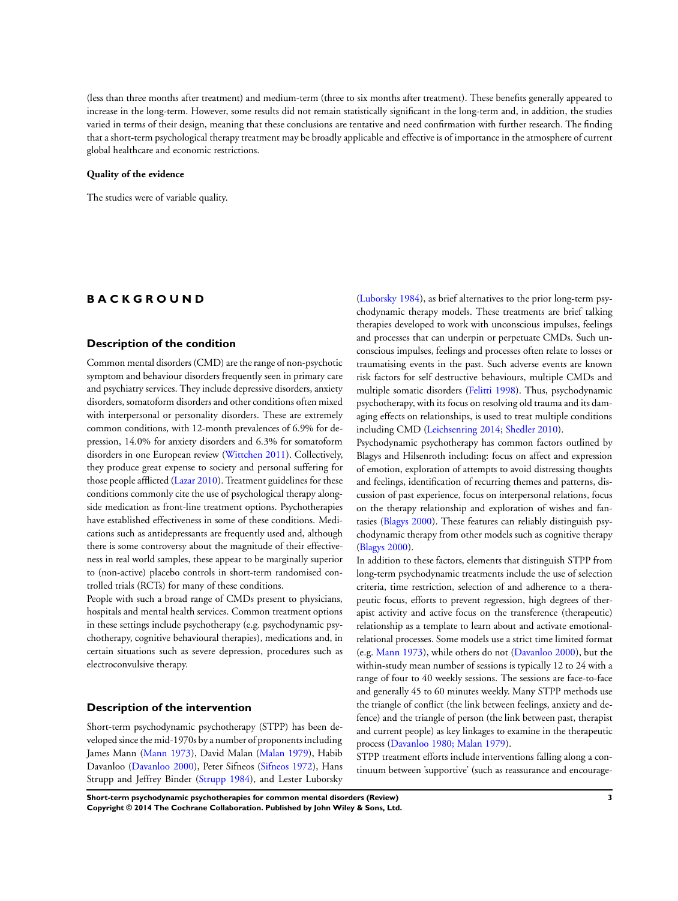(less than three months after treatment) and medium-term (three to six months after treatment). These benefits generally appeared to increase in the long-term. However, some results did not remain statistically significant in the long-term and, in addition, the studies varied in terms of their design, meaning that these conclusions are tentative and need confirmation with further research. The finding that a short-term psychological therapy treatment may be broadly applicable and effective is of importance in the atmosphere of current global healthcare and economic restrictions.

**Quality of the evidence**

The studies were of variable quality.

# BACKGROUND

## Description of the condition

Common mental disorders (CMD) are the range of non-psychotic symptom and behaviour disorders frequently seen in primary care and psychiatry services. They include depressive disorders, anxiety disorders, somatoform disorders and other conditions often mixed with interpersonal or personality disorders. These are extremely common conditions, with 12-month prevalences of 6.9% for depression, 14.0% for anxiety disorders and 6.3% for somatoform disorders in one European review (Wittchen 2011). Collectively, they produce great expense to society and personal suffering for those people afflicted (Lazar 2010). Treatment guidelines for these conditions commonly cite the use of psychological therapy alongside medication as front-line treatment options. Psychotherapies have established effectiveness in some of these conditions. Medications such as antidepressants are frequently used and, although there is some controversy about the magnitude of their effectiveness in real world samples, these appear to be marginally superior to (non-active) placebo controls in short-term randomised controlled trials (RCTs) for many of these conditions.

People with such a broad range of CMDs present to physicians, hospitals and mental health services. Common treatment options in these settings include psychotherapy (e.g. psychodynamic psychotherapy, cognitive behavioural therapies), medications and, in certain situations such as severe depression, procedures such as electroconvulsive therapy.

## Description of the intervention

Short-term psychodynamic psychotherapy (STPP) has been developed since the mid-1970s by a number of proponents including James Mann (Mann 1973), David Malan (Malan 1979), Habib Davanloo (Davanloo 2000), Peter Sifneos (Sifneos 1972), Hans Strupp and Jeffrey Binder (Strupp 1984), and Lester Luborsky (Luborsky 1984), as brief alternatives to the prior long-term psychodynamic therapy models. These treatments are brief talking therapies developed to work with unconscious impulses, feelings and processes that can underpin or perpetuate CMDs. Such unconscious impulses, feelings and processes often relate to losses or traumatising events in the past. Such adverse events are known risk factors for self destructive behaviours, multiple CMDs and multiple somatic disorders (Felitti 1998). Thus, psychodynamic psychotherapy, with its focus on resolving old trauma and its damaging effects on relationships, is used to treat multiple conditions including CMD (Leichsenring 2014; Shedler 2010).

Psychodynamic psychotherapy has common factors outlined by Blagys and Hilsenroth including: focus on affect and expression of emotion, exploration of attempts to avoid distressing thoughts and feelings, identification of recurring themes and patterns, discussion of past experience, focus on interpersonal relations, focus on the therapy relationship and exploration of wishes and fantasies (Blagys 2000). These features can reliably distinguish psychodynamic therapy from other models such as cognitive therapy (Blagys 2000).

In addition to these factors, elements that distinguish STPP from long-term psychodynamic treatments include the use of selection criteria, time restriction, selection of and adherence to a therapeutic focus, efforts to prevent regression, high degrees of therapist activity and active focus on the transference (therapeutic) relationship as a template to learn about and activate emotional-relational processes. Some models use a strict time limited format (e.g. Mann 1973), while others do not (Davanloo 2000), but the within-study mean number of sessions is typically 12 to 24 with a range of four to 40 weekly sessions. The sessions are face-to-face and generally 45 to 60 minutes weekly. Many STPP methods use the triangle of conflict (the link between feelings, anxiety and defence) and the triangle of person (the link between past, therapist and current people) as key linkages to examine in the therapeutic process (Davanloo 1980; Malan 1979).

STPP treatment efforts include interventions falling along a continuum between 'supportive' (such as reassurance and encourage-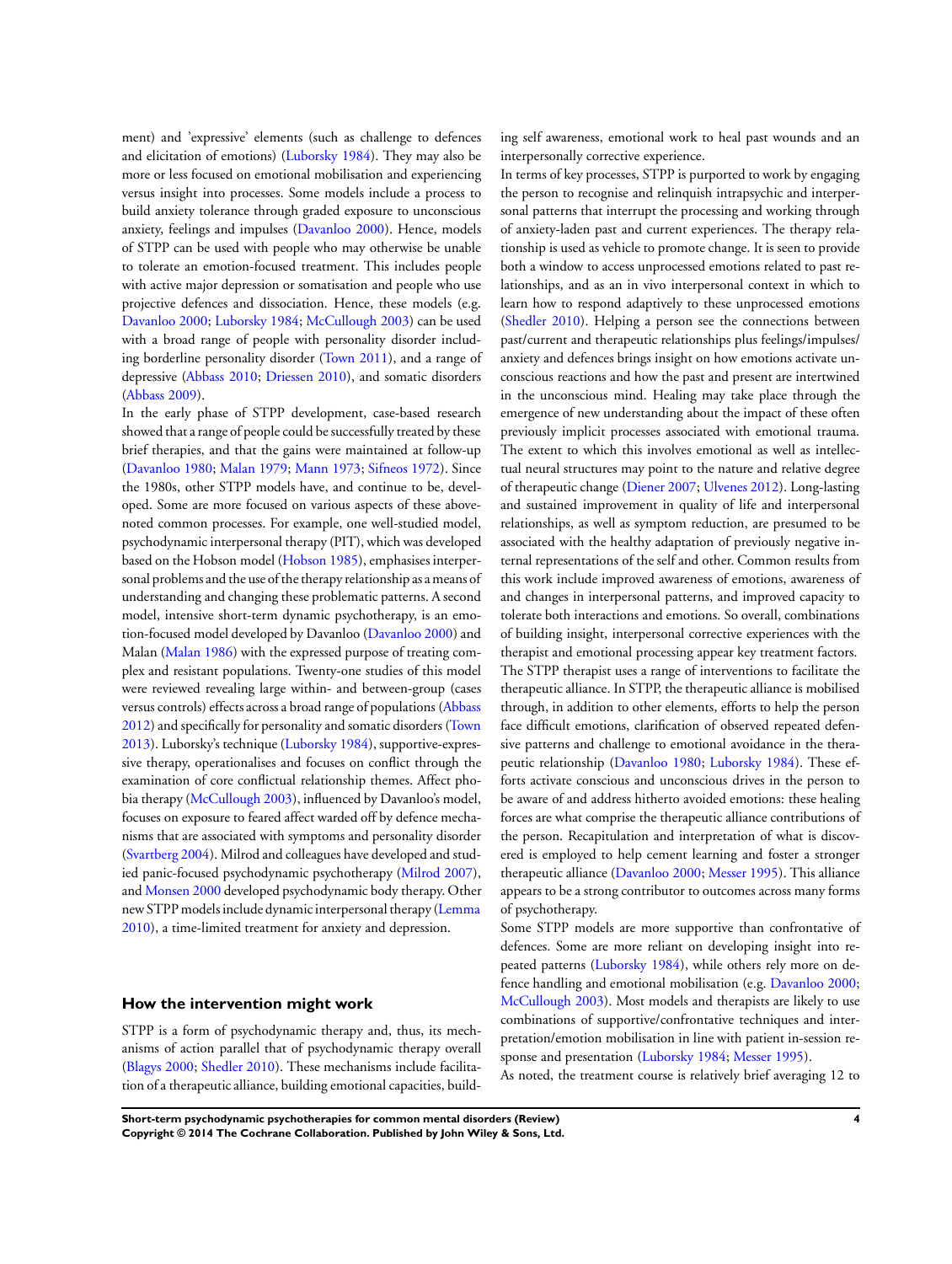ment) and 'expressive' elements (such as challenge to defences and elicitation of emotions) (Luborsky 1984). They may also be more or less focused on emotional mobilisation and experiencing versus insight into processes. Some models include a process to build anxiety tolerance through graded exposure to unconscious anxiety, feelings and impulses (Davanloo 2000). Hence, models of STPP can be used with people who may otherwise be unable to tolerate an emotion-focused treatment. This includes people with active major depression or somatisation and people who use projective defences and dissociation. Hence, these models (e.g. Davanloo 2000; Luborsky 1984; McCullough 2003) can be used with a broad range of people with personality disorder including borderline personality disorder (Town 2011), and a range of depressive (Abbass 2010; Driessen 2010), and somatic disorders (Abbass 2009).

In the early phase of STPP development, case-based research showed that a range of people could be successfully treated by these brief therapies, and that the gains were maintained at follow-up (Davanloo 1980; Malan 1979; Mann 1973; Sifneos 1972). Since the 1980s, other STPP models have, and continue to be, developed. Some are more focused on various aspects of these above-noted common processes. For example, one well-studied model, psychodynamic interpersonal therapy (PIT), which was developed based on the Hobson model (Hobson 1985), emphasises interpersonal problems and the use of the therapy relationship as a means of understanding and changing these problematic patterns. A second model, intensive short-term dynamic psychotherapy, is an emotion-focused model developed by Davanloo (Davanloo 2000) and Malan (Malan 1986) with the expressed purpose of treating complex and resistant populations. Twenty-one studies of this model were reviewed revealing large within- and between-group (cases versus controls) effects across a broad range of populations (Abbass 2012) and specifically for personality and somatic disorders (Town 2013). Luborsky's technique (Luborsky 1984), supportive-expressive therapy, operationalises and focuses on conflict through the examination of core conflictual relationship themes. Affect phobia therapy (McCullough 2003), influenced by Davanloo's model, focuses on exposure to feared affect warded off by defence mechanisms that are associated with symptoms and personality disorder (Svartberg 2004). Milrod and colleagues have developed and studied panic-focused psychodynamic psychotherapy (Milrod 2007), and Monsen 2000 developed psychodynamic body therapy. Other new STPP models include dynamic interpersonal therapy (Lemma 2010), a time-limited treatment for anxiety and depression.

### How the intervention might work

STPP is a form of psychodynamic therapy and, thus, its mechanisms of action parallel that of psychodynamic therapy overall (Blagys 2000; Shedler 2010). These mechanisms include facilitation of a therapeutic alliance, building emotional capacities, building self awareness, emotional work to heal past wounds and an interpersonally corrective experience.

In terms of key processes, STPP is purported to work by engaging the person to recognise and relinquish intrapsychic and interpersonal patterns that interrupt the processing and working through of anxiety-laden past and current experiences. The therapy relationship is used as vehicle to promote change. It is seen to provide both a window to access unprocessed emotions related to past relationships, and as an in vivo interpersonal context in which to learn how to respond adaptively to these unprocessed emotions (Shedler 2010). Helping a person see the connections between past/current and therapeutic relationships plus feelings/impulses/anxiety and defences brings insight on how emotions activate unconscious reactions and how the past and present are intertwined in the unconscious mind. Healing may take place through the emergence of new understanding about the impact of these often previously implicit processes associated with emotional trauma. The extent to which this involves emotional as well as intellectual neural structures may point to the nature and relative degree of therapeutic change (Diener 2007; Ulvenes 2012). Long-lasting and sustained improvement in quality of life and interpersonal relationships, as well as symptom reduction, are presumed to be associated with the healthy adaptation of previously negative internal representations of the self and other. Common results from this work include improved awareness of emotions, awareness of and changes in interpersonal patterns, and improved capacity to tolerate both interactions and emotions. So overall, combinations of building insight, interpersonal corrective experiences with the therapist and emotional processing appear key treatment factors.

The STPP therapist uses a range of interventions to facilitate the therapeutic alliance. In STPP, the therapeutic alliance is mobilised through, in addition to other elements, efforts to help the person face difficult emotions, clarification of observed repeated defensive patterns and challenge to emotional avoidance in the therapeutic relationship (Davanloo 1980; Luborsky 1984). These efforts activate conscious and unconscious drives in the person to be aware of and address hitherto avoided emotions: these healing forces are what comprise the therapeutic alliance contributions of the person. Recapitulation and interpretation of what is discovered is employed to help cement learning and foster a stronger therapeutic alliance (Davanloo 2000; Messer 1995). This alliance appears to be a strong contributor to outcomes across many forms of psychotherapy.

Some STPP models are more supportive than confrontative of defences. Some are more reliant on developing insight into repeated patterns (Luborsky 1984), while others rely more on defence handling and emotional mobilisation (e.g. Davanloo 2000; McCullough 2003). Most models and therapists are likely to use combinations of supportive/confrontative techniques and interpretation/emotion mobilisation in line with patient in-session response and presentation (Luborsky 1984; Messer 1995).

As noted, the treatment course is relatively brief averaging 12 to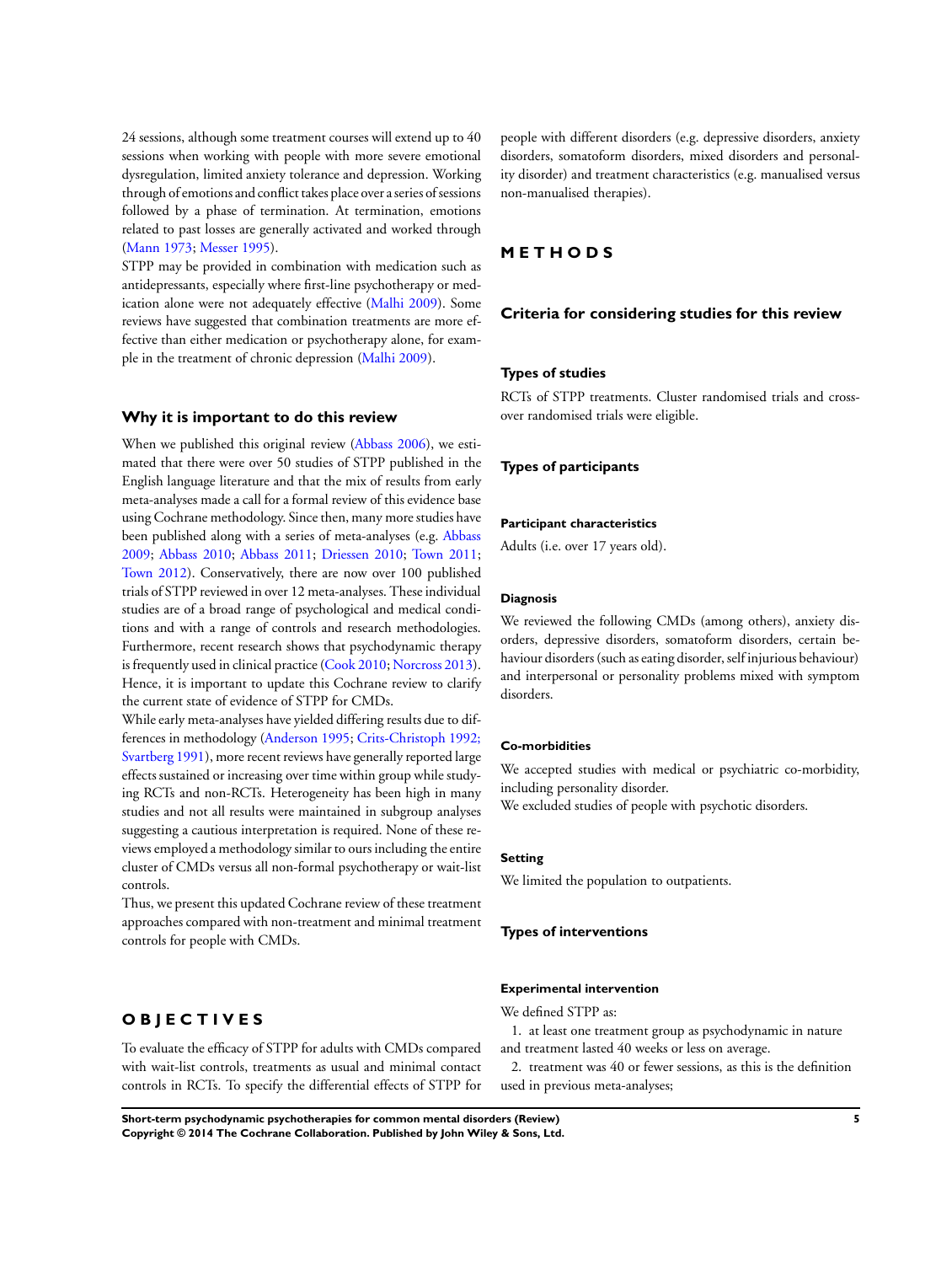24 sessions, although some treatment courses will extend up to 40 sessions when working with people with more severe emotional dysregulation, limited anxiety tolerance and depression. Working through of emotions and conflict takes place over a series of sessions followed by a phase of termination. At termination, emotions related to past losses are generally activated and worked through (Mann 1973; Messer 1995).

STPP may be provided in combination with medication such as antidepressants, especially where first-line psychotherapy or medication alone were not adequately effective (Malhi 2009). Some reviews have suggested that combination treatments are more effective than either medication or psychotherapy alone, for example in the treatment of chronic depression (Malhi 2009).

## Why it is important to do this review

When we published this original review (Abbass 2006), we estimated that there were over 50 studies of STPP published in the English language literature and that the mix of results from early meta-analyses made a call for a formal review of this evidence base using Cochrane methodology. Since then, many more studies have been published along with a series of meta-analyses (e.g. Abbass 2009; Abbass 2010; Abbass 2011; Driessen 2010; Town 2011; Town 2012). Conservatively, there are now over 100 published trials of STPP reviewed in over 12 meta-analyses. These individual studies are of a broad range of psychological and medical conditions and with a range of controls and research methodologies. Furthermore, recent research shows that psychodynamic therapy is frequently used in clinical practice (Cook 2010; Norcross 2013). Hence, it is important to update this Cochrane review to clarify the current state of evidence of STPP for CMDs.

While early meta-analyses have yielded differing results due to differences in methodology (Anderson 1995; Crits-Christoph 1992; Svartberg 1991), more recent reviews have generally reported large effects sustained or increasing over time within group while studying RCTs and non-RCTs. Heterogeneity has been high in many studies and not all results were maintained in subgroup analyses suggesting a cautious interpretation is required. None of these reviews employed a methodology similar to ours including the entire cluster of CMDs versus all non-formal psychotherapy or wait-list controls.

Thus, we present this updated Cochrane review of these treatment approaches compared with non-treatment and minimal treatment controls for people with CMDs.

# OBJECTIVES

To evaluate the efficacy of STPP for adults with CMDs compared with wait-list controls, treatments as usual and minimal contact controls in RCTs. To specify the differential effects of STPP for people with different disorders (e.g. depressive disorders, anxiety disorders, somatoform disorders, mixed disorders and personality disorder) and treatment characteristics (e.g. manualised versus non-manualised therapies).

# METHODS

## Criteria for considering studies for this review

### Types of studies

RCTs of STPP treatments. Cluster randomised trials and cross-over randomised trials were eligible.

### Types of participants

#### Participant characteristics

Adults (i.e. over 17 years old).

#### Diagnosis

We reviewed the following CMDs (among others), anxiety disorders, depressive disorders, somatoform disorders, certain behaviour disorders (such as eating disorder, self injurious behaviour) and interpersonal or personality problems mixed with symptom disorders.

#### Co-morbidities

We accepted studies with medical or psychiatric co-morbidity, including personality disorder.

We excluded studies of people with psychotic disorders.

#### Setting

We limited the population to outpatients.

### Types of interventions

#### Experimental intervention

We defined STPP as:

1. at least one treatment group as psychodynamic in nature and treatment lasted 40 weeks or less on average.
2. treatment was 40 or fewer sessions, as this is the definition used in previous meta-analyses;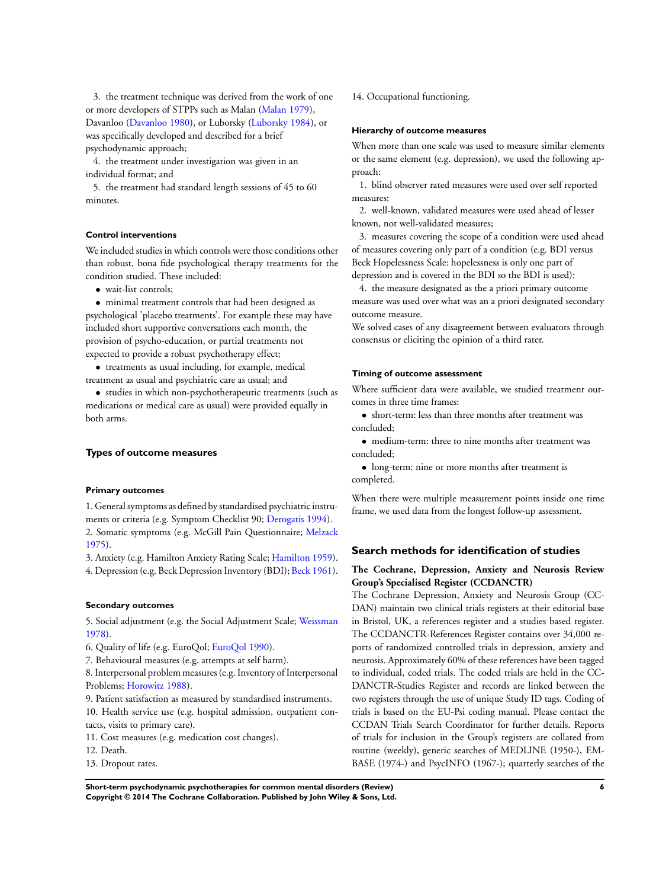3. the treatment technique was derived from the work of one or more developers of STPPs such as Malan (Malan 1979), Davanloo (Davanloo 1980), or Luborsky (Luborsky 1984), or was specifically developed and described for a brief psychodynamic approach;

4. the treatment under investigation was given in an individual format; and

5. the treatment had standard length sessions of 45 to 60 minutes.

#### Control interventions

We included studies in which controls were those conditions other than robust, bona fide psychological therapy treatments for the condition studied. These included:

- wait-list controls;
- minimal treatment controls that had been designed as psychological 'placebo treatments'. For example these may have included short supportive conversations each month, the provision of psycho-education, or partial treatments not expected to provide a robust psychotherapy effect;
- treatments as usual including, for example, medical treatment as usual and psychiatric care as usual; and
- studies in which non-psychotherapeutic treatments (such as medications or medical care as usual) were provided equally in both arms.

### Types of outcome measures

#### Primary outcomes

1. General symptoms as defined by standardised psychiatric instruments or criteria (e.g. Symptom Checklist 90; Derogatis 1994).
2. Somatic symptoms (e.g. McGill Pain Questionnaire; Melzack 1975).
3. Anxiety (e.g. Hamilton Anxiety Rating Scale; Hamilton 1959).
4. Depression (e.g. Beck Depression Inventory (BDI); Beck 1961).

#### Secondary outcomes

5. Social adjustment (e.g. the Social Adjustment Scale; Weissman 1978).
6. Quality of life (e.g. EuroQol; EuroQol 1990).
7. Behavioural measures (e.g. attempts at self harm).
8. Interpersonal problem measures (e.g. Inventory of Interpersonal Problems; Horowitz 1988).
9. Patient satisfaction as measured by standardised instruments.
10. Health service use (e.g. hospital admission, outpatient contacts, visits to primary care).
11. Cost measures (e.g. medication cost changes).
12. Death.
13. Dropout rates.
14. Occupational functioning.

#### Hierarchy of outcome measures

When more than one scale was used to measure similar elements or the same element (e.g. depression), we used the following approach:

1. blind observer rated measures were used over self reported measures;
2. well-known, validated measures were used ahead of lesser known, not well-validated measures;
3. measures covering the scope of a condition were used ahead of measures covering only part of a condition (e.g. BDI versus Beck Hopelessness Scale: hopelessness is only one part of depression and is covered in the BDI so the BDI is used);
4. the measure designated as the a priori primary outcome measure was used over what was an a priori designated secondary outcome measure.

We solved cases of any disagreement between evaluators through consensus or eliciting the opinion of a third rater.

#### Timing of outcome assessment

Where sufficient data were available, we studied treatment outcomes in three time frames:

- short-term: less than three months after treatment was concluded;
- medium-term: three to nine months after treatment was concluded;
- long-term: nine or more months after treatment is completed.

When there were multiple measurement points inside one time frame, we used data from the longest follow-up assessment.

## Search methods for identification of studies

**The Cochrane, Depression, Anxiety and Neurosis Review Group's Specialised Register (CCDANCTR)**

The Cochrane Depression, Anxiety and Neurosis Group (CCDAN) maintain two clinical trials registers at their editorial base in Bristol, UK, a references register and a studies based register. The CCDANCTR-References Register contains over 34,000 reports of randomized controlled trials in depression, anxiety and neurosis. Approximately 60% of these references have been tagged to individual, coded trials. The coded trials are held in the CCDANCTR-Studies Register and records are linked between the two registers through the use of unique Study ID tags. Coding of trials is based on the EU-Psi coding manual. Please contact the CCDAN Trials Search Coordinator for further details. Reports of trials for inclusion in the Group's registers are collated from routine (weekly), generic searches of MEDLINE (1950-), EMBASE (1974-) and PsycINFO (1967-); quarterly searches of the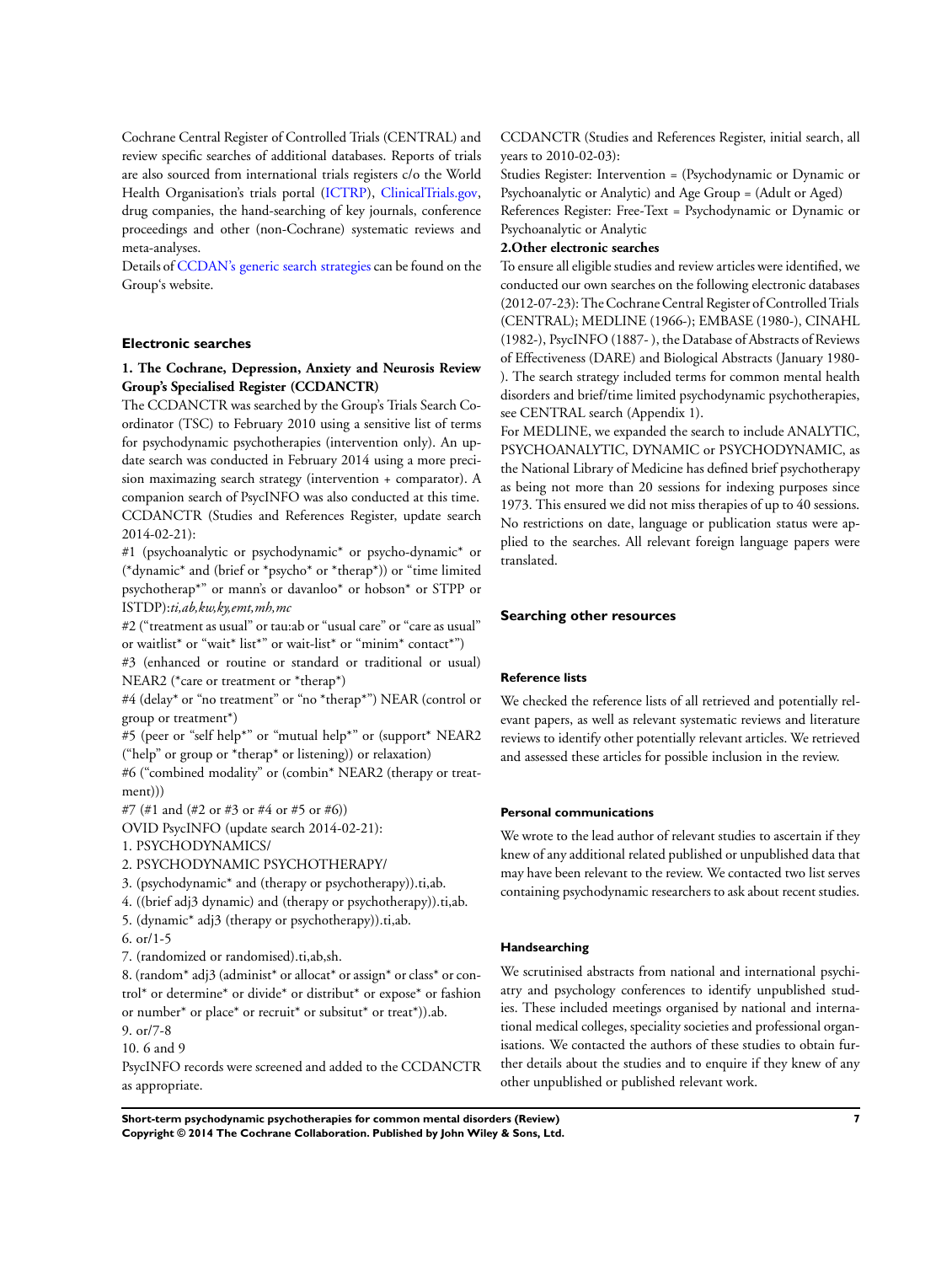Cochrane Central Register of Controlled Trials (CENTRAL) and review specific searches of additional databases. Reports of trials are also sourced from international trials registers c/o the World Health Organisation's trials portal (ICTRP), ClinicalTrials.gov, drug companies, the hand-searching of key journals, conference proceedings and other (non-Cochrane) systematic reviews and meta-analyses.

Details of CCDAN's generic search strategies can be found on the Group's website.

### Electronic searches

#### 1. The Cochrane, Depression, Anxiety and Neurosis Review Group's Specialised Register (CCDANCTR)

The CCDANCTR was searched by the Group's Trials Search Coordinator (TSC) to February 2010 using a sensitive list of terms for psychodynamic psychotherapies (intervention only). An update search was conducted in February 2014 using a more precision maximazing search strategy (intervention + comparator). A companion search of PsycINFO was also conducted at this time.

CCDANCTR (Studies and References Register, update search 2014-02-21):

#1 (psychoanalytic or psychodynamic* or psycho-dynamic* or (*dynamic* and (brief or *psycho* or *therap*)) or "time limited psychotherap*" or mann's or davanloo* or hobson* or STPP or ISTDP):*ti,ab,kw,ky,emt,mh,mc*

#2 ("treatment as usual" or tau:ab or "usual care" or "care as usual" or waitlist* or "wait* list*" or wait-list* or "minim* contact*")

#3 (enhanced or routine or standard or traditional or usual) NEAR2 (*care or treatment or *therap*)

#4 (delay* or "no treatment" or "no *therap*") NEAR (control or group or treatment*)

#5 (peer or "self help*" or "mutual help*" or (support* NEAR2 ("help" or group or *therap* or listening)) or relaxation)

#6 ("combined modality" or (combin* NEAR2 (therapy or treatment)))

#7 (#1 and (#2 or #3 or #4 or #5 or #6))

OVID PsycINFO (update search 2014-02-21):

1. PSYCHODYNAMICS/
2. PSYCHODYNAMIC PSYCHOTHERAPY/
3. (psychodynamic* and (therapy or psychotherapy)).ti,ab.
4. ((brief adj3 dynamic) and (therapy or psychotherapy)).ti,ab.
5. (dynamic* adj3 (therapy or psychotherapy)).ti,ab.
6. or/1-5
7. (randomized or randomised).ti,ab,sh.
8. (random* adj3 (administ* or allocat* or assign* or class* or control* or determine* or divide* or distribut* or expose* or fashion or number* or place* or recruit* or subsitut* or treat*)).ab.
9. or/7-8
10. 6 and 9

PsycINFO records were screened and added to the CCDANCTR as appropriate.

CCDANCTR (Studies and References Register, initial search, all years to 2010-02-03):

Studies Register: Intervention = (Psychodynamic or Dynamic or Psychoanalytic or Analytic) and Age Group = (Adult or Aged)

References Register: Free-Text = Psychodynamic or Dynamic or Psychoanalytic or Analytic

#### 2.Other electronic searches

To ensure all eligible studies and review articles were identified, we conducted our own searches on the following electronic databases (2012-07-23): The Cochrane Central Register of Controlled Trials (CENTRAL); MEDLINE (1966-); EMBASE (1980-), CINAHL (1982-), PsycINFO (1887- ), the Database of Abstracts of Reviews of Effectiveness (DARE) and Biological Abstracts (January 1980- ). The search strategy included terms for common mental health disorders and brief/time limited psychodynamic psychotherapies, see CENTRAL search (Appendix 1).

For MEDLINE, we expanded the search to include ANALYTIC, PSYCHOANALYTIC, DYNAMIC or PSYCHODYNAMIC, as the National Library of Medicine has defined brief psychotherapy as being not more than 20 sessions for indexing purposes since 1973. This ensured we did not miss therapies of up to 40 sessions. No restrictions on date, language or publication status were applied to the searches. All relevant foreign language papers were translated.

### Searching other resources

#### Reference lists

We checked the reference lists of all retrieved and potentially relevant papers, as well as relevant systematic reviews and literature reviews to identify other potentially relevant articles. We retrieved and assessed these articles for possible inclusion in the review.

#### Personal communications

We wrote to the lead author of relevant studies to ascertain if they knew of any additional related published or unpublished data that may have been relevant to the review. We contacted two list serves containing psychodynamic researchers to ask about recent studies.

#### Handsearching

We scrutinised abstracts from national and international psychiatry and psychology conferences to identify unpublished studies. These included meetings organised by national and international medical colleges, speciality societies and professional organisations. We contacted the authors of these studies to obtain further details about the studies and to enquire if they knew of any other unpublished or published relevant work.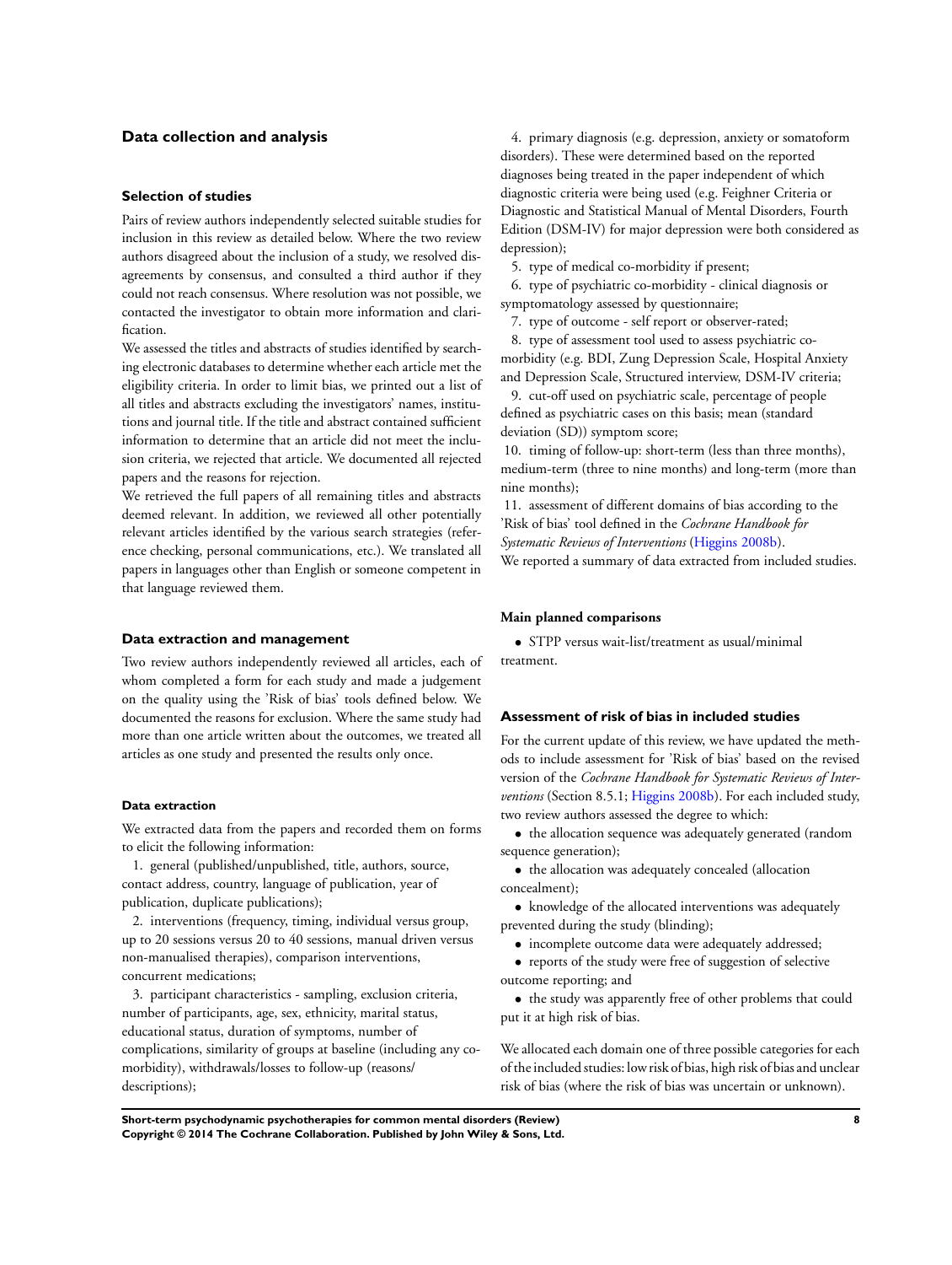## Data collection and analysis

### Selection of studies

Pairs of review authors independently selected suitable studies for inclusion in this review as detailed below. Where the two review authors disagreed about the inclusion of a study, we resolved disagreements by consensus, and consulted a third author if they could not reach consensus. Where resolution was not possible, we contacted the investigator to obtain more information and clarification.

We assessed the titles and abstracts of studies identified by searching electronic databases to determine whether each article met the eligibility criteria. In order to limit bias, we printed out a list of all titles and abstracts excluding the investigators' names, institutions and journal title. If the title and abstract contained sufficient information to determine that an article did not meet the inclusion criteria, we rejected that article. We documented all rejected papers and the reasons for rejection.

We retrieved the full papers of all remaining titles and abstracts deemed relevant. In addition, we reviewed all other potentially relevant articles identified by the various search strategies (reference checking, personal communications, etc.). We translated all papers in languages other than English or someone competent in that language reviewed them.

### Data extraction and management

Two review authors independently reviewed all articles, each of whom completed a form for each study and made a judgement on the quality using the 'Risk of bias' tools defined below. We documented the reasons for exclusion. Where the same study had more than one article written about the outcomes, we treated all articles as one study and presented the results only once.

#### Data extraction

We extracted data from the papers and recorded them on forms to elicit the following information:

1. general (published/unpublished, title, authors, source, contact address, country, language of publication, year of publication, duplicate publications);
2. interventions (frequency, timing, individual versus group, up to 20 sessions versus 20 to 40 sessions, manual driven versus non-manualised therapies), comparison interventions, concurrent medications;
3. participant characteristics - sampling, exclusion criteria, number of participants, age, sex, ethnicity, marital status, educational status, duration of symptoms, number of complications, similarity of groups at baseline (including any co-morbidity), withdrawals/losses to follow-up (reasons/descriptions);
4. primary diagnosis (e.g. depression, anxiety or somatoform disorders). These were determined based on the reported diagnoses being treated in the paper independent of which diagnostic criteria were being used (e.g. Feighner Criteria or Diagnostic and Statistical Manual of Mental Disorders, Fourth Edition (DSM-IV) for major depression were both considered as depression);
5. type of medical co-morbidity if present;
6. type of psychiatric co-morbidity - clinical diagnosis or symptomatology assessed by questionnaire;
7. type of outcome - self report or observer-rated;
8. type of assessment tool used to assess psychiatric co-morbidity (e.g. BDI, Zung Depression Scale, Hospital Anxiety and Depression Scale, Structured interview, DSM-IV criteria;
9. cut-off used on psychiatric scale, percentage of people defined as psychiatric cases on this basis; mean (standard deviation (SD)) symptom score;
10. timing of follow-up: short-term (less than three months), medium-term (three to nine months) and long-term (more than nine months);
11. assessment of different domains of bias according to the 'Risk of bias' tool defined in the *Cochrane Handbook for Systematic Reviews of Interventions* (Higgins 2008b).

We reported a summary of data extracted from included studies.

#### Main planned comparisons

- STPP versus wait-list/treatment as usual/minimal treatment.

### Assessment of risk of bias in included studies

For the current update of this review, we have updated the methods to include assessment for 'Risk of bias' based on the revised version of the *Cochrane Handbook for Systematic Reviews of Interventions* (Section 8.5.1; Higgins 2008b). For each included study, two review authors assessed the degree to which:

- the allocation sequence was adequately generated (random sequence generation);
- the allocation was adequately concealed (allocation concealment);
- knowledge of the allocated interventions was adequately prevented during the study (blinding);
- incomplete outcome data were adequately addressed;
- reports of the study were free of suggestion of selective outcome reporting; and
- the study was apparently free of other problems that could put it at high risk of bias.

We allocated each domain one of three possible categories for each of the included studies: low risk of bias, high risk of bias and unclear risk of bias (where the risk of bias was uncertain or unknown).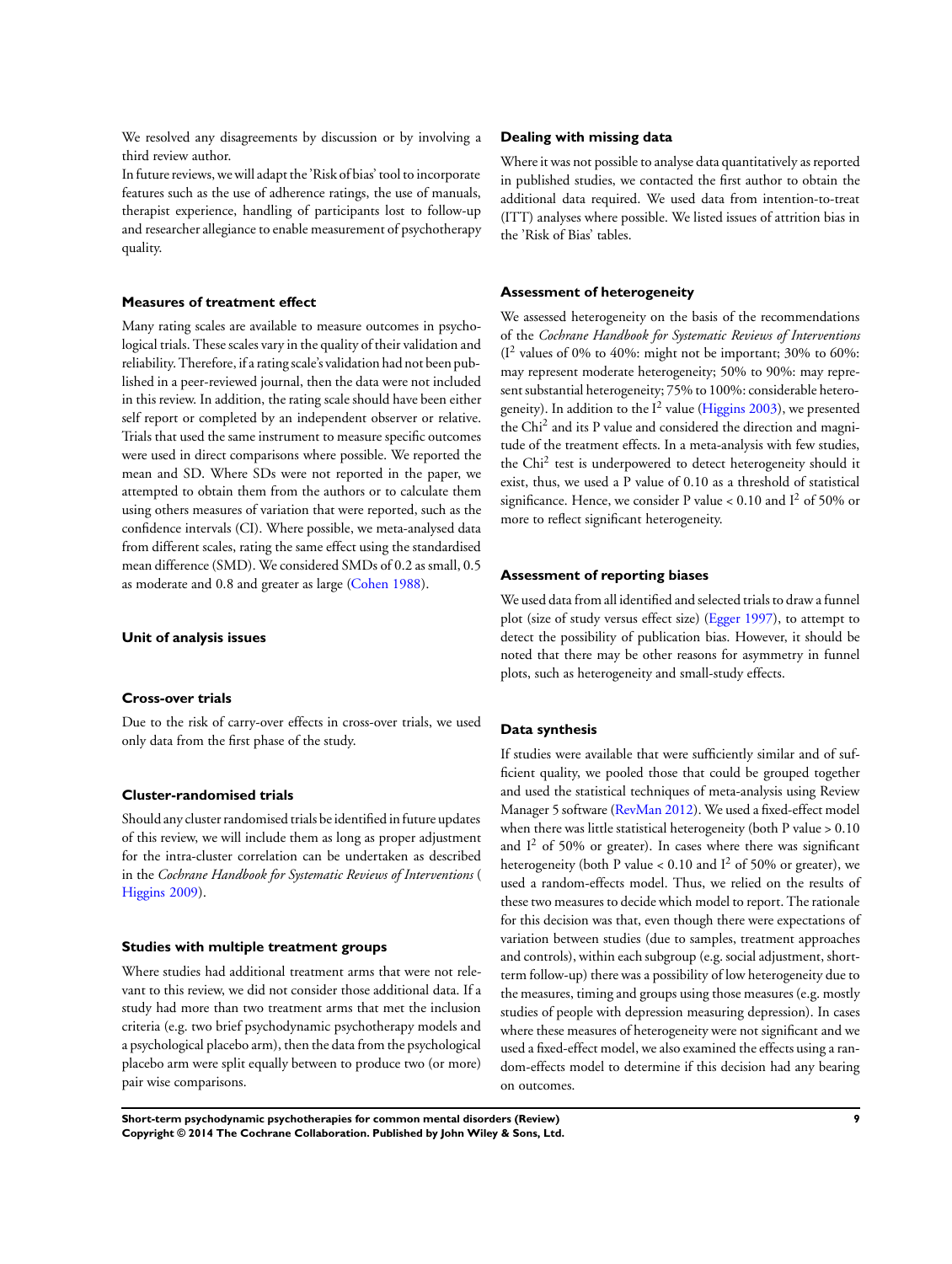We resolved any disagreements by discussion or by involving a third review author.

In future reviews, we will adapt the 'Risk of bias' tool to incorporate features such as the use of adherence ratings, the use of manuals, therapist experience, handling of participants lost to follow-up and researcher allegiance to enable measurement of psychotherapy quality.

### Measures of treatment effect

Many rating scales are available to measure outcomes in psychological trials. These scales vary in the quality of their validation and reliability. Therefore, if a rating scale's validation had not been published in a peer-reviewed journal, then the data were not included in this review. In addition, the rating scale should have been either self report or completed by an independent observer or relative. Trials that used the same instrument to measure specific outcomes were used in direct comparisons where possible. We reported the mean and SD. Where SDs were not reported in the paper, we attempted to obtain them from the authors or to calculate them using others measures of variation that were reported, such as the confidence intervals (CI). Where possible, we meta-analysed data from different scales, rating the same effect using the standardised mean difference (SMD). We considered SMDs of 0.2 as small, 0.5 as moderate and 0.8 and greater as large (Cohen 1988).

### Unit of analysis issues

#### Cross-over trials

Due to the risk of carry-over effects in cross-over trials, we used only data from the first phase of the study.

#### Cluster-randomised trials

Should any cluster randomised trials be identified in future updates of this review, we will include them as long as proper adjustment for the intra-cluster correlation can be undertaken as described in the *Cochrane Handbook for Systematic Reviews of Interventions* ( Higgins 2009).

#### Studies with multiple treatment groups

Where studies had additional treatment arms that were not relevant to this review, we did not consider those additional data. If a study had more than two treatment arms that met the inclusion criteria (e.g. two brief psychodynamic psychotherapy models and a psychological placebo arm), then the data from the psychological placebo arm were split equally between to produce two (or more) pair wise comparisons.

### Dealing with missing data

Where it was not possible to analyse data quantitatively as reported in published studies, we contacted the first author to obtain the additional data required. We used data from intention-to-treat (ITT) analyses where possible. We listed issues of attrition bias in the 'Risk of Bias' tables.

### Assessment of heterogeneity

We assessed heterogeneity on the basis of the recommendations of the *Cochrane Handbook for Systematic Reviews of Interventions* ($I^2$ values of 0% to 40%: might not be important; 30% to 60%: may represent moderate heterogeneity; 50% to 90%: may represent substantial heterogeneity; 75% to 100%: considerable heterogeneity). In addition to the $I^2$ value (Higgins 2003), we presented the $Chi^2$ and its P value and considered the direction and magnitude of the treatment effects. In a meta-analysis with few studies, the $Chi^2$ test is underpowered to detect heterogeneity should it exist, thus, we used a P value of 0.10 as a threshold of statistical significance. Hence, we consider P value < 0.10 and $I^2$ of 50% or more to reflect significant heterogeneity.

### Assessment of reporting biases

We used data from all identified and selected trials to draw a funnel plot (size of study versus effect size) (Egger 1997), to attempt to detect the possibility of publication bias. However, it should be noted that there may be other reasons for asymmetry in funnel plots, such as heterogeneity and small-study effects.

### Data synthesis

If studies were available that were sufficiently similar and of sufficient quality, we pooled those that could be grouped together and used the statistical techniques of meta-analysis using Review Manager 5 software (RevMan 2012). We used a fixed-effect model when there was little statistical heterogeneity (both P value > 0.10 and $I^2$ of 50% or greater). In cases where there was significant heterogeneity (both P value < 0.10 and $I^2$ of 50% or greater), we used a random-effects model. Thus, we relied on the results of these two measures to decide which model to report. The rationale for this decision was that, even though there were expectations of variation between studies (due to samples, treatment approaches and controls), within each subgroup (e.g. social adjustment, short-term follow-up) there was a possibility of low heterogeneity due to the measures, timing and groups using those measures (e.g. mostly studies of people with depression measuring depression). In cases where these measures of heterogeneity were not significant and we used a fixed-effect model, we also examined the effects using a random-effects model to determine if this decision had any bearing on outcomes.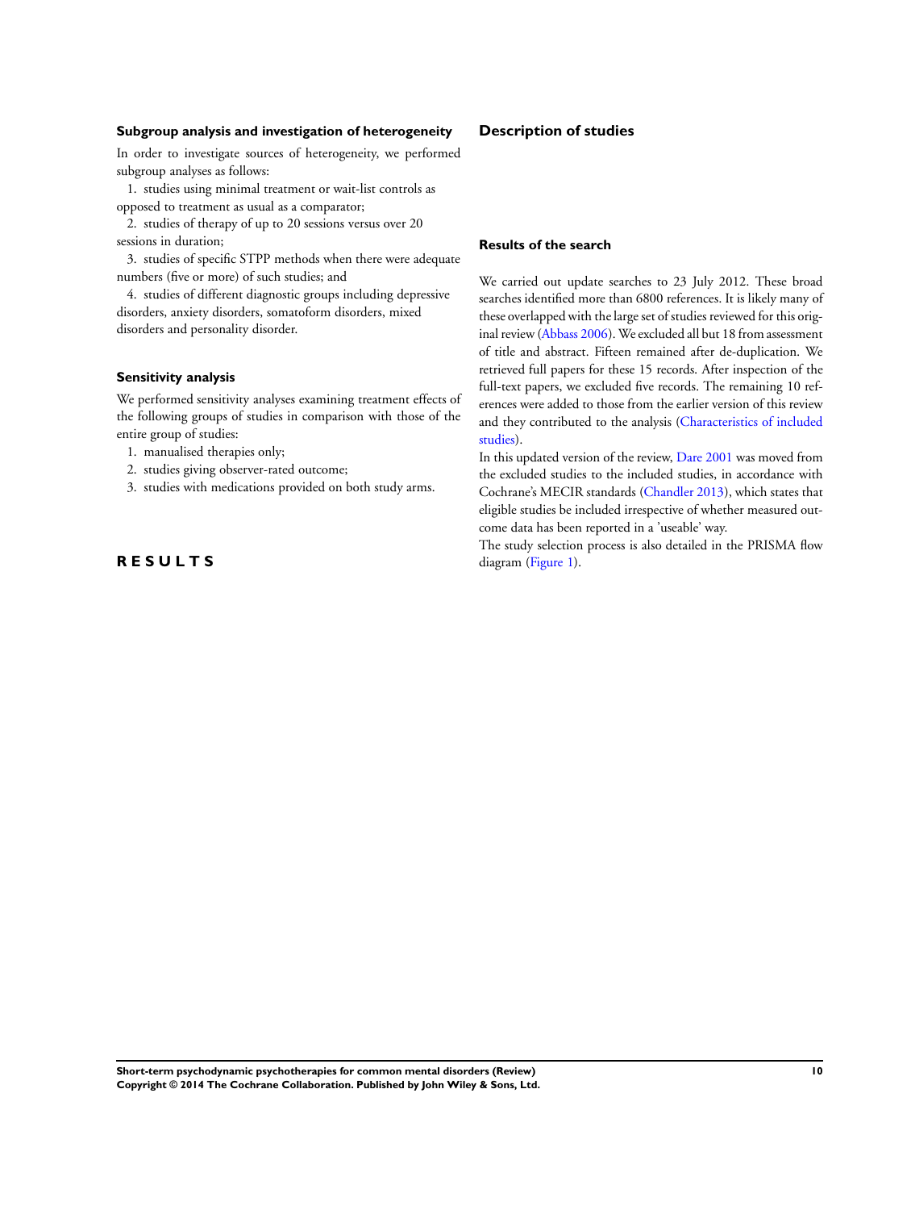### Subgroup analysis and investigation of heterogeneity

In order to investigate sources of heterogeneity, we performed subgroup analyses as follows:

1. studies using minimal treatment or wait-list controls as opposed to treatment as usual as a comparator;
2. studies of therapy of up to 20 sessions versus over 20 sessions in duration;
3. studies of specific STPP methods when there were adequate numbers (five or more) of such studies; and
4. studies of different diagnostic groups including depressive disorders, anxiety disorders, somatoform disorders, mixed disorders and personality disorder.

### Sensitivity analysis

We performed sensitivity analyses examining treatment effects of the following groups of studies in comparison with those of the entire group of studies:

1. manualised therapies only;
2. studies giving observer-rated outcome;
3. studies with medications provided on both study arms.

# RESULTS

## Description of studies

### Results of the search

We carried out update searches to 23 July 2012. These broad searches identified more than 6800 references. It is likely many of these overlapped with the large set of studies reviewed for this original review (Abbass 2006). We excluded all but 18 from assessment of title and abstract. Fifteen remained after de-duplication. We retrieved full papers for these 15 records. After inspection of the full-text papers, we excluded five records. The remaining 10 references were added to those from the earlier version of this review and they contributed to the analysis (Characteristics of included studies).

In this updated version of the review, Dare 2001 was moved from the excluded studies to the included studies, in accordance with Cochrane's MECIR standards (Chandler 2013), which states that eligible studies be included irrespective of whether measured outcome data has been reported in a 'useable' way.

The study selection process is also detailed in the PRISMA flow diagram (Figure 1).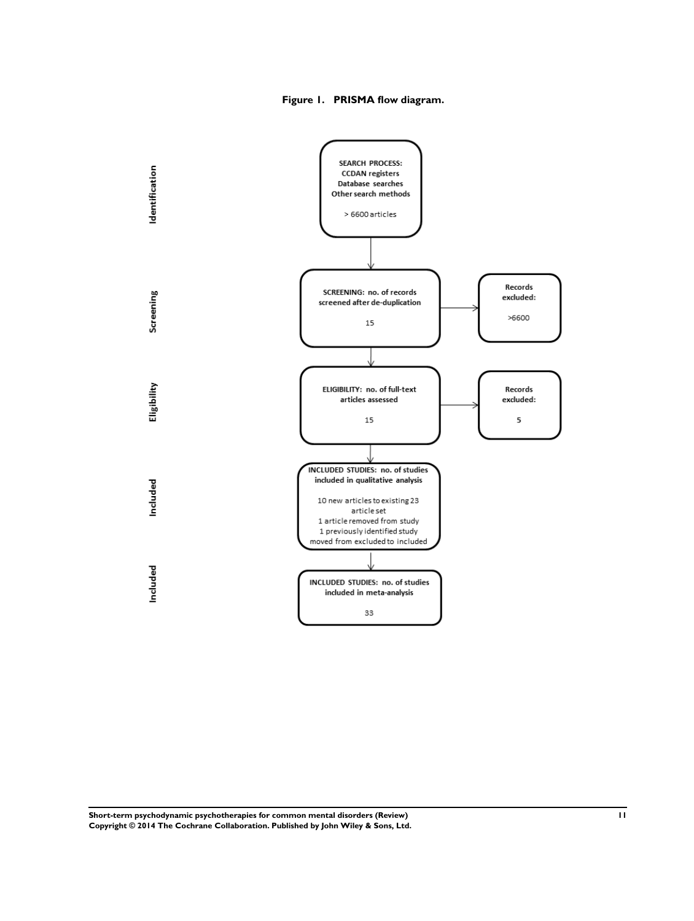**Figure 1. PRISMA flow diagram.**

**Identification**

**SEARCH PROCESS:**
**CCDAN registers**
**Database searches**
**Other search methods**

> 6600 articles

**Screening**

**SCREENING: no. of records screened after de-duplication**

15

**Records excluded:**

>6600

**Eligibility**

**ELIGIBILITY: no. of full-text articles assessed**

15

**Records excluded:**

5

**Included**

**INCLUDED STUDIES: no. of studies included in qualitative analysis**

10 new articles to existing 23 article set
1 article removed from study
1 previously identified study moved from excluded to included

**Included**

**INCLUDED STUDIES: no. of studies included in meta-analysis**

33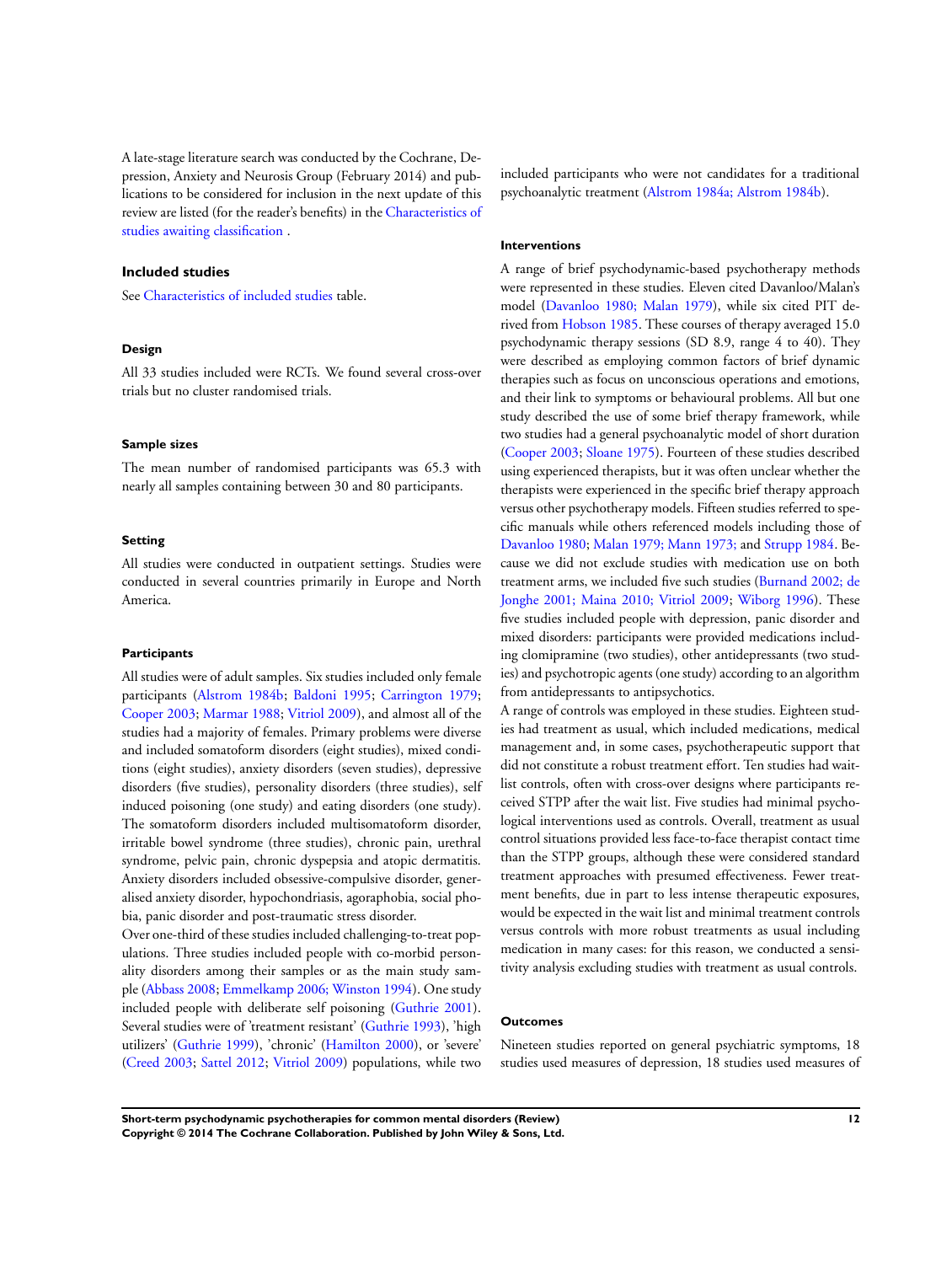A late-stage literature search was conducted by the Cochrane, Depression, Anxiety and Neurosis Group (February 2014) and publications to be considered for inclusion in the next update of this review are listed (for the reader's benefits) in the Characteristics of studies awaiting classification .

### Included studies

See Characteristics of included studies table.

#### Design

All 33 studies included were RCTs. We found several cross-over trials but no cluster randomised trials.

#### Sample sizes

The mean number of randomised participants was 65.3 with nearly all samples containing between 30 and 80 participants.

#### Setting

All studies were conducted in outpatient settings. Studies were conducted in several countries primarily in Europe and North America.

#### Participants

All studies were of adult samples. Six studies included only female participants (Alstrom 1984b; Baldoni 1995; Carrington 1979; Cooper 2003; Marmar 1988; Vitriol 2009), and almost all of the studies had a majority of females. Primary problems were diverse and included somatoform disorders (eight studies), mixed conditions (eight studies), anxiety disorders (seven studies), depressive disorders (five studies), personality disorders (three studies), self induced poisoning (one study) and eating disorders (one study). The somatoform disorders included multisomatoform disorder, irritable bowel syndrome (three studies), chronic pain, urethral syndrome, pelvic pain, chronic dyspepsia and atopic dermatitis. Anxiety disorders included obsessive-compulsive disorder, generalised anxiety disorder, hypochondriasis, agoraphobia, social phobia, panic disorder and post-traumatic stress disorder.

Over one-third of these studies included challenging-to-treat populations. Three studies included people with co-morbid personality disorders among their samples or as the main study sample (Abbass 2008; Emmelkamp 2006; Winston 1994). One study included people with deliberate self poisoning (Guthrie 2001). Several studies were of 'treatment resistant' (Guthrie 1993), 'high utilizers' (Guthrie 1999), 'chronic' (Hamilton 2000), or 'severe' (Creed 2003; Sattel 2012; Vitriol 2009) populations, while two included participants who were not candidates for a traditional psychoanalytic treatment (Alstrom 1984a; Alstrom 1984b).

#### Interventions

A range of brief psychodynamic-based psychotherapy methods were represented in these studies. Eleven cited Davanloo/Malan's model (Davanloo 1980; Malan 1979), while six cited PIT derived from Hobson 1985. These courses of therapy averaged 15.0 psychodynamic therapy sessions (SD 8.9, range 4 to 40). They were described as employing common factors of brief dynamic therapies such as focus on unconscious operations and emotions, and their link to symptoms or behavioural problems. All but one study described the use of some brief therapy framework, while two studies had a general psychoanalytic model of short duration (Cooper 2003; Sloane 1975). Fourteen of these studies described using experienced therapists, but it was often unclear whether the therapists were experienced in the specific brief therapy approach versus other psychotherapy models. Fifteen studies referred to specific manuals while others referenced models including those of Davanloo 1980; Malan 1979; Mann 1973; and Strupp 1984. Because we did not exclude studies with medication use on both treatment arms, we included five such studies (Burnand 2002; de Jonghe 2001; Maina 2010; Vitriol 2009; Wiborg 1996). These five studies included people with depression, panic disorder and mixed disorders: participants were provided medications including clomipramine (two studies), other antidepressants (two studies) and psychotropic agents (one study) according to an algorithm from antidepressants to antipsychotics.

A range of controls was employed in these studies. Eighteen studies had treatment as usual, which included medications, medical management and, in some cases, psychotherapeutic support that did not constitute a robust treatment effort. Ten studies had wait-list controls, often with cross-over designs where participants received STPP after the wait list. Five studies had minimal psychological interventions used as controls. Overall, treatment as usual control situations provided less face-to-face therapist contact time than the STPP groups, although these were considered standard treatment approaches with presumed effectiveness. Fewer treatment benefits, due in part to less intense therapeutic exposures, would be expected in the wait list and minimal treatment controls versus controls with more robust treatments as usual including medication in many cases: for this reason, we conducted a sensitivity analysis excluding studies with treatment as usual controls.

#### Outcomes

Nineteen studies reported on general psychiatric symptoms, 18 studies used measures of depression, 18 studies used measures of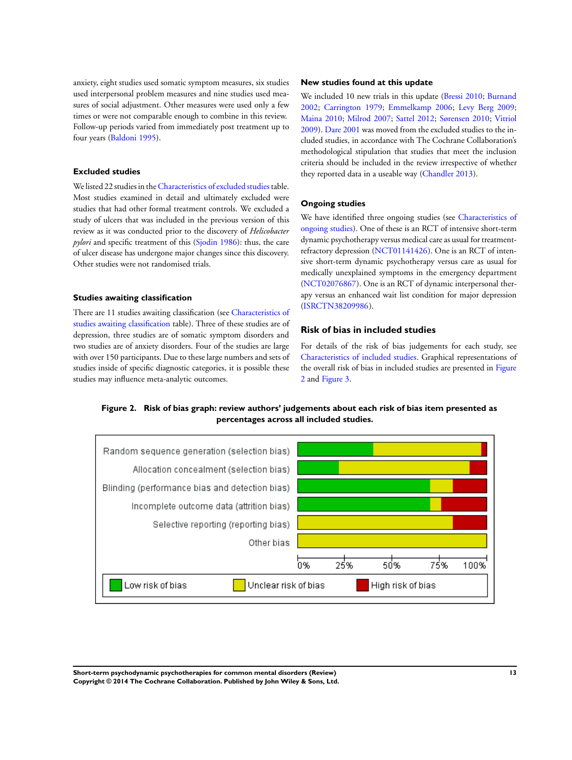anxiety, eight studies used somatic symptom measures, six studies used interpersonal problem measures and nine studies used measures of social adjustment. Other measures were used only a few times or were not comparable enough to combine in this review. Follow-up periods varied from immediately post treatment up to four years (Baldoni 1995).

### Excluded studies

We listed 22 studies in the Characteristics of excluded studies table. Most studies examined in detail and ultimately excluded were studies that had other formal treatment controls. We excluded a study of ulcers that was included in the previous version of this review as it was conducted prior to the discovery of *Helicobacter pylori* and specific treatment of this (Sjodin 1986): thus, the care of ulcer disease has undergone major changes since this discovery. Other studies were not randomised trials.

### Studies awaiting classification

There are 11 studies awaiting classification (see Characteristics of studies awaiting classification table). Three of these studies are of depression, three studies are of somatic symptom disorders and two studies are of anxiety disorders. Four of the studies are large with over 150 participants. Due to these large numbers and sets of studies inside of specific diagnostic categories, it is possible these studies may influence meta-analytic outcomes.

### New studies found at this update

We included 10 new trials in this update (Bressi 2010; Burnand 2002; Carrington 1979; Emmelkamp 2006; Levy Berg 2009; Maina 2010; Milrod 2007; Sattel 2012; Sørensen 2010; Vitriol 2009). Dare 2001 was moved from the excluded studies to the included studies, in accordance with The Cochrane Collaboration's methodological stipulation that studies that meet the inclusion criteria should be included in the review irrespective of whether they reported data in a useable way (Chandler 2013).

### Ongoing studies

We have identified three ongoing studies (see Characteristics of ongoing studies). One of these is an RCT of intensive short-term dynamic psychotherapy versus medical care as usual for treatment-refractory depression (NCT01141426). One is an RCT of intensive short-term dynamic psychotherapy versus care as usual for medically unexplained symptoms in the emergency department (NCT02076867). One is an RCT of dynamic interpersonal therapy versus an enhanced wait list condition for major depression (ISRCTN38209986).

## Risk of bias in included studies

For details of the risk of bias judgements for each study, see Characteristics of included studies. Graphical representations of the overall risk of bias in included studies are presented in Figure 2 and Figure 3.

**Figure 2. Risk of bias graph: review authors' judgements about each risk of bias item presented as percentages across all included studies.**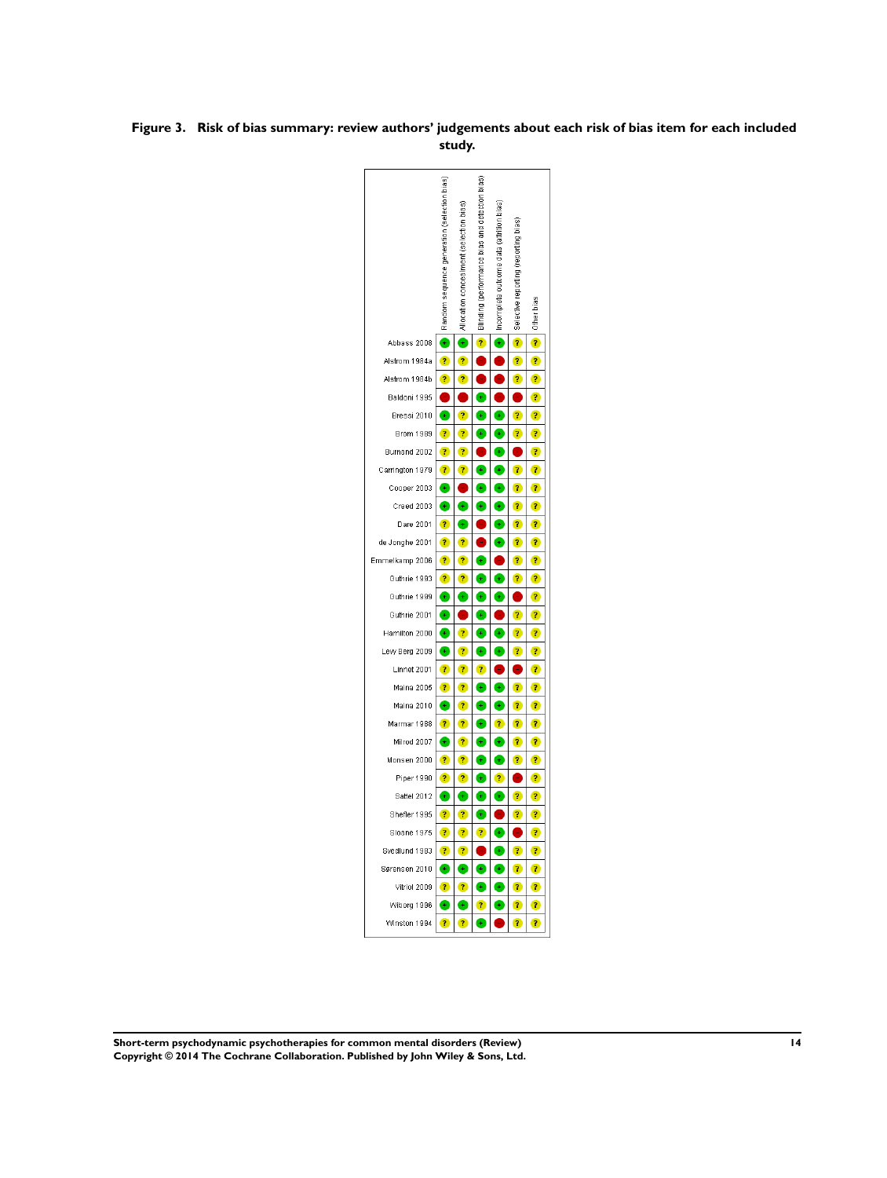**Figure 3. Risk of bias summary: review authors' judgements about each risk of bias item for each included study.**

| Study | Random sequence generation (selection bias) | Allocation concealment (selection bias) | Blinding (performance bias and detection bias) | Incomplete outcome data (attrition bias) | Selective reporting (reporting bias) | Other bias |
|---|---|---|---|---|---|---|
| Abbass 2008 | + | + | ? | + | ? | ? |
| Alstrom 1984a | ? | ? | - | - | ? | ? |
| Alstrom 1984b | ? | ? | - | - | ? | ? |
| Baldoni 1995 | - | - | + | - | - | ? |
| Bressi 2010 | + | ? | + | + | ? | ? |
| Brom 1989 | ? | ? | + | + | ? | ? |
| Burnand 2002 | ? | ? | - | + | - | ? |
| Carrington 1979 | ? | ? | + | + | ? | ? |
| Cooper 2003 | + | - | + | + | ? | ? |
| Creed 2003 | + | + | + | + | ? | ? |
| Dare 2001 | ? | + | - | + | ? | ? |
| de Jonghe 2001 | ? | ? | - | + | ? | ? |
| Emmelkamp 2006 | ? | ? | + | - | ? | ? |
| Guthrie 1993 | ? | ? | + | + | ? | ? |
| Guthrie 1999 | + | + | + | + | - | ? |
| Guthrie 2001 | + | - | + | - | ? | ? |
| Hamilton 2000 | + | ? | + | + | ? | ? |
| Levy Berg 2009 | + | ? | + | + | ? | ? |
| Linnet 2001 | ? | ? | ? | - | - | ? |
| Maina 2005 | ? | ? | + | + | ? | ? |
| Maina 2010 | + | ? | + | + | ? | ? |
| Marmar 1988 | ? | ? | + | ? | ? | ? |
| Milrod 2007 | + | ? | + | + | ? | ? |
| Monsen 2000 | ? | ? | + | + | ? | ? |
| Piper 1990 | ? | ? | + | ? | - | ? |
| Sattel 2012 | + | + | + | + | ? | ? |
| Shefler 1995 | ? | ? | + | - | ? | ? |
| Sloane 1975 | ? | ? | ? | + | - | ? |
| Svedlund 1983 | ? | ? | - | + | ? | ? |
| Sørensen 2010 | + | + | + | + | ? | ? |
| Vitriol 2009 | ? | ? | + | + | ? | ? |
| Wiborg 1996 | + | + | ? | + | ? | ? |
| Winston 1994 | ? | ? | + | - | ? | ? |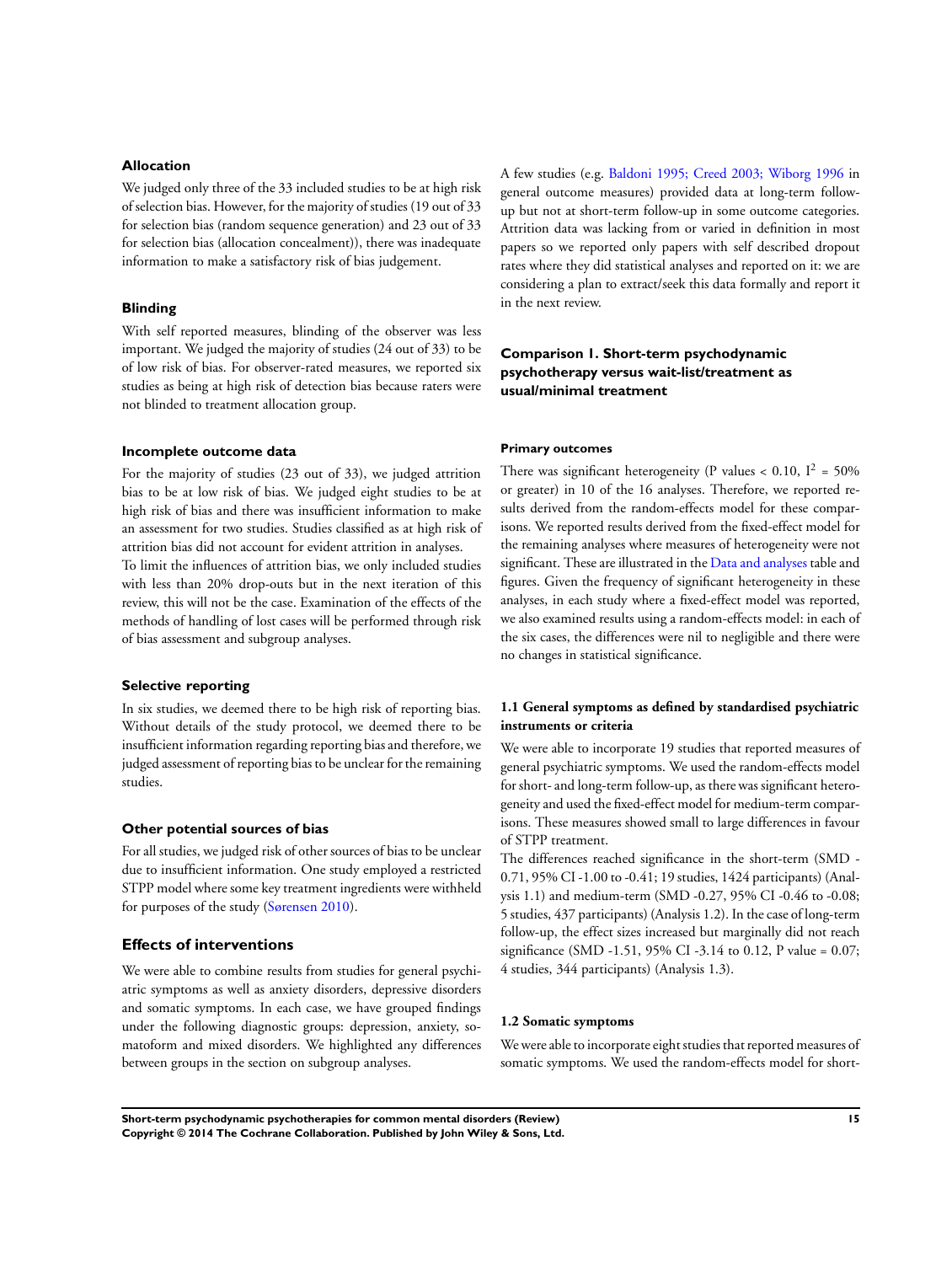### Allocation

We judged only three of the 33 included studies to be at high risk of selection bias. However, for the majority of studies (19 out of 33 for selection bias (random sequence generation) and 23 out of 33 for selection bias (allocation concealment)), there was inadequate information to make a satisfactory risk of bias judgement.

### Blinding

With self reported measures, blinding of the observer was less important. We judged the majority of studies (24 out of 33) to be of low risk of bias. For observer-rated measures, we reported six studies as being at high risk of detection bias because raters were not blinded to treatment allocation group.

### Incomplete outcome data

For the majority of studies (23 out of 33), we judged attrition bias to be at low risk of bias. We judged eight studies to be at high risk of bias and there was insufficient information to make an assessment for two studies. Studies classified as at high risk of attrition bias did not account for evident attrition in analyses.

To limit the influences of attrition bias, we only included studies with less than 20% drop-outs but in the next iteration of this review, this will not be the case. Examination of the effects of the methods of handling of lost cases will be performed through risk of bias assessment and subgroup analyses.

### Selective reporting

In six studies, we deemed there to be high risk of reporting bias. Without details of the study protocol, we deemed there to be insufficient information regarding reporting bias and therefore, we judged assessment of reporting bias to be unclear for the remaining studies.

### Other potential sources of bias

For all studies, we judged risk of other sources of bias to be unclear due to insufficient information. One study employed a restricted STPP model where some key treatment ingredients were withheld for purposes of the study (Sørensen 2010).

## Effects of interventions

We were able to combine results from studies for general psychiatric symptoms as well as anxiety disorders, depressive disorders and somatic symptoms. In each case, we have grouped findings under the following diagnostic groups: depression, anxiety, somatoform and mixed disorders. We highlighted any differences between groups in the section on subgroup analyses.

A few studies (e.g. Baldoni 1995; Creed 2003; Wiborg 1996 in general outcome measures) provided data at long-term follow-up but not at short-term follow-up in some outcome categories. Attrition data was lacking from or varied in definition in most papers so we reported only papers with self described dropout rates where they did statistical analyses and reported on it: we are considering a plan to extract/seek this data formally and report it in the next review.

### Comparison 1. Short-term psychodynamic psychotherapy versus wait-list/treatment as usual/minimal treatment

#### Primary outcomes

There was significant heterogeneity (P values < 0.10, $I^2$ = 50% or greater) in 10 of the 16 analyses. Therefore, we reported results derived from the random-effects model for these comparisons. We reported results derived from the fixed-effect model for the remaining analyses where measures of heterogeneity were not significant. These are illustrated in the Data and analyses table and figures. Given the frequency of significant heterogeneity in these analyses, in each study where a fixed-effect model was reported, we also examined results using a random-effects model: in each of the six cases, the differences were nil to negligible and there were no changes in statistical significance.

#### 1.1 General symptoms as defined by standardised psychiatric instruments or criteria

We were able to incorporate 19 studies that reported measures of general psychiatric symptoms. We used the random-effects model for short- and long-term follow-up, as there was significant heterogeneity and used the fixed-effect for medium-term comparisons. These measures showed small to large differences in favour of STPP treatment.

The differences reached significance in the short-term (SMD -0.71, 95% CI -1.00 to -0.41; 19 studies, 1424 participants) (Analysis 1.1) and medium-term (SMD -0.27, 95% CI -0.46 to -0.08; 5 studies, 437 participants) (Analysis 1.2). In the case of long-term follow-up, the effect sizes increased but marginally did not reach significance (SMD -1.51, 95% CI -3.14 to 0.12, P value = 0.07; 4 studies, 344 participants) (Analysis 1.3).

#### 1.2 Somatic symptoms

We were able to incorporate eight studies that reported measures of somatic symptoms. We used the random-effects model for short-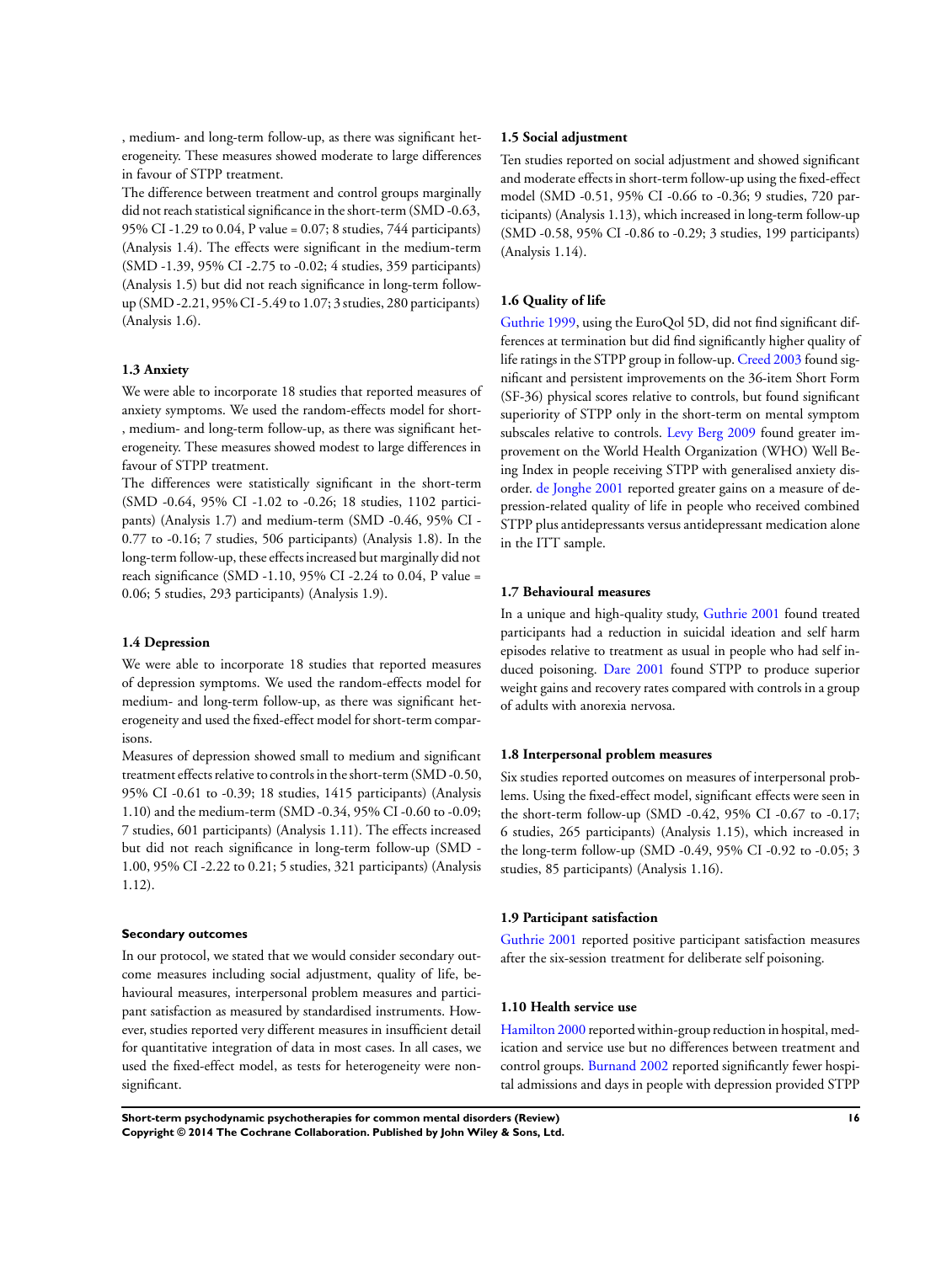, medium- and long-term follow-up, as there was significant heterogeneity. These measures showed moderate to large differences in favour of STPP treatment.

The difference between treatment and control groups marginally did not reach statistical significance in the short-term (SMD -0.63, 95% CI -1.29 to 0.04, P value = 0.07; 8 studies, 744 participants) (Analysis 1.4). The effects were significant in the medium-term (SMD -1.39, 95% CI -2.75 to -0.02; 4 studies, 359 participants) (Analysis 1.5) but did not reach significance in long-term follow-up (SMD -2.21, 95% CI -5.49 to 1.07; 3 studies, 280 participants) (Analysis 1.6).

### 1.3 Anxiety

We were able to incorporate 18 studies that reported measures of anxiety symptoms. We used the random-effects model for short-, medium- and long-term follow-up, as there was significant heterogeneity. These measures showed modest to large differences in favour of STPP treatment.

The differences were statistically significant in the short-term (SMD -0.64, 95% CI -1.02 to -0.26; 18 studies, 1102 participants) (Analysis 1.7) and medium-term (SMD -0.46, 95% CI -0.77 to -0.16; 7 studies, 506 participants) (Analysis 1.8). In the long-term follow-up, these effects increased but marginally did not reach significance (SMD -1.10, 95% CI -2.24 to 0.04, P value = 0.06; 5 studies, 293 participants) (Analysis 1.9).

### 1.4 Depression

We were able to incorporate 18 studies that reported measures of depression symptoms. We used the random-effects model for medium- and long-term follow-up, as there was significant heterogeneity and used the fixed-effect model for short-term comparisons.

Measures of depression showed small to medium and significant treatment effects relative to controls in the short-term (SMD -0.50, 95% CI -0.61 to -0.39; 18 studies, 1415 participants) (Analysis 1.10) and the medium-term (SMD -0.34, 95% CI -0.60 to -0.09; 7 studies, 601 participants) (Analysis 1.11). The effects increased but did not reach significance in long-term follow-up (SMD -1.00, 95% CI -2.22 to 0.21; 5 studies, 321 participants) (Analysis 1.12).

#### Secondary outcomes

In our protocol, we stated that we would consider secondary outcome measures including social adjustment, quality of life, behavioural measures, interpersonal problem measures and participant satisfaction as measured by standardised instruments. However, studies reported very different measures in insufficient detail for quantitative integration of data in most cases. In all cases, we used the fixed-effect model, as tests for heterogeneity were non-significant.

### 1.5 Social adjustment

Ten studies reported on social adjustment and showed significant and moderate effects in short-term follow-up using the fixed-effect model (SMD -0.51, 95% CI -0.66 to -0.36; 9 studies, 720 participants) (Analysis 1.13), which increased in long-term follow-up (SMD -0.58, 95% CI -0.86 to -0.29; 3 studies, 199 participants) (Analysis 1.14).

### 1.6 Quality of life

Guthrie 1999, using the EuroQol 5D, did not find significant differences at termination but did find significantly higher quality of life ratings in the STPP group in follow-up. Creed 2003 found significant and persistent improvements on the 36-item Short Form (SF-36) physical scores relative to controls, but found significant superiority of STPP only in the short-term on mental symptom subscales relative to controls. Levy Berg 2009 found greater improvement on the World Health Organization (WHO) Well Being Index in people receiving STPP with generalised anxiety disorder. de Jonghe 2001 reported greater gains on a measure of depression-related quality of life in people who received combined STPP plus antidepressants versus antidepressant medication alone in the ITT sample.

### 1.7 Behavioural measures

In a unique and high-quality study, Guthrie 2001 found treated participants had a reduction in suicidal ideation and self harm episodes relative to treatment as usual in people who had self induced poisoning. Dare 2001 found STPP to produce superior weight gains and recovery rates compared with controls in a group of adults with anorexia nervosa.

### 1.8 Interpersonal problem measures

Six studies reported outcomes on measures of interpersonal problems. Using the fixed-effect model, significant effects were seen in the short-term follow-up (SMD -0.42, 95% CI -0.67 to -0.17; 6 studies, 265 participants) (Analysis 1.15), which increased in the long-term follow-up (SMD -0.49, 95% CI -0.92 to -0.05; 3 studies, 85 participants) (Analysis 1.16).

### 1.9 Participant satisfaction

Guthrie 2001 reported positive participant satisfaction measures after the six-session treatment for deliberate self poisoning.

### 1.10 Health service use

Hamilton 2000 reported within-group reduction in hospital, medication and service use but no differences between treatment and control groups. Burnand 2002 reported significantly fewer hospital admissions and days in people with depression provided STPP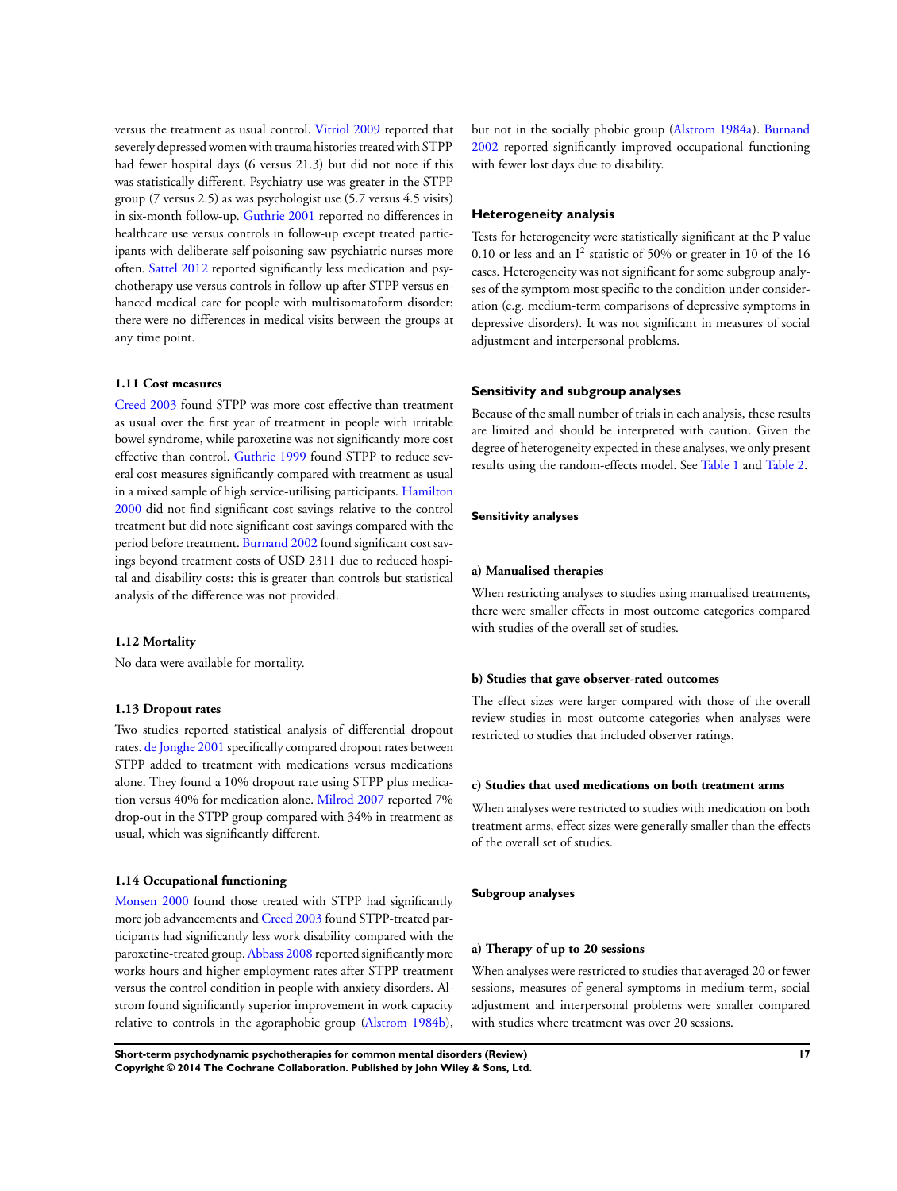versus the treatment as usual control. Vitriol 2009 reported that severely depressed women with trauma histories treated with STPP had fewer hospital days (6 versus 21.3) but did not note if this was statistically different. Psychiatry use was greater in the STPP group (7 versus 2.5) as was psychologist use (5.7 versus 4.5 visits) in six-month follow-up. Guthrie 2001 reported no differences in healthcare use versus controls in follow-up except treated participants with deliberate self poisoning saw psychiatric nurses more often. Sattel 2012 reported significantly less medication and psychotherapy use versus controls in follow-up after STPP versus enhanced medical care for people with multisomatoform disorder: there were no differences in medical visits between the groups at any time point.

### 1.11 Cost measures

Creed 2003 found STPP was more cost effective than treatment as usual over the first year of treatment in people with irritable bowel syndrome, while paroxetine was not significantly more cost effective than control. Guthrie 1999 found STPP to reduce several cost measures significantly compared with treatment as usual in a mixed sample of high service-utilising participants. Hamilton 2000 did not find significant cost savings relative to the control treatment but did note significant cost savings compared with the period before treatment. Burnand 2002 found significant cost savings beyond treatment costs of USD 2311 due to reduced hospital and disability costs: this is greater than controls but statistical analysis of the difference was not provided.

### 1.12 Mortality

No data were available for mortality.

### 1.13 Dropout rates

Two studies reported statistical analysis of differential dropout rates. de Jonghe 2001 specifically compared dropout rates between STPP added to treatment with medications versus medications alone. They found a 10% dropout rate using STPP plus medication versus 40% for medication alone. Milrod 2007 reported 7% drop-out in the STPP group compared with 34% in treatment as usual, which was significantly different.

### 1.14 Occupational functioning

Monsen 2000 found those treated with STPP had significantly more job advancements and Creed 2003 found STPP-treated participants had significantly less work disability compared with the paroxetine-treated group. Abbass 2008 reported significantly more works hours and higher employment rates after STPP treatment versus the control condition in people with anxiety disorders. Alstrom found significantly superior improvement in work capacity relative to controls in the agoraphobic group (Alstrom 1984b), but not in the socially phobic group (Alstrom 1984a). Burnand 2002 reported significantly improved occupational functioning with fewer lost days due to disability.

## Heterogeneity analysis

Tests for heterogeneity were statistically significant at the P value 0.10 or less and an $I^2$ statistic of 50% or greater in 10 of the 16 cases. Heterogeneity was not significant for some subgroup analyses of the symptom most specific to the condition under consideration (e.g. medium-term comparisons of depressive symptoms in depressive disorders). It was not significant in measures of social adjustment and interpersonal problems.

## Sensitivity and subgroup analyses

Because of the small number of trials in each analysis, these results are limited and should be interpreted with caution. Given the degree of heterogeneity expected in these analyses, we only present results using the random-effects model. See Table 1 and Table 2.

### Sensitivity analyses

#### a) Manualised therapies

When restricting analyses to studies using manualised treatments, there were smaller effects in most outcome categories compared with studies of the overall set of studies.

#### b) Studies that gave observer-rated outcomes

The effect sizes were larger compared with those of the overall review studies in most outcome categories when analyses were restricted to studies that included observer ratings.

#### c) Studies that used medications on both treatment arms

When analyses were restricted to studies with medication on both treatment arms, effect sizes were generally smaller than the effects of the overall set of studies.

### Subgroup analyses

#### a) Therapy of up to 20 sessions

When analyses were restricted to studies that averaged 20 or fewer sessions, measures of general symptoms in medium-term, social adjustment and interpersonal problems were smaller compared with studies where treatment was over 20 sessions.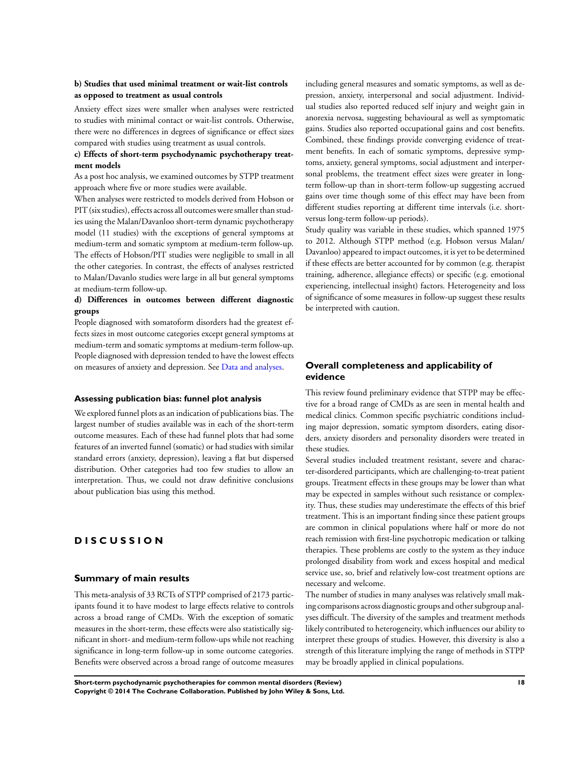**b) Studies that used minimal treatment or wait-list controls as opposed to treatment as usual controls**

Anxiety effect sizes were smaller when analyses were restricted to studies with minimal contact or wait-list controls. Otherwise, there were no differences in degrees of significance or effect sizes compared with studies using treatment as usual controls.

**c) Effects of short-term psychodynamic psychotherapy treatment models**

As a post hoc analysis, we examined outcomes by STPP treatment approach where five or more studies were available.

When analyses were restricted to models derived from Hobson or PIT (six studies), effects across all outcomes were smaller than studies using the Malan/Davanloo short-term dynamic psychotherapy model (11 studies) with the exceptions of general symptoms at medium-term and somatic symptom at medium-term follow-up. The effects of Hobson/PIT studies were negligible to small in all the other categories. In contrast, the effects of analyses restricted to Malan/Davanlo studies were large in all but general symptoms at medium-term follow-up.

**d) Differences in outcomes between different diagnostic groups**

People diagnosed with somatoform disorders had the greatest effects sizes in most outcome categories except general symptoms at medium-term and somatic symptoms at medium-term follow-up. People diagnosed with depression tended to have the lowest effects on measures of anxiety and depression. See Data and analyses.

### Assessing publication bias: funnel plot analysis

We explored funnel plots as an indication of publications bias. The largest number of studies available was in each of the short-term outcome measures. Each of these had funnel plots that had some features of an inverted funnel (somatic) or had studies with similar standard errors (anxiety, depression), leaving a flat but dispersed distribution. Other categories had too few studies to allow an interpretation. Thus, we could not draw definitive conclusions about publication bias using this method.

# DISCUSSION

## Summary of main results

This meta-analysis of 33 RCTs of STPP comprised of 2173 participants found it to have modest to large effects relative to controls across a broad range of CMDs. With the exception of somatic measures in the short-term, these effects were also statistically significant in short- and medium-term follow-ups while not reaching significance in long-term follow-up in some outcome categories. Benefits were observed across a broad range of outcome measures including general measures and somatic symptoms, as well as depression, anxiety, interpersonal and social adjustment. Individual studies also reported reduced self injury and weight gain in anorexia nervosa, suggesting behavioural as well as symptomatic gains. Studies also reported occupational gains and cost benefits. Combined, these findings provide converging evidence of treatment benefits. In each of somatic symptoms, depressive symptoms, anxiety, general symptoms, social adjustment and interpersonal problems, the treatment effect sizes were greater in long-term follow-up than in short-term follow-up suggesting accrued gains over time though some of this effect may have been from different studies reporting at different time intervals (i.e. short- versus long-term follow-up periods).

Study quality was variable in these studies, which spanned 1975 to 2012. Although STPP method (e.g. Hobson versus Malan/Davanloo) appeared to impact outcomes, it is yet to be determined if these effects are better accounted for by common (e.g. therapist training, adherence, allegiance effects) or specific (e.g. emotional experiencing, intellectual insight) factors. Heterogeneity and loss of significance of some measures in follow-up suggest these results be interpreted with caution.

## Overall completeness and applicability of evidence

This review found preliminary evidence that STPP may be effective for a broad range of CMDs as are seen in mental health and medical clinics. Common specific psychiatric conditions including major depression, somatic symptom disorders, eating disorders, anxiety disorders and personality disorders were treated in these studies.

Several studies included treatment resistant, severe and character-disordered participants, which are challenging-to-treat patient groups. Treatment effects in these groups may be lower than what may be expected in samples without such resistance or complexity. Thus, these studies may underestimate the effects of this brief treatment. This is an important finding since these patient groups are common in clinical populations where half or more do not reach remission with first-line psychotropic medication or talking therapies. These problems are costly to the system as they induce prolonged disability from work and excess hospital and medical service use, so, brief and relatively low-cost treatment options are necessary and welcome.

The number of studies in many analyses was relatively small making comparisons across diagnostic groups and other subgroup analyses difficult. The diversity of the samples and treatment methods likely contributed to heterogeneity, which influences our ability to interpret these groups of studies. However, this diversity is also a strength of this literature implying the range of methods in STPP may be broadly applied in clinical populations.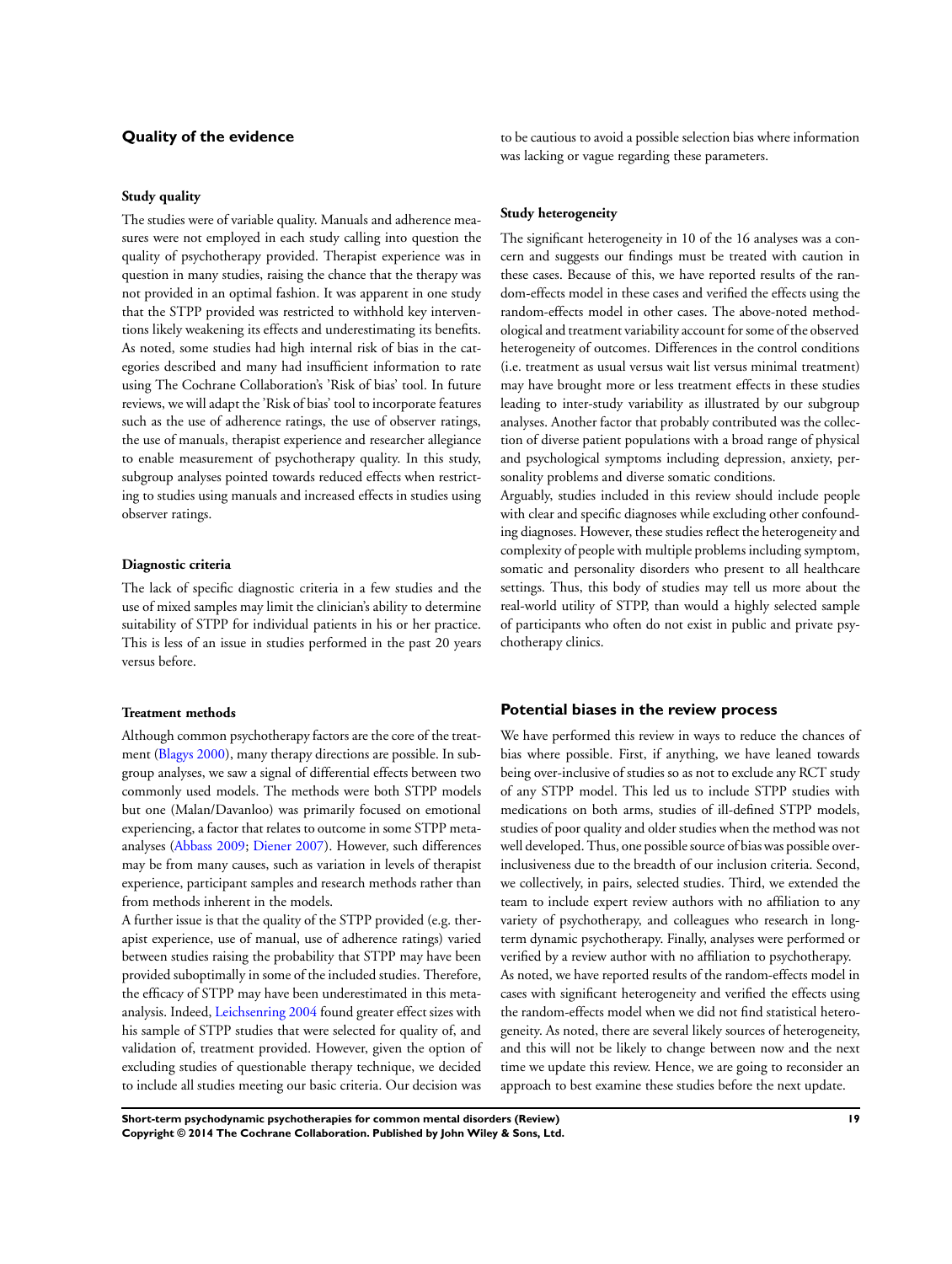## Quality of the evidence

### Study quality

The studies were of variable quality. Manuals and adherence measures were not employed in each study calling into question the quality of psychotherapy provided. Therapist experience was in question in many studies, raising the chance that the therapy was not provided in an optimal fashion. It was apparent in one study that the STPP provided was restricted to withhold key interventions likely weakening its effects and underestimating its benefits. As noted, some studies had high internal risk of bias in the categories described and many had insufficient information to rate using The Cochrane Collaboration's 'Risk of bias' tool. In future reviews, we will adapt the 'Risk of bias' tool to incorporate features such as the use of adherence ratings, the use of observer ratings, the use of manuals, therapist experience and researcher allegiance to enable measurement of psychotherapy quality. In this study, subgroup analyses pointed towards reduced effects when restricting to studies using manuals and increased effects in studies using observer ratings.

### Diagnostic criteria

The lack of specific diagnostic criteria in a few studies and the use of mixed samples may limit the clinician's ability to determine suitability of STPP for individual patients in his or her practice. This is less of an issue in studies performed in the past 20 years versus before.

### Treatment methods

Although common psychotherapy factors are the core of the treatment (Blagys 2000), many therapy directions are possible. In subgroup analyses, we saw a signal of differential effects between two commonly used models. The methods were both STPP models but one (Malan/Davanloo) was primarily focused on emotional experiencing, a factor that relates to outcome in some STPP meta-analyses (Abbass 2009; Diener 2007). However, such differences may be from many causes, such as variation in levels of therapist experience, participant samples and research methods rather than from methods inherent in the models.

A further issue is that the quality of the STPP provided (e.g. therapist experience, use of manual, use of adherence ratings) varied between studies raising the probability that STPP may have been provided suboptimally in some of the included studies. Therefore, the efficacy of STPP may have been underestimated in this meta-analysis. Indeed, Leichsenring 2004 found greater effect sizes with his sample of STPP studies that were selected for quality of, and validation of, treatment provided. However, given the option of excluding studies of questionable therapy technique, we decided to include all studies meeting our basic criteria. Our decision was to be cautious to avoid a possible selection bias where information was lacking or vague regarding these parameters.

### Study heterogeneity

The significant heterogeneity in 10 of the 16 analyses was a concern and suggests our findings must be treated with caution in these cases. Because of this, we have reported results of the random-effects model in these cases and verified the effects using the random-effects model in other cases. The above-noted methodological and treatment variability account for some of the observed heterogeneity of outcomes. Differences in the control conditions (i.e. treatment as usual versus wait list versus minimal treatment) may have brought more or less treatment effects in these studies leading to inter-study variability as illustrated by our subgroup analyses. Another factor that probably contributed was the collection of diverse patient populations with a broad range of physical and psychological symptoms including depression, anxiety, personality problems and diverse somatic conditions.

Arguably, studies included in this review should include people with clear and specific diagnoses while excluding other confounding diagnoses. However, these studies reflect the heterogeneity and complexity of people with multiple problems including symptom, somatic and personality disorders who present to all healthcare settings. Thus, this body of studies may tell us more about the real-world utility of STPP, than would a highly selected sample of participants who often do not exist in public and private psychotherapy clinics.

## Potential biases in the review process

We have performed this review in ways to reduce the chances of bias where possible. First, if anything, we have leaned towards being over-inclusive of studies so as not to exclude any RCT study of any STPP model. This led us to include STPP studies with medications on both arms, studies of ill-defined STPP models, studies of poor quality and older studies when the method was not well developed. Thus, one possible source of bias was possible over-inclusiveness due to the breadth of our inclusion criteria. Second, we collectively, in pairs, selected studies. Third, we extended the team to include expert review authors with no affiliation to any variety of psychotherapy, and colleagues who research in long-term dynamic psychotherapy. Finally, analyses were performed or verified by a review author with no affiliation to psychotherapy.

As noted, we have reported results of the random-effects model in cases with significant heterogeneity and verified the effects using the random-effects model when we did not find statistical heterogeneity. As noted, there are several likely sources of heterogeneity, and this will not be likely to change between now and the next time we update this review. Hence, we are going to reconsider an approach to best examine these studies before the next update.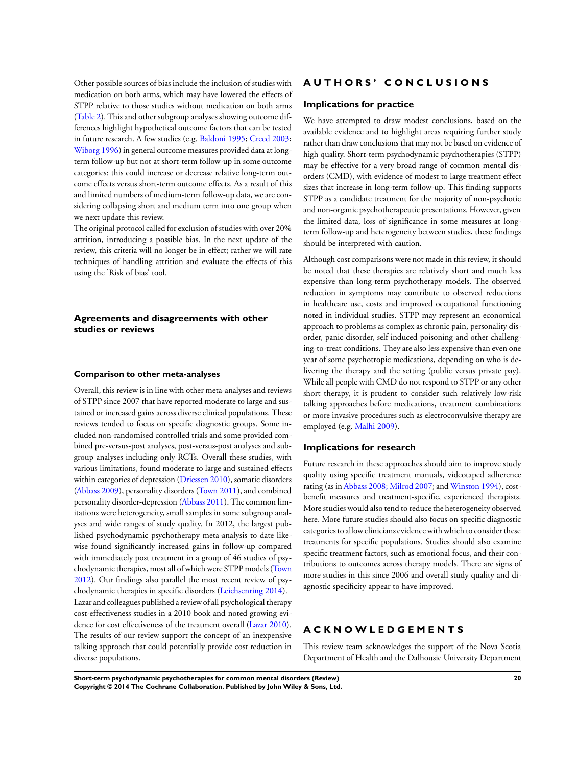Other possible sources of bias include the inclusion of studies with medication on both arms, which may have lowered the effects of STPP relative to those studies without medication on both arms (Table 2). This and other subgroup analyses showing outcome differences highlight hypothetical outcome factors that can be tested in future research. A few studies (e.g. Baldoni 1995; Creed 2003; Wiborg 1996) in general outcome measures provided data at long-term follow-up but not at short-term follow-up in some outcome categories: this could increase or decrease relative long-term outcome effects versus short-term outcome effects. As a result of this and limited numbers of medium-term follow-up data, we are considering collapsing short and medium term into one group when we next update this review.

The original protocol called for exclusion of studies with over 20% attrition, introducing a possible bias. In the next update of the review, this criteria will no longer be in effect; rather we will rate techniques of handling attrition and evaluate the effects of this using the 'Risk of bias' tool.

## Agreements and disagreements with other studies or reviews

### Comparison to other meta-analyses

Overall, this review is in line with other meta-analyses and reviews of STPP since 2007 that have reported moderate to large and sustained or increased gains across diverse clinical populations. These reviews tended to focus on specific diagnostic groups. Some included non-randomised controlled trials and some provided combined pre-versus-post analyses, post-versus-post analyses and subgroup analyses including only RCTs. Overall these studies, with various limitations, found moderate to large and sustained effects within categories of depression (Driessen 2010), somatic disorders (Abbass 2009), personality disorders (Town 2011), and combined personality disorder-depression (Abbass 2011). The common limitations were heterogeneity, small samples in some subgroup analyses and wide ranges of study quality. In 2012, the largest published psychodynamic psychotherapy meta-analysis to date likewise found significantly increased gains in follow-up compared with immediately post treatment in a group of 46 studies of psychodynamic therapies, most all of which were STPP models (Town 2012). Our findings also parallel the most recent review of psychodynamic therapies in specific disorders (Leichsenring 2014).

Lazar and colleagues published a review of all psychological therapy cost-effectiveness studies in a 2010 book and noted growing evidence for cost effectiveness of the treatment overall (Lazar 2010). The results of our review support the concept of an inexpensive talking approach that could potentially provide cost reduction in diverse populations.

# AUTHORS' CONCLUSIONS

## Implications for practice

We have attempted to draw modest conclusions, based on the available evidence and to highlight areas requiring further study rather than draw conclusions that may not be based on evidence of high quality. Short-term psychodynamic psychotherapies (STPP) may be effective for a very broad range of common mental disorders (CMD), with evidence of modest to large treatment effect sizes that increase in long-term follow-up. This finding supports STPP as a candidate treatment for the majority of non-psychotic and non-organic psychotherapeutic presentations. However, given the limited data, loss of significance in some measures at long-term follow-up and heterogeneity between studies, these findings should be interpreted with caution.

Although cost comparisons were not made in this review, it should be noted that these therapies are relatively short and much less expensive than long-term psychotherapy models. The observed reduction in symptoms may contribute to observed reductions in healthcare use, costs and improved occupational functioning noted in individual studies. STPP may represent an economical approach to problems as complex as chronic pain, personality disorder, panic disorder, self induced poisoning and other challenging-to-treat conditions. They are also less expensive than even one year of some psychotropic medications, depending on who is delivering the therapy and the setting (public versus private pay). While all people with CMD do not respond to STPP or any other short therapy, it is prudent to consider such relatively low-risk talking approaches before medications, treatment combinations or more invasive procedures such as electroconvulsive therapy are employed (e.g. Malhi 2009).

## Implications for research

Future research in these approaches should aim to improve study quality using specific treatment manuals, videotaped adherence rating (as in Abbass 2008; Milrod 2007; and Winston 1994), cost-benefit measures and treatment-specific, experienced therapists. More studies would also tend to reduce the heterogeneity observed here. More future studies should also focus on specific diagnostic categories to allow clinicians evidence with which to consider these treatments for specific populations. Studies should also examine specific treatment factors, such as emotional focus, and their contributions to outcomes across therapy models. There are signs of more studies in this since 2006 and overall study quality and diagnostic specificity appear to have improved.

# ACKNOWLEDGEMENTS

This review team acknowledges the support of the Nova Scotia Department of Health and the Dalhousie University Department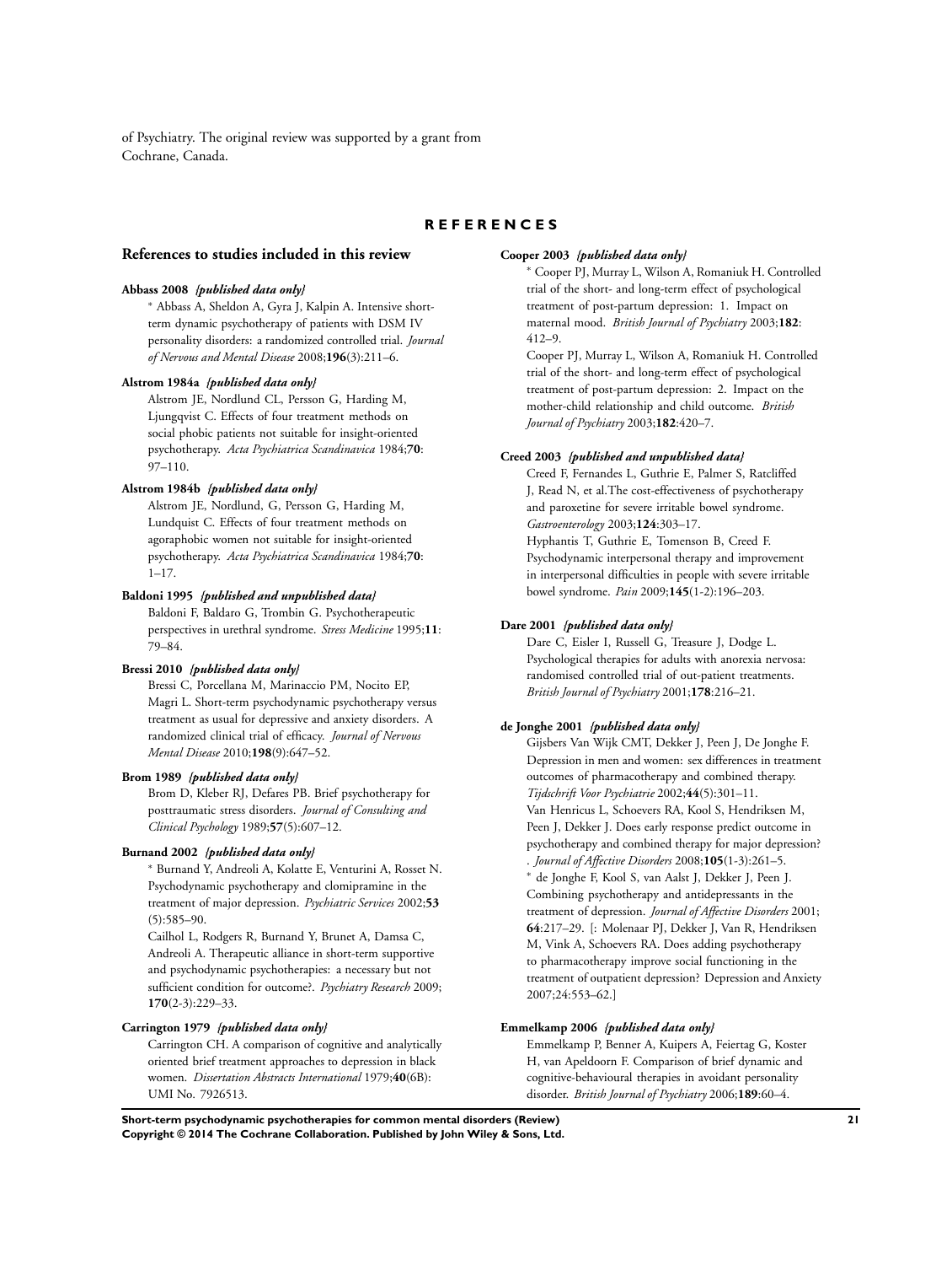of Psychiatry. The original review was supported by a grant from Cochrane, Canada.

# REFERENCES

## References to studies included in this review

**Abbass 2008** *{published data only}*

* Abbass A, Sheldon A, Gyra J, Kalpin A. Intensive short-term dynamic psychotherapy of patients with DSM IV personality disorders: a randomized controlled trial. *Journal of Nervous and Mental Disease* 2008;**196**(3):211–6.

**Alstrom 1984a** *{published data only}*

Alstrom JE, Nordlund CL, Persson G, Harding M, Ljungqvist C. Effects of four treatment methods on social phobic patients not suitable for insight-oriented psychotherapy. *Acta Psychiatrica Scandinavica* 1984;**70**: 97–110.

**Alstrom 1984b** *{published data only}*

Alstrom JE, Nordlund, G, Persson G, Harding M, Lundquist C. Effects of four treatment methods on agoraphobic women not suitable for insight-oriented psychotherapy. *Acta Psychiatrica Scandinavica* 1984;**70**: 1–17.

**Baldoni 1995** *{published and unpublished data}*

Baldoni F, Baldaro G, Trombin G. Psychotherapeutic perspectives in urethral syndrome. *Stress Medicine* 1995;**11**: 79–84.

**Bressi 2010** *{published data only}*

Bressi C, Porcellana M, Marinaccio PM, Nocito EP, Magri L. Short-term psychodynamic psychotherapy versus treatment as usual for depressive and anxiety disorders. A randomized clinical trial of efficacy. *Journal of Nervous Mental Disease* 2010;**198**(9):647–52.

**Brom 1989** *{published data only}*

Brom D, Kleber RJ, Defares PB. Brief psychotherapy for posttraumatic stress disorders. *Journal of Consulting and Clinical Psychology* 1989;**57**(5):607–12.

**Burnand 2002** *{published data only}*

* Burnand Y, Andreoli A, Kolatte E, Venturini A, Rosset N. Psychodynamic psychotherapy and clomipramine in the treatment of major depression. *Psychiatric Services* 2002;**53** (5):585–90.

Cailhol L, Rodgers R, Burnand Y, Brunet A, Damsa C, Andreoli A. Therapeutic alliance in short-term supportive and psychodynamic psychotherapies: a necessary but not sufficient condition for outcome?. *Psychiatry Research* 2009; **170**(2-3):229–33.

**Carrington 1979** *{published data only}*

Carrington CH. A comparison of cognitive and analytically oriented brief treatment approaches to depression in black women. *Dissertation Abstracts International* 1979;**40**(6B): UMI No. 7926513.

**Cooper 2003** *{published data only}*

* Cooper PJ, Murray L, Wilson A, Romaniuk H. Controlled trial of the short- and long-term effect of psychological treatment of post-partum depression: 1. Impact on maternal mood. *British Journal of Psychiatry* 2003;**182**: 412–9.

Cooper PJ, Murray L, Wilson A, Romaniuk H. Controlled trial of the short- and long-term effect of psychological treatment of post-partum depression: 2. Impact on the mother-child relationship and child outcome. *British Journal of Psychiatry* 2003;**182**:420–7.

**Creed 2003** *{published and unpublished data}*

Creed F, Fernandes L, Guthrie E, Palmer S, Ratcliffed J, Read N, et al.The cost-effectiveness of psychotherapy and paroxetine for severe irritable bowel syndrome. *Gastroenterology* 2003;**124**:303–17.

Hyphantis T, Guthrie E, Tomenson B, Creed F. Psychodynamic interpersonal therapy and improvement in interpersonal difficulties in people with severe irritable bowel syndrome. *Pain* 2009;**145**(1-2):196–203.

**Dare 2001** *{published data only}*

Dare C, Eisler I, Russell G, Treasure J, Dodge L. Psychological therapies for adults with anorexia nervosa: randomised controlled trial of out-patient treatments. *British Journal of Psychiatry* 2001;**178**:216–21.

**de Jonghe 2001** *{published data only}*

Gijsbers Van Wijk CMT, Dekker J, Peen J, De Jonghe F. Depression in men and women: sex differences in treatment outcomes of pharmacotherapy and combined therapy. *Tijdschrift Voor Psychiatrie* 2002;**44**(5):301–11.

Van Henricus L, Schoevers RA, Kool S, Hendriksen M, Peen J, Dekker J. Does early response predict outcome in psychotherapy and combined therapy for major depression? . *Journal of Affective Disorders* 2008;**105**(1-3):261–5.

* de Jonghe F, Kool S, van Aalst J, Dekker J, Peen J. Combining psychotherapy and antidepressants in the treatment of depression. *Journal of Affective Disorders* 2001; **64**:217–29. [: Molenaar PJ, Dekker J, Van R, Hendriksen M, Vink A, Schoevers RA. Does adding psychotherapy to pharmacotherapy improve social functioning in the treatment of outpatient depression? Depression and Anxiety 2007;24:553–62.]

**Emmelkamp 2006** *{published data only}*

Emmelkamp P, Benner A, Kuipers A, Feiertag G, Koster H, van Apeldoorn F. Comparison of brief dynamic and cognitive-behavioural therapies in avoidant personality disorder. *British Journal of Psychiatry* 2006;**189**:60–4.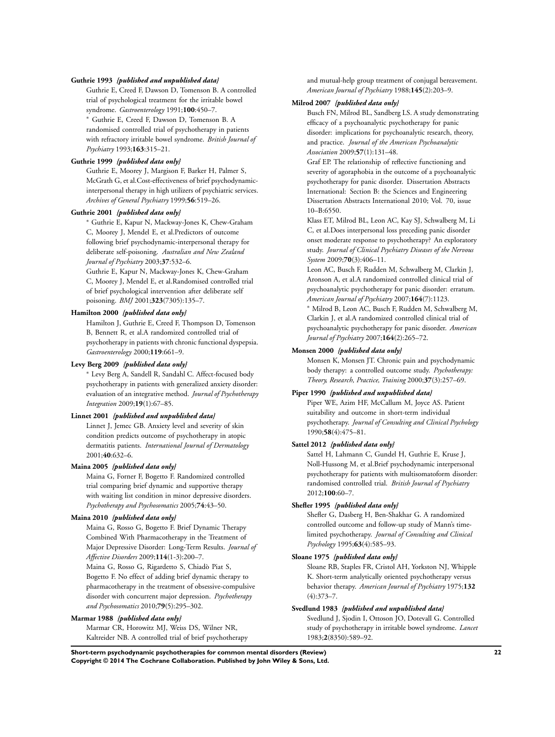**Guthrie 1993** *{published and unpublished data}*

Guthrie E, Creed F, Dawson D, Tomenson B. A controlled trial of psychological treatment for the irritable bowel syndrome. *Gastroenterology* 1991;**100**:450–7.

* Guthrie E, Creed F, Dawson D, Tomenson B. A randomised controlled trial of psychotherapy in patients with refractory irritable bowel syndrome. *British Journal of Psychiatry* 1993;**163**:315–21.

**Guthrie 1999** *{published data only}*

Guthrie E, Moorey J, Margison F, Barker H, Palmer S, McGrath G, et al.Cost-effectiveness of brief psychodynamic-interpersonal therapy in high utilizers of psychiatric services. *Archives of General Psychiatry* 1999;**56**:519–26.

**Guthrie 2001** *{published data only}*

* Guthrie E, Kapur N, Mackway-Jones K, Chew-Graham C, Moorey J, Mendel E, et al.Predictors of outcome following brief psychodynamic-interpersonal therapy for deliberate self-poisoning. *Australian and New Zealand Journal of Psychiatry* 2003;**37**:532–6.

Guthrie E, Kapur N, Mackway-Jones K, Chew-Graham C, Moorey J, Mendel E, et al.Randomised controlled trial of brief psychological intervention after deliberate self poisoning. *BMJ* 2001;**323**(7305):135–7.

**Hamilton 2000** *{published data only}*

Hamilton J, Guthrie E, Creed F, Thompson D, Tomenson B, Bennett R, et al.A randomized controlled trial of psychotherapy in patients with chronic functional dyspepsia. *Gastroenterology* 2000;**119**:661–9.

**Levy Berg 2009** *{published data only}*

* Levy Berg A, Sandell R, Sandahl C. Affect-focused body psychotherapy in patients with generalized anxiety disorder: evaluation of an integrative method. *Journal of Psychotherapy Integration* 2009;**19**(1):67–85.

**Linnet 2001** *{published and unpublished data}*

Linnet J, Jemec GB. Anxiety level and severity of skin condition predicts outcome of psychotherapy in atopic dermatitis patients. *International Journal of Dermatology* 2001;**40**:632–6.

**Maina 2005** *{published data only}*

Maina G, Forner F, Bogetto F. Randomized controlled trial comparing brief dynamic and supportive therapy with waiting list condition in minor depressive disorders. *Psychotherapy and Psychosomatics* 2005;**74**:43–50.

**Maina 2010** *{published data only}*

Maina G, Rosso G, Bogetto F. Brief Dynamic Therapy Combined With Pharmacotherapy in the Treatment of Major Depressive Disorder: Long-Term Results. *Journal of Affective Disorders* 2009;**114**(1-3):200–7.

Maina G, Rosso G, Rigardetto S, Chiadò Piat S, Bogetto F. No effect of adding brief dynamic therapy to pharmacotherapy in the treatment of obsessive-compulsive disorder with concurrent major depression. *Psychotherapy and Psychosomatics* 2010;**79**(5):295–302.

**Marmar 1988** *{published data only}*

Marmar CR, Horowitz MJ, Weiss DS, Wilner NR, Kaltreider NB. A controlled trial of brief psychotherapy and mutual-help group treatment of conjugal bereavement. *American Journal of Psychiatry* 1988;**145**(2):203–9.

**Milrod 2007** *{published data only}*

Busch FN, Milrod BL, Sandberg LS. A study demonstrating efficacy of a psychoanalytic psychotherapy for panic disorder: implications for psychoanalytic research, theory, and practice. *Journal of the American Psychoanalytic Association* 2009;**57**(1):131–48.

Graf EP. The relationship of reflective functioning and severity of agoraphobia in the outcome of a psychoanalytic psychotherapy for panic disorder. Dissertation Abstracts International: Section B: the Sciences and Engineering Dissertation Abstracts International 2010; Vol. 70, issue 10–B:6550.

Klass ET, Milrod BL, Leon AC, Kay SJ, Schwalberg M, Li C, et al.Does interpersonal loss preceding panic disorder onset moderate response to psychotherapy? An exploratory study. *Journal of Clinical Psychiatry Diseases of the Nervous System* 2009;**70**(3):406–11.

Leon AC, Busch F, Rudden M, Schwalberg M, Clarkin J, Aronson A, et al.A randomized controlled clinical trial of psychoanalytic psychotherapy for panic disorder: erratum. *American Journal of Psychiatry* 2007;**164**(7):1123.

* Milrod B, Leon AC, Busch F, Rudden M, Schwalberg M, Clarkin J, et al.A randomized controlled clinical trial of psychoanalytic psychotherapy for panic disorder. *American Journal of Psychiatry* 2007;**164**(2):265–72.

**Monsen 2000** *{published data only}*

Monsen K, Monsen JT. Chronic pain and psychodynamic body therapy: a controlled outcome study. *Psychotherapy: Theory, Research, Practice, Training* 2000;**37**(3):257–69.

**Piper 1990** *{published and unpublished data}*

Piper WE, Azim HF, McCallum M, Joyce AS. Patient suitability and outcome in short-term individual psychotherapy. *Journal of Consulting and Clinical Psychology* 1990;**58**(4):475–81.

**Sattel 2012** *{published data only}*

Sattel H, Lahmann C, Gundel H, Guthrie E, Kruse J, Noll-Hussong M, et al.Brief psychodynamic interpersonal psychotherapy for patients with multisomatoform disorder: randomised controlled trial. *British Journal of Psychiatry* 2012;**100**:60–7.

**Shefler 1995** *{published data only}*

Shefler G, Dasberg H, Ben-Shakhar G. A randomized controlled outcome and follow-up study of Mann's time-limited psychotherapy. *Journal of Consulting and Clinical Psychology* 1995;**63**(4):585–93.

**Sloane 1975** *{published data only}*

Sloane RB, Staples FR, Cristol AH, Yorkston NJ, Whipple K. Short-term analytically oriented psychotherapy versus behavior therapy. *American Journal of Psychiatry* 1975;**132**(4):373–7.

**Svedlund 1983** *{published and unpublished data}*

Svedlund J, Sjodin I, Ottoson JO, Dotevall G. Controlled study of psychotherapy in irritable bowel syndrome. *Lancet* 1983;**2**(8350):589–92.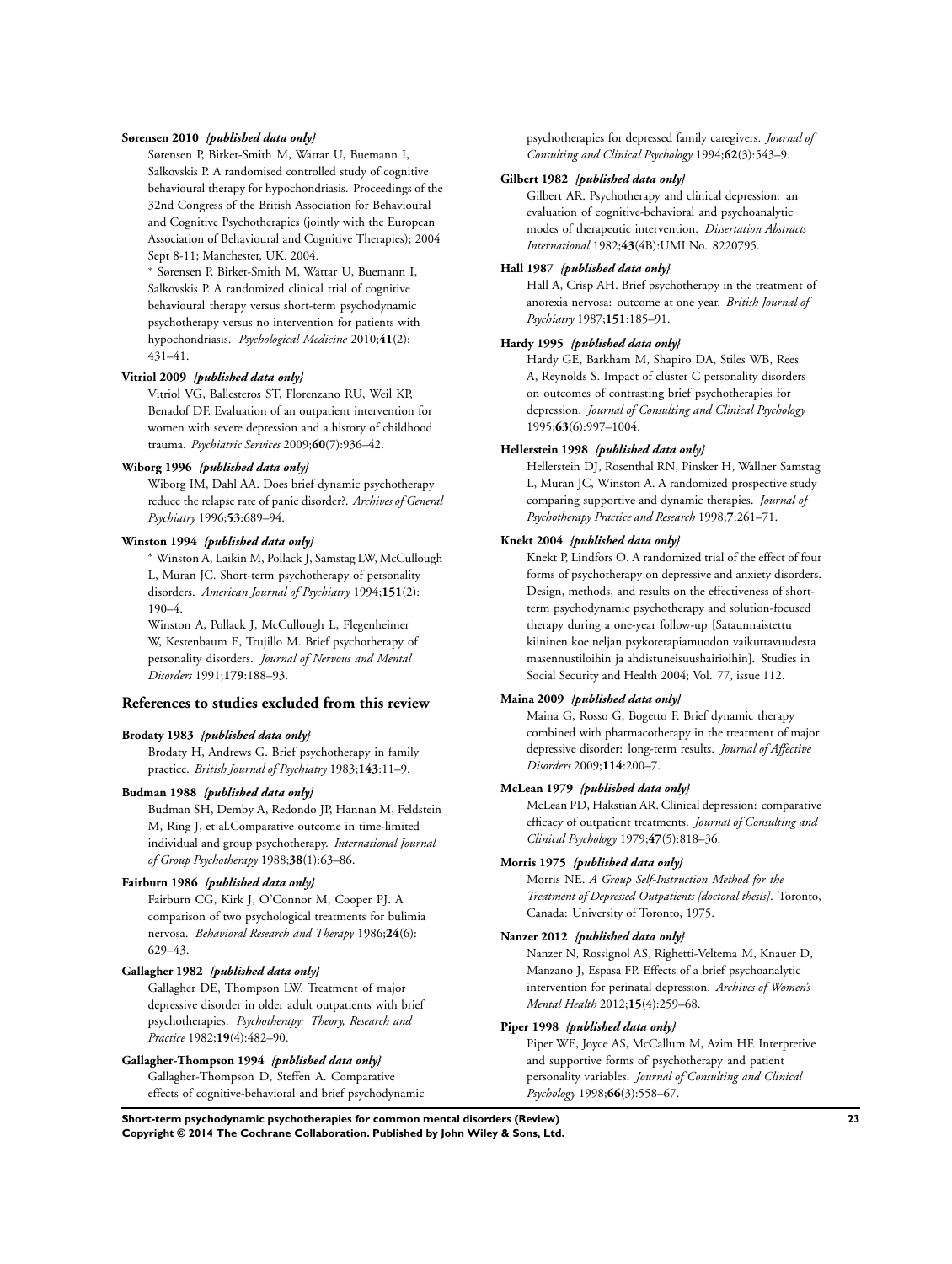**Sørensen 2010** *{published data only}*

Sørensen P, Birket-Smith M, Wattar U, Buemann I, Salkovskis P. A randomised controlled study of cognitive behavioural therapy for hypochondriasis. Proceedings of the 32nd Congress of the British Association for Behavioural and Cognitive Psychotherapies (jointly with the European Association of Behavioural and Cognitive Therapies); 2004 Sept 8-11; Manchester, UK. 2004.

* Sørensen P, Birket-Smith M, Wattar U, Buemann I, Salkovskis P. A randomized clinical trial of cognitive behavioural therapy versus short-term psychodynamic psychotherapy versus no intervention for patients with hypochondriasis. *Psychological Medicine* 2010;**41**(2):431–41.

**Vitriol 2009** *{published data only}*

Vitriol VG, Ballesteros ST, Florenzano RU, Weil KP, Benadof DF. Evaluation of an outpatient intervention for women with severe depression and a history of childhood trauma. *Psychiatric Services* 2009;**60**(7):936–42.

**Wiborg 1996** *{published data only}*

Wiborg IM, Dahl AA. Does brief dynamic psychotherapy reduce the relapse rate of panic disorder?. *Archives of General Psychiatry* 1996;**53**:689–94.

**Winston 1994** *{published data only}*

* Winston A, Laikin M, Pollack J, Samstag LW, McCullough L, Muran JC. Short-term psychotherapy of personality disorders. *American Journal of Psychiatry* 1994;**151**(2):190–4.

Winston A, Pollack J, McCullough L, Flegenheimer W, Kestenbaum E, Trujillo M. Brief psychotherapy of personality disorders. *Journal of Nervous and Mental Disorders* 1991;**179**:188–93.

## References to studies excluded from this review

**Brodaty 1983** *{published data only}*

Brodaty H, Andrews G. Brief psychotherapy in family practice. *British Journal of Psychiatry* 1983;**143**:11–9.

**Budman 1988** *{published data only}*

Budman SH, Demby A, Redondo JP, Hannan M, Feldstein M, Ring J, et al.Comparative outcome in time-limited individual and group psychotherapy. *International Journal of Group Psychotherapy* 1988;**38**(1):63–86.

**Fairburn 1986** *{published data only}*

Fairburn CG, Kirk J, O'Connor M, Cooper PJ. A comparison of two psychological treatments for bulimia nervosa. *Behavioral Research and Therapy* 1986;**24**(6):629–43.

**Gallagher 1982** *{published data only}*

Gallagher DE, Thompson LW. Treatment of major depressive disorder in older adult outpatients with brief psychotherapies. *Psychotherapy: Theory, Research and Practice* 1982;**19**(4):482–90.

**Gallagher-Thompson 1994** *{published data only}*

Gallagher-Thompson D, Steffen A. Comparative effects of cognitive-behavioral and brief psychodynamic psychotherapies for depressed family caregivers. *Journal of Consulting and Clinical Psychology* 1994;**62**(3):543–9.

**Gilbert 1982** *{published data only}*

Gilbert AR. Psychotherapy and clinical depression: an evaluation of cognitive-behavioral and psychoanalytic modes of therapeutic intervention. *Dissertation Abstracts International* 1982;**43**(4B):UMI No. 8220795.

**Hall 1987** *{published data only}*

Hall A, Crisp AH. Brief psychotherapy in the treatment of anorexia nervosa: outcome at one year. *British Journal of Psychiatry* 1987;**151**:185–91.

**Hardy 1995** *{published data only}*

Hardy GE, Barkham M, Shapiro DA, Stiles WB, Rees A, Reynolds S. Impact of cluster C personality disorders on outcomes of contrasting brief psychotherapies for depression. *Journal of Consulting and Clinical Psychology* 1995;**63**(6):997–1004.

**Hellerstein 1998** *{published data only}*

Hellerstein DJ, Rosenthal RN, Pinsker H, Wallner Samstag L, Muran JC, Winston A. A randomized prospective study comparing supportive and dynamic therapies. *Journal of Psychotherapy Practice and Research* 1998;**7**:261–71.

**Knekt 2004** *{published data only}*

Knekt P, Lindfors O. A randomized trial of the effect of four forms of psychotherapy on depressive and anxiety disorders. Design, methods, and results on the effectiveness of short-term psychodynamic psychotherapy and solution-focused therapy during a one-year follow-up [Sataunnaistettu kiininen koe neljan psykoterapiamuodon vaikuttavuudesta masennustiloihin ja ahdistuneisuushairioihin]. Studies in Social Security and Health 2004; Vol. 77, issue 112.

**Maina 2009** *{published data only}*

Maina G, Rosso G, Bogetto F. Brief dynamic therapy combined with pharmacotherapy in the treatment of major depressive disorder: long-term results. *Journal of Affective Disorders* 2009;**114**:200–7.

**McLean 1979** *{published data only}*

McLean PD, Hakstian AR. Clinical depression: comparative efficacy of outpatient treatments. *Journal of Consulting and Clinical Psychology* 1979;**47**(5):818–36.

**Morris 1975** *{published data only}*

Morris NE. *A Group Self-Instruction Method for the Treatment of Depressed Outpatients [doctoral thesis]*. Toronto, Canada: University of Toronto, 1975.

**Nanzer 2012** *{published data only}*

Nanzer N, Rossignol AS, Righetti-Veltema M, Knauer D, Manzano J, Espasa FP. Effects of a brief psychoanalytic intervention for perinatal depression. *Archives of Women's Mental Health* 2012;**15**(4):259–68.

**Piper 1998** *{published data only}*

Piper WE, Joyce AS, McCallum M, Azim HF. Interpretive and supportive forms of psychotherapy and patient personality variables. *Journal of Consulting and Clinical Psychology* 1998;**66**(3):558–67.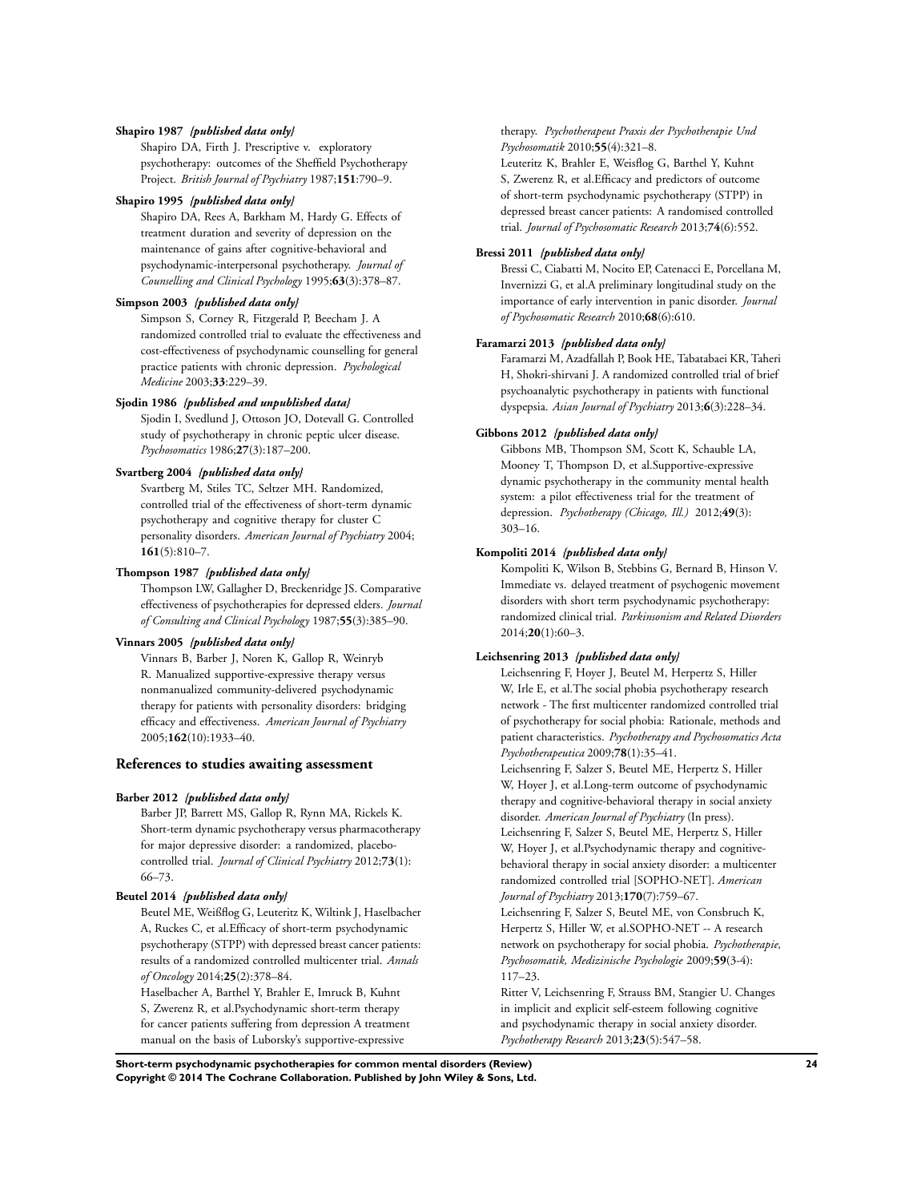**Shapiro 1987** *{published data only}*

Shapiro DA, Firth J. Prescriptive v. exploratory psychotherapy: outcomes of the Sheffield Psychotherapy Project. *British Journal of Psychiatry* 1987;**151**:790–9.

**Shapiro 1995** *{published data only}*

Shapiro DA, Rees A, Barkham M, Hardy G. Effects of treatment duration and severity of depression on the maintenance of gains after cognitive-behavioral and psychodynamic-interpersonal psychotherapy. *Journal of Counselling and Clinical Psychology* 1995;**63**(3):378–87.

**Simpson 2003** *{published data only}*

Simpson S, Corney R, Fitzgerald P, Beecham J. A randomized controlled trial to evaluate the effectiveness and cost-effectiveness of psychodynamic counselling for general practice patients with chronic depression. *Psychological Medicine* 2003;**33**:229–39.

**Sjodin 1986** *{published and unpublished data}*

Sjodin I, Svedlund J, Ottoson JO, Dotevall G. Controlled study of psychotherapy in chronic peptic ulcer disease. *Psychosomatics* 1986;**27**(3):187–200.

**Svartberg 2004** *{published data only}*

Svartberg M, Stiles TC, Seltzer MH. Randomized, controlled trial of the effectiveness of short-term dynamic psychotherapy and cognitive therapy for cluster C personality disorders. *American Journal of Psychiatry* 2004;**161**(5):810–7.

**Thompson 1987** *{published data only}*

Thompson LW, Gallagher D, Breckenridge JS. Comparative effectiveness of psychotherapies for depressed elders. *Journal of Consulting and Clinical Psychology* 1987;**55**(3):385–90.

**Vinnars 2005** *{published data only}*

Vinnars B, Barber J, Noren K, Gallop R, Weinryb R. Manualized supportive-expressive therapy versus nonmanualized community-delivered psychodynamic therapy for patients with personality disorders: bridging efficacy and effectiveness. *American Journal of Psychiatry* 2005;**162**(10):1933–40.

## References to studies awaiting assessment

**Barber 2012** *{published data only}*

Barber JP, Barrett MS, Gallop R, Rynn MA, Rickels K. Short-term dynamic psychotherapy versus pharmacotherapy for major depressive disorder: a randomized, placebo-controlled trial. *Journal of Clinical Psychiatry* 2012;**73**(1):66–73.

**Beutel 2014** *{published data only}*

Beutel ME, Weißflog G, Leuteritz K, Wiltink J, Haselbacher A, Ruckes C, et al.Efficacy of short-term psychodynamic psychotherapy (STPP) with depressed breast cancer patients: results of a randomized controlled multicenter trial. *Annals of Oncology* 2014;**25**(2):378–84.

Haselbacher A, Barthel Y, Brahler E, Imruck B, Kuhnt S, Zwerenz R, et al.Psychodynamic short-term therapy for cancer patients suffering from depression A treatment manual on the basis of Luborsky's supportive-expressive therapy. *Psychotherapeut Praxis der Psychotherapie Und Psychosomatik* 2010;**55**(4):321–8.

Leuteritz K, Brahler E, Weisflog G, Barthel Y, Kuhnt S, Zwerenz R, et al.Efficacy and predictors of outcome of short-term psychodynamic psychotherapy (STPP) in depressed breast cancer patients: A randomised controlled trial. *Journal of Psychosomatic Research* 2013;**74**(6):552.

**Bressi 2011** *{published data only}*

Bressi C, Ciabatti M, Nocito EP, Catenacci E, Porcellana M, Invernizzi G, et al.A preliminary longitudinal study on the importance of early intervention in panic disorder. *Journal of Psychosomatic Research* 2010;**68**(6):610.

**Faramarzi 2013** *{published data only}*

Faramarzi M, Azadfallah P, Book HE, Tabatabaei KR, Taheri H, Shokri-shirvani J. A randomized controlled trial of brief psychoanalytic psychotherapy in patients with functional dyspepsia. *Asian Journal of Psychiatry* 2013;**6**(3):228–34.

**Gibbons 2012** *{published data only}*

Gibbons MB, Thompson SM, Scott K, Schauble LA, Mooney T, Thompson D, et al.Supportive-expressive dynamic psychotherapy in the community mental health system: a pilot effectiveness trial for the treatment of depression. *Psychotherapy (Chicago, Ill.)* 2012;**49**(3):303–16.

**Kompoliti 2014** *{published data only}*

Kompoliti K, Wilson B, Stebbins G, Bernard B, Hinson V. Immediate vs. delayed treatment of psychogenic movement disorders with short term psychodynamic psychotherapy: randomized clinical trial. *Parkinsonism and Related Disorders* 2014;**20**(1):60–3.

**Leichsenring 2013** *{published data only}*

Leichsenring F, Hoyer J, Beutel M, Herpertz S, Hiller W, Irle E, et al.The social phobia psychotherapy research network - The first multicenter randomized controlled trial of psychotherapy for social phobia: Rationale, methods and patient characteristics. *Psychotherapy and Psychosomatics Acta Psychotherapeutica* 2009;**78**(1):35–41.

Leichsenring F, Salzer S, Beutel ME, Herpertz S, Hiller W, Hoyer J, et al.Long-term outcome of psychodynamic therapy and cognitive-behavioral therapy in social anxiety disorder. *American Journal of Psychiatry* (In press).

Leichsenring F, Salzer S, Beutel ME, Herpertz S, Hiller W, Hoyer J, et al.Psychodynamic therapy and cognitive-behavioral therapy in social anxiety disorder: a multicenter randomized controlled trial [SOPHO-NET]. *American Journal of Psychiatry* 2013;**170**(7):759–67.

Leichsenring F, Salzer S, Beutel ME, von Consbruch K, Herpertz S, Hiller W, et al.SOPHO-NET -- A research network on psychotherapy for social phobia. *Psychotherapie, Psychosomatik, Medizinische Psychologie* 2009;**59**(3-4):117–23.

Ritter V, Leichsenring F, Strauss BM, Stangier U. Changes in implicit and explicit self-esteem following cognitive and psychodynamic therapy in social anxiety disorder. *Psychotherapy Research* 2013;**23**(5):547–58.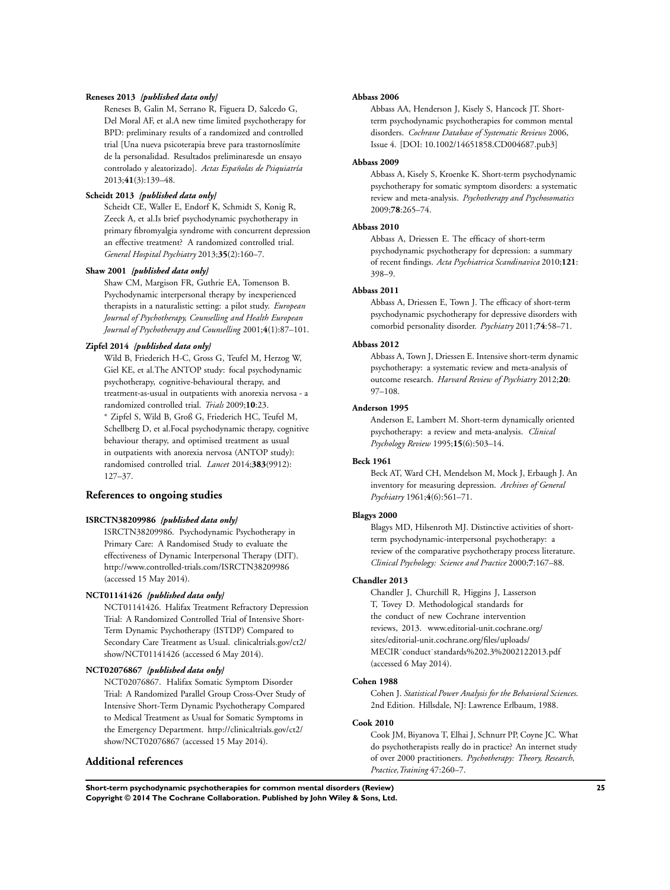**Reneses 2013** *{published data only}*

Reneses B, Galin M, Serrano R, Figuera D, Salcedo G, Del Moral AF, et al.A new time limited psychotherapy for BPD: preliminary results of a randomized and controlled trial [Una nueva psicoterapia breve para trastornoslímite de la personalidad. Resultados preliminaresde un ensayo controlado y aleatorizado]. *Actas Españolas de Psiquiatría* 2013;**41**(3):139–48.

**Scheidt 2013** *{published data only}*

Scheidt CE, Waller E, Endorf K, Schmidt S, Konig R, Zeeck A, et al.Is brief psychodynamic psychotherapy in primary fibromyalgia syndrome with concurrent depression an effective treatment? A randomized controlled trial. *General Hospital Psychiatry* 2013;**35**(2):160–7.

**Shaw 2001** *{published data only}*

Shaw CM, Margison FR, Guthrie EA, Tomenson B. Psychodynamic interpersonal therapy by inexperienced therapists in a naturalistic setting: a pilot study. *European Journal of Psychotherapy, Counselling and Health European Journal of Psychotherapy and Counselling* 2001;**4**(1):87–101.

**Zipfel 2014** *{published data only}*

Wild B, Friederich H-C, Gross G, Teufel M, Herzog W, Giel KE, et al.The ANTOP study: focal psychodynamic psychotherapy, cognitive-behavioural therapy, and treatment-as-usual in outpatients with anorexia nervosa - a randomized controlled trial. *Trials* 2009;**10**:23.

* Zipfel S, Wild B, Groß G, Friederich HC, Teufel M, Schellberg D, et al.Focal psychodynamic therapy, cognitive behaviour therapy, and optimised treatment as usual in outpatients with anorexia nervosa (ANTOP study): randomised controlled trial. *Lancet* 2014;**383**(9912): 127–37.

## References to ongoing studies

**ISRCTN38209986** *{published data only}*

ISRCTN38209986. Psychodynamic Psychotherapy in Primary Care: A Randomised Study to evaluate the effectiveness of Dynamic Interpersonal Therapy (DIT). http://www.controlled-trials.com/ISRCTN38209986 (accessed 15 May 2014).

**NCT01141426** *{published data only}*

NCT01141426. Halifax Treatment Refractory Depression Trial: A Randomized Controlled Trial of Intensive Short-Term Dynamic Psychotherapy (ISTDP) Compared to Secondary Care Treatment as Usual. clinicaltrials.gov/ct2/show/NCT01141426 (accessed 6 May 2014).

**NCT02076867** *{published data only}*

NCT02076867. Halifax Somatic Symptom Disorder Trial: A Randomized Parallel Group Cross-Over Study of Intensive Short-Term Dynamic Psychotherapy Compared to Medical Treatment as Usual for Somatic Symptoms in the Emergency Department. http://clinicaltrials.gov/ct2/show/NCT02076867 (accessed 15 May 2014).

## Additional references

**Abbass 2006**

Abbass AA, Henderson J, Kisely S, Hancock JT. Short-term psychodynamic psychotherapies for common mental disorders. *Cochrane Database of Systematic Reviews* 2006, Issue 4. [DOI: 10.1002/14651858.CD004687.pub3]

**Abbass 2009**

Abbass A, Kisely S, Kroenke K. Short-term psychodynamic psychotherapy for somatic symptom disorders: a systematic review and meta-analysis. *Psychotherapy and Psychosomatics* 2009;**78**:265–74.

**Abbass 2010**

Abbass A, Driessen E. The efficacy of short-term psychodynamic psychotherapy for depression: a summary of recent findings. *Acta Psychiatrica Scandinavica* 2010;**121**: 398–9.

**Abbass 2011**

Abbass A, Driessen E, Town J. The efficacy of short-term psychodynamic psychotherapy for depressive disorders with comorbid personality disorder. *Psychiatry* 2011;**74**:58–71.

**Abbass 2012**

Abbass A, Town J, Driessen E. Intensive short-term dynamic psychotherapy: a systematic review and meta-analysis of outcome research. *Harvard Review of Psychiatry* 2012;**20**: 97–108.

**Anderson 1995**

Anderson E, Lambert M. Short-term dynamically oriented psychotherapy: a review and meta-analysis. *Clinical Psychology Review* 1995;**15**(6):503–14.

**Beck 1961**

Beck AT, Ward CH, Mendelson M, Mock J, Erbaugh J. An inventory for measuring depression. *Archives of General Psychiatry* 1961;**4**(6):561–71.

**Blagys 2000**

Blagys MD, Hilsenroth MJ. Distinctive activities of short-term psychodynamic-interpersonal psychotherapy: a review of the comparative psychotherapy process literature. *Clinical Psychology: Science and Practice* 2000;**7**:167–88.

**Chandler 2013**

Chandler J, Churchill R, Higgins J, Lasserson T, Tovey D. Methodological standards for the conduct of new Cochrane intervention reviews, 2013. www.editorial-unit.cochrane.org/sites/editorial-unit.cochrane.org/files/uploads/MECIR˙conduct˙standards%202.3%2002122013.pdf (accessed 6 May 2014).

**Cohen 1988**

Cohen J. *Statistical Power Analysis for the Behavioral Sciences*. 2nd Edition. Hillsdale, NJ: Lawrence Erlbaum, 1988.

**Cook 2010**

Cook JM, Biyanova T, Elhai J, Schnurr PP, Coyne JC. What do psychotherapists really do in practice? An internet study of over 2000 practitioners. *Psychotherapy: Theory, Research, Practice, Training* 47:260–7.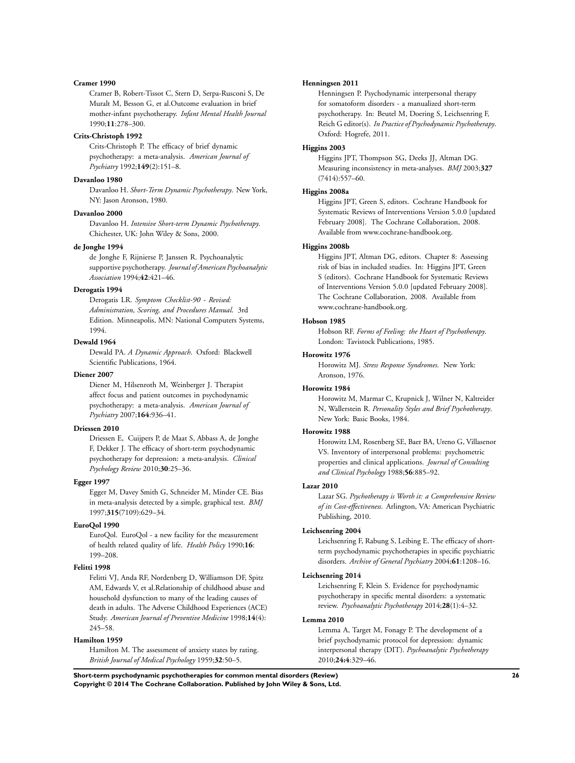**Cramer 1990**

Cramer B, Robert-Tissot C, Stern D, Serpa-Rusconi S, De Muralt M, Besson G, et al.Outcome evaluation in brief mother-infant psychotherapy. *Infant Mental Health Journal* 1990;**11**:278–300.

**Crits-Christoph 1992**

Crits-Christoph P. The efficacy of brief dynamic psychotherapy: a meta-analysis. *American Journal of Psychiatry* 1992;**149**(2):151–8.

**Davanloo 1980**

Davanloo H. *Short-Term Dynamic Psychotherapy*. New York, NY: Jason Aronson, 1980.

**Davanloo 2000**

Davanloo H. *Intensive Short-term Dynamic Psychotherapy*. Chichester, UK: John Wiley & Sons, 2000.

**de Jonghe 1994**

de Jonghe F, Rijnierse P, Janssen R. Psychoanalytic supportive psychotherapy. *Journal of American Psychoanalytic Association* 1994;**42**:421–46.

**Derogatis 1994**

Derogatis LR. *Symptom Checklist-90 - Revised: Administration, Scoring, and Procedures Manual*. 3rd Edition. Minneapolis, MN: National Computers Systems, 1994.

**Dewald 1964**

Dewald PA. *A Dynamic Approach*. Oxford: Blackwell Scientific Publications, 1964.

**Diener 2007**

Diener M, Hilsenroth M, Weinberger J. Therapist affect focus and patient outcomes in psychodynamic psychotherapy: a meta-analysis. *American Journal of Psychiatry* 2007;**164**:936–41.

**Driessen 2010**

Driessen E, Cuijpers P, de Maat S, Abbass A, de Jonghe F, Dekker J. The efficacy of short-term psychodynamic psychotherapy for depression: a meta-analysis. *Clinical Psychology Review* 2010;**30**:25–36.

**Egger 1997**

Egger M, Davey Smith G, Schneider M, Minder CE. Bias in meta-analysis detected by a simple, graphical test. *BMJ* 1997;**315**(7109):629–34.

**EuroQol 1990**

EuroQol. EuroQol - a new facility for the measurement of health related quality of life. *Health Policy* 1990;**16**: 199–208.

**Felitti 1998**

Felitti VJ, Anda RF, Nordenberg D, Williamson DF, Spitz AM, Edwards V, et al.Relationship of childhood abuse and household dysfunction to many of the leading causes of death in adults. The Adverse Childhood Experiences (ACE) Study. *American Journal of Preventive Medicine* 1998;**14**(4): 245–58.

**Hamilton 1959**

Hamilton M. The assessment of anxiety states by rating. *British Journal of Medical Psychology* 1959;**32**:50–5.

**Henningsen 2011**

Henningsen P. Psychodynamic interpersonal therapy for somatoform disorders - a manualized short-term psychotherapy. In: Beutel M, Doering S, Leichsenring F, Reich G editor(s). *In Practice of Psychodynamic Psychotherapy*. Oxford: Hogrefe, 2011.

**Higgins 2003**

Higgins JPT, Thompson SG, Deeks JJ, Altman DG. Measuring inconsistency in meta-analyses. *BMJ* 2003;**327** (7414):557–60.

**Higgins 2008a**

Higgins JPT, Green S, editors. Cochrane Handbook for Systematic Reviews of Interventions Version 5.0.0 [updated February 2008]. The Cochrane Collaboration, 2008. Available from www.cochrane-handbook.org.

**Higgins 2008b**

Higgins JPT, Altman DG, editors. Chapter 8: Assessing risk of bias in included studies. In: Higgins JPT, Green S (editors). Cochrane Handbook for Systematic Reviews of Interventions Version 5.0.0 [updated February 2008]. The Cochrane Collaboration, 2008. Available from www.cochrane-handbook.org.

**Hobson 1985**

Hobson RF. *Forms of Feeling: the Heart of Psychotherapy*. London: Tavistock Publications, 1985.

**Horowitz 1976**

Horowitz MJ. *Stress Response Syndromes*. New York: Aronson, 1976.

**Horowitz 1984**

Horowitz M, Marmar C, Krupnick J, Wilner N, Kaltreider N, Wallerstein R. *Personality Styles and Brief Psychotherapy*. New York: Basic Books, 1984.

**Horowitz 1988**

Horowitz LM, Rosenberg SE, Baer BA, Ureno G, Villasenor VS. Inventory of interpersonal problems: psychometric properties and clinical applications. *Journal of Consulting and Clinical Psychology* 1988;**56**:885–92.

**Lazar 2010**

Lazar SG. *Psychotherapy is Worth it: a Comprehensive Review of its Cost-effectiveness*. Arlington, VA: American Psychiatric Publishing, 2010.

**Leichsenring 2004**

Leichsenring F, Rabung S, Leibing E. The efficacy of short-term psychodynamic psychotherapies in specific psychiatric disorders. *Archive of General Psychiatry* 2004;**61**:1208–16.

**Leichsenring 2014**

Leichsenring F, Klein S. Evidence for psychodynamic psychotherapy in specific mental disorders: a systematic review. *Psychoanalytic Psychotherapy* 2014;**28**(1):4–32.

**Lemma 2010**

Lemma A, Target M, Fonagy P. The development of a brief psychodynamic protocol for depression: dynamic interpersonal therapy (DIT). *Psychoanalytic Psychotherapy* 2010;**24:4**:329–46.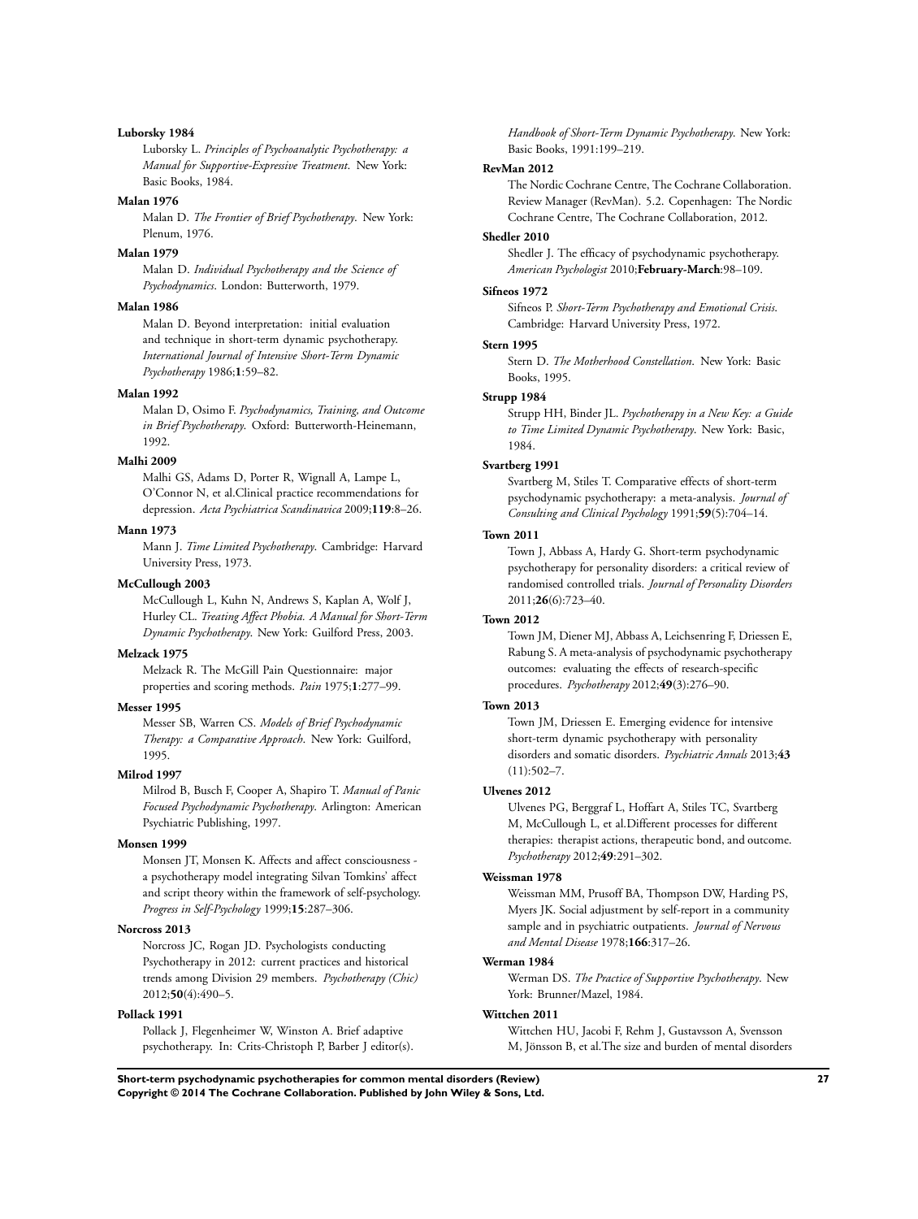**Luborsky 1984**

Luborsky L. *Principles of Psychoanalytic Psychotherapy: a Manual for Supportive-Expressive Treatment*. New York: Basic Books, 1984.

**Malan 1976**

Malan D. *The Frontier of Brief Psychotherapy*. New York: Plenum, 1976.

**Malan 1979**

Malan D. *Individual Psychotherapy and the Science of Psychodynamics*. London: Butterworth, 1979.

**Malan 1986**

Malan D. Beyond interpretation: initial evaluation and technique in short-term dynamic psychotherapy. *International Journal of Intensive Short-Term Dynamic Psychotherapy* 1986;**1**:59–82.

**Malan 1992**

Malan D, Osimo F. *Psychodynamics, Training, and Outcome in Brief Psychotherapy*. Oxford: Butterworth-Heinemann, 1992.

**Malhi 2009**

Malhi GS, Adams D, Porter R, Wignall A, Lampe L, O'Connor N, et al.Clinical practice recommendations for depression. *Acta Psychiatrica Scandinavica* 2009;**119**:8–26.

**Mann 1973**

Mann J. *Time Limited Psychotherapy*. Cambridge: Harvard University Press, 1973.

**McCullough 2003**

McCullough L, Kuhn N, Andrews S, Kaplan A, Wolf J, Hurley CL. *Treating Affect Phobia. A Manual for Short-Term Dynamic Psychotherapy.* New York: Guilford Press, 2003.

**Melzack 1975**

Melzack R. The McGill Pain Questionnaire: major properties and scoring methods. *Pain* 1975;**1**:277–99.

**Messer 1995**

Messer SB, Warren CS. *Models of Brief Psychodynamic Therapy: a Comparative Approach*. New York: Guilford, 1995.

**Milrod 1997**

Milrod B, Busch F, Cooper A, Shapiro T. *Manual of Panic Focused Psychodynamic Psychotherapy*. Arlington: American Psychiatric Publishing, 1997.

**Monsen 1999**

Monsen JT, Monsen K. Affects and affect consciousness - a psychotherapy model integrating Silvan Tomkins' affect and script theory within the framework of self-psychology. *Progress in Self-Psychology* 1999;**15**:287–306.

**Norcross 2013**

Norcross JC, Rogan JD. Psychologists conducting Psychotherapy in 2012: current practices and historical trends among Division 29 members. *Psychotherapy (Chic)* 2012;**50**(4):490–5.

**Pollack 1991**

Pollack J, Flegenheimer W, Winston A. Brief adaptive psychotherapy. In: Crits-Christoph P, Barber J editor(s). *Handbook of Short-Term Dynamic Psychotherapy*. New York: Basic Books, 1991:199–219.

**RevMan 2012**

The Nordic Cochrane Centre, The Cochrane Collaboration. Review Manager (RevMan). 5.2. Copenhagen: The Nordic Cochrane Centre, The Cochrane Collaboration, 2012.

**Shedler 2010**

Shedler J. The efficacy of psychodynamic psychotherapy. *American Psychologist* 2010;**February-March**:98–109.

**Sifneos 1972**

Sifneos P. *Short-Term Psychotherapy and Emotional Crisis*. Cambridge: Harvard University Press, 1972.

**Stern 1995**

Stern D. *The Motherhood Constellation*. New York: Basic Books, 1995.

**Strupp 1984**

Strupp HH, Binder JL. *Psychotherapy in a New Key: a Guide to Time Limited Dynamic Psychotherapy*. New York: Basic, 1984.

**Svartberg 1991**

Svartberg M, Stiles T. Comparative effects of short-term psychodynamic psychotherapy: a meta-analysis. *Journal of Consulting and Clinical Psychology* 1991;**59**(5):704–14.

**Town 2011**

Town J, Abbass A, Hardy G. Short-term psychodynamic psychotherapy for personality disorders: a critical review of randomised controlled trials. *Journal of Personality Disorders* 2011;**26**(6):723–40.

**Town 2012**

Town JM, Diener MJ, Abbass A, Leichsenring F, Driessen E, Rabung S. A meta-analysis of psychodynamic psychotherapy outcomes: evaluating the effects of research-specific procedures. *Psychotherapy* 2012;**49**(3):276–90.

**Town 2013**

Town JM, Driessen E. Emerging evidence for intensive short-term dynamic psychotherapy with personality disorders and somatic disorders. *Psychiatric Annals* 2013;**43** (11):502–7.

**Ulvenes 2012**

Ulvenes PG, Berggraf L, Hoffart A, Stiles TC, Svartberg M, McCullough L, et al.Different processes for different therapies: therapist actions, therapeutic bond, and outcome. *Psychotherapy* 2012;**49**:291–302.

**Weissman 1978**

Weissman MM, Prusoff BA, Thompson DW, Harding PS, Myers JK. Social adjustment by self-report in a community sample and in psychiatric outpatients. *Journal of Nervous and Mental Disease* 1978;**166**:317–26.

**Werman 1984**

Werman DS. *The Practice of Supportive Psychotherapy*. New York: Brunner/Mazel, 1984.

**Wittchen 2011**

Wittchen HU, Jacobi F, Rehm J, Gustavsson A, Svensson M, Jönsson B, et al.The size and burden of mental disorders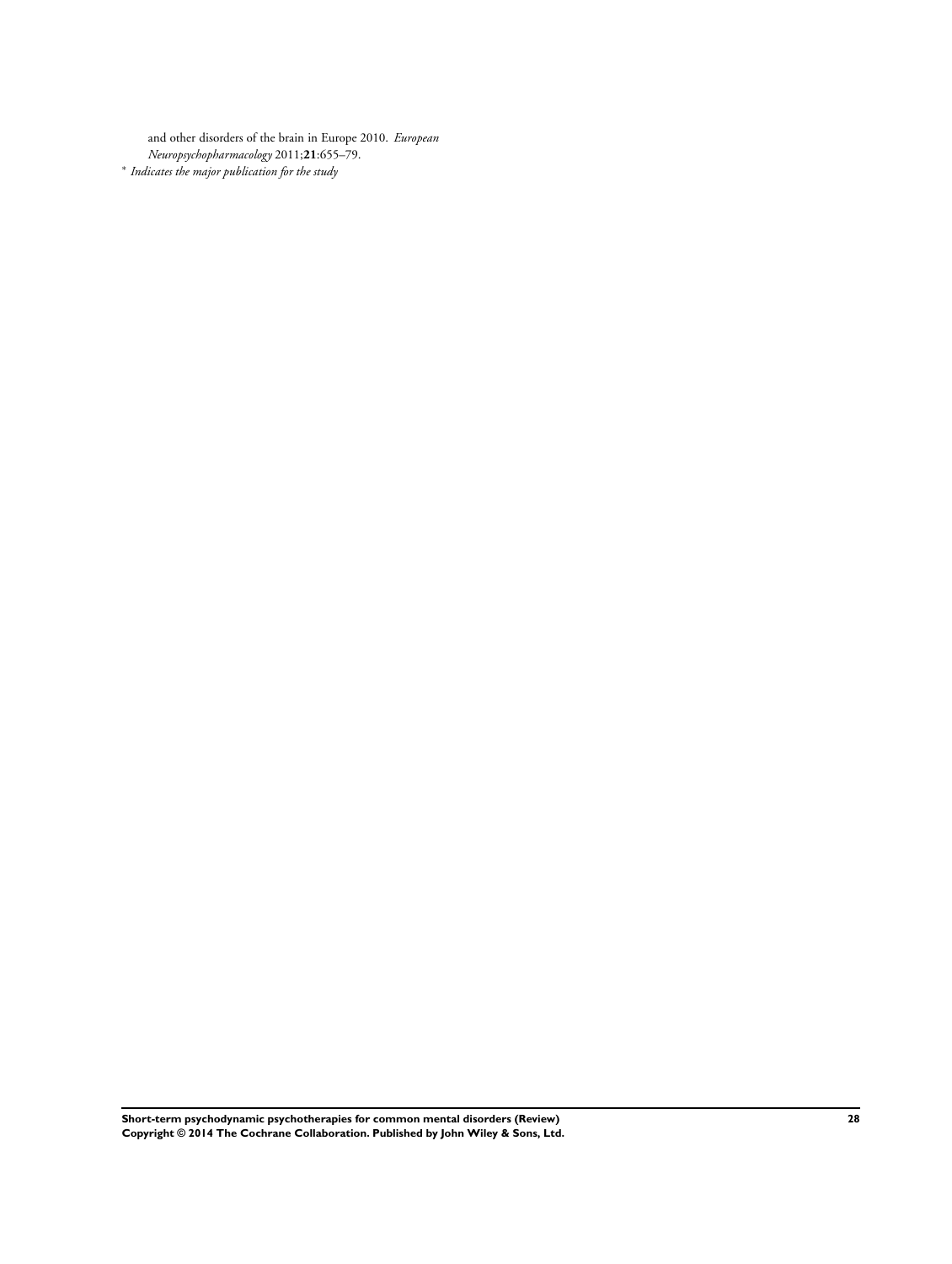and other disorders of the brain in Europe 2010. *European Neuropsychopharmacology* 2011;**21**:655–79.

* *Indicates the major publication for the study*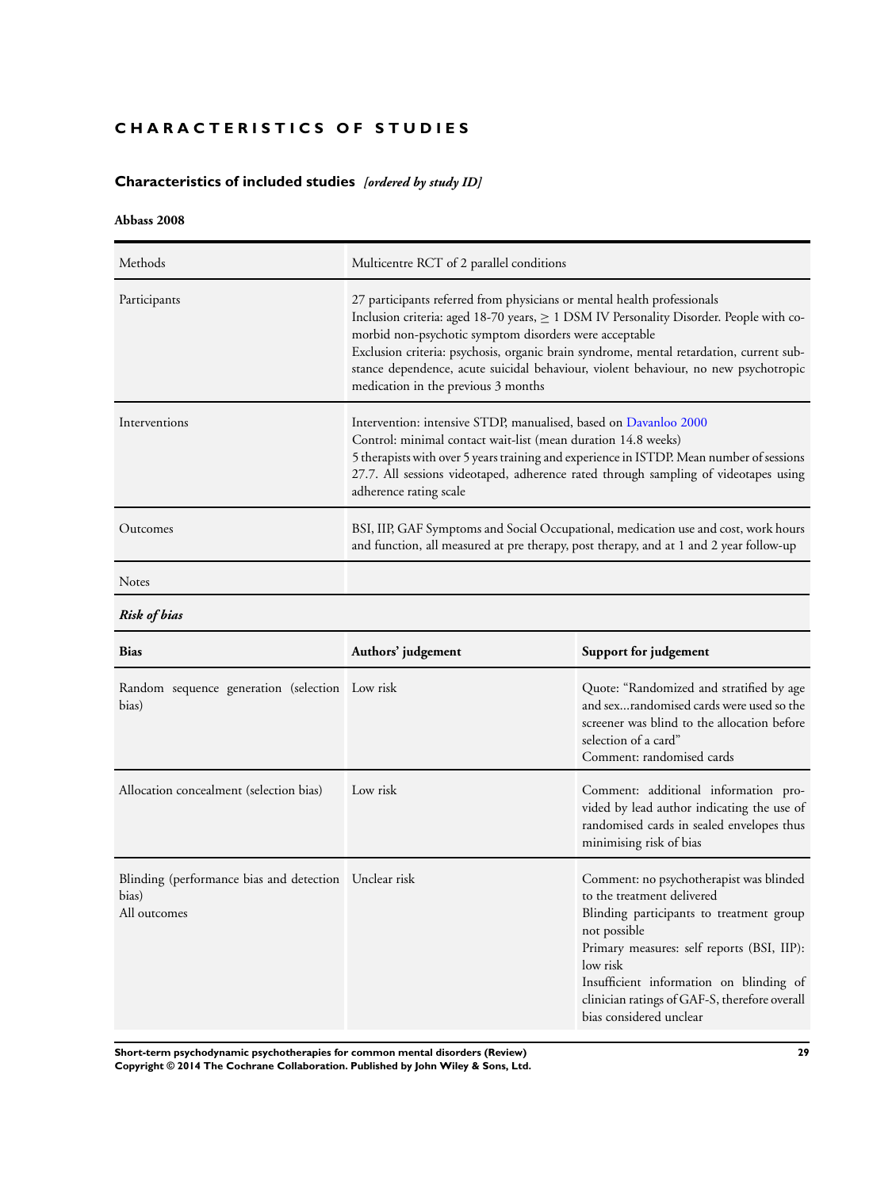# CHARACTERISTICS OF STUDIES

## Characteristics of included studies *[ordered by study ID]*

### Abbass 2008

| | |
|---|---|
| Methods | Multicentre RCT of 2 parallel conditions |
| Participants | 27 participants referred from physicians or mental health professionals<br>Inclusion criteria: aged 18-70 years, ≥ 1 DSM IV Personality Disorder. People with co-morbid non-psychotic symptom disorders were acceptable<br>Exclusion criteria: psychosis, organic brain syndrome, mental retardation, current substance dependence, acute suicidal behaviour, violent behaviour, no new psychotropic medication in the previous 3 months |
| Interventions | Intervention: intensive STDP, manualised, based on Davanloo 2000<br>Control: minimal contact wait-list (mean duration 14.8 weeks)<br>5 therapists with over 5 years training and experience in ISTDP. Mean number of sessions 27.7. All sessions videotaped, adherence rated through sampling of videotapes using adherence rating scale |
| Outcomes | BSI, IIP, GAF Symptoms and Social Occupational, medication use and cost, work hours and function, all measured at pre therapy, post therapy, and at 1 and 2 year follow-up |
| Notes | |

***Risk of bias***

| Bias | Authors' judgement | Support for judgement |
|---|---|---|
| Random sequence generation (selection bias) | Low risk | Quote: "Randomized and stratified by age and sex...randomised cards were used so the screener was blind to the allocation before selection of a card"<br>Comment: randomised cards |
| Allocation concealment (selection bias) | Low risk | Comment: additional information provided by lead author indicating the use of randomised cards in sealed envelopes thus minimising risk of bias |
| Blinding (performance bias and detection bias)<br>All outcomes | Unclear risk | Comment: no psychotherapist was blinded to the treatment delivered<br>Blinding participants to treatment group not possible<br>Primary measures: self reports (BSI, IIP): low risk<br>Insufficient information on blinding of clinician ratings of GAF-S, therefore overall bias considered unclear |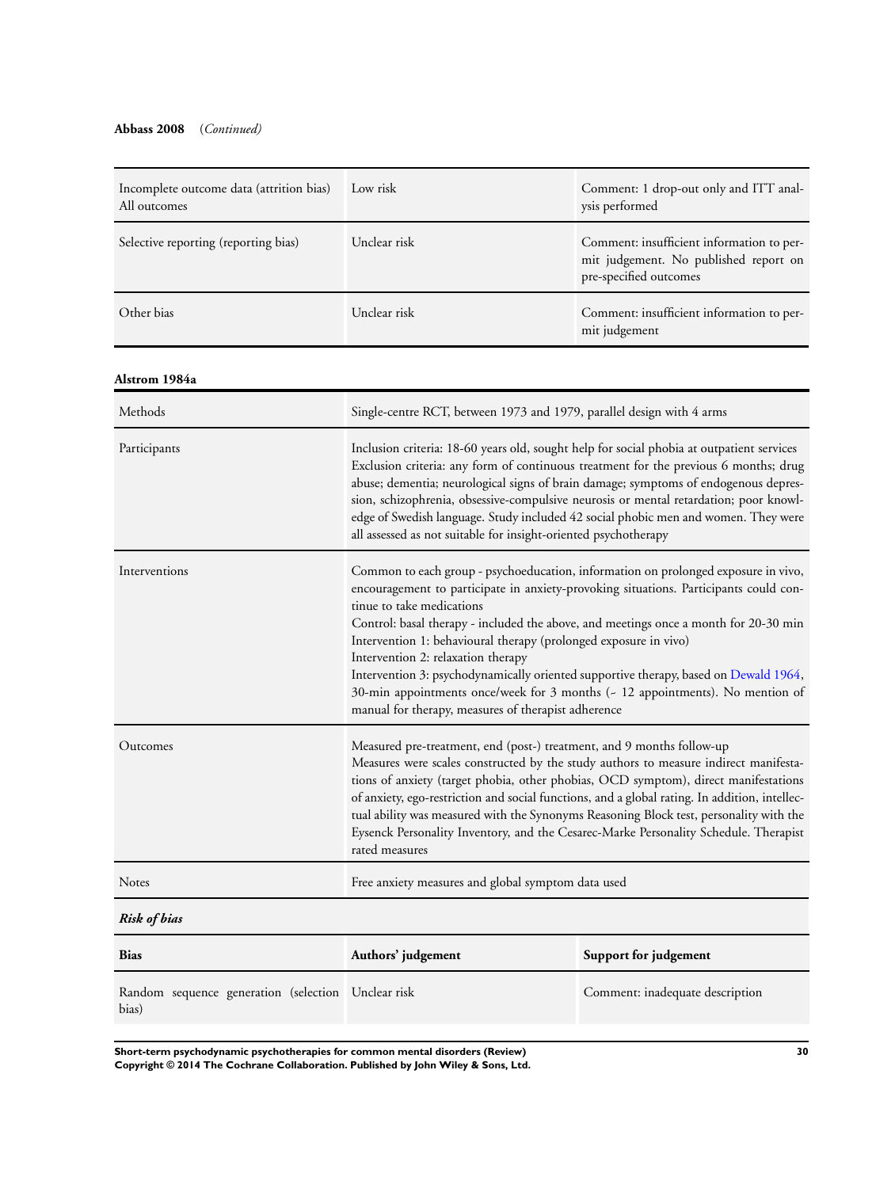**Abbass 2008** (*Continued*)

| | | |
|---|---|---|
| Incomplete outcome data (attrition bias) All outcomes | Low risk | Comment: 1 drop-out only and ITT analysis performed |
| Selective reporting (reporting bias) | Unclear risk | Comment: insufficient information to permit judgement. No published report on pre-specified outcomes |
| Other bias | Unclear risk | Comment: insufficient information to permit judgement |

**Alstrom 1984a**

| | |
|---|---|
| Methods | Single-centre RCT, between 1973 and 1979, parallel design with 4 arms |
| Participants | Inclusion criteria: 18-60 years old, sought help for social phobia at outpatient services<br>Exclusion criteria: any form of continuous treatment for the previous 6 months; drug abuse; dementia; neurological signs of brain damage; symptoms of endogenous depression, schizophrenia, obsessive-compulsive neurosis or mental retardation; poor knowledge of Swedish language. Study included 42 social phobic men and women. They were all assessed as not suitable for insight-oriented psychotherapy |
| Interventions | Common to each group - psychoeducation, information on prolonged exposure in vivo, encouragement to participate in anxiety-provoking situations. Participants could continue to take medications<br>Control: basal therapy - included the above, and meetings once a month for 20-30 min<br>Intervention 1: behavioural therapy (prolonged exposure in vivo)<br>Intervention 2: relaxation therapy<br>Intervention 3: psychodynamically oriented supportive therapy, based on Dewald 1964, 30-min appointments once/week for 3 months (~ 12 appointments). No mention of manual for therapy, measures of therapist adherence |
| Outcomes | Measured pre-treatment, end (post-) treatment, and 9 months follow-up<br>Measures were scales constructed by the study authors to measure indirect manifestations of anxiety (target phobia, other phobias, OCD symptom), direct manifestations of anxiety, ego-restriction and social functions, and a global rating. In addition, intellectual ability was measured with the Synonyms Reasoning Block test, personality with the Eysenck Personality Inventory, and the Cesarec-Marke Personality Schedule. Therapist rated measures |
| Notes | Free anxiety measures and global symptom data used |

***Risk of bias***

| Bias | Authors' judgement | Support for judgement |
|---|---|---|
| Random sequence generation (selection bias) | Unclear risk | Comment: inadequate description |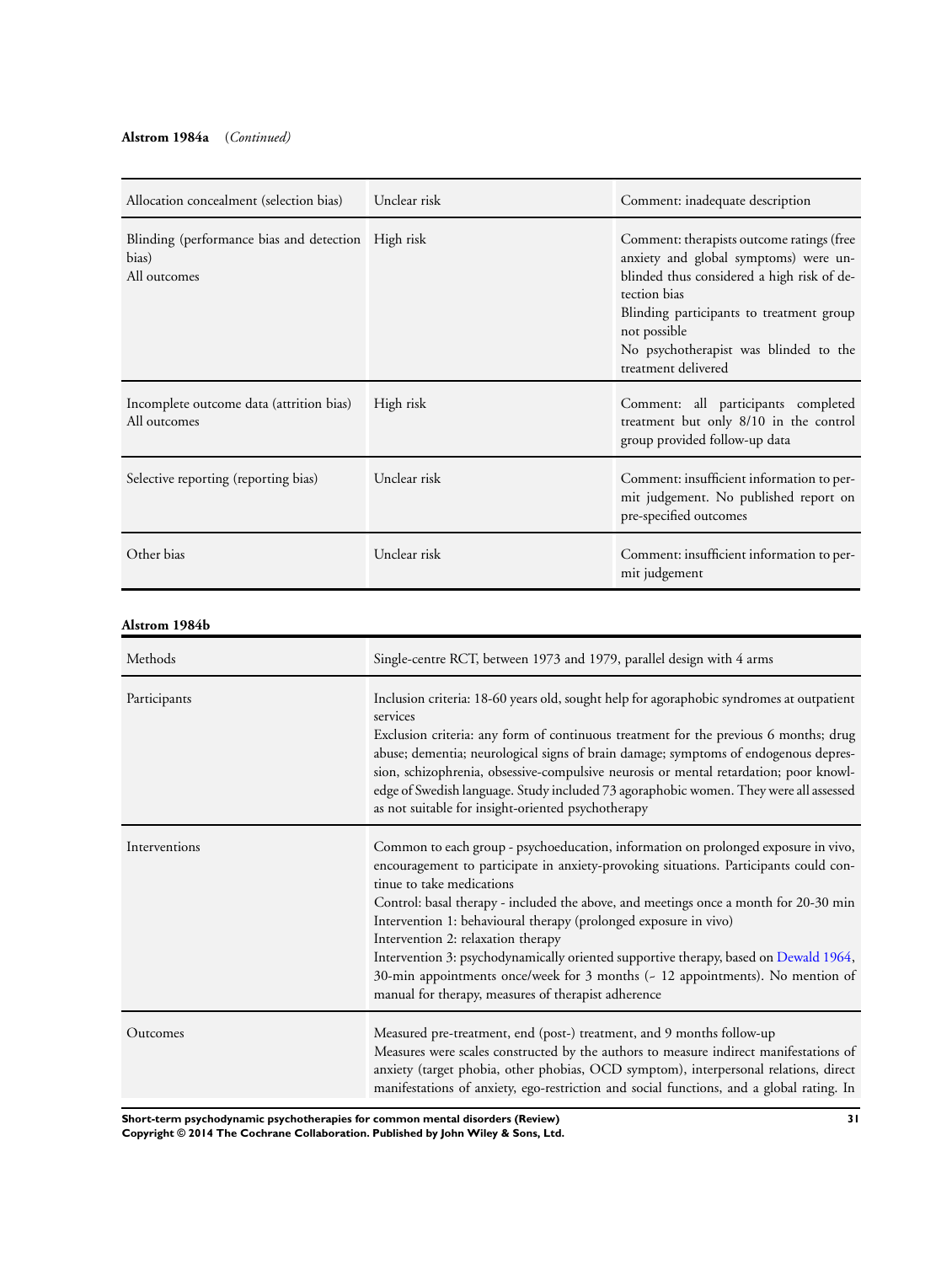**Alstrom 1984a** (*Continued*)

| | | |
|---|---|---|
| Allocation concealment (selection bias) | Unclear risk | Comment: inadequate description |
| Blinding (performance bias and detection bias)<br>All outcomes | High risk | Comment: therapists outcome ratings (free anxiety and global symptoms) were unblinded thus considered a high risk of detection bias<br>Blinding participants to treatment group not possible<br>No psychotherapist was blinded to the treatment delivered |
| Incomplete outcome data (attrition bias)<br>All outcomes | High risk | Comment: all participants completed treatment but only 8/10 in the control group provided follow-up data |
| Selective reporting (reporting bias) | Unclear risk | Comment: insufficient information to permit judgement. No published report on pre-specified outcomes |
| Other bias | Unclear risk | Comment: insufficient information to permit judgement |

**Alstrom 1984b**

| | |
|---|---|
| Methods | Single-centre RCT, between 1973 and 1979, parallel design with 4 arms |
| Participants | Inclusion criteria: 18-60 years old, sought help for agoraphobic syndromes at outpatient services<br>Exclusion criteria: any form of continuous treatment for the previous 6 months; drug abuse; dementia; neurological signs of brain damage; symptoms of endogenous depression, schizophrenia, obsessive-compulsive neurosis or mental retardation; poor knowledge of Swedish language. Study included 73 agoraphobic women. They were all assessed as not suitable for insight-oriented psychotherapy |
| Interventions | Common to each group - psychoeducation, information on prolonged exposure in vivo, encouragement to participate in anxiety-provoking situations. Participants could continue to take medications<br>Control: basal therapy - included the above, and meetings once a month for 20-30 min<br>Intervention 1: behavioural therapy (prolonged exposure in vivo)<br>Intervention 2: relaxation therapy<br>Intervention 3: psychodynamically oriented supportive therapy, based on Dewald 1964, 30-min appointments once/week for 3 months (~ 12 appointments). No mention of manual for therapy, measures of therapist adherence |
| Outcomes | Measured pre-treatment, end (post-) treatment, and 9 months follow-up<br>Measures were scales constructed by the authors to measure indirect manifestations of anxiety (target phobia, other phobias, OCD symptom), interpersonal relations, direct manifestations of anxiety, ego-restriction and social functions, and a global rating. In |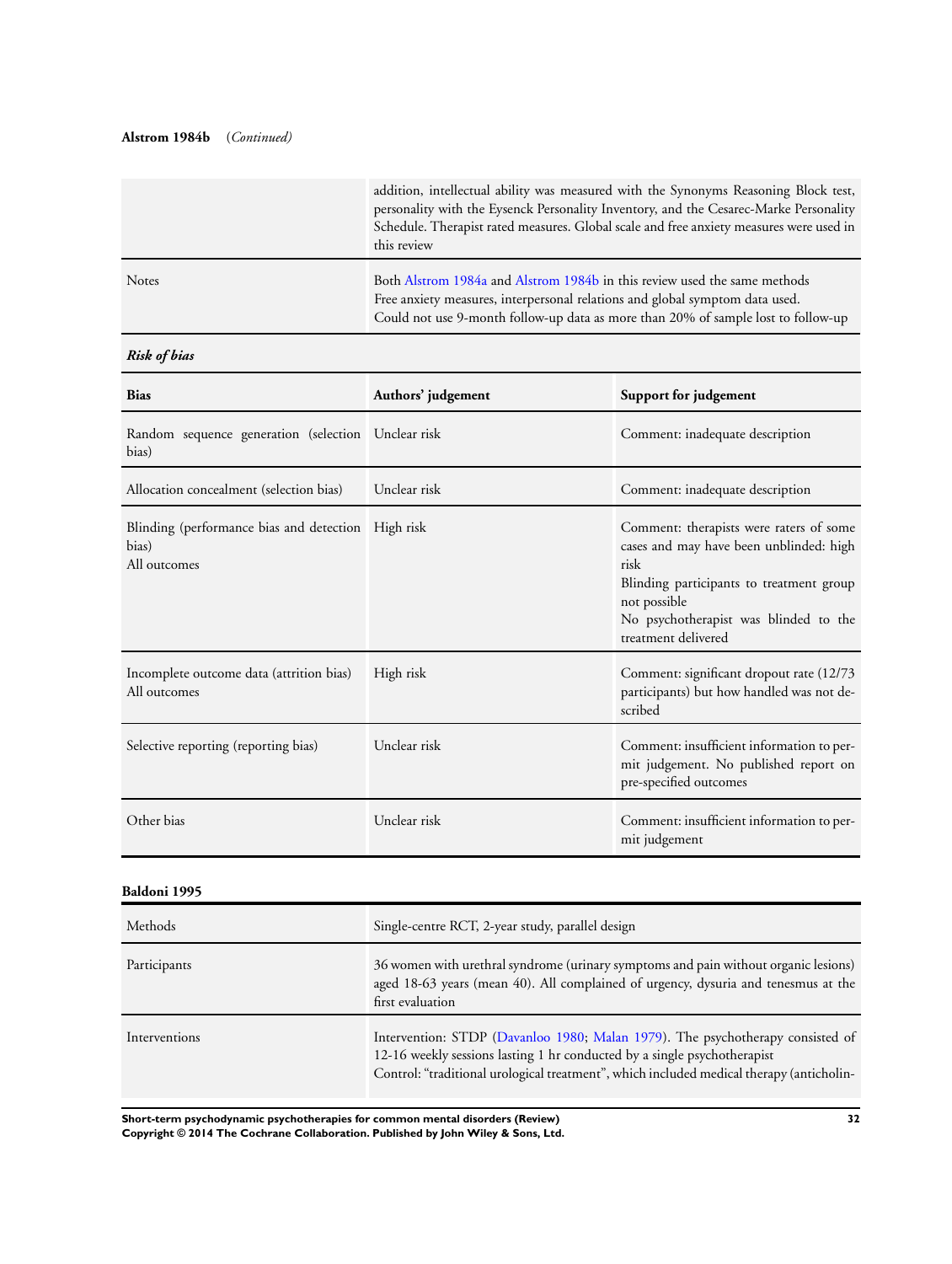**Alstrom 1984b** (*Continued*)

| | |
|---|---|
| | addition, intellectual ability was measured with the Synonyms Reasoning Block test, personality with the Eysenck Personality Inventory, and the Cesarec-Marke Personality Schedule. Therapist rated measures. Global scale and free anxiety measures were used in this review |
| Notes | Both Alstrom 1984a and Alstrom 1984b in this review used the same methods<br>Free anxiety measures, interpersonal relations and global symptom data used.<br>Could not use 9-month follow-up data as more than 20% of sample lost to follow-up |

***Risk of bias***

| Bias | Authors' judgement | Support for judgement |
|---|---|---|
| Random sequence generation (selection bias) | Unclear risk | Comment: inadequate description |
| Allocation concealment (selection bias) | Unclear risk | Comment: inadequate description |
| Blinding (performance bias and detection bias)<br>All outcomes | High risk | Comment: therapists were raters of some cases and may have been unblinded: high risk<br>Blinding participants to treatment group not possible<br>No psychotherapist was blinded to the treatment delivered |
| Incomplete outcome data (attrition bias)<br>All outcomes | High risk | Comment: significant dropout rate (12/73 participants) but how handled was not described |
| Selective reporting (reporting bias) | Unclear risk | Comment: insufficient information to permit judgement. No published report on pre-specified outcomes |
| Other bias | Unclear risk | Comment: insufficient information to permit judgement |

**Baldoni 1995**

| | |
|---|---|
| Methods | Single-centre RCT, 2-year study, parallel design |
| Participants | 36 women with urethral syndrome (urinary symptoms and pain without organic lesions) aged 18-63 years (mean 40). All complained of urgency, dysuria and tenesmus at the first evaluation |
| Interventions | Intervention: STDP (Davanloo 1980; Malan 1979). The psychotherapy consisted of 12-16 weekly sessions lasting 1 hr conducted by a single psychotherapist<br>Control: "traditional urological treatment", which included medical therapy (anticholin- |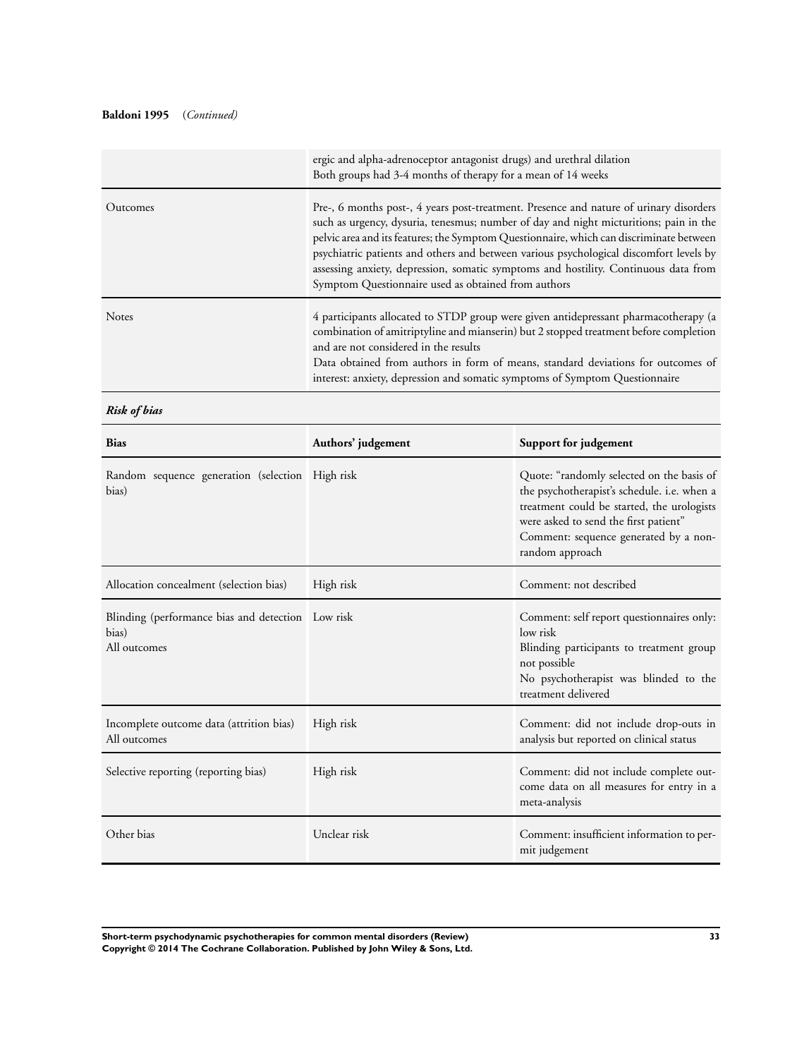**Baldoni 1995** (*Continued*)

| | |
|---|---|
| | ergic and alpha-adrenoceptor antagonist drugs) and urethral dilation<br>Both groups had 3-4 months of therapy for a mean of 14 weeks |
| Outcomes | Pre-, 6 months post-, 4 years post-treatment. Presence and nature of urinary disorders such as urgency, dysuria, tenesmus; number of day and night micturitions; pain in the pelvic area and its features; the Symptom Questionnaire, which can discriminate between psychiatric patients and others and between various psychological discomfort levels by assessing anxiety, depression, somatic symptoms and hostility. Continuous data from Symptom Questionnaire used as obtained from authors |
| Notes | 4 participants allocated to STDP group were given antidepressant pharmacotherapy (a combination of amitriptyline and mianserin) but 2 stopped treatment before completion and are not considered in the results<br>Data obtained from authors in form of means, standard deviations for outcomes of interest: anxiety, depression and somatic symptoms of Symptom Questionnaire |

***Risk of bias***

| Bias | Authors' judgement | Support for judgement |
|---|---|---|
| Random sequence generation (selection bias) | High risk | Quote: "randomly selected on the basis of the psychotherapist's schedule. i.e. when a treatment could be started, the urologists were asked to send the first patient"<br>Comment: sequence generated by a non-random approach |
| Allocation concealment (selection bias) | High risk | Comment: not described |
| Blinding (performance bias and detection bias)<br>All outcomes | Low risk | Comment: self report questionnaires only: low risk<br>Blinding participants to treatment group not possible<br>No psychotherapist was blinded to the treatment delivered |
| Incomplete outcome data (attrition bias)<br>All outcomes | High risk | Comment: did not include drop-outs in analysis but reported on clinical status |
| Selective reporting (reporting bias) | High risk | Comment: did not include complete outcome data on all measures for entry in a meta-analysis |
| Other bias | Unclear risk | Comment: insufficient information to permit judgement |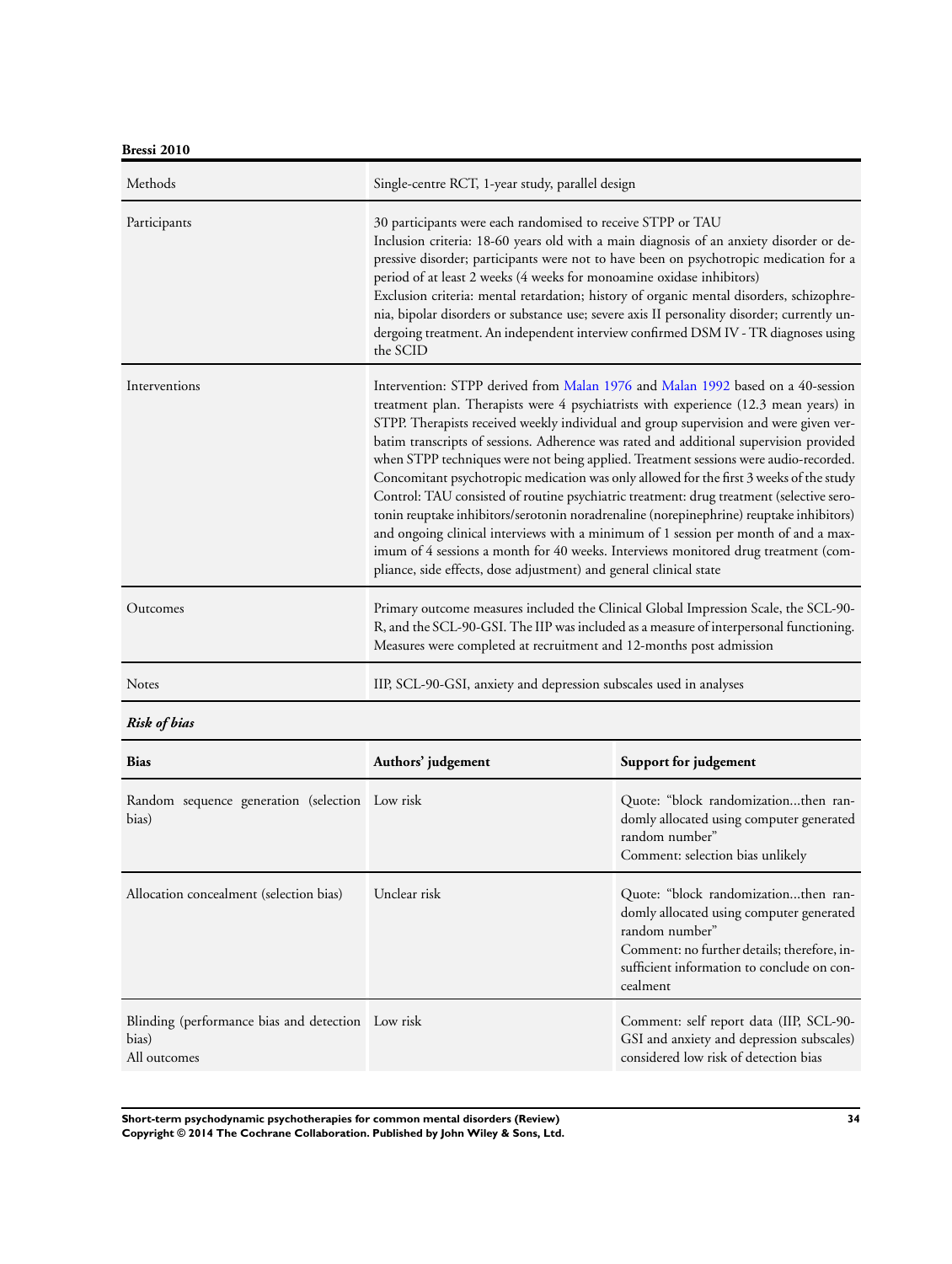**Bressi 2010**

| Methods | Single-centre RCT, 1-year study, parallel design |
|---|---|
| Participants | 30 participants were each randomised to receive STPP or TAU<br>Inclusion criteria: 18-60 years old with a main diagnosis of an anxiety disorder or depressive disorder; participants were not to have been on psychotropic medication for a period of at least 2 weeks (4 weeks for monoamine oxidase inhibitors)<br>Exclusion criteria: mental retardation; history of organic mental disorders, schizophrenia, bipolar disorders or substance use; severe axis II personality disorder; currently undergoing treatment. An independent interview confirmed DSM IV - TR diagnoses using the SCID |
| Interventions | Intervention: STPP derived from Malan 1976 and Malan 1992 based on a 40-session treatment plan. Therapists were 4 psychiatrists with experience (12.3 mean years) in STPP. Therapists received weekly individual and group supervision and were given verbatim transcripts of sessions. Adherence was rated and additional supervision provided when STPP techniques were not being applied. Treatment sessions were audio-recorded. Concomitant psychotropic medication was only allowed for the first 3 weeks of the study<br>Control: TAU consisted of routine psychiatric treatment: drug treatment (selective serotonin reuptake inhibitors/serotonin noradrenaline (norepinephrine) reuptake inhibitors) and ongoing clinical interviews with a minimum of 1 session per month of and a maximum of 4 sessions a month for 40 weeks. Interviews monitored drug treatment (compliance, side effects, dose adjustment) and general clinical state |
| Outcomes | Primary outcome measures included the Clinical Global Impression Scale, the SCL-90-R, and the SCL-90-GSI. The IIP was included as a measure of interpersonal functioning. Measures were completed at recruitment and 12-months post admission |
| Notes | IIP, SCL-90-GSI, anxiety and depression subscales used in analyses |

***Risk of bias***

| Bias | Authors' judgement | Support for judgement |
|---|---|---|
| Random sequence generation (selection bias) | Low risk | Quote: "block randomization...then randomly allocated using computer generated random number"<br>Comment: selection bias unlikely |
| Allocation concealment (selection bias) | Unclear risk | Quote: "block randomization...then randomly allocated using computer generated random number"<br>Comment: no further details; therefore, insufficient information to conclude on concealment |
| Blinding (performance bias and detection bias)<br>All outcomes | Low risk | Comment: self report data (IIP, SCL-90-GSI and anxiety and depression subscales) considered low risk of detection bias |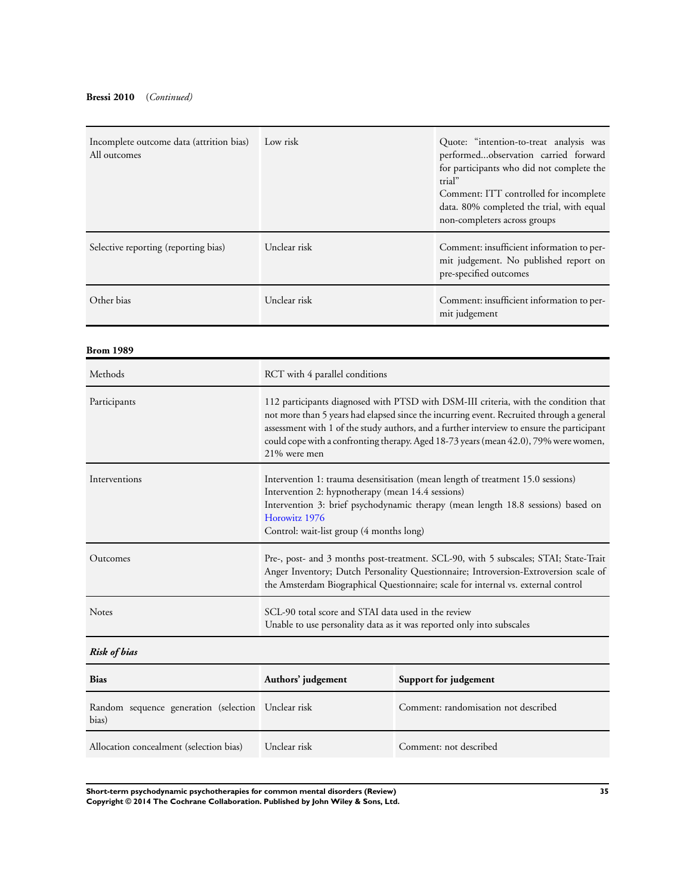**Bressi 2010** (*Continued*)

| | | |
|---|---|---|
| Incomplete outcome data (attrition bias) All outcomes | Low risk | Quote: "intention-to-treat analysis was performed...observation carried forward for participants who did not complete the trial"<br>Comment: ITT controlled for incomplete data. 80% completed the trial, with equal non-completers across groups |
| Selective reporting (reporting bias) | Unclear risk | Comment: insufficient information to permit judgement. No published report on pre-specified outcomes |
| Other bias | Unclear risk | Comment: insufficient information to permit judgement |

**Brom 1989**

| | |
|---|---|
| Methods | RCT with 4 parallel conditions |
| Participants | 112 participants diagnosed with PTSD with DSM-III criteria, with the condition that not more than 5 years had elapsed since the incurring event. Recruited through a general assessment with 1 of the study authors, and a further interview to ensure the participant could cope with a confronting therapy. Aged 18-73 years (mean 42.0), 79% were women, 21% were men |
| Interventions | Intervention 1: trauma desensitisation (mean length of treatment 15.0 sessions)<br>Intervention 2: hypnotherapy (mean 14.4 sessions)<br>Intervention 3: brief psychodynamic therapy (mean length 18.8 sessions) based on Horowitz 1976<br>Control: wait-list group (4 months long) |
| Outcomes | Pre-, post- and 3 months post-treatment. SCL-90, with 5 subscales; STAI; State-Trait Anger Inventory; Dutch Personality Questionnaire; Introversion-Extroversion scale of the Amsterdam Biographical Questionnaire; scale for internal vs. external control |
| Notes | SCL-90 total score and STAI data used in the review<br>Unable to use personality data as it was reported only into subscales |

***Risk of bias***

| Bias | Authors' judgement | Support for judgement |
|---|---|---|
| Random sequence generation (selection bias) | Unclear risk | Comment: randomisation not described |
| Allocation concealment (selection bias) | Unclear risk | Comment: not described |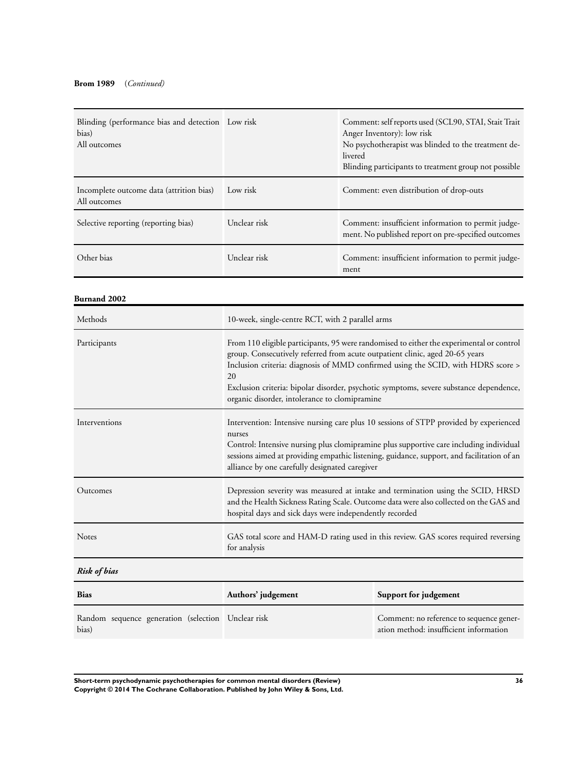**Brom 1989** (*Continued*)

| | | |
|---|---|---|
| Blinding (performance bias and detection bias)<br>All outcomes | Low risk | Comment: self reports used (SCL90, STAI, Stait Trait Anger Inventory): low risk<br>No psychotherapist was blinded to the treatment delivered<br>Blinding participants to treatment group not possible |
| Incomplete outcome data (attrition bias)<br>All outcomes | Low risk | Comment: even distribution of drop-outs |
| Selective reporting (reporting bias) | Unclear risk | Comment: insufficient information to permit judgement. No published report on pre-specified outcomes |
| Other bias | Unclear risk | Comment: insufficient information to permit judgement |

**Burnand 2002**

| | |
|---|---|
| Methods | 10-week, single-centre RCT, with 2 parallel arms |
| Participants | From 110 eligible participants, 95 were randomised to either the experimental or control group. Consecutively referred from acute outpatient clinic, aged 20-65 years<br>Inclusion criteria: diagnosis of MMD confirmed using the SCID, with HDRS score > 20<br>Exclusion criteria: bipolar disorder, psychotic symptoms, severe substance dependence, organic disorder, intolerance to clomipramine |
| Interventions | Intervention: Intensive nursing care plus 10 sessions of STPP provided by experienced nurses<br>Control: Intensive nursing plus clomipramine plus supportive care including individual sessions aimed at providing empathic listening, guidance, support, and facilitation of an alliance by one carefully designated caregiver |
| Outcomes | Depression severity was measured at intake and termination using the SCID, HRSD and the Health Sickness Rating Scale. Outcome data were also collected on the GAS and hospital days and sick days were independently recorded |
| Notes | GAS total score and HAM-D rating used in this review. GAS scores required reversing for analysis |

***Risk of bias***

| Bias | Authors' judgement | Support for judgement |
|---|---|---|
| Random sequence generation (selection bias) | Unclear risk | Comment: no reference to sequence generation method: insufficient information |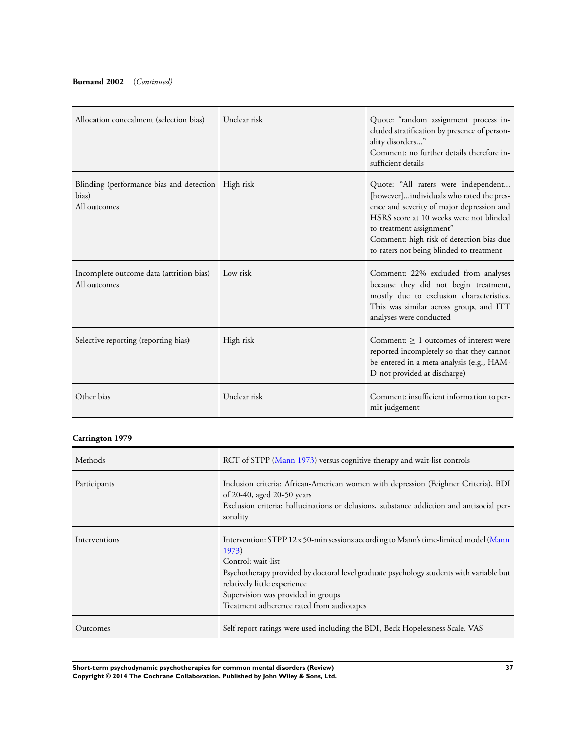**Burnand 2002** *(Continued)*

| | | |
|---|---|---|
| Allocation concealment (selection bias) | Unclear risk | Quote: "random assignment process included stratification by presence of personality disorders..."<br>Comment: no further details therefore insufficient details |
| Blinding (performance bias and detection bias)<br>All outcomes | High risk | Quote: "All raters were independent... [however]...individuals who rated the presence and severity of major depression and HSRS score at 10 weeks were not blinded to treatment assignment"<br>Comment: high risk of detection bias due to raters not being blinded to treatment |
| Incomplete outcome data (attrition bias)<br>All outcomes | Low risk | Comment: 22% excluded from analyses because they did not begin treatment, mostly due to exclusion characteristics. This was similar across group, and ITT analyses were conducted |
| Selective reporting (reporting bias) | High risk | Comment: ≥ 1 outcomes of interest were reported incompletely so that they cannot be entered in a meta-analysis (e.g., HAM-D not provided at discharge) |
| Other bias | Unclear risk | Comment: insufficient information to permit judgement |

**Carrington 1979**

| | |
|---|---|
| Methods | RCT of STPP (Mann 1973) versus cognitive therapy and wait-list controls |
| Participants | Inclusion criteria: African-American women with depression (Feighner Criteria), BDI of 20-40, aged 20-50 years<br>Exclusion criteria: hallucinations or delusions, substance addiction and antisocial personality |
| Interventions | Intervention: STPP 12 x 50-min sessions according to Mann's time-limited model (Mann 1973)<br>Control: wait-list<br>Psychotherapy provided by doctoral level graduate psychology students with variable but relatively little experience<br>Supervision was provided in groups<br>Treatment adherence rated from audiotapes |
| Outcomes | Self report ratings were used including the BDI, Beck Hopelessness Scale. VAS |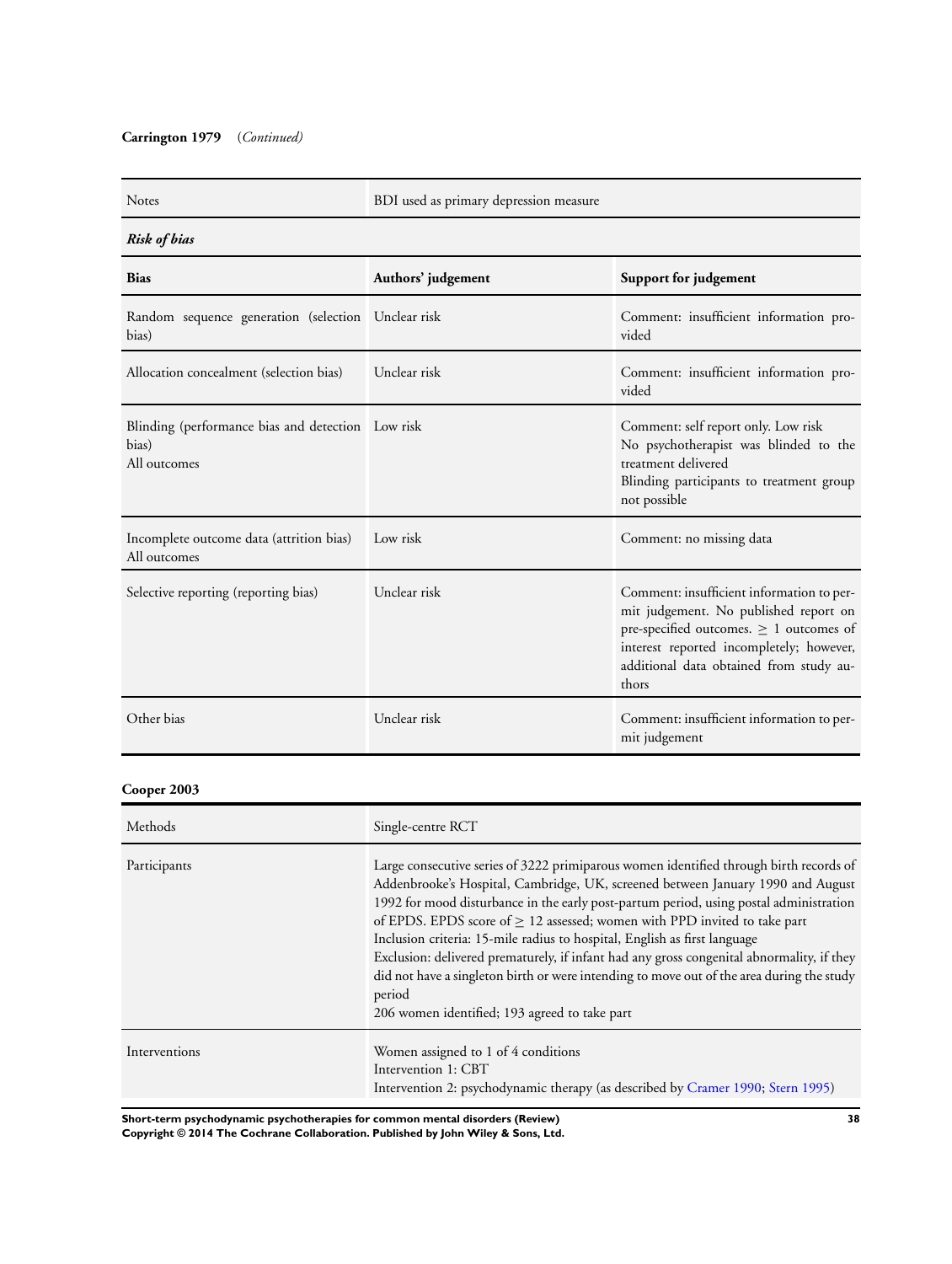**Carrington 1979** *(Continued)*

| | |
|---|---|
| Notes | BDI used as primary depression measure |

***Risk of bias***

| Bias | Authors' judgement | Support for judgement |
|---|---|---|
| Random sequence generation (selection bias) | Unclear risk | Comment: insufficient information provided |
| Allocation concealment (selection bias) | Unclear risk | Comment: insufficient information provided |
| Blinding (performance bias and detection bias)<br>All outcomes | Low risk | Comment: self report only. Low risk<br>No psychotherapist was blinded to the treatment delivered<br>Blinding participants to treatment group not possible |
| Incomplete outcome data (attrition bias)<br>All outcomes | Low risk | Comment: no missing data |
| Selective reporting (reporting bias) | Unclear risk | Comment: insufficient information to permit judgement. No published report on pre-specified outcomes. ≥ 1 outcomes of interest reported incompletely; however, additional data obtained from study authors |
| Other bias | Unclear risk | Comment: insufficient information to permit judgement |

**Cooper 2003**

| | |
|---|---|
| Methods | Single-centre RCT |
| Participants | Large consecutive series of 3222 primiparous women identified through birth records of Addenbrooke's Hospital, Cambridge, UK, screened between January 1990 and August 1992 for mood disturbance in the early post-partum period, using postal administration of EPDS. EPDS score of ≥ 12 assessed; women with PPD invited to take part<br>Inclusion criteria: 15-mile radius to hospital, English as first language<br>Exclusion: delivered prematurely, if infant had any gross congenital abnormality, if they did not have a singleton birth or were intending to move out of the area during the study period<br>206 women identified; 193 agreed to take part |
| Interventions | Women assigned to 1 of 4 conditions<br>Intervention 1: CBT<br>Intervention 2: psychodynamic therapy (as described by Cramer 1990; Stern 1995) |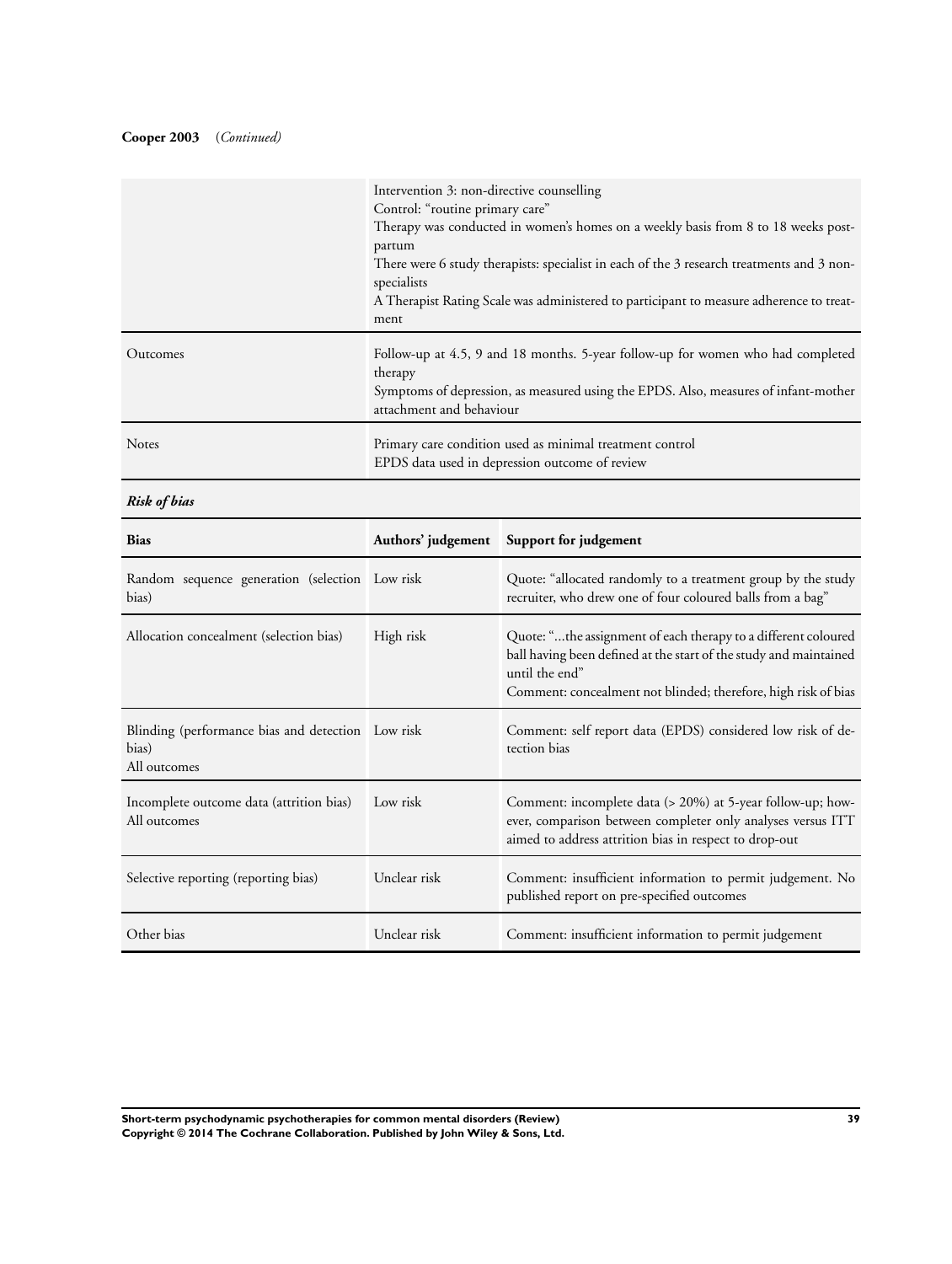**Cooper 2003** (*Continued*)

| | |
|---|---|
| | Intervention 3: non-directive counselling<br>Control: "routine primary care"<br>Therapy was conducted in women's homes on a weekly basis from 8 to 18 weeks postpartum<br>There were 6 study therapists: specialist in each of the 3 research treatments and 3 non-specialists<br>A Therapist Rating Scale was administered to participant to measure adherence to treatment |
| Outcomes | Follow-up at 4.5, 9 and 18 months. 5-year follow-up for women who had completed therapy<br>Symptoms of depression, as measured using the EPDS. Also, measures of infant-mother attachment and behaviour |
| Notes | Primary care condition used as minimal treatment control<br>EPDS data used in depression outcome of review |

***Risk of bias***

| Bias | Authors' judgement | Support for judgement |
|---|---|---|
| Random sequence generation (selection bias) | Low risk | Quote: "allocated randomly to a treatment group by the study recruiter, who drew one of four coloured balls from a bag" |
| Allocation concealment (selection bias) | High risk | Quote: "...the assignment of each therapy to a different coloured ball having been defined at the start of the study and maintained until the end"<br>Comment: concealment not blinded; therefore, high risk of bias |
| Blinding (performance bias and detection bias)<br>All outcomes | Low risk | Comment: self report data (EPDS) considered low risk of detection bias |
| Incomplete outcome data (attrition bias)<br>All outcomes | Low risk | Comment: incomplete data (> 20%) at 5-year follow-up; however, comparison between completer only analyses versus ITT aimed to address attrition bias in respect to drop-out |
| Selective reporting (reporting bias) | Unclear risk | Comment: insufficient information to permit judgement. No published report on pre-specified outcomes |
| Other bias | Unclear risk | Comment: insufficient information to permit judgement |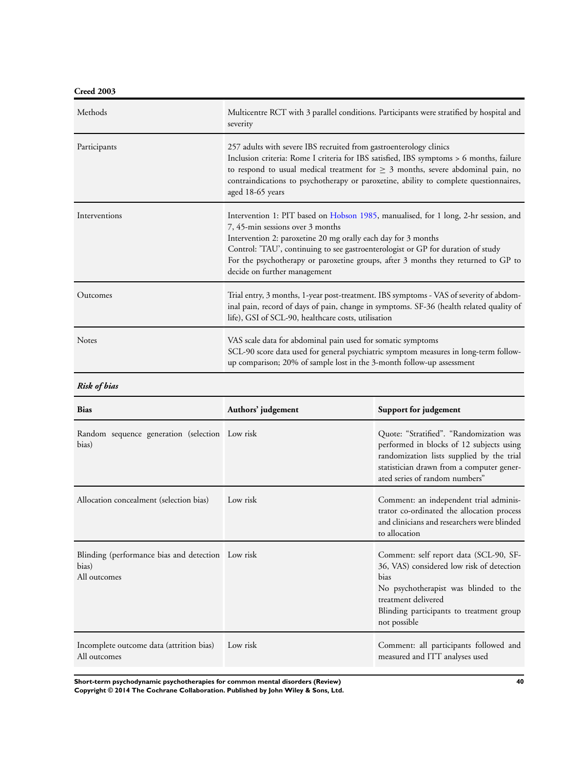**Creed 2003**

| | |
|---|---|
| Methods | Multicentre RCT with 3 parallel conditions. Participants were stratified by hospital and severity |
| Participants | 257 adults with severe IBS recruited from gastroenterology clinics<br>Inclusion criteria: Rome I criteria for IBS satisfied, IBS symptoms > 6 months, failure to respond to usual medical treatment for ≥ 3 months, severe abdominal pain, no contraindications to psychotherapy or paroxetine, ability to complete questionnaires, aged 18-65 years |
| Interventions | Intervention 1: PIT based on Hobson 1985, manualised, for 1 long, 2-hr session, and 7, 45-min sessions over 3 months<br>Intervention 2: paroxetine 20 mg orally each day for 3 months<br>Control: 'TAU', continuing to see gastroenterologist or GP for duration of study<br>For the psychotherapy or paroxetine groups, after 3 months they returned to GP to decide on further management |
| Outcomes | Trial entry, 3 months, 1-year post-treatment. IBS symptoms - VAS of severity of abdominal pain, record of days of pain, change in symptoms. SF-36 (health related quality of life), GSI of SCL-90, healthcare costs, utilisation |
| Notes | VAS scale data for abdominal pain used for somatic symptoms<br>SCL-90 score data used for general psychiatric symptom measures in long-term follow-up comparison; 20% of sample lost in the 3-month follow-up assessment |

***Risk of bias***

| Bias | Authors' judgement | Support for judgement |
|---|---|---|
| Random sequence generation (selection bias) | Low risk | Quote: "Stratified". "Randomization was performed in blocks of 12 subjects using randomization lists supplied by the trial statistician drawn from a computer generated series of random numbers" |
| Allocation concealment (selection bias) | Low risk | Comment: an independent trial administrator co-ordinated the allocation process and clinicians and researchers were blinded to allocation |
| Blinding (performance bias and detection bias)<br>All outcomes | Low risk | Comment: self report data (SCL-90, SF-36, VAS) considered low risk of detection bias<br>No psychotherapist was blinded to the treatment delivered<br>Blinding participants to treatment group not possible |
| Incomplete outcome data (attrition bias)<br>All outcomes | Low risk | Comment: all participants followed and measured and ITT analyses used |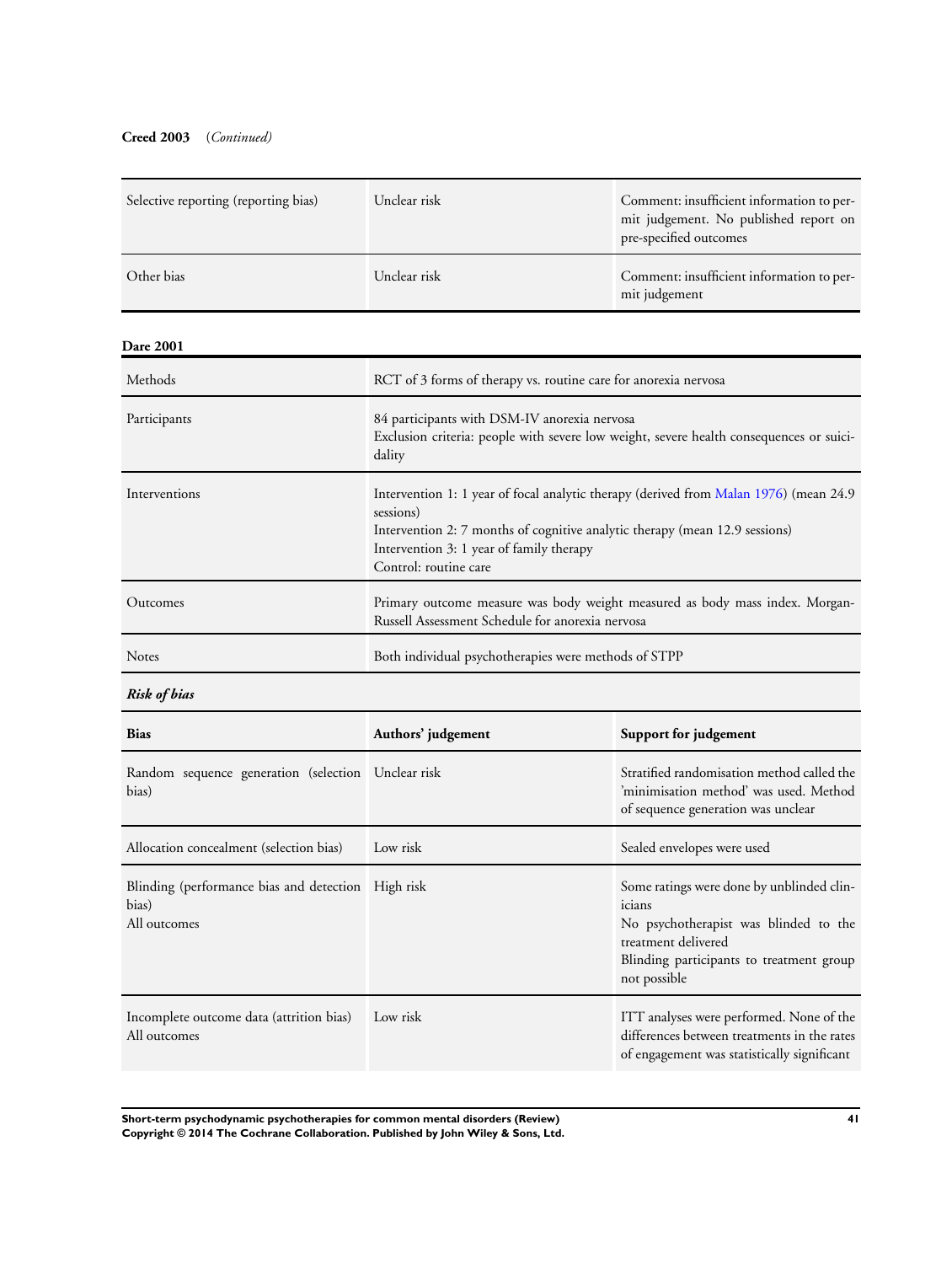**Creed 2003** (*Continued*)

| | | |
|---|---|---|
| Selective reporting (reporting bias) | Unclear risk | Comment: insufficient information to permit judgement. No published report on pre-specified outcomes |
| Other bias | Unclear risk | Comment: insufficient information to permit judgement |

**Dare 2001**

| | |
|---|---|
| Methods | RCT of 3 forms of therapy vs. routine care for anorexia nervosa |
| Participants | 84 participants with DSM-IV anorexia nervosa<br>Exclusion criteria: people with severe low weight, severe health consequences or suicidality |
| Interventions | Intervention 1: 1 year of focal analytic therapy (derived from Malan 1976) (mean 24.9 sessions)<br>Intervention 2: 7 months of cognitive analytic therapy (mean 12.9 sessions)<br>Intervention 3: 1 year of family therapy<br>Control: routine care |
| Outcomes | Primary outcome measure was body weight measured as body mass index. Morgan-Russell Assessment Schedule for anorexia nervosa |
| Notes | Both individual psychotherapies were methods of STPP |

***Risk of bias***

| Bias | Authors' judgement | Support for judgement |
|---|---|---|
| Random sequence generation (selection bias) | Unclear risk | Stratified randomisation method called the 'minimisation method' was used. Method of sequence generation was unclear |
| Allocation concealment (selection bias) | Low risk | Sealed envelopes were used |
| Blinding (performance bias and detection bias)<br>All outcomes | High risk | Some ratings were done by unblinded clinicians<br>No psychotherapist was blinded to the treatment delivered<br>Blinding participants to treatment group not possible |
| Incomplete outcome data (attrition bias)<br>All outcomes | Low risk | ITT analyses were performed. None of the differences between treatments in the rates of engagement was statistically significant |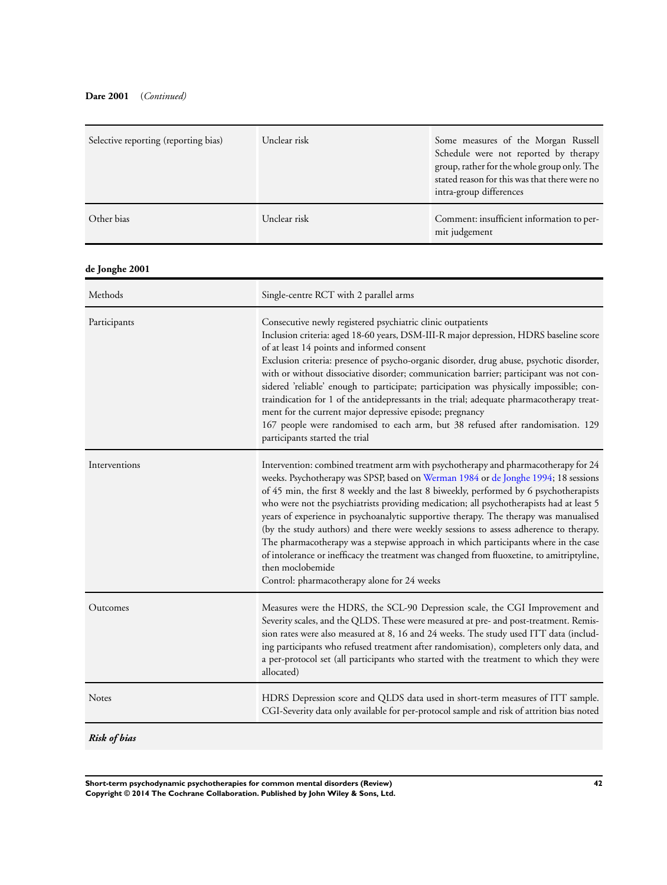**Dare 2001** (*Continued*)

| | | |
|---|---|---|
| Selective reporting (reporting bias) | Unclear risk | Some measures of the Morgan Russell Schedule were not reported by therapy group, rather for the whole group only. The stated reason for this was that there were no intra-group differences |
| Other bias | Unclear risk | Comment: insufficient information to permit judgement |

**de Jonghe 2001**

| | |
|---|---|
| Methods | Single-centre RCT with 2 parallel arms |
| Participants | Consecutive newly registered psychiatric clinic outpatients<br>Inclusion criteria: aged 18-60 years, DSM-III-R major depression, HDRS baseline score of at least 14 points and informed consent<br>Exclusion criteria: presence of psycho-organic disorder, drug abuse, psychotic disorder, with or without dissociative disorder; communication barrier; participant was not considered 'reliable' enough to participate; participation was physically impossible; contraindication for 1 of the antidepressants in the trial; adequate pharmacotherapy treatment for the current major depressive episode; pregnancy<br>167 people were randomised to each arm, but 38 refused after randomisation. 129 participants started the trial |
| Interventions | Intervention: combined treatment arm with psychotherapy and pharmacotherapy for 24 weeks. Psychotherapy was SPSP, based on Werman 1984 or de Jonghe 1994; 18 sessions of 45 min, the first 8 weekly and the last 8 biweekly, performed by 6 psychotherapists who were not the psychiatrists providing medication; all psychotherapists had at least 5 years of experience in psychoanalytic supportive therapy. The therapy was manualised (by the study authors) and there were weekly sessions to assess adherence to therapy. The pharmacotherapy was a stepwise approach in which participants where in the case of intolerance or inefficacy the treatment was changed from fluoxetine, to amitriptyline, then moclobemide<br>Control: pharmacotherapy alone for 24 weeks |
| Outcomes | Measures were the HDRS, the SCL-90 Depression scale, the CGI Improvement and Severity scales, and the QLDS. These were measured at pre- and post-treatment. Remission rates were also measured at 8, 16 and 24 weeks. The study used ITT data (including participants who refused treatment after randomisation), completers only data, and a per-protocol set (all participants who started with the treatment to which they were allocated) |
| Notes | HDRS Depression score and QLDS data used in short-term measures of ITT sample. CGI-Severity data only available for per-protocol sample and risk of attrition bias noted |

***Risk of bias***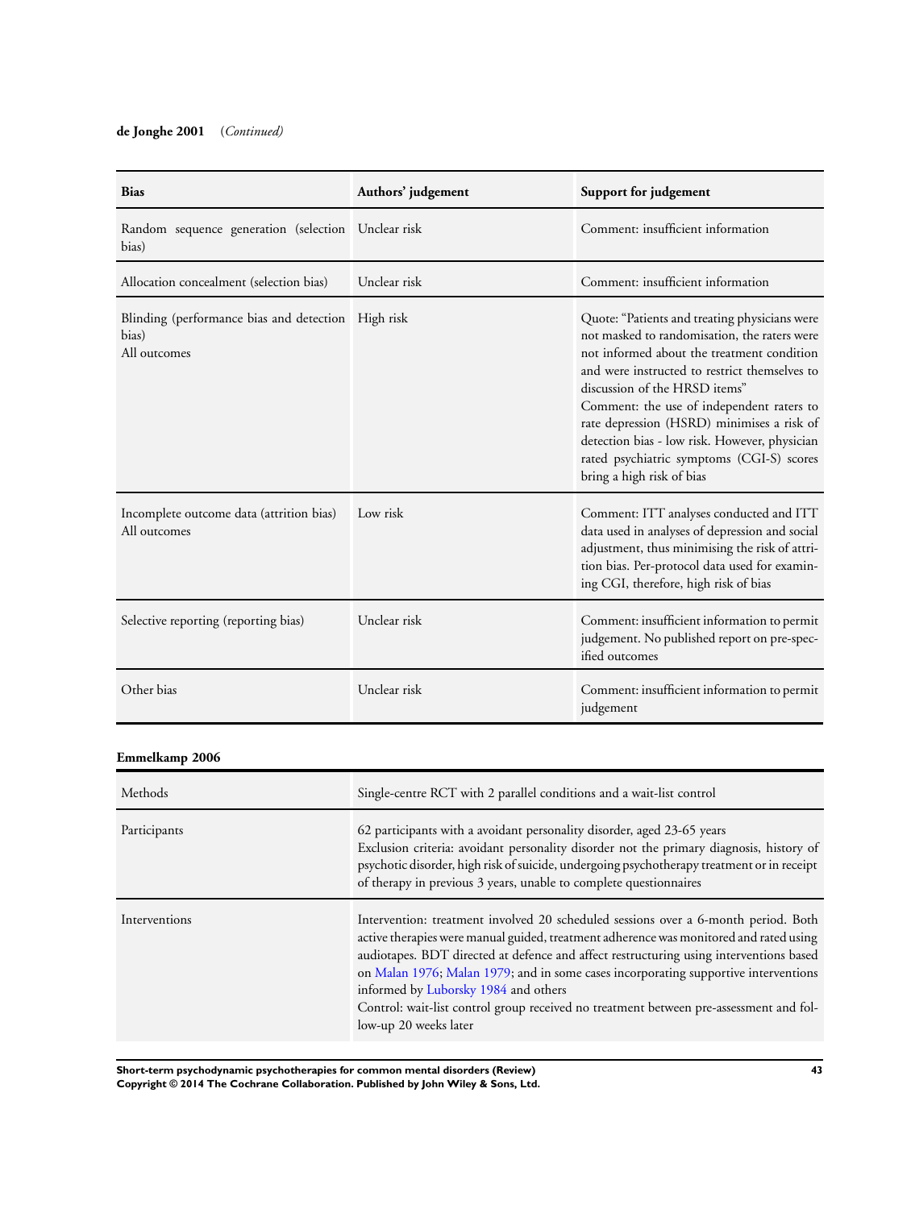**de Jonghe 2001** (*Continued)*

| Bias | Authors' judgement | Support for judgement |
|---|---|---|
| Random sequence generation (selection bias) | Unclear risk | Comment: insufficient information |
| Allocation concealment (selection bias) | Unclear risk | Comment: insufficient information |
| Blinding (performance bias and detection bias)<br>All outcomes | High risk | Quote: "Patients and treating physicians were not masked to randomisation, the raters were not informed about the treatment condition and were instructed to restrict themselves to discussion of the HRSD items"<br>Comment: the use of independent raters to rate depression (HSRD) minimises a risk of detection bias - low risk. However, physician rated psychiatric symptoms (CGI-S) scores bring a high risk of bias |
| Incomplete outcome data (attrition bias)<br>All outcomes | Low risk | Comment: ITT analyses conducted and ITT data used in analyses of depression and social adjustment, thus minimising the risk of attrition bias. Per-protocol data used for examining CGI, therefore, high risk of bias |
| Selective reporting (reporting bias) | Unclear risk | Comment: insufficient information to permit judgement. No published report on pre-specified outcomes |
| Other bias | Unclear risk | Comment: insufficient information to permit judgement |

**Emmelkamp 2006**

| | |
|---|---|
| Methods | Single-centre RCT with 2 parallel conditions and a wait-list control |
| Participants | 62 participants with a avoidant personality disorder, aged 23-65 years<br>Exclusion criteria: avoidant personality disorder not the primary diagnosis, history of psychotic disorder, high risk of suicide, undergoing psychotherapy treatment or in receipt of therapy in previous 3 years, unable to complete questionnaires |
| Interventions | Intervention: treatment involved 20 scheduled sessions over a 6-month period. Both active therapies were manual guided, treatment adherence was monitored and rated using audiotapes. BDT directed at defence and affect restructuring using interventions based on Malan 1976; Malan 1979; and in some cases incorporating supportive interventions informed by Luborsky 1984 and others<br>Control: wait-list control group received no treatment between pre-assessment and follow-up 20 weeks later |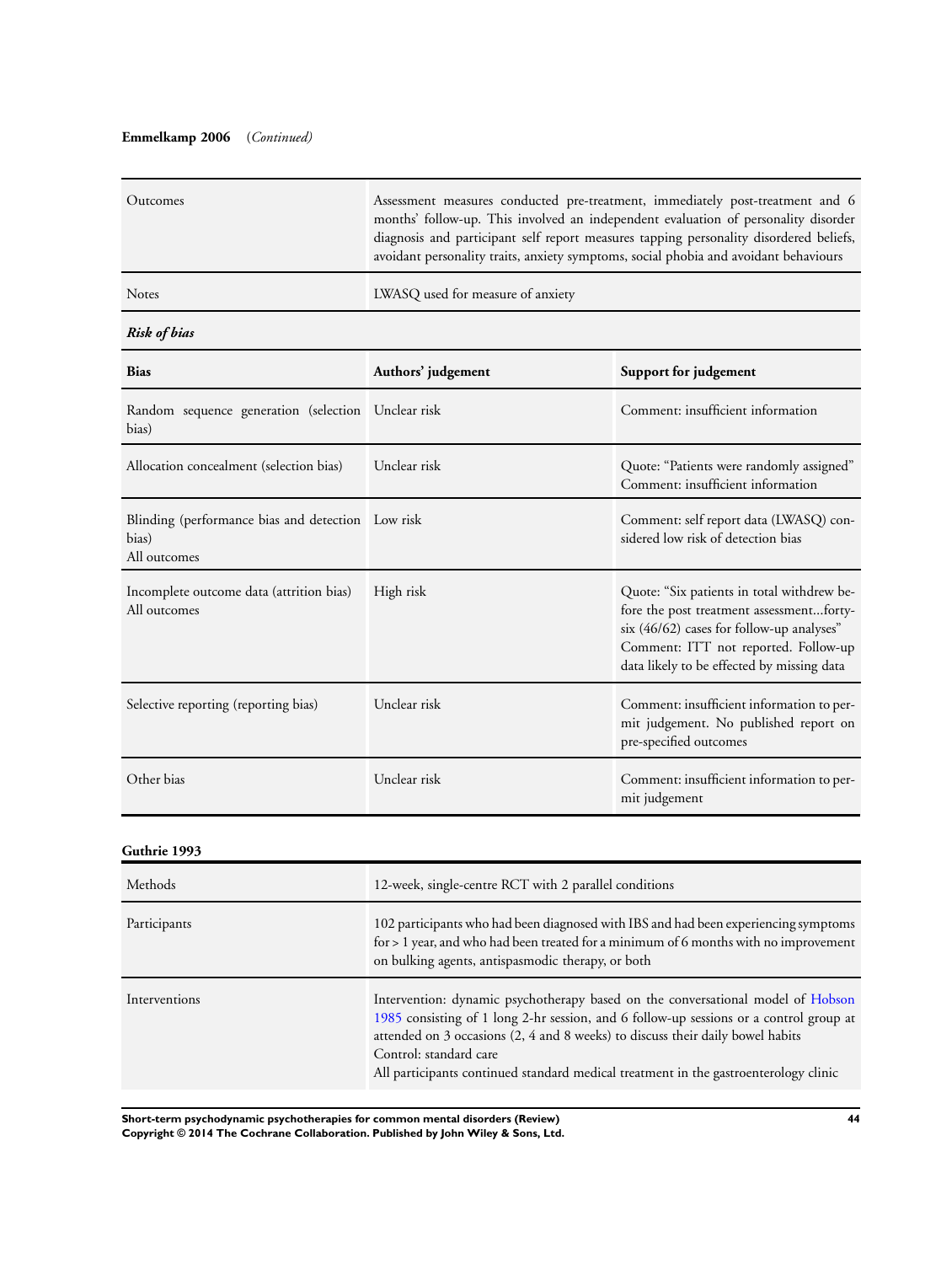**Emmelkamp 2006** (*Continued)*

| | |
|---|---|
| Outcomes | Assessment measures conducted pre-treatment, immediately post-treatment and 6 months' follow-up. This involved an independent evaluation of personality disorder diagnosis and participant self report measures tapping personality disordered beliefs, avoidant personality traits, anxiety symptoms, social phobia and avoidant behaviours |
| Notes | LWASQ used for measure of anxiety |

***Risk of bias***

| Bias | Authors' judgement | Support for judgement |
|---|---|---|
| Random sequence generation (selection bias) | Unclear risk | Comment: insufficient information |
| Allocation concealment (selection bias) | Unclear risk | Quote: "Patients were randomly assigned" Comment: insufficient information |
| Blinding (performance bias and detection bias) All outcomes | Low risk | Comment: self report data (LWASQ) considered low risk of detection bias |
| Incomplete outcome data (attrition bias) All outcomes | High risk | Quote: "Six patients in total withdrew before the post treatment assessment...forty-six (46/62) cases for follow-up analyses" Comment: ITT not reported. Follow-up data likely to be effected by missing data |
| Selective reporting (reporting bias) | Unclear risk | Comment: insufficient information to permit judgement. No published report on pre-specified outcomes |
| Other bias | Unclear risk | Comment: insufficient information to permit judgement |

**Guthrie 1993**

| | |
|---|---|
| Methods | 12-week, single-centre RCT with 2 parallel conditions |
| Participants | 102 participants who had been diagnosed with IBS and had been experiencing symptoms for > 1 year, and who had been treated for a minimum of 6 months with no improvement on bulking agents, antispasmodic therapy, or both |
| Interventions | Intervention: dynamic psychotherapy based on the conversational model of Hobson 1985 consisting of 1 long 2-hr session, and 6 follow-up sessions or a control group at attended on 3 occasions (2, 4 and 8 weeks) to discuss their daily bowel habits<br>Control: standard care<br>All participants continued standard medical treatment in the gastroenterology clinic |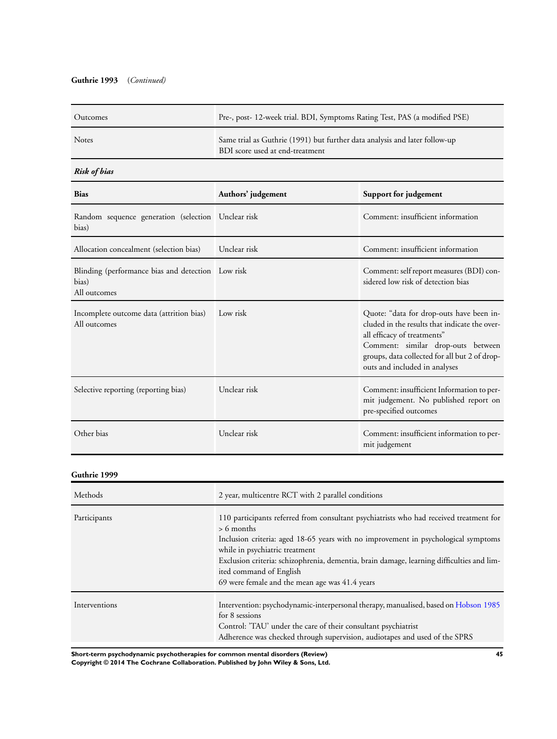**Guthrie 1993** (*Continued*)

| | |
|---|---|
| Outcomes | Pre-, post- 12-week trial. BDI, Symptoms Rating Test, PAS (a modified PSE) |
| Notes | Same trial as Guthrie (1991) but further data analysis and later follow-up<br>BDI score used at end-treatment |

***Risk of bias***

| Bias | Authors' judgement | Support for judgement |
|---|---|---|
| Random sequence generation (selection bias) | Unclear risk | Comment: insufficient information |
| Allocation concealment (selection bias) | Unclear risk | Comment: insufficient information |
| Blinding (performance bias and detection bias)<br>All outcomes | Low risk | Comment: self report measures (BDI) considered low risk of detection bias |
| Incomplete outcome data (attrition bias)<br>All outcomes | Low risk | Quote: "data for drop-outs have been included in the results that indicate the overall efficacy of treatments"<br>Comment: similar drop-outs between groups, data collected for all but 2 of drop-outs and included in analyses |
| Selective reporting (reporting bias) | Unclear risk | Comment: insufficient Information to permit judgement. No published report on pre-specified outcomes |
| Other bias | Unclear risk | Comment: insufficient information to permit judgement |

**Guthrie 1999**

| | |
|---|---|
| Methods | 2 year, multicentre RCT with 2 parallel conditions |
| Participants | 110 participants referred from consultant psychiatrists who had received treatment for > 6 months<br>Inclusion criteria: aged 18-65 years with no improvement in psychological symptoms while in psychiatric treatment<br>Exclusion criteria: schizophrenia, dementia, brain damage, learning difficulties and limited command of English<br>69 were female and the mean age was 41.4 years |
| Interventions | Intervention: psychodynamic-interpersonal therapy, manualised, based on Hobson 1985 for 8 sessions<br>Control: 'TAU' under the care of their consultant psychiatrist<br>Adherence was checked through supervision, audiotapes and used of the SPRS |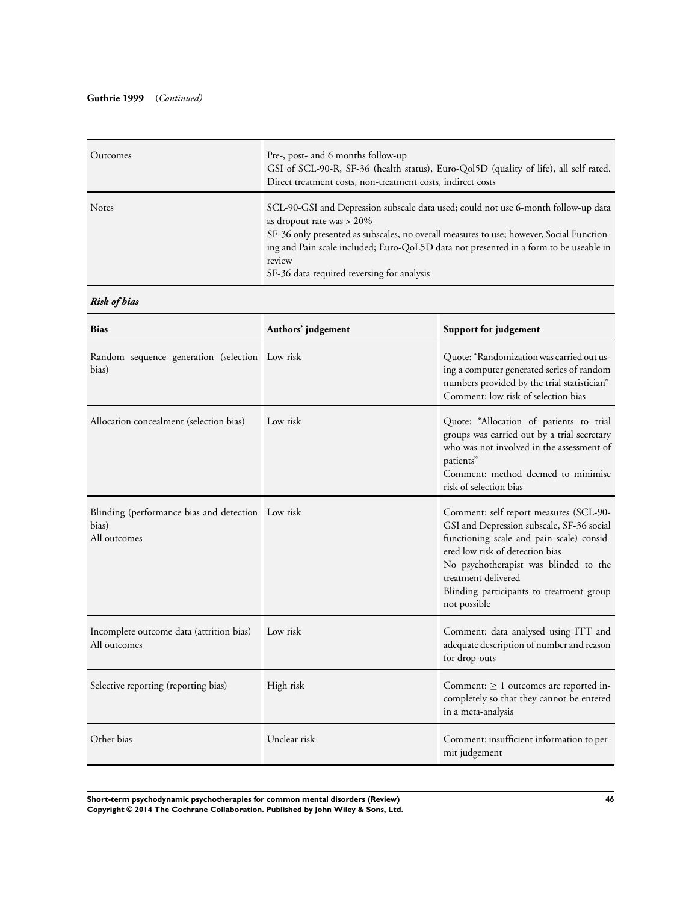**Guthrie 1999** (*Continued*)

| | |
|---|---|
| Outcomes | Pre-, post- and 6 months follow-up<br>GSI of SCL-90-R, SF-36 (health status), Euro-Qol5D (quality of life), all self rated. Direct treatment costs, non-treatment costs, indirect costs |
| Notes | SCL-90-GSI and Depression subscale data used; could not use 6-month follow-up data as dropout rate was > 20%<br>SF-36 only presented as subscales, no overall measures to use; however, Social Functioning and Pain scale included; Euro-QoL5D data not presented in a form to be useable in review<br>SF-36 data required reversing for analysis |

***Risk of bias***

| Bias | Authors' judgement | Support for judgement |
|---|---|---|
| Random sequence generation (selection bias) | Low risk | Quote: "Randomization was carried out using a computer generated series of random numbers provided by the trial statistician"<br>Comment: low risk of selection bias |
| Allocation concealment (selection bias) | Low risk | Quote: "Allocation of patients to trial groups was carried out by a trial secretary who was not involved in the assessment of patients"<br>Comment: method deemed to minimise risk of selection bias |
| Blinding (performance bias and detection bias)<br>All outcomes | Low risk | Comment: self report measures (SCL-90-GSI and Depression subscale, SF-36 social functioning scale and pain scale) considered low risk of detection bias<br>No psychotherapist was blinded to the treatment delivered<br>Blinding participants to treatment group not possible |
| Incomplete outcome data (attrition bias)<br>All outcomes | Low risk | Comment: data analysed using ITT and adequate description of number and reason for drop-outs |
| Selective reporting (reporting bias) | High risk | Comment: $\geq$ 1 outcomes are reported incompletely so that they cannot be entered in a meta-analysis |
| Other bias | Unclear risk | Comment: insufficient information to permit judgement |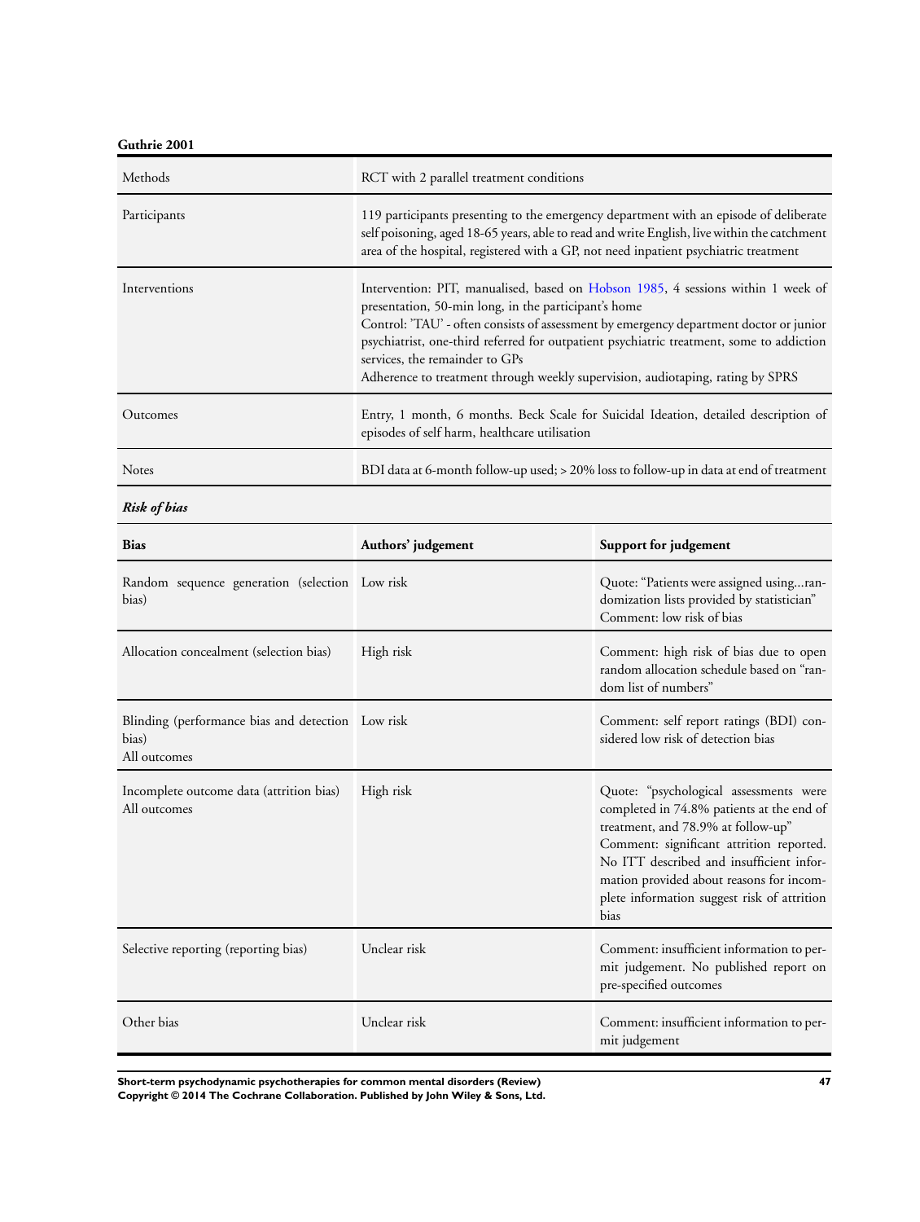**Guthrie 2001**

| | |
|---|---|
| Methods | RCT with 2 parallel treatment conditions |
| Participants | 119 participants presenting to the emergency department with an episode of deliberate self poisoning, aged 18-65 years, able to read and write English, live within the catchment area of the hospital, registered with a GP, not need inpatient psychiatric treatment |
| Interventions | Intervention: PIT, manualised, based on Hobson 1985, 4 sessions within 1 week of presentation, 50-min long, in the participant's home<br>Control: 'TAU' - often consists of assessment by emergency department doctor or junior psychiatrist, one-third referred for outpatient psychiatric treatment, some to addiction services, the remainder to GPs<br>Adherence to treatment through weekly supervision, audiotaping, rating by SPRS |
| Outcomes | Entry, 1 month, 6 months. Beck Scale for Suicidal Ideation, detailed description of episodes of self harm, healthcare utilisation |
| Notes | BDI data at 6-month follow-up used; > 20% loss to follow-up in data at end of treatment |

***Risk of bias***

| Bias | Authors' judgement | Support for judgement |
|---|---|---|
| Random sequence generation (selection bias) | Low risk | Quote: "Patients were assigned using...randomization lists provided by statistician"<br>Comment: low risk of bias |
| Allocation concealment (selection bias) | High risk | Comment: high risk of bias due to open random allocation schedule based on "random list of numbers" |
| Blinding (performance bias and detection bias)<br>All outcomes | Low risk | Comment: self report ratings (BDI) considered low risk of detection bias |
| Incomplete outcome data (attrition bias)<br>All outcomes | High risk | Quote: "psychological assessments were completed in 74.8% patients at the end of treatment, and 78.9% at follow-up"<br>Comment: significant attrition reported. No ITT described and insufficient information provided about reasons for incomplete information suggest risk of attrition bias |
| Selective reporting (reporting bias) | Unclear risk | Comment: insufficient information to permit judgement. No published report on pre-specified outcomes |
| Other bias | Unclear risk | Comment: insufficient information to permit judgement |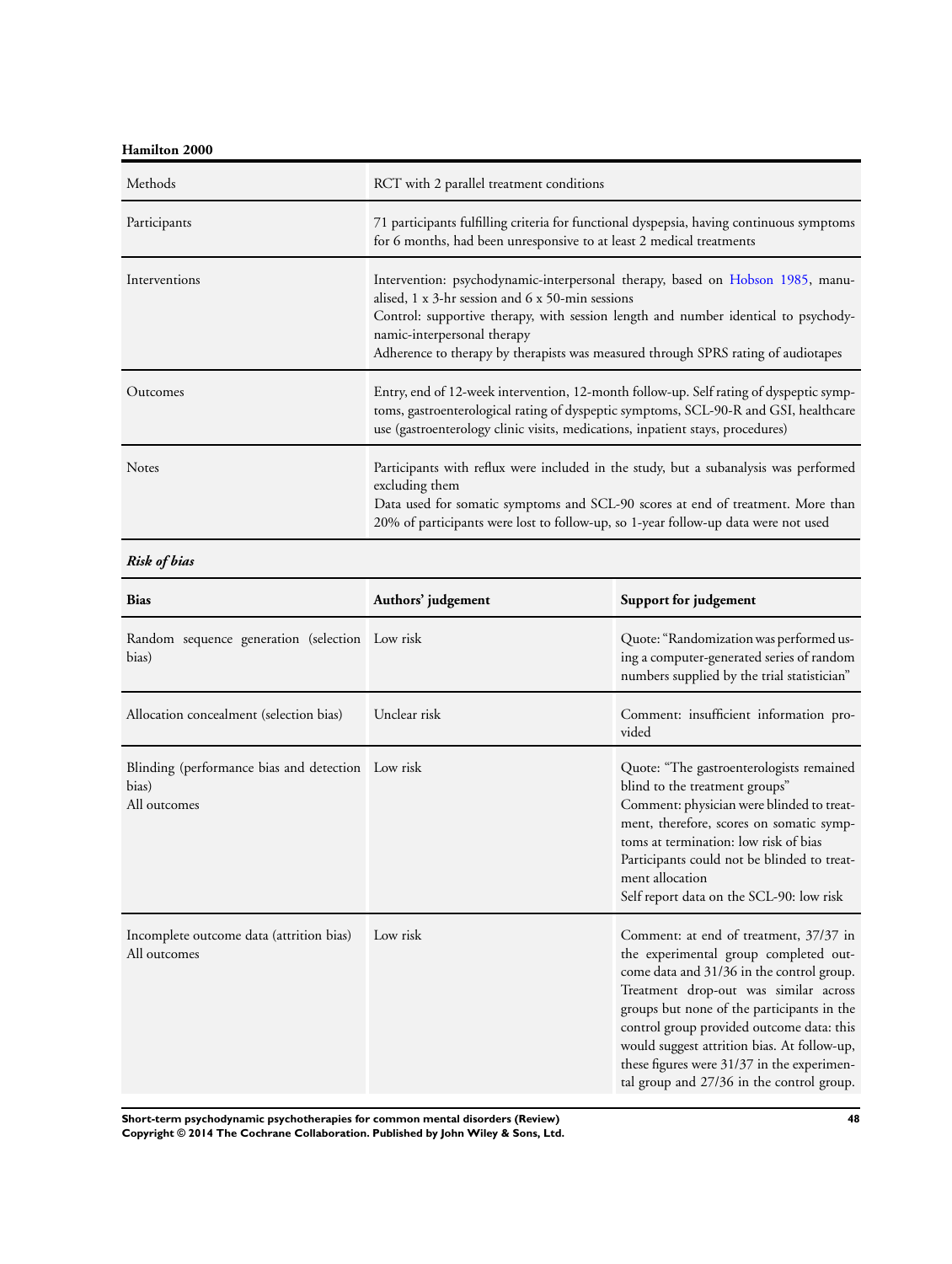**Hamilton 2000**

| | |
|---|---|
| Methods | RCT with 2 parallel treatment conditions |
| Participants | 71 participants fulfilling criteria for functional dyspepsia, having continuous symptoms for 6 months, had been unresponsive to at least 2 medical treatments |
| Interventions | Intervention: psychodynamic-interpersonal therapy, based on Hobson 1985, manualised, 1 x 3-hr session and 6 x 50-min sessions<br>Control: supportive therapy, with session length and number identical to psychodynamic-interpersonal therapy<br>Adherence to therapy by therapists was measured through SPRS rating of audiotapes |
| Outcomes | Entry, end of 12-week intervention, 12-month follow-up. Self rating of dyspeptic symptoms, gastroenterological rating of dyspeptic symptoms, SCL-90-R and GSI, healthcare use (gastroenterology clinic visits, medications, inpatient stays, procedures) |
| Notes | Participants with reflux were included in the study, but a subanalysis was performed excluding them<br>Data used for somatic symptoms and SCL-90 scores at end of treatment. More than 20% of participants were lost to follow-up, so 1-year follow-up data were not used |

***Risk of bias***

| **Bias** | **Authors' judgement** | **Support for judgement** |
|---|---|---|
| Random sequence generation (selection bias) | Low risk | Quote: "Randomization was performed using a computer-generated series of random numbers supplied by the trial statistician" |
| Allocation concealment (selection bias) | Unclear risk | Comment: insufficient information provided |
| Blinding (performance bias and detection bias)<br>All outcomes | Low risk | Quote: "The gastroenterologists remained blind to the treatment groups"<br>Comment: physician were blinded to treatment, therefore, scores on somatic symptoms at termination: low risk of bias<br>Participants could not be blinded to treatment allocation<br>Self report data on the SCL-90: low risk |
| Incomplete outcome data (attrition bias)<br>All outcomes | Low risk | Comment: at end of treatment, 37/37 in the experimental group completed outcome data and 31/36 in the control group. Treatment drop-out was similar across groups but none of the participants in the control group provided outcome data: this would suggest attrition bias. At follow-up, these figures were 31/37 in the experimental group and 27/36 in the control group. |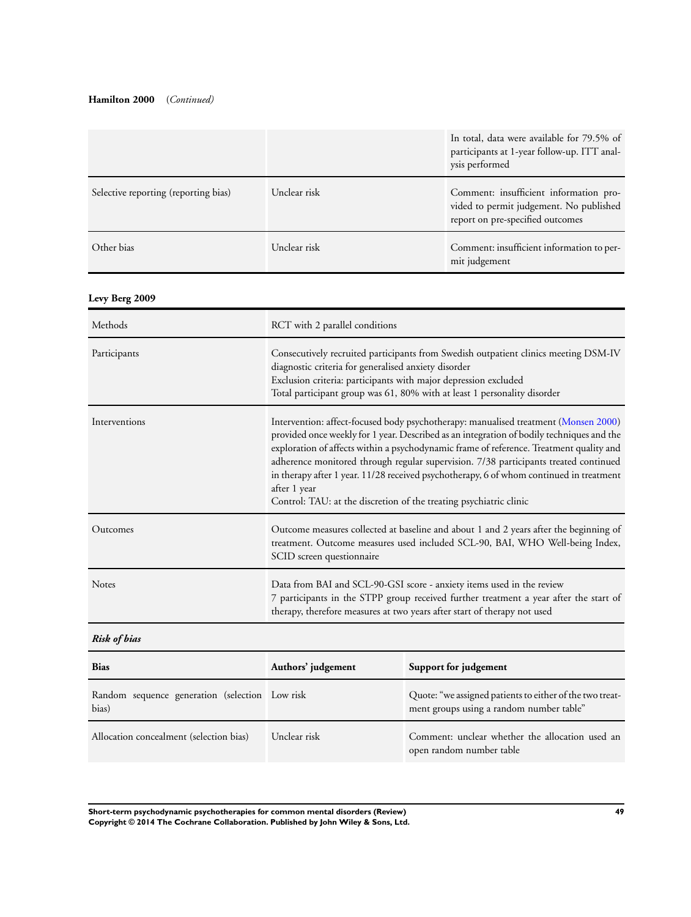**Hamilton 2000** (*Continued*)

| | | |
|---|---|---|
| | | In total, data were available for 79.5% of participants at 1-year follow-up. ITT analysis performed |
| Selective reporting (reporting bias) | Unclear risk | Comment: insufficient information provided to permit judgement. No published report on pre-specified outcomes |
| Other bias | Unclear risk | Comment: insufficient information to permit judgement |

**Levy Berg 2009**

| | |
|---|---|
| Methods | RCT with 2 parallel conditions |
| Participants | Consecutively recruited participants from Swedish outpatient clinics meeting DSM-IV diagnostic criteria for generalised anxiety disorder<br>Exclusion criteria: participants with major depression excluded<br>Total participant group was 61, 80% with at least 1 personality disorder |
| Interventions | Intervention: affect-focused body psychotherapy: manualised treatment (Monsen 2000) provided once weekly for 1 year. Described as an integration of bodily techniques and the exploration of affects within a psychodynamic frame of reference. Treatment quality and adherence monitored through regular supervision. 7/38 participants treated continued in therapy after 1 year. 11/28 received psychotherapy, 6 of whom continued in treatment after 1 year<br>Control: TAU: at the discretion of the treating psychiatric clinic |
| Outcomes | Outcome measures collected at baseline and about 1 and 2 years after the beginning of treatment. Outcome measures used included SCL-90, BAI, WHO Well-being Index, SCID screen questionnaire |
| Notes | Data from BAI and SCL-90-GSI score - anxiety items used in the review<br>7 participants in the STPP group received further treatment a year after the start of therapy, therefore measures at two years after start of therapy not used |

***Risk of bias***

| **Bias** | **Authors' judgement** | **Support for judgement** |
|---|---|---|
| Random sequence generation (selection bias) | Low risk | Quote: "we assigned patients to either of the two treatment groups using a random number table" |
| Allocation concealment (selection bias) | Unclear risk | Comment: unclear whether the allocation used an open random number table |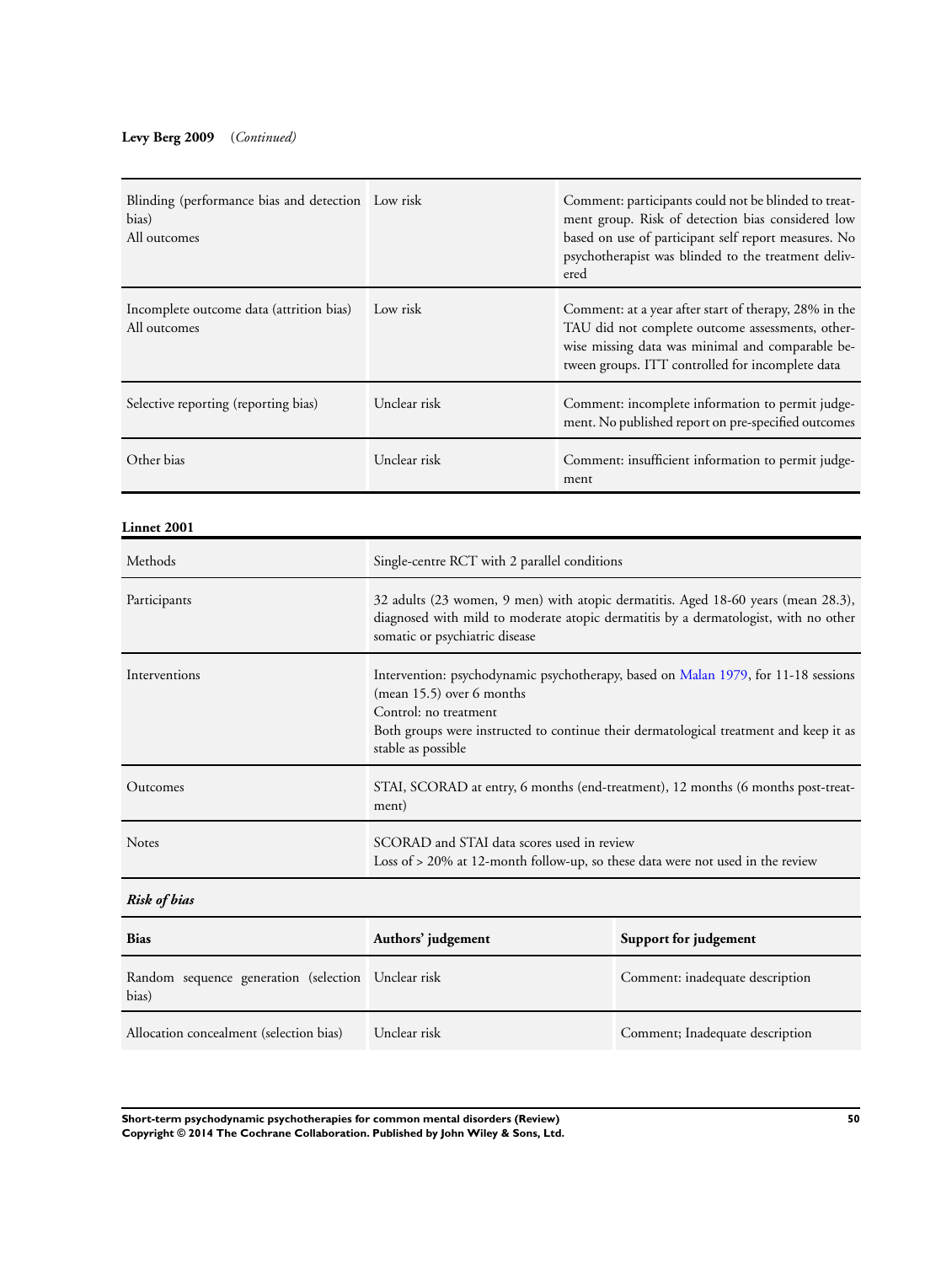**Levy Berg 2009** (*Continued*)

| | | |
|---|---|---|
| Blinding (performance bias and detection bias)<br>All outcomes | Low risk | Comment: participants could not be blinded to treatment group. Risk of detection bias considered low based on use of participant self report measures. No psychotherapist was blinded to the treatment delivered |
| Incomplete outcome data (attrition bias)<br>All outcomes | Low risk | Comment: at a year after start of therapy, 28% in the TAU did not complete outcome assessments, otherwise missing data was minimal and comparable between groups. ITT controlled for incomplete data |
| Selective reporting (reporting bias) | Unclear risk | Comment: incomplete information to permit judgement. No published report on pre-specified outcomes |
| Other bias | Unclear risk | Comment: insufficient information to permit judgement |

**Linnet 2001**

| | |
|---|---|
| Methods | Single-centre RCT with 2 parallel conditions |
| Participants | 32 adults (23 women, 9 men) with atopic dermatitis. Aged 18-60 years (mean 28.3), diagnosed with mild to moderate atopic dermatitis by a dermatologist, with no other somatic or psychiatric disease |
| Interventions | Intervention: psychodynamic psychotherapy, based on Malan 1979, for 11-18 sessions (mean 15.5) over 6 months<br>Control: no treatment<br>Both groups were instructed to continue their dermatological treatment and keep it as stable as possible |
| Outcomes | STAI, SCORAD at entry, 6 months (end-treatment), 12 months (6 months post-treatment) |
| Notes | SCORAD and STAI data scores used in review<br>Loss of > 20% at 12-month follow-up, so these data were not used in the review |

***Risk of bias***

| Bias | Authors' judgement | Support for judgement |
|---|---|---|
| Random sequence generation (selection bias) | Unclear risk | Comment: inadequate description |
| Allocation concealment (selection bias) | Unclear risk | Comment; Inadequate description |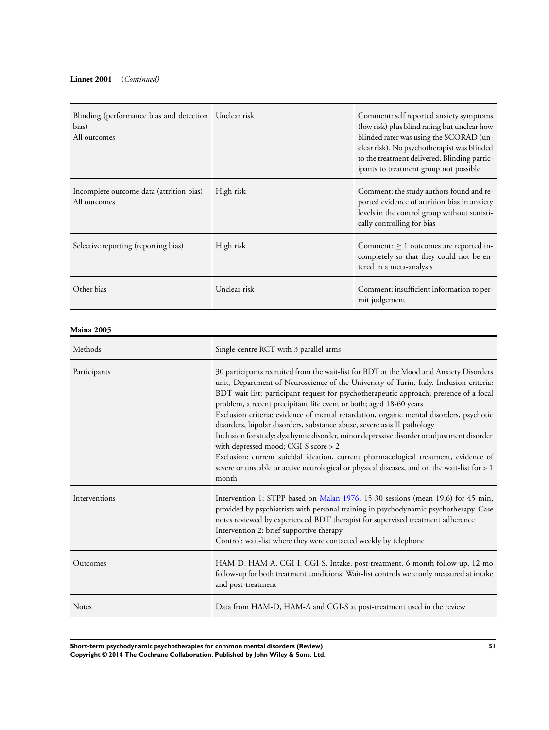**Linnet 2001** *(Continued)*

| | | |
|---|---|---|
| Blinding (performance bias and detection bias)<br>All outcomes | Unclear risk | Comment: self reported anxiety symptoms (low risk) plus blind rating but unclear how blinded rater was using the SCORAD (unclear risk). No psychotherapist was blinded to the treatment delivered. Blinding participants to treatment group not possible |
| Incomplete outcome data (attrition bias)<br>All outcomes | High risk | Comment: the study authors found and reported evidence of attrition bias in anxiety levels in the control group without statistically controlling for bias |
| Selective reporting (reporting bias) | High risk | Comment: $\geq$ 1 outcomes are reported incompletely so that they could not be entered in a meta-analysis |
| Other bias | Unclear risk | Comment: insufficient information to permit judgement |

**Maina 2005**

| | |
|---|---|
| Methods | Single-centre RCT with 3 parallel arms |
| Participants | 30 participants recruited from the wait-list for BDT at the Mood and Anxiety Disorders unit, Department of Neuroscience of the University of Turin, Italy. Inclusion criteria: BDT wait-list: participant request for psychotherapeutic approach; presence of a focal problem, a recent precipitant life event or both; aged 18-60 years<br>Exclusion criteria: evidence of mental retardation, organic mental disorders, psychotic disorders, bipolar disorders, substance abuse, severe axis II pathology<br>Inclusion for study: dysthymic disorder, minor depressive disorder or adjustment disorder with depressed mood; CGI-S score > 2<br>Exclusion: current suicidal ideation, current pharmacological treatment, evidence of severe or unstable or active neurological or physical diseases, and on the wait-list for > 1 month |
| Interventions | Intervention 1: STPP based on Malan 1976, 15-30 sessions (mean 19.6) for 45 min, provided by psychiatrists with personal training in psychodynamic psychotherapy. Case notes reviewed by experienced BDT therapist for supervised treatment adherence<br>Intervention 2: brief supportive therapy<br>Control: wait-list where they were contacted weekly by telephone |
| Outcomes | HAM-D, HAM-A, CGI-I, CGI-S. Intake, post-treatment, 6-month follow-up, 12-mo follow-up for both treatment conditions. Wait-list controls were only measured at intake and post-treatment |
| Notes | Data from HAM-D, HAM-A and CGI-S at post-treatment used in the review |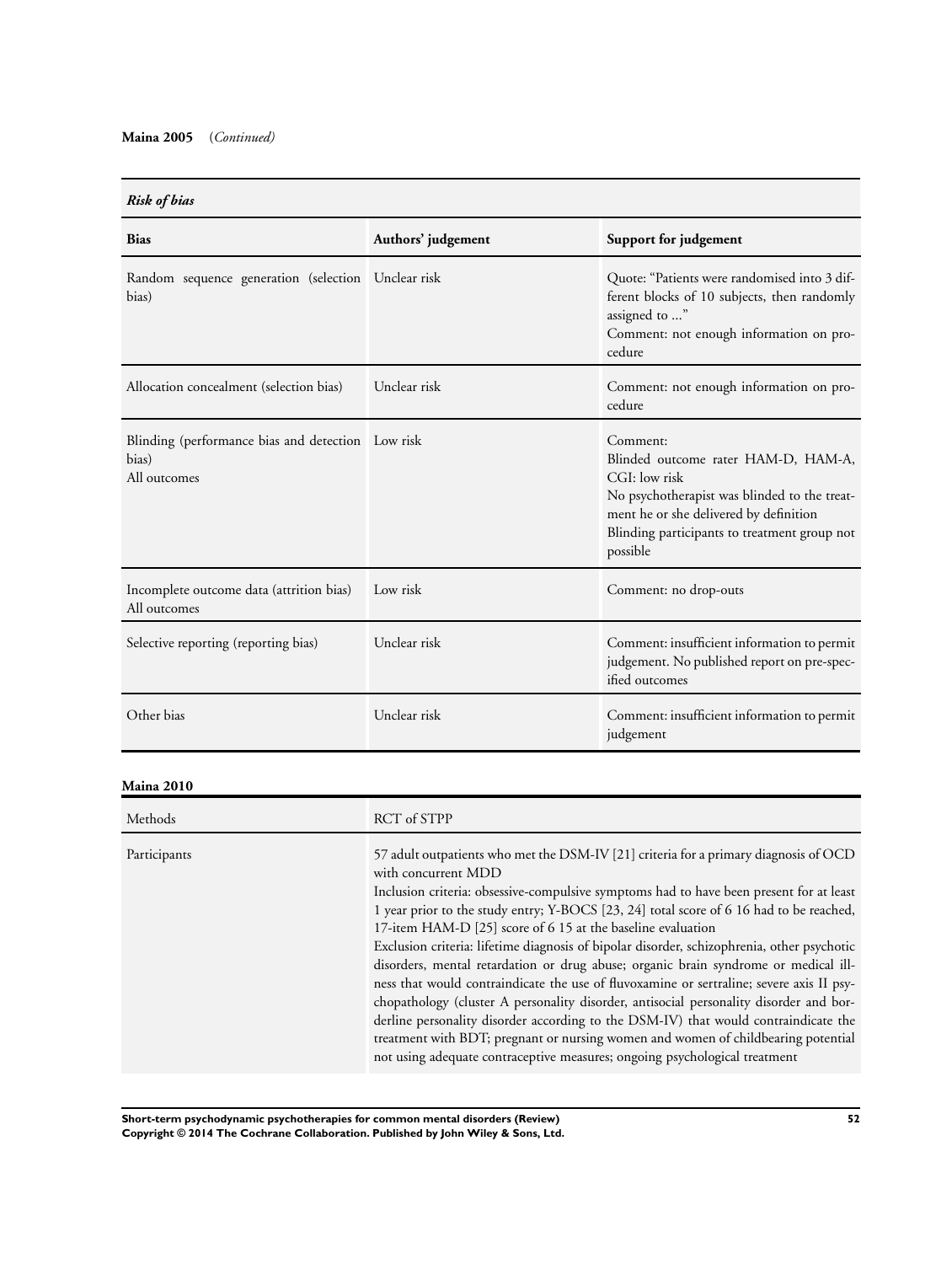**Maina 2005** (*Continued*)

*Risk of bias*

| Bias | Authors' judgement | Support for judgement |
|---|---|---|
| Random sequence generation (selection bias) | Unclear risk | Quote: "Patients were randomised into 3 different blocks of 10 subjects, then randomly assigned to ..."<br>Comment: not enough information on procedure |
| Allocation concealment (selection bias) | Unclear risk | Comment: not enough information on procedure |
| Blinding (performance bias and detection bias)<br>All outcomes | Low risk | Comment:<br>Blinded outcome rater HAM-D, HAM-A, CGI: low risk<br>No psychotherapist was blinded to the treatment he or she delivered by definition<br>Blinding participants to treatment group not possible |
| Incomplete outcome data (attrition bias)<br>All outcomes | Low risk | Comment: no drop-outs |
| Selective reporting (reporting bias) | Unclear risk | Comment: insufficient information to permit judgement. No published report on pre-specified outcomes |
| Other bias | Unclear risk | Comment: insufficient information to permit judgement |

**Maina 2010**

| Methods | RCT of STPP |
|---|---|
| Participants | 57 adult outpatients who met the DSM-IV [21] criteria for a primary diagnosis of OCD with concurrent MDD<br>Inclusion criteria: obsessive-compulsive symptoms had to have been present for at least 1 year prior to the study entry; Y-BOCS [23, 24] total score of 6 16 had to be reached, 17-item HAM-D [25] score of 6 15 at the baseline evaluation<br>Exclusion criteria: lifetime diagnosis of bipolar disorder, schizophrenia, other psychotic disorders, mental retardation or drug abuse; organic brain syndrome or medical illness that would contraindicate the use of fluvoxamine or sertraline; severe axis II psychopathology (cluster A personality disorder, antisocial personality disorder and borderline personality disorder according to the DSM-IV) that would contraindicate the treatment with BDT; pregnant or nursing women and women of childbearing potential not using adequate contraceptive measures; ongoing psychological treatment |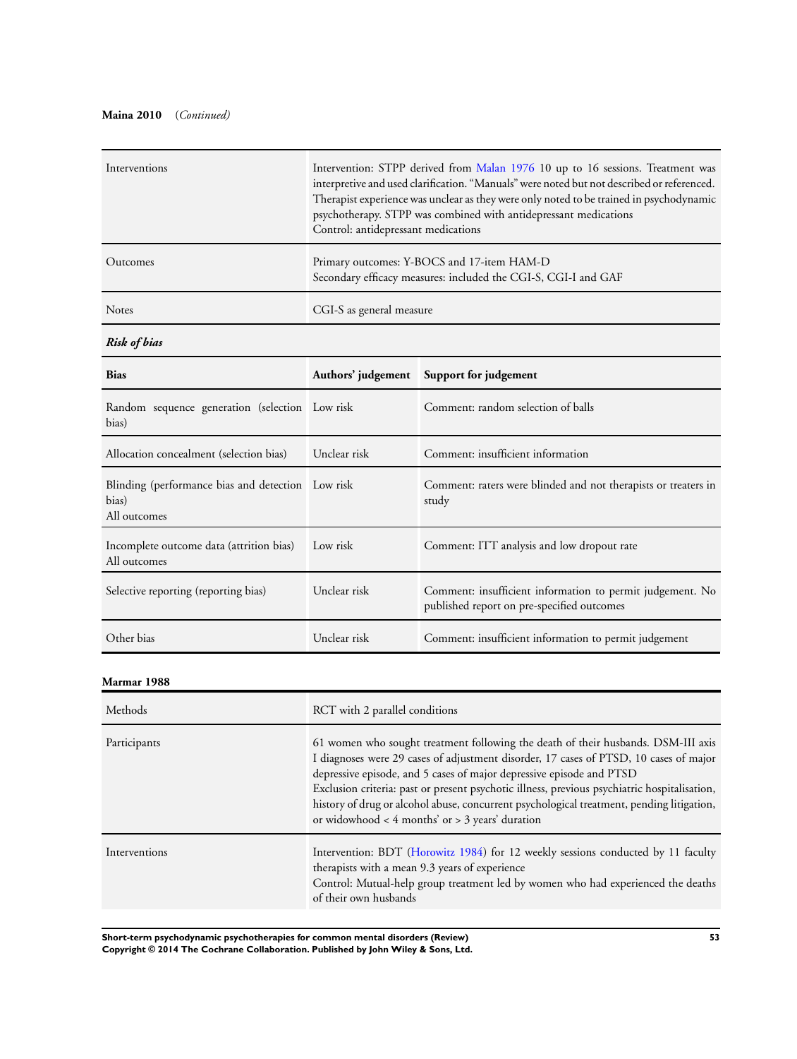**Maina 2010** *(Continued)*

| | |
|---|---|
| Interventions | Intervention: STPP derived from Malan 1976 10 up to 16 sessions. Treatment was interpretive and used clarification. "Manuals" were noted but not described or referenced. Therapist experience was unclear as they were only noted to be trained in psychodynamic psychotherapy. STPP was combined with antidepressant medications<br>Control: antidepressant medications |
| Outcomes | Primary outcomes: Y-BOCS and 17-item HAM-D<br>Secondary efficacy measures: included the CGI-S, CGI-I and GAF |
| Notes | CGI-S as general measure |

***Risk of bias***

| Bias | Authors' judgement | Support for judgement |
|---|---|---|
| Random sequence generation (selection bias) | Low risk | Comment: random selection of balls |
| Allocation concealment (selection bias) | Unclear risk | Comment: insufficient information |
| Blinding (performance bias and detection bias)<br>All outcomes | Low risk | Comment: raters were blinded and not therapists or treaters in study |
| Incomplete outcome data (attrition bias)<br>All outcomes | Low risk | Comment: ITT analysis and low dropout rate |
| Selective reporting (reporting bias) | Unclear risk | Comment: insufficient information to permit judgement. No published report on pre-specified outcomes |
| Other bias | Unclear risk | Comment: insufficient information to permit judgement |

**Marmar 1988**

| | |
|---|---|
| Methods | RCT with 2 parallel conditions |
| Participants | 61 women who sought treatment following the death of their husbands. DSM-III axis I diagnoses were 29 cases of adjustment disorder, 17 cases of PTSD, 10 cases of major depressive episode, and 5 cases of major depressive episode and PTSD<br>Exclusion criteria: past or present psychotic illness, previous psychiatric hospitalisation, history of drug or alcohol abuse, concurrent psychological treatment, pending litigation, or widowhood < 4 months' or > 3 years' duration |
| Interventions | Intervention: BDT (Horowitz 1984) for 12 weekly sessions conducted by 11 faculty therapists with a mean 9.3 years of experience<br>Control: Mutual-help group treatment led by women who had experienced the deaths of their own husbands |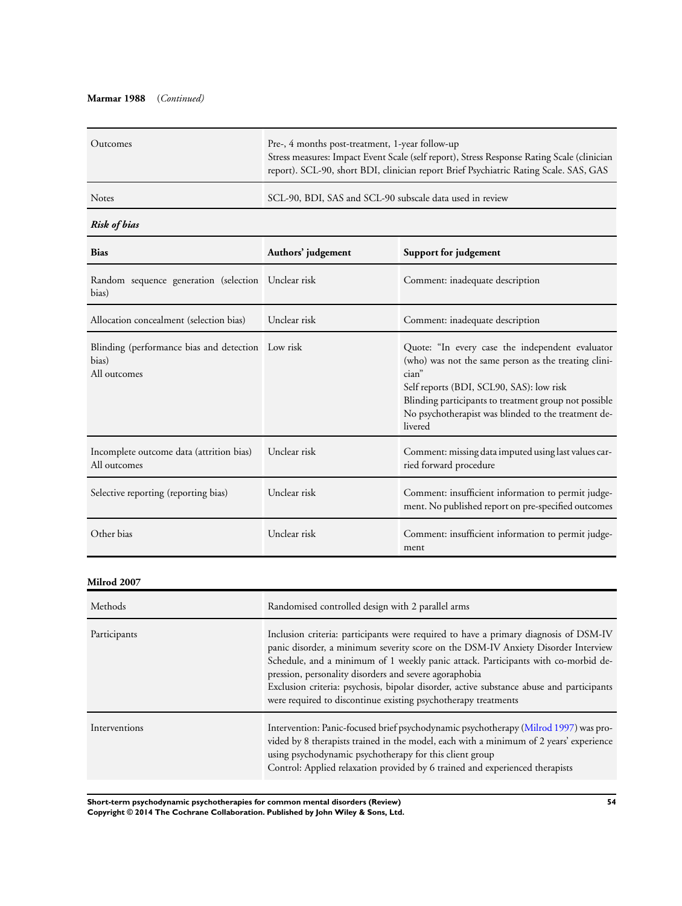**Marmar 1988** (*Continued*)

| | |
|---|---|
| Outcomes | Pre-, 4 months post-treatment, 1-year follow-up<br>Stress measures: Impact Event Scale (self report), Stress Response Rating Scale (clinician report). SCL-90, short BDI, clinician report Brief Psychiatric Rating Scale. SAS, GAS |
| Notes | SCL-90, BDI, SAS and SCL-90 subscale data used in review |

***Risk of bias***

| **Bias** | **Authors' judgement** | **Support for judgement** |
|---|---|---|
| Random sequence generation (selection bias) | Unclear risk | Comment: inadequate description |
| Allocation concealment (selection bias) | Unclear risk | Comment: inadequate description |
| Blinding (performance bias and detection bias)<br>All outcomes | Low risk | Quote: "In every case the independent evaluator (who) was not the same person as the treating clinician"<br>Self reports (BDI, SCL90, SAS): low risk<br>Blinding participants to treatment group not possible<br>No psychotherapist was blinded to the treatment delivered |
| Incomplete outcome data (attrition bias)<br>All outcomes | Unclear risk | Comment: missing data imputed using last values carried forward procedure |
| Selective reporting (reporting bias) | Unclear risk | Comment: insufficient information to permit judgement. No published report on pre-specified outcomes |
| Other bias | Unclear risk | Comment: insufficient information to permit judgement |

**Milrod 2007**

| | |
|---|---|
| Methods | Randomised controlled design with 2 parallel arms |
| Participants | Inclusion criteria: participants were required to have a primary diagnosis of DSM-IV panic disorder, a minimum severity score on the DSM-IV Anxiety Disorder Interview Schedule, and a minimum of 1 weekly panic attack. Participants with co-morbid depression, personality disorders and severe agoraphobia<br>Exclusion criteria: psychosis, bipolar disorder, active substance abuse and participants were required to discontinue existing psychotherapy treatments |
| Interventions | Intervention: Panic-focused brief psychodynamic psychotherapy (Milrod 1997) was provided by 8 therapists trained in the model, each with a minimum of 2 years' experience using psychodynamic psychotherapy for this client group<br>Control: Applied relaxation provided by 6 trained and experienced therapists |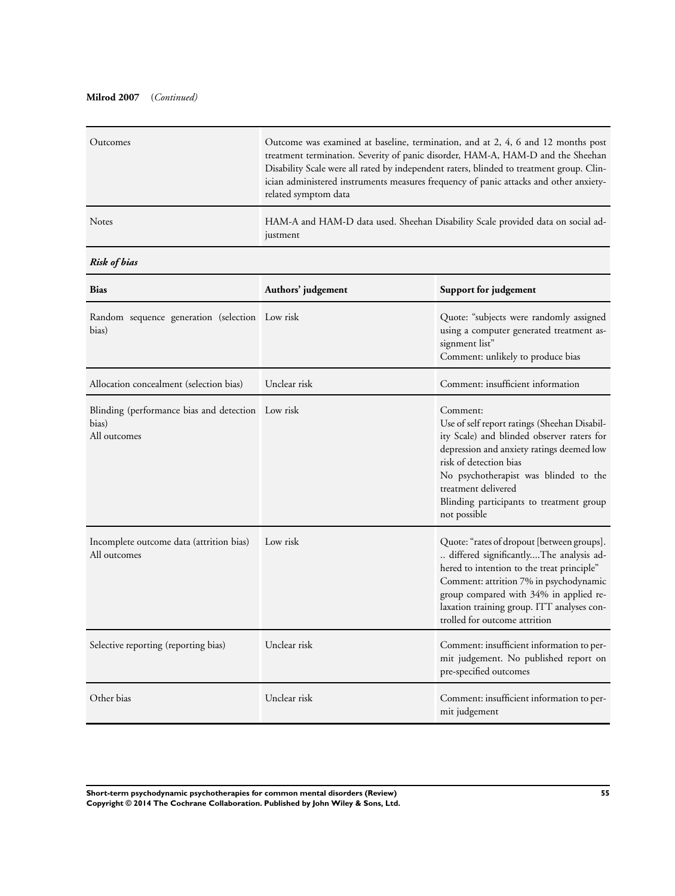**Milrod 2007** (*Continued*)

| | |
|---|---|
| Outcomes | Outcome was examined at baseline, termination, and at 2, 4, 6 and 12 months post treatment termination. Severity of panic disorder, HAM-A, HAM-D and the Sheehan Disability Scale were all rated by independent raters, blinded to treatment group. Clinician administered instruments measures frequency of panic attacks and other anxiety-related symptom data |
| Notes | HAM-A and HAM-D data used. Sheehan Disability Scale provided data on social adjustment |

***Risk of bias***

| Bias | Authors' judgement | Support for judgement |
|---|---|---|
| Random sequence generation (selection bias) | Low risk | Quote: "subjects were randomly assigned using a computer generated treatment assignment list"<br>Comment: unlikely to produce bias |
| Allocation concealment (selection bias) | Unclear risk | Comment: insufficient information |
| Blinding (performance bias and detection bias)<br>All outcomes | Low risk | Comment:<br>Use of self report ratings (Sheehan Disability Scale) and blinded observer raters for depression and anxiety ratings deemed low risk of detection bias<br>No psychotherapist was blinded to the treatment delivered<br>Blinding participants to treatment group not possible |
| Incomplete outcome data (attrition bias)<br>All outcomes | Low risk | Quote: "rates of dropout [between groups]... differed significantly....The analysis adhered to intention to the treat principle"<br>Comment: attrition 7% in psychodynamic group compared with 34% in applied relaxation training group. ITT analyses controlled for outcome attrition |
| Selective reporting (reporting bias) | Unclear risk | Comment: insufficient information to permit judgement. No published report on pre-specified outcomes |
| Other bias | Unclear risk | Comment: insufficient information to permit judgement |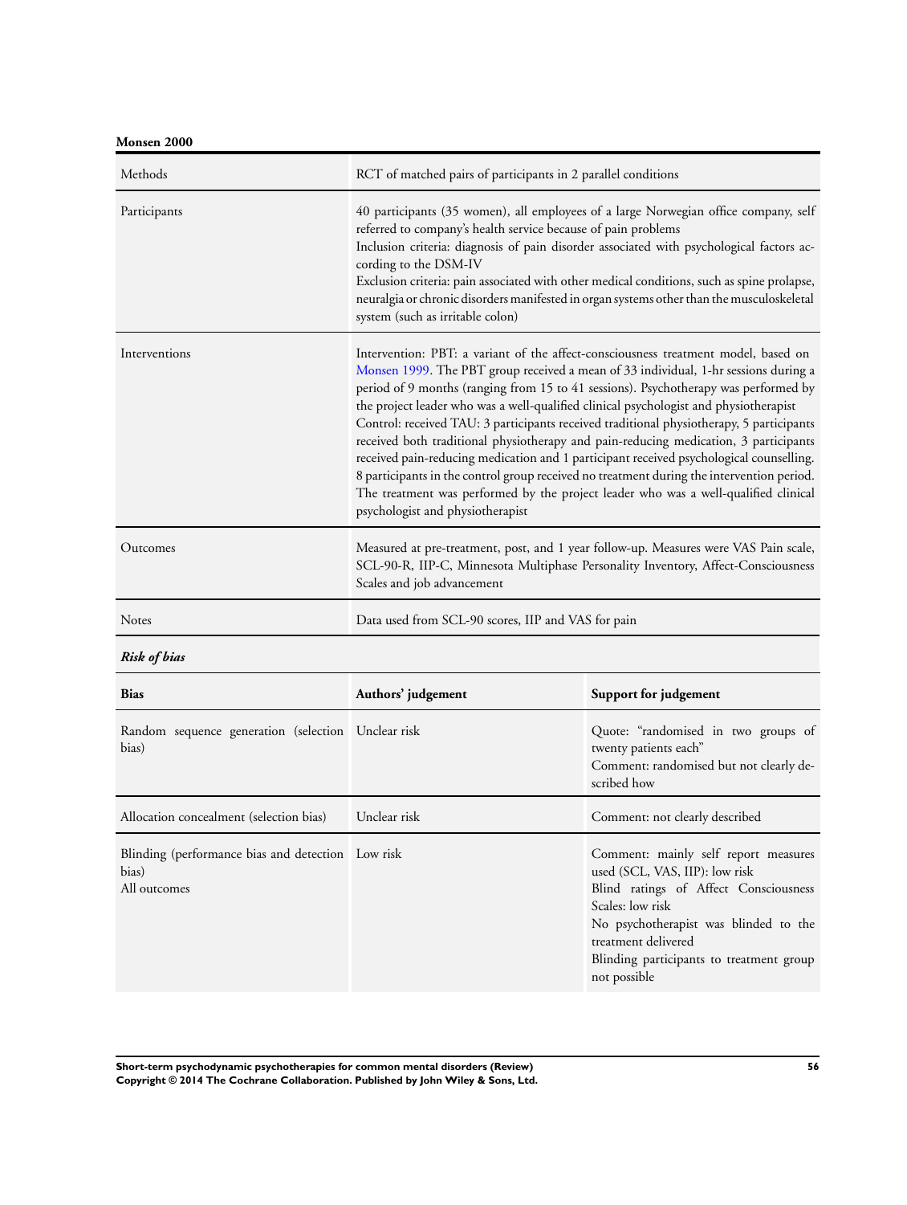**Monsen 2000**

| | |
|---|---|
| Methods | RCT of matched pairs of participants in 2 parallel conditions |
| Participants | 40 participants (35 women), all employees of a large Norwegian office company, self referred to company's health service because of pain problems<br>Inclusion criteria: diagnosis of pain disorder associated with psychological factors according to the DSM-IV<br>Exclusion criteria: pain associated with other medical conditions, such as spine prolapse, neuralgia or chronic disorders manifested in organ systems other than the musculoskeletal system (such as irritable colon) |
| Interventions | Intervention: PBT: a variant of the affect-consciousness treatment model, based on Monsen 1999. The PBT group received a mean of 33 individual, 1-hr sessions during a period of 9 months (ranging from 15 to 41 sessions). Psychotherapy was performed by the project leader who was a well-qualified clinical psychologist and physiotherapist<br>Control: received TAU: 3 participants received traditional physiotherapy, 5 participants received both traditional physiotherapy and pain-reducing medication, 3 participants received pain-reducing medication and 1 participant received psychological counselling. 8 participants in the control group received no treatment during the intervention period. The treatment was performed by the project leader who was a well-qualified clinical psychologist and physiotherapist |
| Outcomes | Measured at pre-treatment, post, and 1 year follow-up. Measures were VAS Pain scale, SCL-90-R, IIP-C, Minnesota Multiphase Personality Inventory, Affect-Consciousness Scales and job advancement |
| Notes | Data used from SCL-90 scores, IIP and VAS for pain |

***Risk of bias***

| Bias | Authors' judgement | Support for judgement |
|---|---|---|
| Random sequence generation (selection bias) | Unclear risk | Quote: "randomised in two groups of twenty patients each"<br>Comment: randomised but not clearly described how |
| Allocation concealment (selection bias) | Unclear risk | Comment: not clearly described |
| Blinding (performance bias and detection bias)<br>All outcomes | Low risk | Comment: mainly self report measures used (SCL, VAS, IIP): low risk<br>Blind ratings of Affect Consciousness Scales: low risk<br>No psychotherapist was blinded to the treatment delivered<br>Blinding participants to treatment group not possible |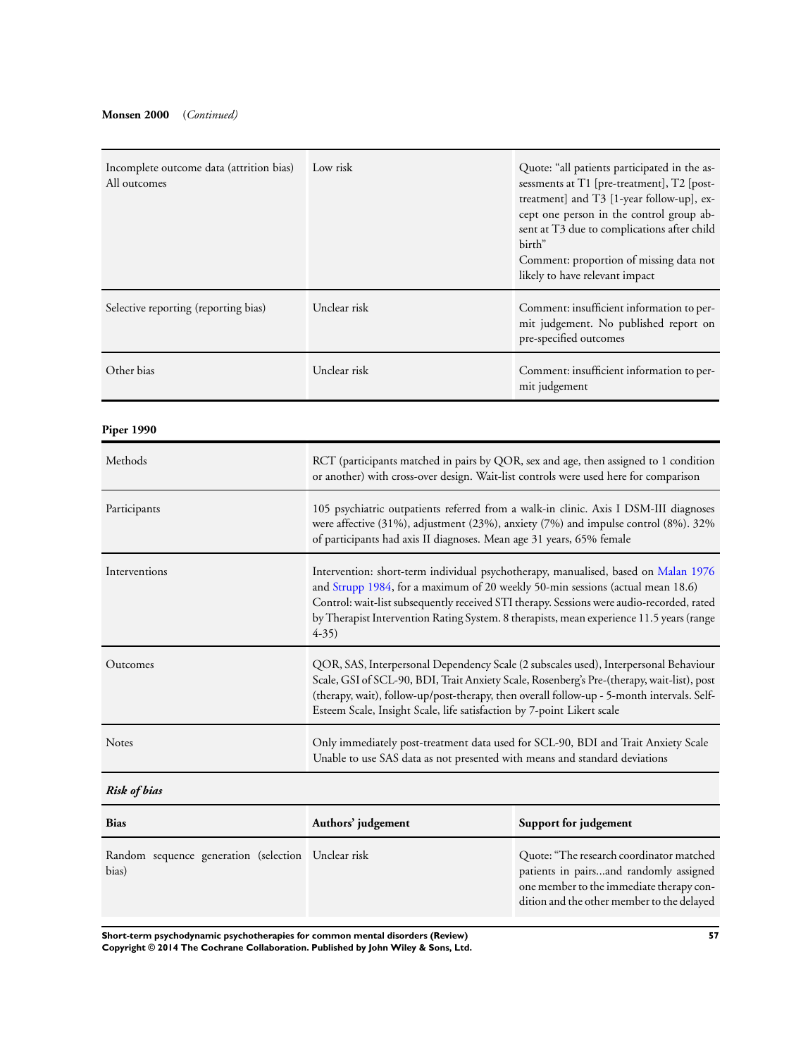**Monsen 2000** *(Continued)*

| | | |
|---|---|---|
| Incomplete outcome data (attrition bias) All outcomes | Low risk | Quote: "all patients participated in the assessments at T1 [pre-treatment], T2 [post-treatment] and T3 [1-year follow-up], except one person in the control group absent at T3 due to complications after child birth"<br>Comment: proportion of missing data not likely to have relevant impact |
| Selective reporting (reporting bias) | Unclear risk | Comment: insufficient information to permit judgement. No published report on pre-specified outcomes |
| Other bias | Unclear risk | Comment: insufficient information to permit judgement |

**Piper 1990**

| | |
|---|---|
| Methods | RCT (participants matched in pairs by QOR, sex and age, then assigned to 1 condition or another) with cross-over design. Wait-list controls were used here for comparison |
| Participants | 105 psychiatric outpatients referred from a walk-in clinic. Axis I DSM-III diagnoses were affective (31%), adjustment (23%), anxiety (7%) and impulse control (8%). 32% of participants had axis II diagnoses. Mean age 31 years, 65% female |
| Interventions | Intervention: short-term individual psychotherapy, manualised, based on Malan 1976 and Strupp 1984, for a maximum of 20 weekly 50-min sessions (actual mean 18.6)<br>Control: wait-list subsequently received STI therapy. Sessions were audio-recorded, rated by Therapist Intervention Rating System. 8 therapists, mean experience 11.5 years (range 4-35) |
| Outcomes | QOR, SAS, Interpersonal Dependency Scale (2 subscales used), Interpersonal Behaviour Scale, GSI of SCL-90, BDI, Trait Anxiety Scale, Rosenberg's Pre-(therapy, wait-list), post (therapy, wait), follow-up/post-therapy, then overall follow-up - 5-month intervals. Self-Esteem Scale, Insight Scale, life satisfaction by 7-point Likert scale |
| Notes | Only immediately post-treatment data used for SCL-90, BDI and Trait Anxiety Scale<br>Unable to use SAS data as not presented with means and standard deviations |

***Risk of bias***

| Bias | Authors' judgement | Support for judgement |
|---|---|---|
| Random sequence generation (selection bias) | Unclear risk | Quote: "The research coordinator matched patients in pairs...and randomly assigned one member to the immediate therapy condition and the other member to the delayed |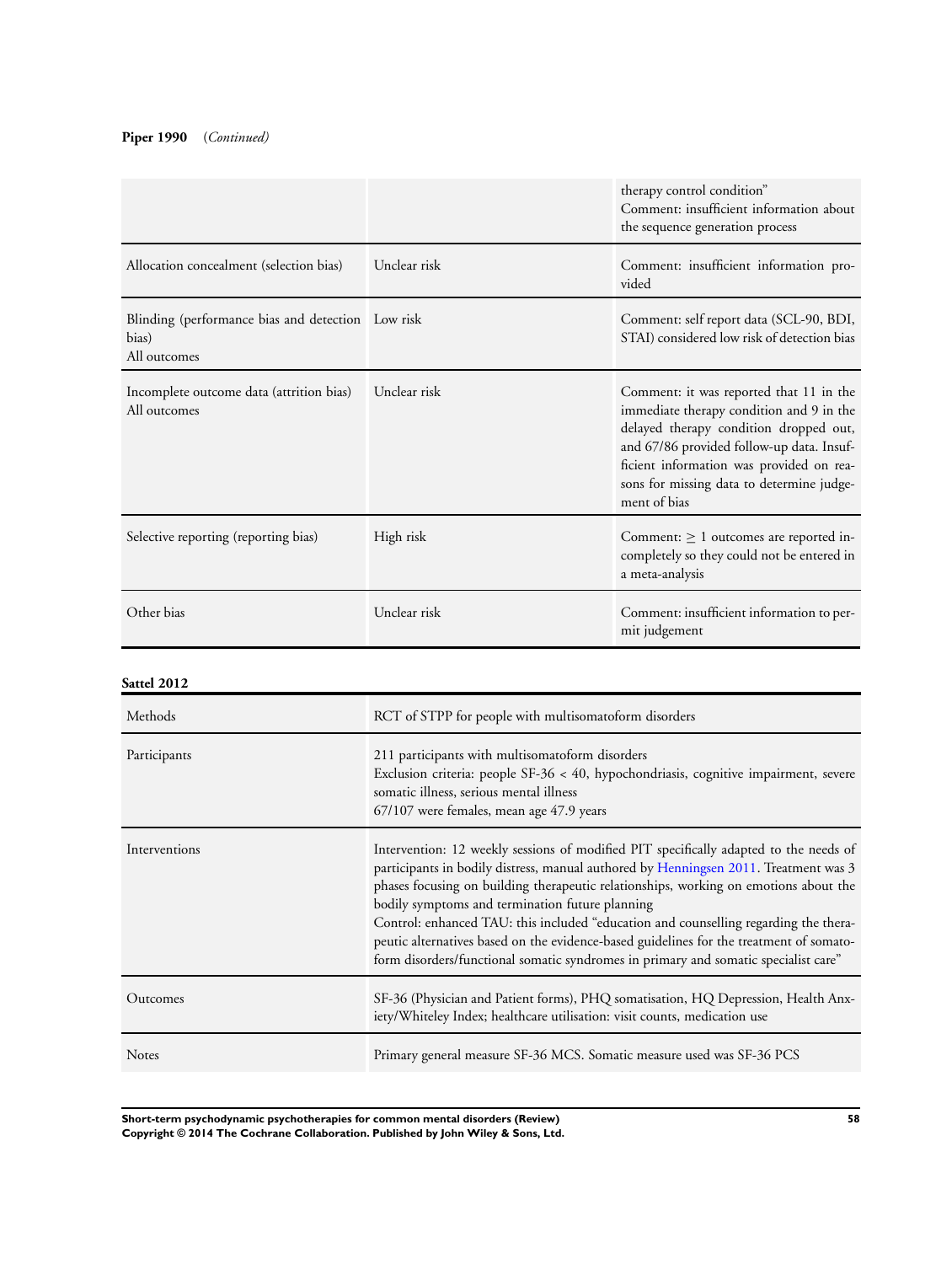**Piper 1990** (*Continued*)

| | | |
|---|---|---|
| | | therapy control condition"<br>Comment: insufficient information about the sequence generation process |
| Allocation concealment (selection bias) | Unclear risk | Comment: insufficient information provided |
| Blinding (performance bias and detection bias)<br>All outcomes | Low risk | Comment: self report data (SCL-90, BDI, STAI) considered low risk of detection bias |
| Incomplete outcome data (attrition bias)<br>All outcomes | Unclear risk | Comment: it was reported that 11 in the immediate therapy condition and 9 in the delayed therapy condition dropped out, and 67/86 provided follow-up data. Insufficient information was provided on reasons for missing data to determine judgement of bias |
| Selective reporting (reporting bias) | High risk | Comment: ≥ 1 outcomes are reported incompletely so they could not be entered in a meta-analysis |
| Other bias | Unclear risk | Comment: insufficient information to permit judgement |

**Sattel 2012**

| | |
|---|---|
| Methods | RCT of STPP for people with multisomatoform disorders |
| Participants | 211 participants with multisomatoform disorders<br>Exclusion criteria: people SF-36 < 40, hypochondriasis, cognitive impairment, severe somatic illness, serious mental illness<br>67/107 were females, mean age 47.9 years |
| Interventions | Intervention: 12 weekly sessions of modified PIT specifically adapted to the needs of participants in bodily distress, manual authored by Henningsen 2011. Treatment was 3 phases focusing on building therapeutic relationships, working on emotions about the bodily symptoms and termination future planning<br>Control: enhanced TAU: this included "education and counselling regarding the therapeutic alternatives based on the evidence-based guidelines for the treatment of somatoform disorders/functional somatic syndromes in primary and somatic specialist care" |
| Outcomes | SF-36 (Physician and Patient forms), PHQ somatisation, HQ Depression, Health Anxiety/Whiteley Index; healthcare utilisation: visit counts, medication use |
| Notes | Primary general measure SF-36 MCS. Somatic measure used was SF-36 PCS |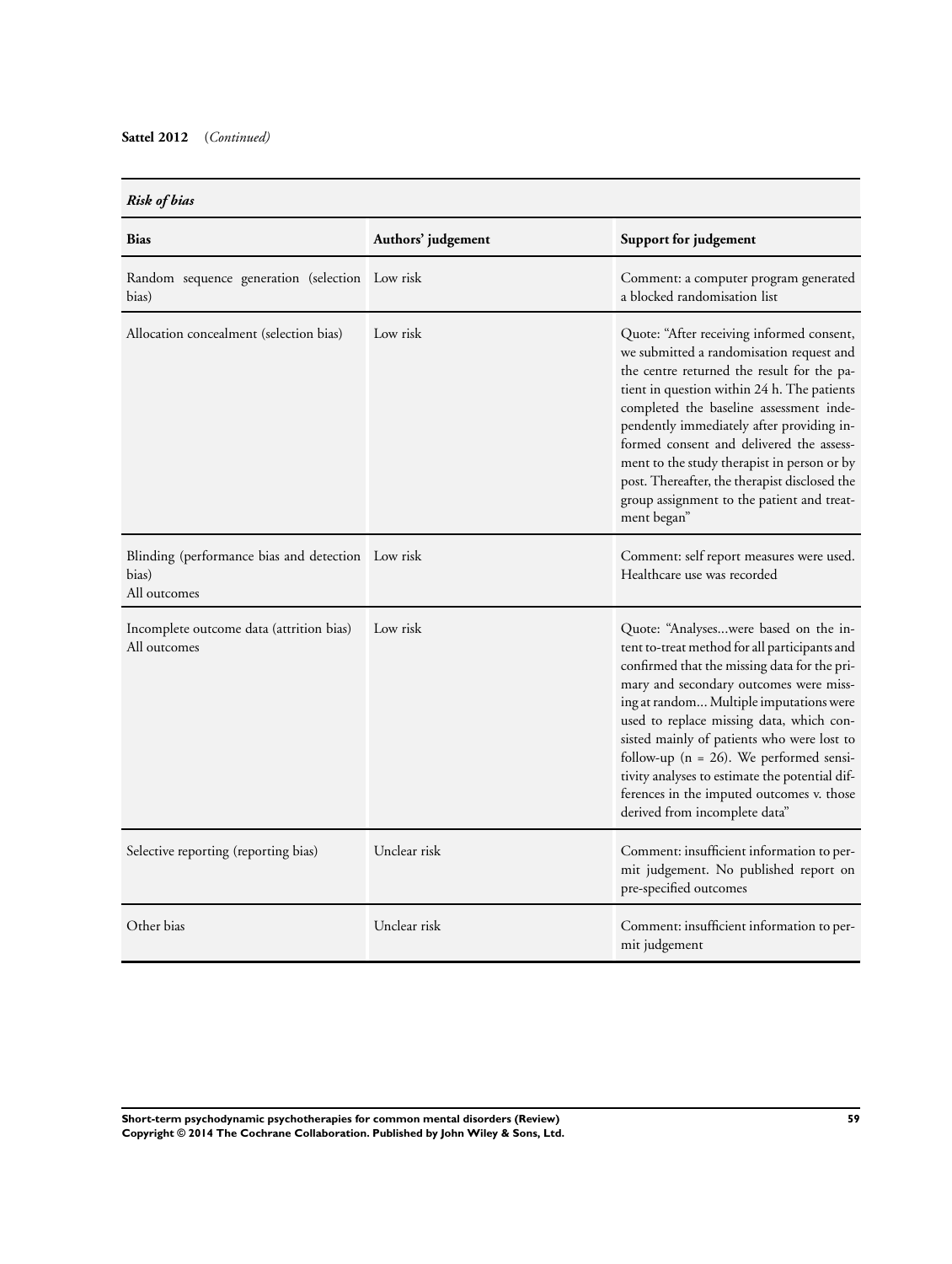**Sattel 2012** (*Continued*)

| ***Risk of bias*** | | |
|---|---|---|
| **Bias** | **Authors' judgement** | **Support for judgement** |
| Random sequence generation (selection bias) | Low risk | Comment: a computer program generated a blocked randomisation list |
| Allocation concealment (selection bias) | Low risk | Quote: "After receiving informed consent, we submitted a randomisation request and the centre returned the result for the patient in question within 24 h. The patients completed the baseline assessment independently immediately after providing informed consent and delivered the assessment to the study therapist in person or by post. Thereafter, the therapist disclosed the group assignment to the patient and treatment began" |
| Blinding (performance bias and detection bias)<br>All outcomes | Low risk | Comment: self report measures were used. Healthcare use was recorded |
| Incomplete outcome data (attrition bias)<br>All outcomes | Low risk | Quote: "Analyses...were based on the intent to-treat method for all participants and confirmed that the missing data for the primary and secondary outcomes were missing at random... Multiple imputations were used to replace missing data, which consisted mainly of patients who were lost to follow-up (n = 26). We performed sensitivity analyses to estimate the potential differences in the imputed outcomes v. those derived from incomplete data" |
| Selective reporting (reporting bias) | Unclear risk | Comment: insufficient information to permit judgement. No published report on pre-specified outcomes |
| Other bias | Unclear risk | Comment: insufficient information to permit judgement |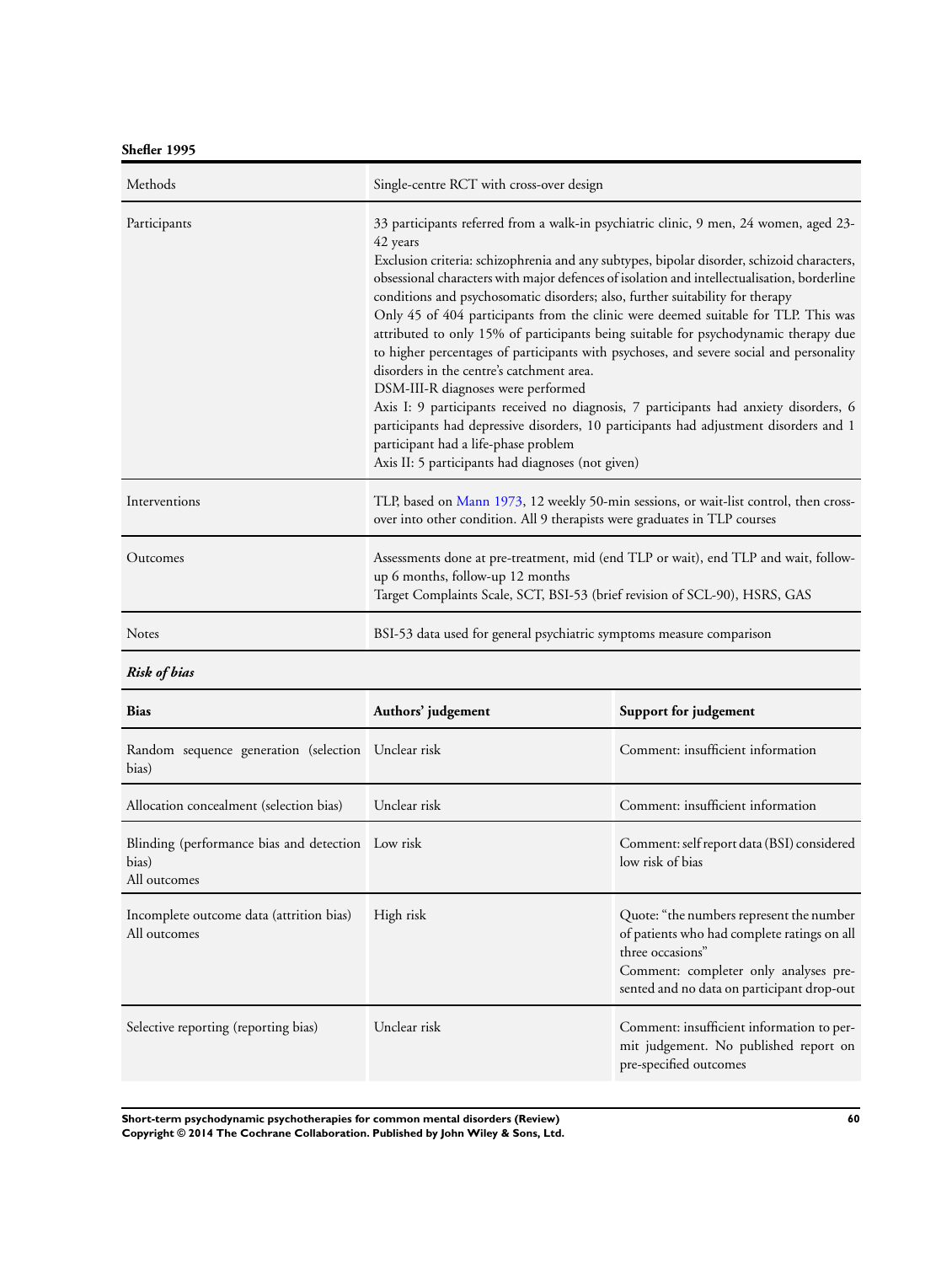**Shefler 1995**

| Methods | Single-centre RCT with cross-over design |
|---|---|
| Participants | 33 participants referred from a walk-in psychiatric clinic, 9 men, 24 women, aged 23-42 years<br>Exclusion criteria: schizophrenia and any subtypes, bipolar disorder, schizoid characters, obsessional characters with major defences of isolation and intellectualisation, borderline conditions and psychosomatic disorders; also, further suitability for therapy<br>Only 45 of 404 participants from the clinic were deemed suitable for TLP. This was attributed to only 15% of participants being suitable for psychodynamic therapy due to higher percentages of participants with psychoses, and severe social and personality disorders in the centre's catchment area.<br>DSM-III-R diagnoses were performed<br>Axis I: 9 participants received no diagnosis, 7 participants had anxiety disorders, 6 participants had depressive disorders, 10 participants had adjustment disorders and 1 participant had a life-phase problem<br>Axis II: 5 participants had diagnoses (not given) |
| Interventions | TLP, based on Mann 1973, 12 weekly 50-min sessions, or wait-list control, then cross-over into other condition. All 9 therapists were graduates in TLP courses |
| Outcomes | Assessments done at pre-treatment, mid (end TLP or wait), end TLP and wait, follow-up 6 months, follow-up 12 months<br>Target Complaints Scale, SCT, BSI-53 (brief revision of SCL-90), HSRS, GAS |
| Notes | BSI-53 data used for general psychiatric symptoms measure comparison |

***Risk of bias***

| Bias | Authors' judgement | Support for judgement |
|---|---|---|
| Random sequence generation (selection bias) | Unclear risk | Comment: insufficient information |
| Allocation concealment (selection bias) | Unclear risk | Comment: insufficient information |
| Blinding (performance bias and detection bias)<br>All outcomes | Low risk | Comment: self report data (BSI) considered low risk of bias |
| Incomplete outcome data (attrition bias)<br>All outcomes | High risk | Quote: "the numbers represent the number of patients who had complete ratings on all three occasions"<br>Comment: completer only analyses presented and no data on participant drop-out |
| Selective reporting (reporting bias) | Unclear risk | Comment: insufficient information to permit judgement. No published report on pre-specified outcomes |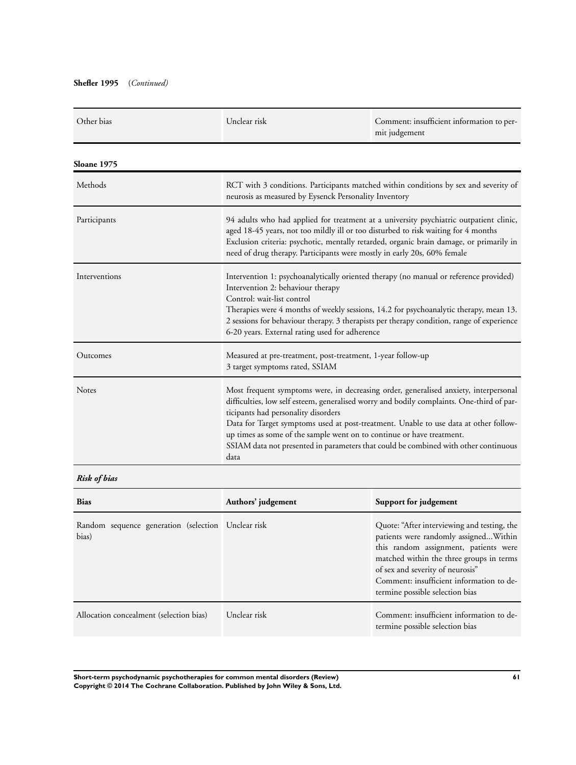**Shefler 1995** (*Continued*)

| | | |
|---|---|---|
| Other bias | Unclear risk | Comment: insufficient information to permit judgement |

**Sloane 1975**

| | |
|---|---|
| Methods | RCT with 3 conditions. Participants matched within conditions by sex and severity of neurosis as measured by Eysenck Personality Inventory |
| Participants | 94 adults who had applied for treatment at a university psychiatric outpatient clinic, aged 18-45 years, not too mildly ill or too disturbed to risk waiting for 4 months<br>Exclusion criteria: psychotic, mentally retarded, organic brain damage, or primarily in need of drug therapy. Participants were mostly in early 20s, 60% female |
| Interventions | Intervention 1: psychoanalytically oriented therapy (no manual or reference provided)<br>Intervention 2: behaviour therapy<br>Control: wait-list control<br>Therapies were 4 months of weekly sessions, 14.2 for psychoanalytic therapy, mean 13.2 sessions for behaviour therapy. 3 therapists per therapy condition, range of experience 6-20 years. External rating used for adherence |
| Outcomes | Measured at pre-treatment, post-treatment, 1-year follow-up<br>3 target symptoms rated, SSIAM |
| Notes | Most frequent symptoms were, in decreasing order, generalised anxiety, interpersonal difficulties, low self esteem, generalised worry and bodily complaints. One-third of participants had personality disorders<br>Data for Target symptoms used at post-treatment. Unable to use data at other follow-up times as some of the sample went on to continue or have treatment.<br>SSIAM data not presented in parameters that could be combined with other continuous data |

***Risk of bias***

| Bias | Authors' judgement | Support for judgement |
|---|---|---|
| Random sequence generation (selection bias) | Unclear risk | Quote: "After interviewing and testing, the patients were randomly assigned...Within this random assignment, patients were matched within the three groups in terms of sex and severity of neurosis"<br>Comment: insufficient information to determine possible selection bias |
| Allocation concealment (selection bias) | Unclear risk | Comment: insufficient information to determine possible selection bias |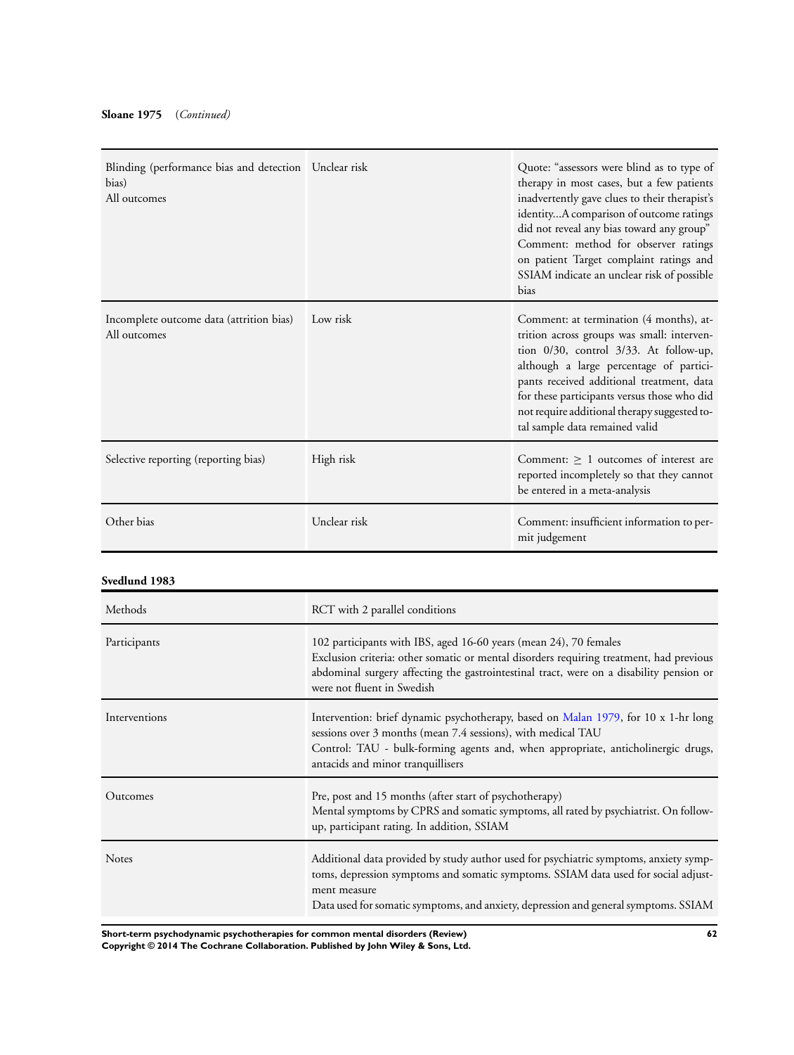**Sloane 1975** *(Continued)*

| | | |
|---|---|---|
| Blinding (performance bias and detection bias)<br>All outcomes | Unclear risk | Quote: "assessors were blind as to type of therapy in most cases, but a few patients inadvertently gave clues to their therapist's identity...A comparison of outcome ratings did not reveal any bias toward any group"<br>Comment: method for observer ratings on patient Target complaint ratings and SSIAM indicate an unclear risk of possible bias |
| Incomplete outcome data (attrition bias)<br>All outcomes | Low risk | Comment: at termination (4 months), attrition across groups was small: intervention 0/30, control 3/33. At follow-up, although a large percentage of participants received additional treatment, data for these participants versus those who did not require additional therapy suggested total sample data remained valid |
| Selective reporting (reporting bias) | High risk | Comment: ≥ 1 outcomes of interest are reported incompletely so that they cannot be entered in a meta-analysis |
| Other bias | Unclear risk | Comment: insufficient information to permit judgement |

**Svedlund 1983**

| | |
|---|---|
| Methods | RCT with 2 parallel conditions |
| Participants | 102 participants with IBS, aged 16-60 years (mean 24), 70 females<br>Exclusion criteria: other somatic or mental disorders requiring treatment, had previous abdominal surgery affecting the gastrointestinal tract, were on a disability pension or were not fluent in Swedish |
| Interventions | Intervention: brief dynamic psychotherapy, based on Malan 1979, for 10 x 1-hr long sessions over 3 months (mean 7.4 sessions), with medical TAU<br>Control: TAU - bulk-forming agents and, when appropriate, anticholinergic drugs, antacids and minor tranquillisers |
| Outcomes | Pre, post and 15 months (after start of psychotherapy)<br>Mental symptoms by CPRS and somatic symptoms, all rated by psychiatrist. On follow-up, participant rating. In addition, SSIAM |
| Notes | Additional data provided by study author used for psychiatric symptoms, anxiety symptoms, depression symptoms and somatic symptoms. SSIAM data used for social adjustment measure<br>Data used for somatic symptoms, and anxiety, depression and general symptoms. SSIAM |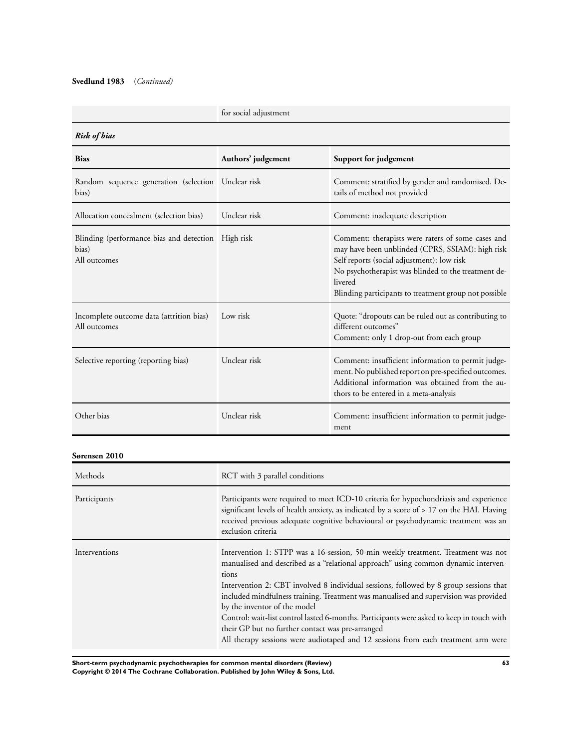**Svedlund 1983** (*Continued*)

| | |
|---|---|
| | for social adjustment |

***Risk of bias***

| Bias | Authors' judgement | Support for judgement |
|---|---|---|
| Random sequence generation (selection bias) | Unclear risk | Comment: stratified by gender and randomised. Details of method not provided |
| Allocation concealment (selection bias) | Unclear risk | Comment: inadequate description |
| Blinding (performance bias and detection bias)<br>All outcomes | High risk | Comment: therapists were raters of some cases and may have been unblinded (CPRS, SSIAM): high risk<br>Self reports (social adjustment): low risk<br>No psychotherapist was blinded to the treatment delivered<br>Blinding participants to treatment group not possible |
| Incomplete outcome data (attrition bias)<br>All outcomes | Low risk | Quote: "dropouts can be ruled out as contributing to different outcomes"<br>Comment: only 1 drop-out from each group |
| Selective reporting (reporting bias) | Unclear risk | Comment: insufficient information to permit judgement. No published report on pre-specified outcomes. Additional information was obtained from the authors to be entered in a meta-analysis |
| Other bias | Unclear risk | Comment: insufficient information to permit judgement |

**Sørensen 2010**

| | |
|---|---|
| Methods | RCT with 3 parallel conditions |
| Participants | Participants were required to meet ICD-10 criteria for hypochondriasis and experience significant levels of health anxiety, as indicated by a score of > 17 on the HAI. Having received previous adequate cognitive behavioural or psychodynamic treatment was an exclusion criteria |
| Interventions | Intervention 1: STPP was a 16-session, 50-min weekly treatment. Treatment was not manualised and described as a "relational approach" using common dynamic interventions<br>Intervention 2: CBT involved 8 individual sessions, followed by 8 group sessions that included mindfulness training. Treatment was manualised and supervision was provided by the inventor of the model<br>Control: wait-list control lasted 6-months. Participants were asked to keep in touch with their GP but no further contact was pre-arranged<br>All therapy sessions were audiotaped and 12 sessions from each treatment arm were |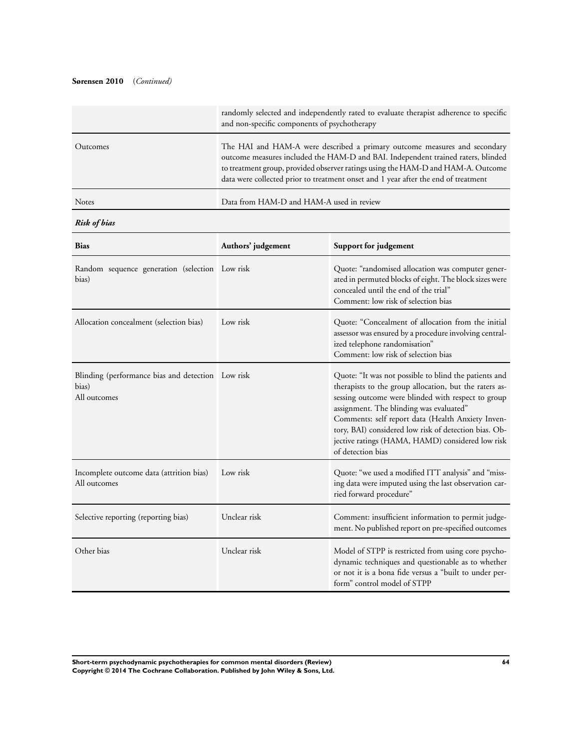**Sørensen 2010** (*Continued*)

| | |
|---|---|
| | randomly selected and independently rated to evaluate therapist adherence to specific and non-specific components of psychotherapy |
| Outcomes | The HAI and HAM-A were described a primary outcome measures and secondary outcome measures included the HAM-D and BAI. Independent trained raters, blinded to treatment group, provided observer ratings using the HAM-D and HAM-A. Outcome data were collected prior to treatment onset and 1 year after the end of treatment |
| Notes | Data from HAM-D and HAM-A used in review |

***Risk of bias***

| Bias | Authors' judgement | Support for judgement |
|---|---|---|
| Random sequence generation (selection bias) | Low risk | Quote: "randomised allocation was computer generated in permuted blocks of eight. The block sizes were concealed until the end of the trial"<br>Comment: low risk of selection bias |
| Allocation concealment (selection bias) | Low risk | Quote: "Concealment of allocation from the initial assessor was ensured by a procedure involving centralized telephone randomisation"<br>Comment: low risk of selection bias |
| Blinding (performance bias and detection bias)<br>All outcomes | Low risk | Quote: "It was not possible to blind the patients and therapists to the group allocation, but the raters assessing outcome were blinded with respect to group assignment. The blinding was evaluated"<br>Comments: self report data (Health Anxiety Inventory, BAI) considered low risk of detection bias. Objective ratings (HAMA, HAMD) considered low risk of detection bias |
| Incomplete outcome data (attrition bias)<br>All outcomes | Low risk | Quote: "we used a modified ITT analysis" and "missing data were imputed using the last observation carried forward procedure" |
| Selective reporting (reporting bias) | Unclear risk | Comment: insufficient information to permit judgement. No published report on pre-specified outcomes |
| Other bias | Unclear risk | Model of STPP is restricted from using core psychodynamic techniques and questionable as to whether or not it is a bona fide versus a "built to under perform" control model of STPP |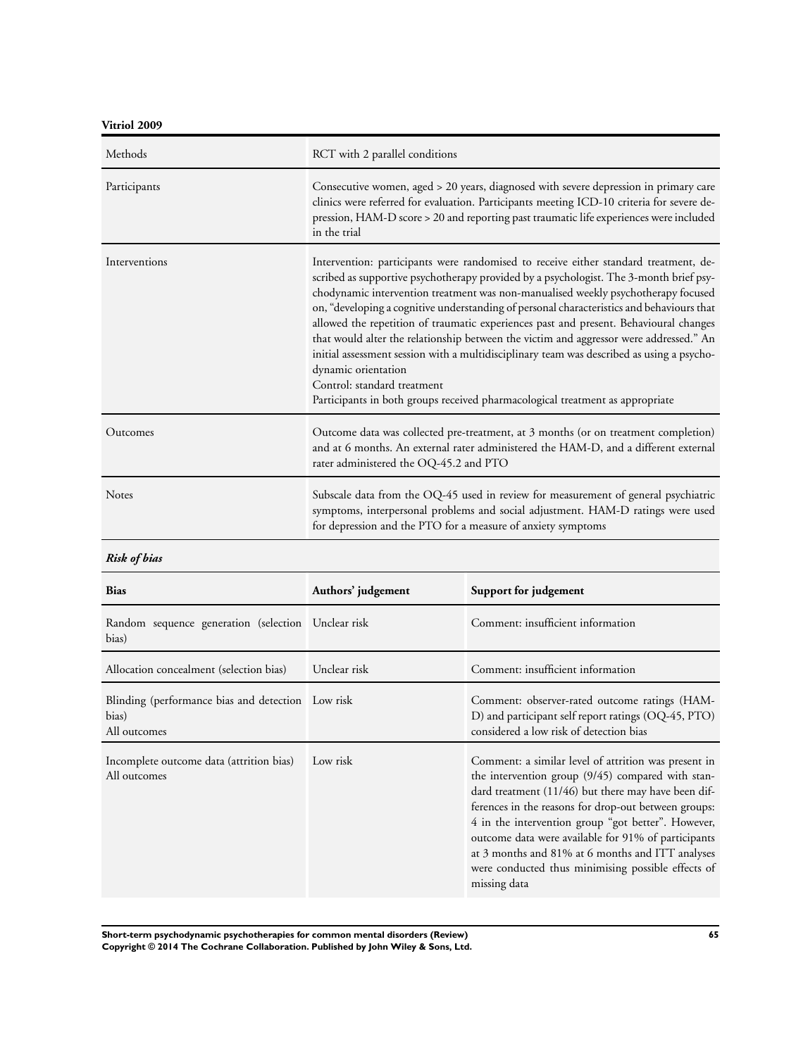**Vitriol 2009**

| Methods | RCT with 2 parallel conditions |
|---|---|
| Participants | Consecutive women, aged > 20 years, diagnosed with severe depression in primary care clinics were referred for evaluation. Participants meeting ICD-10 criteria for severe depression, HAM-D score > 20 and reporting past traumatic life experiences were included in the trial |
| Interventions | Intervention: participants were randomised to receive either standard treatment, described as supportive psychotherapy provided by a psychologist. The 3-month brief psychodynamic intervention treatment was non-manualised weekly psychotherapy focused on, "developing a cognitive understanding of personal characteristics and behaviours that allowed the repetition of traumatic experiences past and present. Behavioural changes that would alter the relationship between the victim and aggressor were addressed." An initial assessment session with a multidisciplinary team was described as using a psychodynamic orientation<br>Control: standard treatment<br>Participants in both groups received pharmacological treatment as appropriate |
| Outcomes | Outcome data was collected pre-treatment, at 3 months (or on treatment completion) and at 6 months. An external rater administered the HAM-D, and a different external rater administered the OQ-45.2 and PTO |
| Notes | Subscale data from the OQ-45 used in review for measurement of general psychiatric symptoms, interpersonal problems and social adjustment. HAM-D ratings were used for depression and the PTO for a measure of anxiety symptoms |

***Risk of bias***

| Bias | Authors' judgement | Support for judgement |
|---|---|---|
| Random sequence generation (selection bias) | Unclear risk | Comment: insufficient information |
| Allocation concealment (selection bias) | Unclear risk | Comment: insufficient information |
| Blinding (performance bias and detection bias)<br>All outcomes | Low risk | Comment: observer-rated outcome ratings (HAM-D) and participant self report ratings (OQ-45, PTO) considered a low risk of detection bias |
| Incomplete outcome data (attrition bias)<br>All outcomes | Low risk | Comment: a similar level of attrition was present in the intervention group (9/45) compared with standard treatment (11/46) but there may have been differences in the reasons for drop-out between groups: 4 in the intervention group "got better". However, outcome data were available for 91% of participants at 3 months and 81% at 6 months and ITT analyses were conducted thus minimising possible effects of missing data |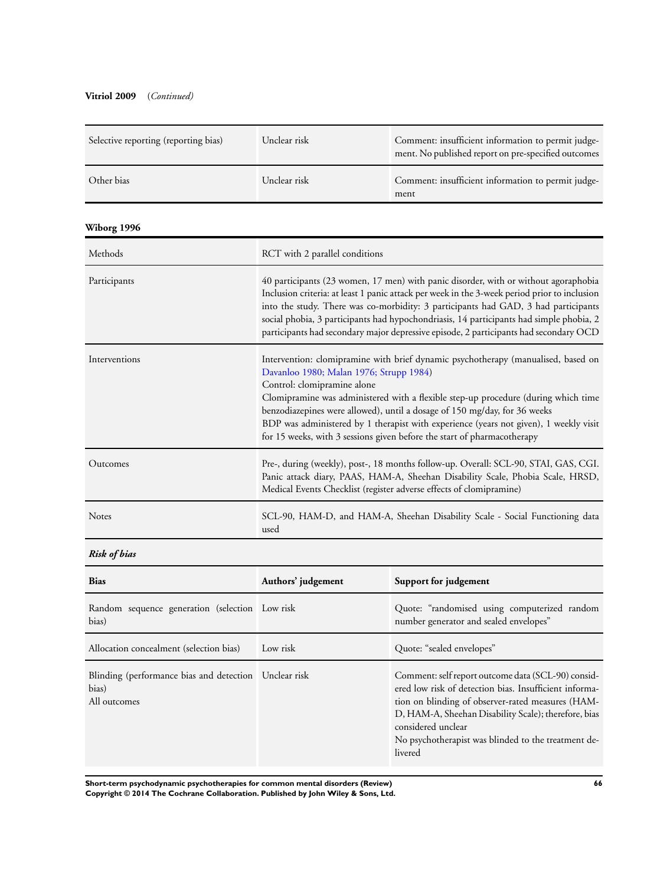**Vitriol 2009** (*Continued*)

| | | |
|---|---|---|
| Selective reporting (reporting bias) | Unclear risk | Comment: insufficient information to permit judgement. No published report on pre-specified outcomes |
| Other bias | Unclear risk | Comment: insufficient information to permit judgement |

**Wiborg 1996**

| | |
|---|---|
| Methods | RCT with 2 parallel conditions |
| Participants | 40 participants (23 women, 17 men) with panic disorder, with or without agoraphobia<br>Inclusion criteria: at least 1 panic attack per week in the 3-week period prior to inclusion into the study. There was co-morbidity: 3 participants had GAD, 3 had participants social phobia, 3 participants had hypochondriasis, 14 participants had simple phobia, 2 participants had secondary major depressive episode, 2 participants had secondary OCD |
| Interventions | Intervention: clomipramine with brief dynamic psychotherapy (manualised, based on Davanloo 1980; Malan 1976; Strupp 1984)<br>Control: clomipramine alone<br>Clomipramine was administered with a flexible step-up procedure (during which time benzodiazepines were allowed), until a dosage of 150 mg/day, for 36 weeks<br>BDP was administered by 1 therapist with experience (years not given), 1 weekly visit for 15 weeks, with 3 sessions given before the start of pharmacotherapy |
| Outcomes | Pre-, during (weekly), post-, 18 months follow-up. Overall: SCL-90, STAI, GAS, CGI. Panic attack diary, PAAS, HAM-A, Sheehan Disability Scale, Phobia Scale, HRSD, Medical Events Checklist (register adverse effects of clomipramine) |
| Notes | SCL-90, HAM-D, and HAM-A, Sheehan Disability Scale - Social Functioning data used |

***Risk of bias***

| Bias | Authors' judgement | Support for judgement |
|---|---|---|
| Random sequence generation (selection bias) | Low risk | Quote: "randomised using computerized random number generator and sealed envelopes" |
| Allocation concealment (selection bias) | Low risk | Quote: "sealed envelopes" |
| Blinding (performance bias and detection bias)<br>All outcomes | Unclear risk | Comment: self report outcome data (SCL-90) considered low risk of detection bias. Insufficient information on blinding of observer-rated measures (HAM-D, HAM-A, Sheehan Disability Scale); therefore, bias considered unclear<br>No psychotherapist was blinded to the treatment delivered |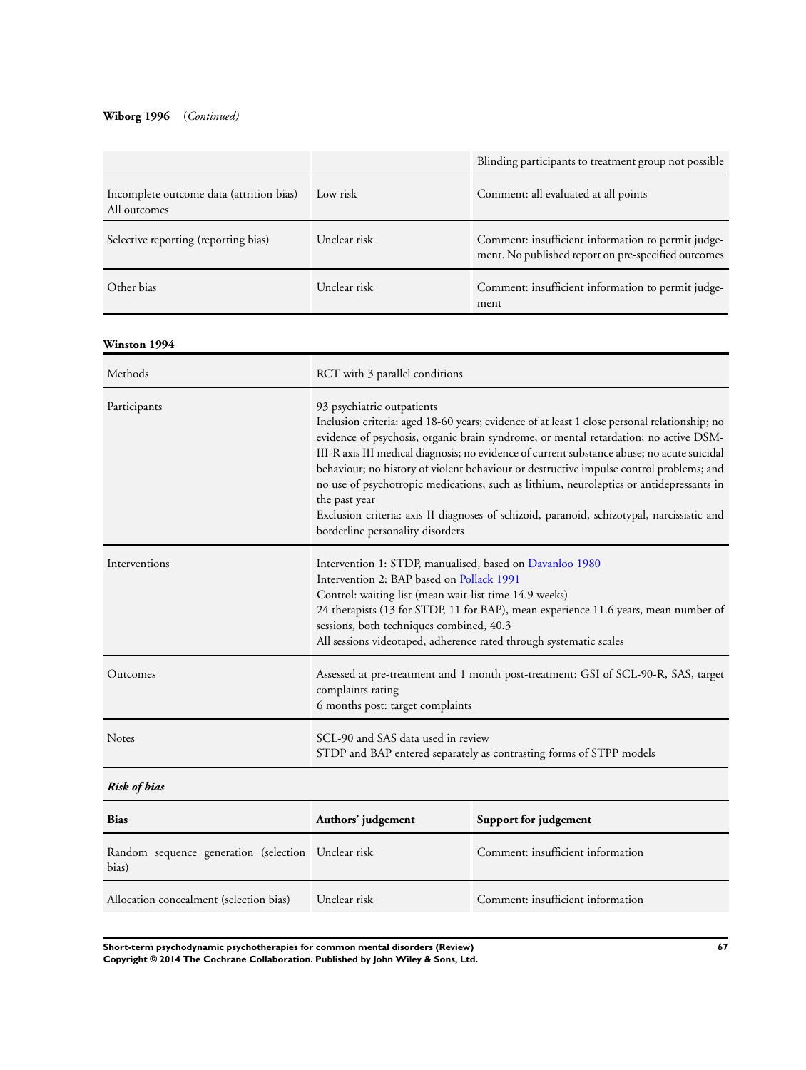**Wiborg 1996** *(Continued)*

| | | |
|---|---|---|
| | | Blinding participants to treatment group not possible |
| Incomplete outcome data (attrition bias) All outcomes | Low risk | Comment: all evaluated at all points |
| Selective reporting (reporting bias) | Unclear risk | Comment: insufficient information to permit judgement. No published report on pre-specified outcomes |
| Other bias | Unclear risk | Comment: insufficient information to permit judgement |

**Winston 1994**

| | |
|---|---|
| Methods | RCT with 3 parallel conditions |
| Participants | 93 psychiatric outpatients<br>Inclusion criteria: aged 18-60 years; evidence of at least 1 close personal relationship; no evidence of psychosis, organic brain syndrome, or mental retardation; no active DSM-III-R axis III medical diagnosis; no evidence of current substance abuse; no acute suicidal behaviour; no history of violent behaviour or destructive impulse control problems; and no use of psychotropic medications, such as lithium, neuroleptics or antidepressants in the past year<br>Exclusion criteria: axis II diagnoses of schizoid, paranoid, schizotypal, narcissistic and borderline personality disorders |
| Interventions | Intervention 1: STDP, manualised, based on Davanloo 1980<br>Intervention 2: BAP based on Pollack 1991<br>Control: waiting list (mean wait-list time 14.9 weeks)<br>24 therapists (13 for STDP, 11 for BAP), mean experience 11.6 years, mean number of sessions, both techniques combined, 40.3<br>All sessions videotaped, adherence rated through systematic scales |
| Outcomes | Assessed at pre-treatment and 1 month post-treatment: GSI of SCL-90-R, SAS, target complaints rating<br>6 months post: target complaints |
| Notes | SCL-90 and SAS data used in review<br>STDP and BAP entered separately as contrasting forms of STPP models |

***Risk of bias***

| Bias | Authors' judgement | Support for judgement |
|---|---|---|
| Random sequence generation (selection bias) | Unclear risk | Comment: insufficient information |
| Allocation concealment (selection bias) | Unclear risk | Comment: insufficient information |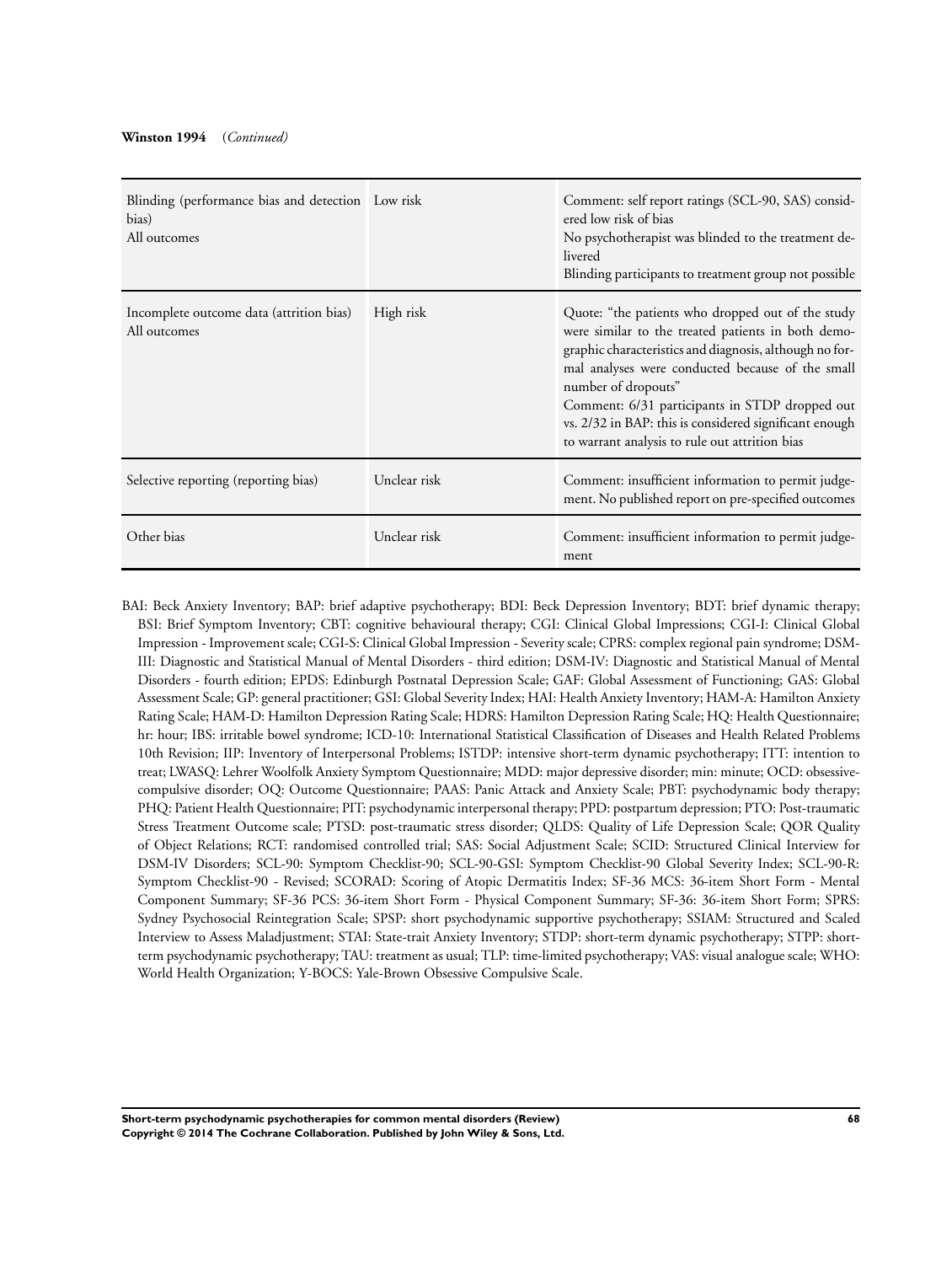**Winston 1994** (*Continued*)

| | | |
|---|---|---|
| Blinding (performance bias and detection bias)<br>All outcomes | Low risk | Comment: self report ratings (SCL-90, SAS) considered low risk of bias<br>No psychotherapist was blinded to the treatment delivered<br>Blinding participants to treatment group not possible |
| Incomplete outcome data (attrition bias)<br>All outcomes | High risk | Quote: "the patients who dropped out of the study were similar to the treated patients in both demographic characteristics and diagnosis, although no formal analyses were conducted because of the small number of dropouts"<br>Comment: 6/31 participants in STDP dropped out vs. 2/32 in BAP: this is considered significant enough to warrant analysis to rule out attrition bias |
| Selective reporting (reporting bias) | Unclear risk | Comment: insufficient information to permit judgement. No published report on pre-specified outcomes |
| Other bias | Unclear risk | Comment: insufficient information to permit judgement |

BAI: Beck Anxiety Inventory; BAP: brief adaptive psychotherapy; BDI: Beck Depression Inventory; BDT: brief dynamic therapy; BSI: Brief Symptom Inventory; CBT: cognitive behavioural therapy; CGI: Clinical Global Impressions; CGI-I: Clinical Global Impression - Improvement scale; CGI-S: Clinical Global Impression - Severity scale; CPRS: complex regional pain syndrome; DSM-III: Diagnostic and Statistical Manual of Mental Disorders - third edition; DSM-IV: Diagnostic and Statistical Manual of Mental Disorders - fourth edition; EPDS: Edinburgh Postnatal Depression Scale; GAF: Global Assessment of Functioning; GAS: Global Assessment Scale; GP: general practitioner; GSI: Global Severity Index; HAI: Health Anxiety Inventory; HAM-A: Hamilton Anxiety Rating Scale; HAM-D: Hamilton Depression Rating Scale; HDRS: Hamilton Depression Rating Scale; HQ: Health Questionnaire; hr: hour; IBS: irritable bowel syndrome; ICD-10: International Statistical Classification of Diseases and Health Related Problems 10th Revision; IIP: Inventory of Interpersonal Problems; ISTDP: intensive short-term dynamic psychotherapy; ITT: intention to treat; LWASQ: Lehrer Woolfolk Anxiety Symptom Questionnaire; MDD: major depressive disorder; min: minute; OCD: obsessive-compulsive disorder; OQ: Outcome Questionnaire; PAAS: Panic Attack and Anxiety Scale; PBT: psychodynamic body therapy; PHQ: Patient Health Questionnaire; PIT: psychodynamic interpersonal therapy; PPD: postpartum depression; PTO: Post-traumatic Stress Treatment Outcome scale; PTSD: post-traumatic stress disorder; QLDS: Quality of Life Depression Scale; QOR Quality of Object Relations; RCT: randomised controlled trial; SAS: Social Adjustment Scale; SCID: Structured Clinical Interview for DSM-IV Disorders; SCL-90: Symptom Checklist-90; SCL-90-GSI: Symptom Checklist-90 Global Severity Index; SCL-90-R: Symptom Checklist-90 - Revised; SCORAD: Scoring of Atopic Dermatitis Index; SF-36 MCS: 36-item Short Form - Mental Component Summary; SF-36 PCS: 36-item Short Form - Physical Component Summary; SF-36: 36-item Short Form; SPRS: Sydney Psychosocial Reintegration Scale; SPSP: short psychodynamic supportive psychotherapy; SSIAM: Structured and Scaled Interview to Assess Maladjustment; STAI: State-trait Anxiety Inventory; STDP: short-term dynamic psychotherapy; STPP: short-term psychodynamic psychotherapy; TAU: treatment as usual; TLP: time-limited psychotherapy; VAS: visual analogue scale; WHO: World Health Organization; Y-BOCS: Yale-Brown Obsessive Compulsive Scale.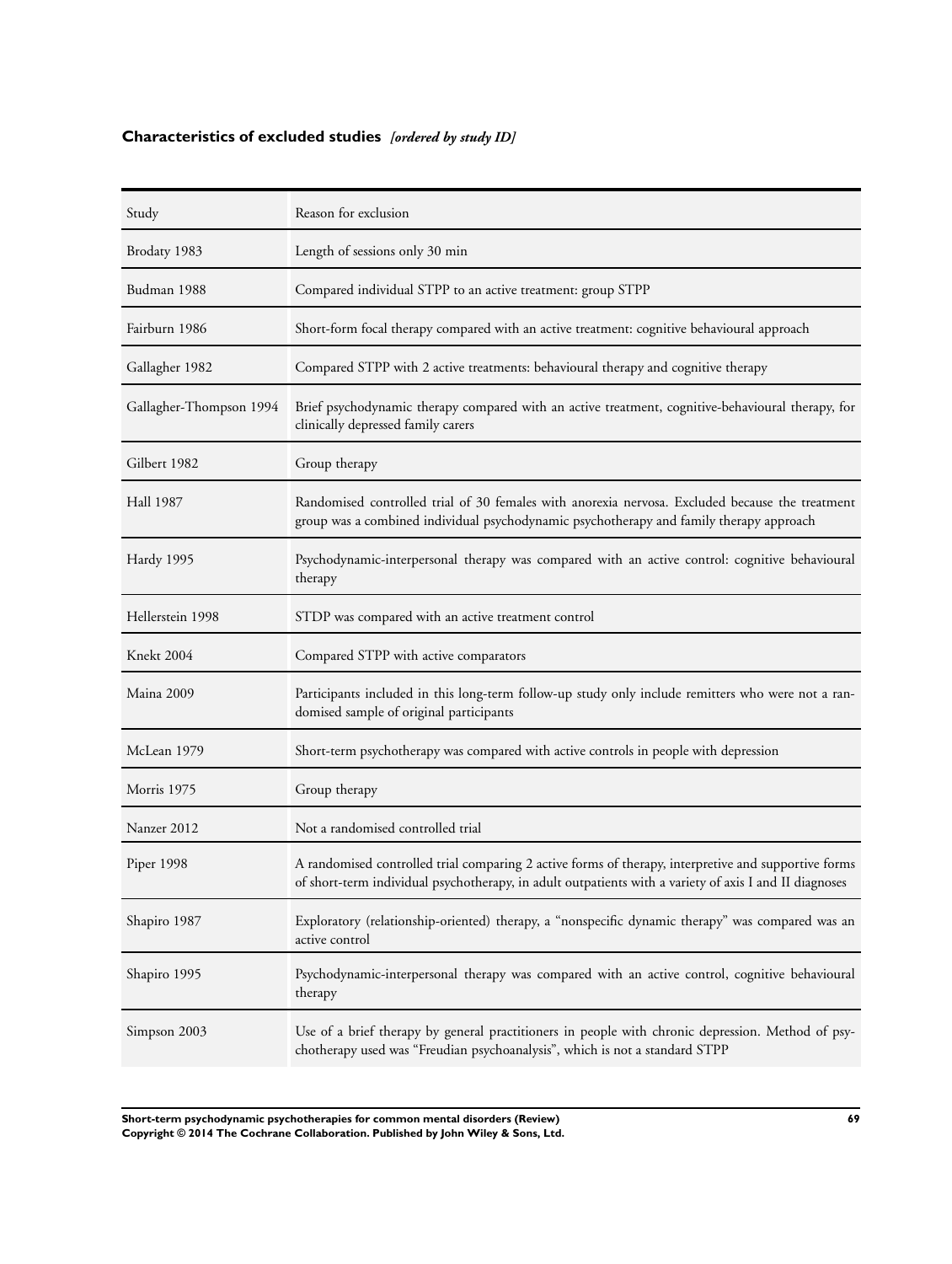## **Characteristics of excluded studies** *[ordered by study ID]*

| Study | Reason for exclusion |
|---|---|
| Brodaty 1983 | Length of sessions only 30 min |
| Budman 1988 | Compared individual STPP to an active treatment: group STPP |
| Fairburn 1986 | Short-form focal therapy compared with an active treatment: cognitive behavioural approach |
| Gallagher 1982 | Compared STPP with 2 active treatments: behavioural therapy and cognitive therapy |
| Gallagher-Thompson 1994 | Brief psychodynamic therapy compared with an active treatment, cognitive-behavioural therapy, for clinically depressed family carers |
| Gilbert 1982 | Group therapy |
| Hall 1987 | Randomised controlled trial of 30 females with anorexia nervosa. Excluded because the treatment group was a combined individual psychodynamic psychotherapy and family therapy approach |
| Hardy 1995 | Psychodynamic-interpersonal therapy was compared with an active control: cognitive behavioural therapy |
| Hellerstein 1998 | STDP was compared with an active treatment control |
| Knekt 2004 | Compared STPP with active comparators |
| Maina 2009 | Participants included in this long-term follow-up study only include remitters who were not a randomised sample of original participants |
| McLean 1979 | Short-term psychotherapy was compared with active controls in people with depression |
| Morris 1975 | Group therapy |
| Nanzer 2012 | Not a randomised controlled trial |
| Piper 1998 | A randomised controlled trial comparing 2 active forms of therapy, interpretive and supportive forms of short-term individual psychotherapy, in adult outpatients with a variety of axis I and II diagnoses |
| Shapiro 1987 | Exploratory (relationship-oriented) therapy, a "nonspecific dynamic therapy" was compared was an active control |
| Shapiro 1995 | Psychodynamic-interpersonal therapy was compared with an active control, cognitive behavioural therapy |
| Simpson 2003 | Use of a brief therapy by general practitioners in people with chronic depression. Method of psychotherapy used was "Freudian psychoanalysis", which is not a standard STPP |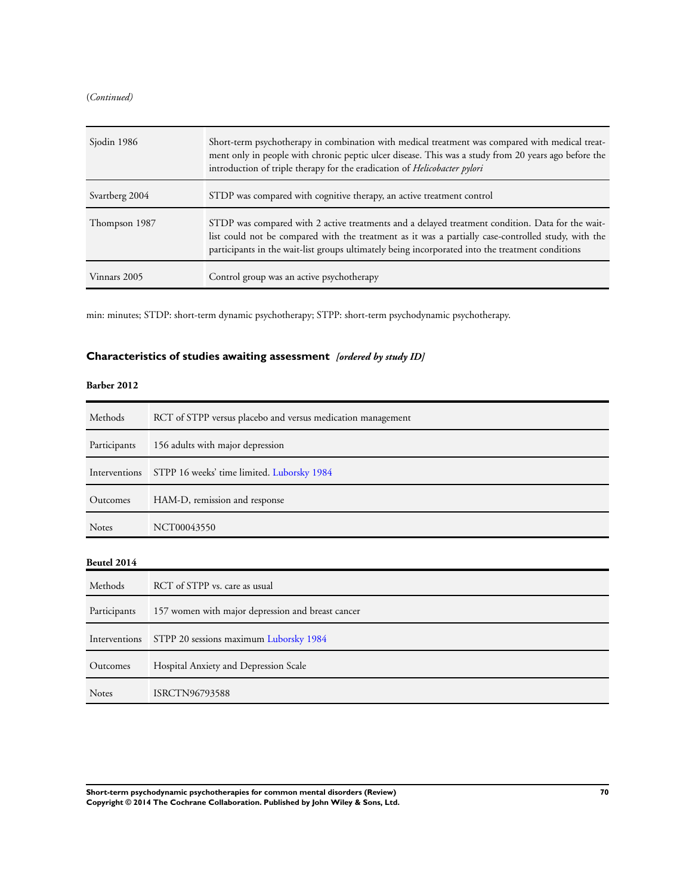(*Continued*)

| | |
|---|---|
| Sjodin 1986 | Short-term psychotherapy in combination with medical treatment was compared with medical treatment only in people with chronic peptic ulcer disease. This was a study from 20 years ago before the introduction of triple therapy for the eradication of *Helicobacter pylori* |
| Svartberg 2004 | STDP was compared with cognitive therapy, an active treatment control |
| Thompson 1987 | STDP was compared with 2 active treatments and a delayed treatment condition. Data for the wait-list could not be compared with the treatment as it was a partially case-controlled study, with the participants in the wait-list groups ultimately being incorporated into the treatment conditions |
| Vinnars 2005 | Control group was an active psychotherapy |

min: minutes; STDP: short-term dynamic psychotherapy; STPP: short-term psychodynamic psychotherapy.

## Characteristics of studies awaiting assessment *[ordered by study ID]*

**Barber 2012**

| | |
|---|---|
| Methods | RCT of STPP versus placebo and versus medication management |
| Participants | 156 adults with major depression |
| Interventions | STPP 16 weeks' time limited. Luborsky 1984 |
| Outcomes | HAM-D, remission and response |
| Notes | NCT00043550 |

**Beutel 2014**

| | |
|---|---|
| Methods | RCT of STPP vs. care as usual |
| Participants | 157 women with major depression and breast cancer |
| Interventions | STPP 20 sessions maximum Luborsky 1984 |
| Outcomes | Hospital Anxiety and Depression Scale |
| Notes | ISRCTN96793588 |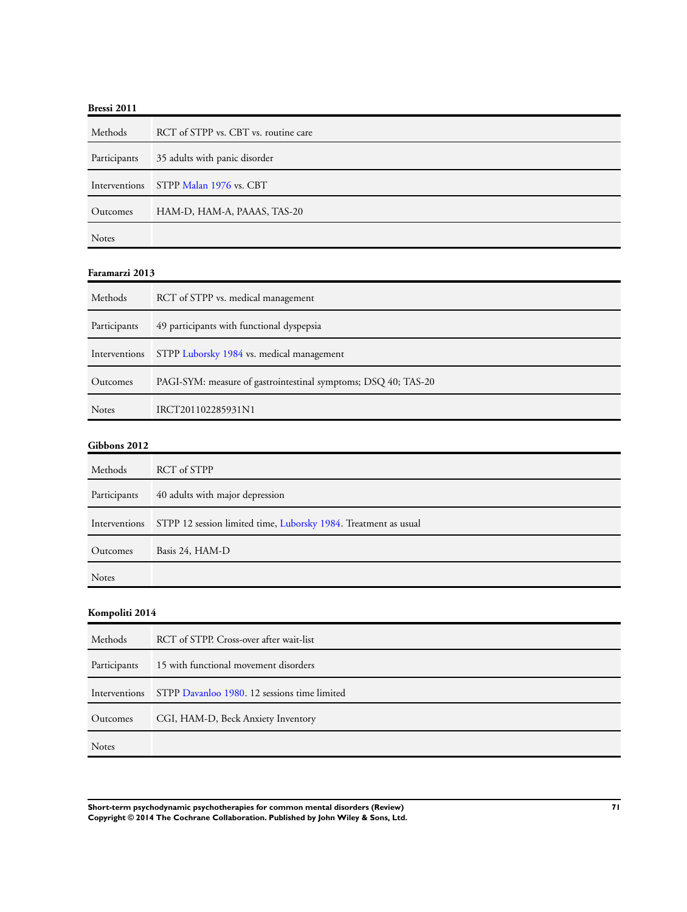**Bressi 2011**

| | |
|---|---|
| Methods | RCT of STPP vs. CBT vs. routine care |
| Participants | 35 adults with panic disorder |
| Interventions | STPP Malan 1976 vs. CBT |
| Outcomes | HAM-D, HAM-A, PAAAS, TAS-20 |
| Notes | |

**Faramarzi 2013**

| | |
|---|---|
| Methods | RCT of STPP vs. medical management |
| Participants | 49 participants with functional dyspepsia |
| Interventions | STPP Luborsky 1984 vs. medical management |
| Outcomes | PAGI-SYM: measure of gastrointestinal symptoms; DSQ 40; TAS-20 |
| Notes | IRCT201102285931N1 |

**Gibbons 2012**

| | |
|---|---|
| Methods | RCT of STPP |
| Participants | 40 adults with major depression |
| Interventions | STPP 12 session limited time, Luborsky 1984. Treatment as usual |
| Outcomes | Basis 24, HAM-D |
| Notes | |

**Kompoliti 2014**

| | |
|---|---|
| Methods | RCT of STPP. Cross-over after wait-list |
| Participants | 15 with functional movement disorders |
| Interventions | STPP Davanloo 1980. 12 sessions time limited |
| Outcomes | CGI, HAM-D, Beck Anxiety Inventory |
| Notes | |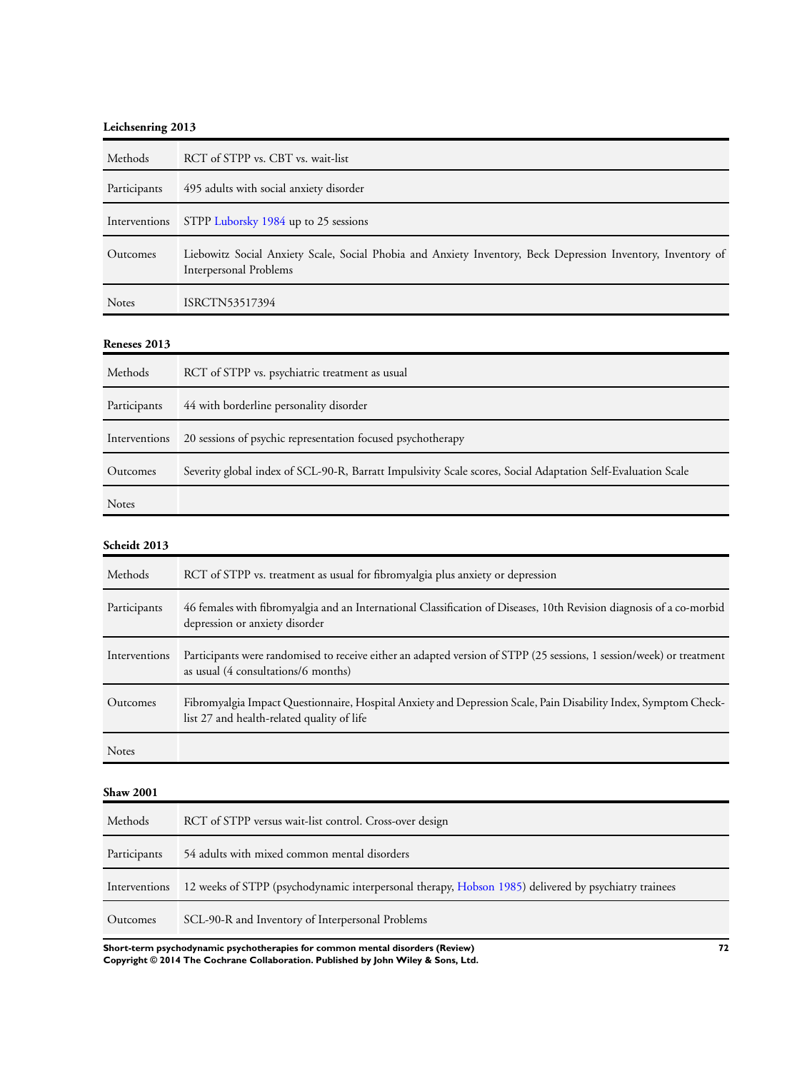**Leichsenring 2013**

| | |
|---|---|
| Methods | RCT of STPP vs. CBT vs. wait-list |
| Participants | 495 adults with social anxiety disorder |
| Interventions | STPP Luborsky 1984 up to 25 sessions |
| Outcomes | Liebowitz Social Anxiety Scale, Social Phobia and Anxiety Inventory, Beck Depression Inventory, Inventory of Interpersonal Problems |
| Notes | ISRCTN53517394 |

**Reneses 2013**

| | |
|---|---|
| Methods | RCT of STPP vs. psychiatric treatment as usual |
| Participants | 44 with borderline personality disorder |
| Interventions | 20 sessions of psychic representation focused psychotherapy |
| Outcomes | Severity global index of SCL-90-R, Barratt Impulsivity Scale scores, Social Adaptation Self-Evaluation Scale |
| Notes | |

**Scheidt 2013**

| | |
|---|---|
| Methods | RCT of STPP vs. treatment as usual for fibromyalgia plus anxiety or depression |
| Participants | 46 females with fibromyalgia and an International Classification of Diseases, 10th Revision diagnosis of a co-morbid depression or anxiety disorder |
| Interventions | Participants were randomised to receive either an adapted version of STPP (25 sessions, 1 session/week) or treatment as usual (4 consultations/6 months) |
| Outcomes | Fibromyalgia Impact Questionnaire, Hospital Anxiety and Depression Scale, Pain Disability Index, Symptom Checklist 27 and health-related quality of life |
| Notes | |

**Shaw 2001**

| | |
|---|---|
| Methods | RCT of STPP versus wait-list control. Cross-over design |
| Participants | 54 adults with mixed common mental disorders |
| Interventions | 12 weeks of STPP (psychodynamic interpersonal therapy, Hobson 1985) delivered by psychiatry trainees |
| Outcomes | SCL-90-R and Inventory of Interpersonal Problems |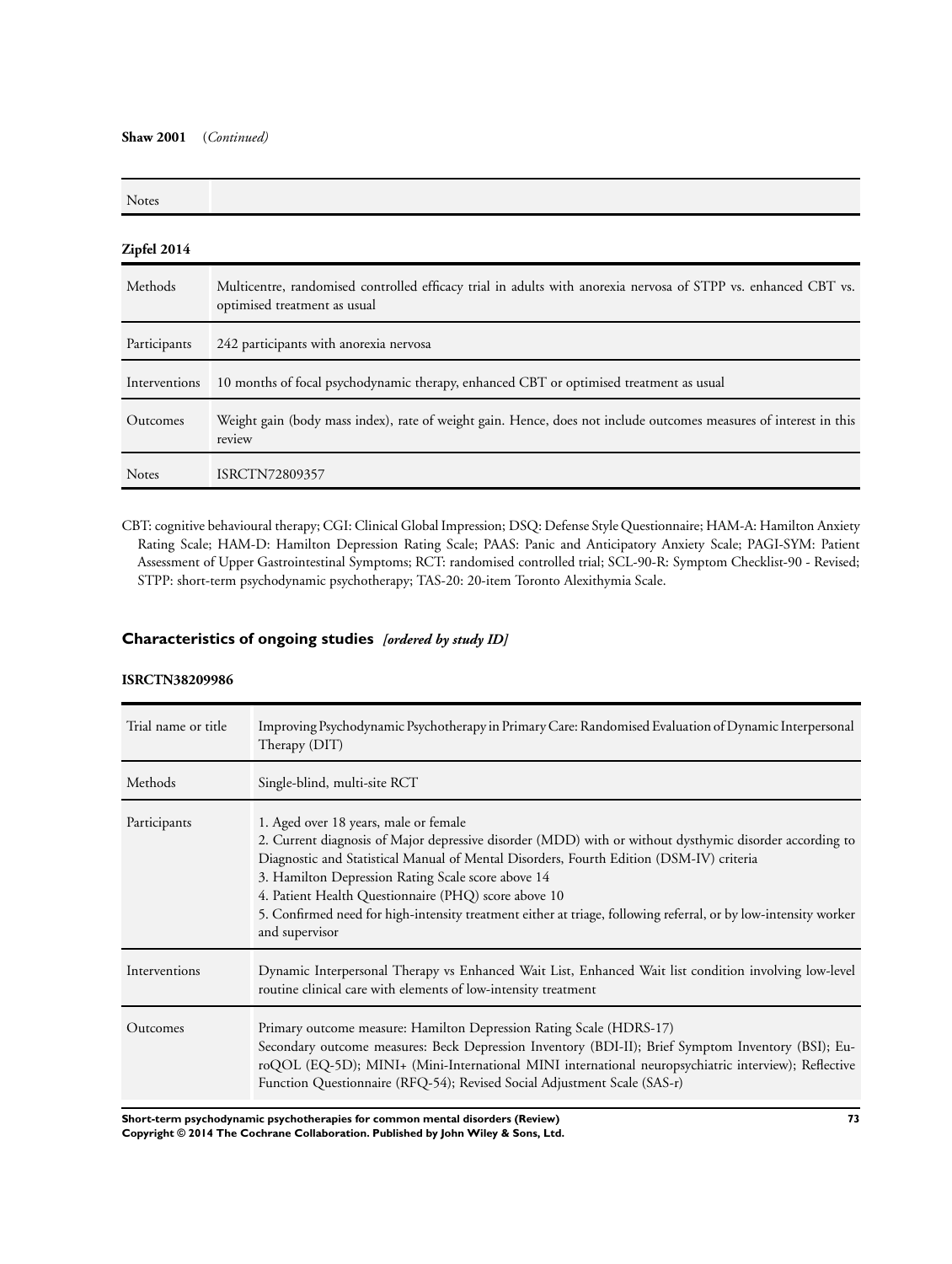**Shaw 2001** (*Continued)*

| Notes | |
|---|---|

**Zipfel 2014**

| Methods | Multicentre, randomised controlled efficacy trial in adults with anorexia nervosa of STPP vs. enhanced CBT vs. optimised treatment as usual |
|---|---|
| Participants | 242 participants with anorexia nervosa |
| Interventions | 10 months of focal psychodynamic therapy, enhanced CBT or optimised treatment as usual |
| Outcomes | Weight gain (body mass index), rate of weight gain. Hence, does not include outcomes measures of interest in this review |
| Notes | ISRCTN72809357 |

CBT: cognitive behavioural therapy; CGI: Clinical Global Impression; DSQ: Defense Style Questionnaire; HAM-A: Hamilton Anxiety Rating Scale; HAM-D: Hamilton Depression Rating Scale; PAAS: Panic and Anticipatory Anxiety Scale; PAGI-SYM: Patient Assessment of Upper Gastrointestinal Symptoms; RCT: randomised controlled trial; SCL-90-R: Symptom Checklist-90 - Revised; STPP: short-term psychodynamic psychotherapy; TAS-20: 20-item Toronto Alexithymia Scale.

## Characteristics of ongoing studies *[ordered by study ID]*

**ISRCTN38209986**

| Trial name or title | Improving Psychodynamic Psychotherapy in Primary Care: Randomised Evaluation of Dynamic Interpersonal Therapy (DIT) |
|---|---|
| Methods | Single-blind, multi-site RCT |
| Participants | 1. Aged over 18 years, male or female<br>2. Current diagnosis of Major depressive disorder (MDD) with or without dysthymic disorder according to Diagnostic and Statistical Manual of Mental Disorders, Fourth Edition (DSM-IV) criteria<br>3. Hamilton Depression Rating Scale score above 14<br>4. Patient Health Questionnaire (PHQ) score above 10<br>5. Confirmed need for high-intensity treatment either at triage, following referral, or by low-intensity worker and supervisor |
| Interventions | Dynamic Interpersonal Therapy vs Enhanced Wait List, Enhanced Wait list condition involving low-level routine clinical care with elements of low-intensity treatment |
| Outcomes | Primary outcome measure: Hamilton Depression Rating Scale (HDRS-17)<br>Secondary outcome measures: Beck Depression Inventory (BDI-II); Brief Symptom Inventory (BSI); EuroQOL (EQ-5D); MINI+ (Mini-International MINI international neuropsychiatric interview); Reflective Function Questionnaire (RFQ-54); Revised Social Adjustment Scale (SAS-r) |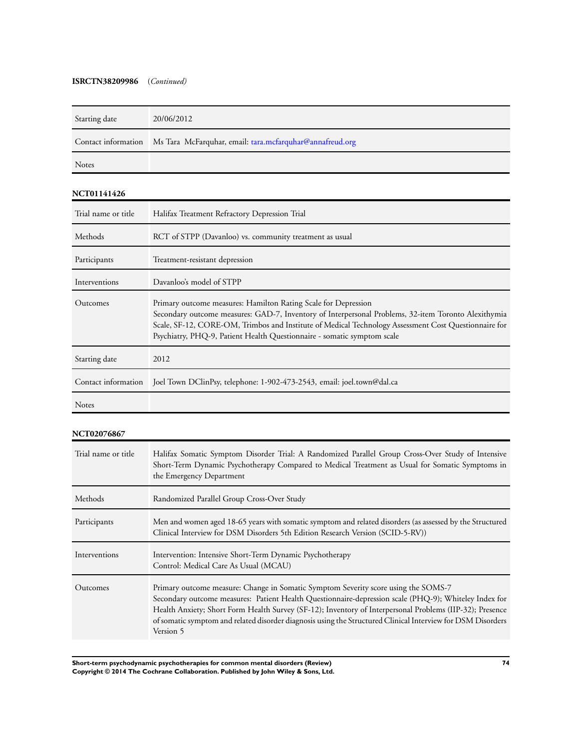**ISRCTN38209986** (*Continued*)

| | |
|---|---|
| Starting date | 20/06/2012 |
| Contact information | Ms Tara McFarquhar, email: tara.mcfarquhar@annafreud.org |
| Notes | |

**NCT01141426**

| | |
|---|---|
| Trial name or title | Halifax Treatment Refractory Depression Trial |
| Methods | RCT of STPP (Davanloo) vs. community treatment as usual |
| Participants | Treatment-resistant depression |
| Interventions | Davanloo's model of STPP |
| Outcomes | Primary outcome measures: Hamilton Rating Scale for Depression<br>Secondary outcome measures: GAD-7, Inventory of Interpersonal Problems, 32-item Toronto Alexithymia Scale, SF-12, CORE-OM, Trimbos and Institute of Medical Technology Assessment Cost Questionnaire for Psychiatry, PHQ-9, Patient Health Questionnaire - somatic symptom scale |
| Starting date | 2012 |
| Contact information | Joel Town DClinPsy, telephone: 1-902-473-2543, email: joel.town@dal.ca |
| Notes | |

**NCT02076867**

| | |
|---|---|
| Trial name or title | Halifax Somatic Symptom Disorder Trial: A Randomized Parallel Group Cross-Over Study of Intensive Short-Term Dynamic Psychotherapy Compared to Medical Treatment as Usual for Somatic Symptoms in the Emergency Department |
| Methods | Randomized Parallel Group Cross-Over Study |
| Participants | Men and women aged 18-65 years with somatic symptom and related disorders (as assessed by the Structured Clinical Interview for DSM Disorders 5th Edition Research Version (SCID-5-RV)) |
| Interventions | Intervention: Intensive Short-Term Dynamic Psychotherapy<br>Control: Medical Care As Usual (MCAU) |
| Outcomes | Primary outcome measure: Change in Somatic Symptom Severity score using the SOMS-7<br>Secondary outcome measures: Patient Health Questionnaire-depression scale (PHQ-9); Whiteley Index for Health Anxiety; Short Form Health Survey (SF-12); Inventory of Interpersonal Problems (IIP-32); Presence of somatic symptom and related disorder diagnosis using the Structured Clinical Interview for DSM Disorders Version 5 |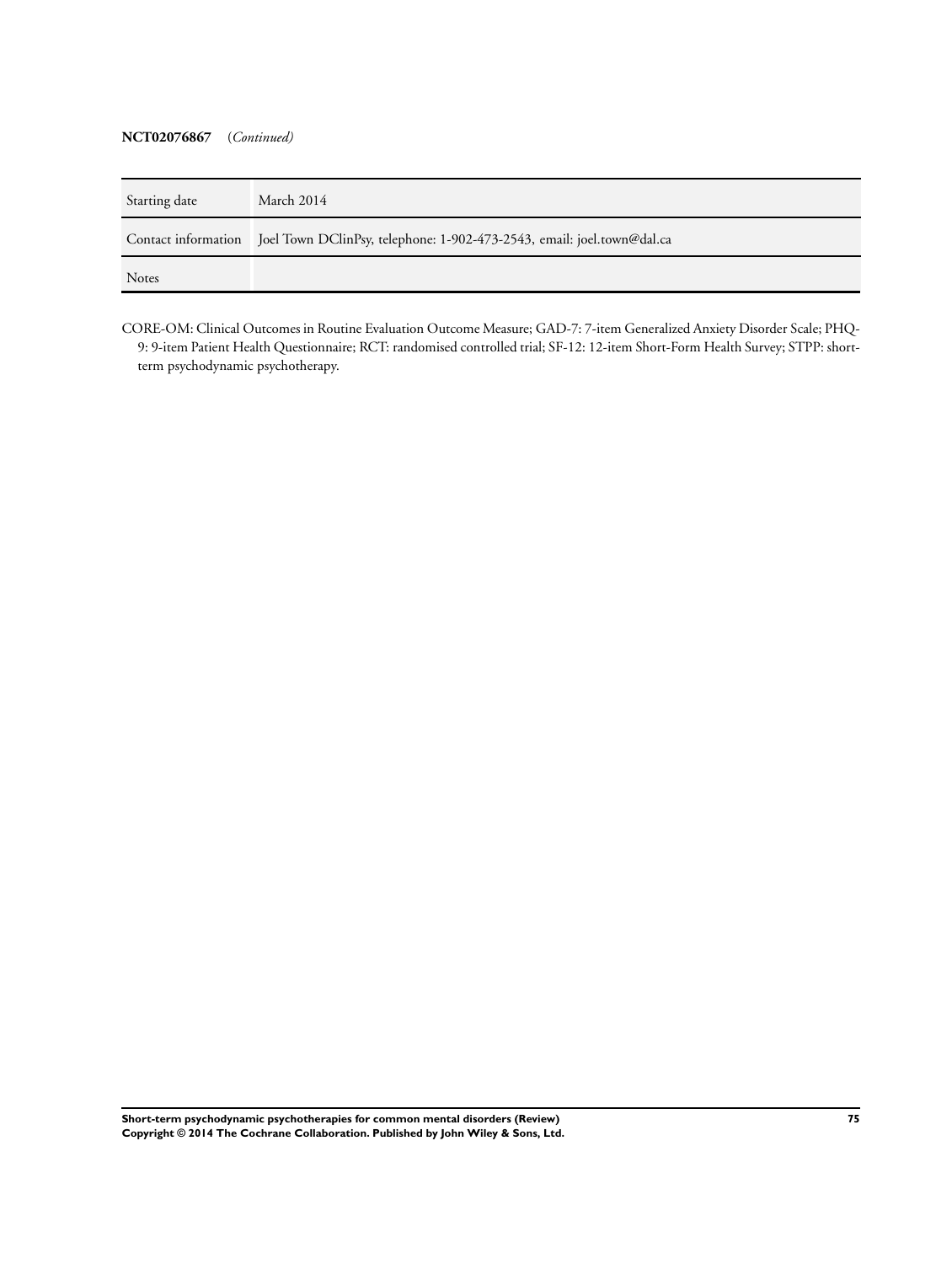**NCT02076867** (*Continued*)

| | |
|---|---|
| Starting date | March 2014 |
| Contact information | Joel Town DClinPsy, telephone: 1-902-473-2543, email: joel.town@dal.ca |
| Notes | |

CORE-OM: Clinical Outcomes in Routine Evaluation Outcome Measure; GAD-7: 7-item Generalized Anxiety Disorder Scale; PHQ-9: 9-item Patient Health Questionnaire; RCT: randomised controlled trial; SF-12: 12-item Short-Form Health Survey; STPP: short-term psychodynamic psychotherapy.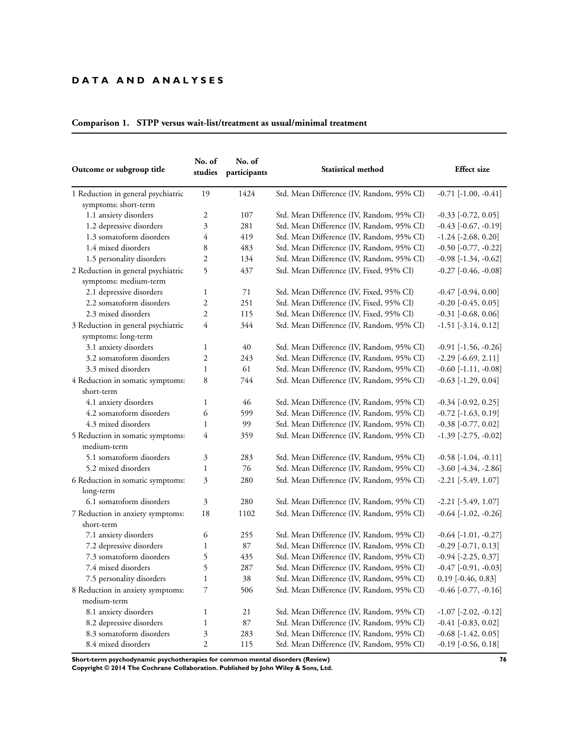# DATA AND ANALYSES

### Comparison 1. STPP versus wait-list/treatment as usual/minimal treatment

| Outcome or subgroup title | No. of studies | No. of participants | Statistical method | Effect size |
|---|---|---|---|---|
| 1 Reduction in general psychiatric symptoms: short-term | 19 | 1424 | Std. Mean Difference (IV, Random, 95% CI) | -0.71 [-1.00, -0.41] |
| 1.1 anxiety disorders | 2 | 107 | Std. Mean Difference (IV, Random, 95% CI) | -0.33 [-0.72, 0.05] |
| 1.2 depressive disorders | 3 | 281 | Std. Mean Difference (IV, Random, 95% CI) | -0.43 [-0.67, -0.19] |
| 1.3 somatoform disorders | 4 | 419 | Std. Mean Difference (IV, Random, 95% CI) | -1.24 [-2.68, 0.20] |
| 1.4 mixed disorders | 8 | 483 | Std. Mean Difference (IV, Random, 95% CI) | -0.50 [-0.77, -0.22] |
| 1.5 personality disorders | 2 | 134 | Std. Mean Difference (IV, Random, 95% CI) | -0.98 [-1.34, -0.62] |
| 2 Reduction in general psychiatric symptoms: medium-term | 5 | 437 | Std. Mean Difference (IV, Fixed, 95% CI) | -0.27 [-0.46, -0.08] |
| 2.1 depressive disorders | 1 | 71 | Std. Mean Difference (IV, Fixed, 95% CI) | -0.47 [-0.94, 0.00] |
| 2.2 somatoform disorders | 2 | 251 | Std. Mean Difference (IV, Fixed, 95% CI) | -0.20 [-0.45, 0.05] |
| 2.3 mixed disorders | 2 | 115 | Std. Mean Difference (IV, Fixed, 95% CI) | -0.31 [-0.68, 0.06] |
| 3 Reduction in general psychiatric symptoms: long-term | 4 | 344 | Std. Mean Difference (IV, Random, 95% CI) | -1.51 [-3.14, 0.12] |
| 3.1 anxiety disorders | 1 | 40 | Std. Mean Difference (IV, Random, 95% CI) | -0.91 [-1.56, -0.26] |
| 3.2 somatoform disorders | 2 | 243 | Std. Mean Difference (IV, Random, 95% CI) | -2.29 [-6.69, 2.11] |
| 3.3 mixed disorders | 1 | 61 | Std. Mean Difference (IV, Random, 95% CI) | -0.60 [-1.11, -0.08] |
| 4 Reduction in somatic symptoms: short-term | 8 | 744 | Std. Mean Difference (IV, Random, 95% CI) | -0.63 [-1.29, 0.04] |
| 4.1 anxiety disorders | 1 | 46 | Std. Mean Difference (IV, Random, 95% CI) | -0.34 [-0.92, 0.25] |
| 4.2 somatoform disorders | 6 | 599 | Std. Mean Difference (IV, Random, 95% CI) | -0.72 [-1.63, 0.19] |
| 4.3 mixed disorders | 1 | 99 | Std. Mean Difference (IV, Random, 95% CI) | -0.38 [-0.77, 0.02] |
| 5 Reduction in somatic symptoms: medium-term | 4 | 359 | Std. Mean Difference (IV, Random, 95% CI) | -1.39 [-2.75, -0.02] |
| 5.1 somatoform disorders | 3 | 283 | Std. Mean Difference (IV, Random, 95% CI) | -0.58 [-1.04, -0.11] |
| 5.2 mixed disorders | 1 | 76 | Std. Mean Difference (IV, Random, 95% CI) | -3.60 [-4.34, -2.86] |
| 6 Reduction in somatic symptoms: long-term | 3 | 280 | Std. Mean Difference (IV, Random, 95% CI) | -2.21 [-5.49, 1.07] |
| 6.1 somatoform disorders | 3 | 280 | Std. Mean Difference (IV, Random, 95% CI) | -2.21 [-5.49, 1.07] |
| 7 Reduction in anxiety symptoms: short-term | 18 | 1102 | Std. Mean Difference (IV, Random, 95% CI) | -0.64 [-1.02, -0.26] |
| 7.1 anxiety disorders | 6 | 255 | Std. Mean Difference (IV, Random, 95% CI) | -0.64 [-1.01, -0.27] |
| 7.2 depressive disorders | 1 | 87 | Std. Mean Difference (IV, Random, 95% CI) | -0.29 [-0.71, 0.13] |
| 7.3 somatoform disorders | 5 | 435 | Std. Mean Difference (IV, Random, 95% CI) | -0.94 [-2.25, 0.37] |
| 7.4 mixed disorders | 5 | 287 | Std. Mean Difference (IV, Random, 95% CI) | -0.47 [-0.91, -0.03] |
| 7.5 personality disorders | 1 | 38 | Std. Mean Difference (IV, Random, 95% CI) | 0.19 [-0.46, 0.83] |
| 8 Reduction in anxiety symptoms: medium-term | 7 | 506 | Std. Mean Difference (IV, Random, 95% CI) | -0.46 [-0.77, -0.16] |
| 8.1 anxiety disorders | 1 | 21 | Std. Mean Difference (IV, Random, 95% CI) | -1.07 [-2.02, -0.12] |
| 8.2 depressive disorders | 1 | 87 | Std. Mean Difference (IV, Random, 95% CI) | -0.41 [-0.83, 0.02] |
| 8.3 somatoform disorders | 3 | 283 | Std. Mean Difference (IV, Random, 95% CI) | -0.68 [-1.42, 0.05] |
| 8.4 mixed disorders | 2 | 115 | Std. Mean Difference (IV, Random, 95% CI) | -0.19 [-0.56, 0.18] |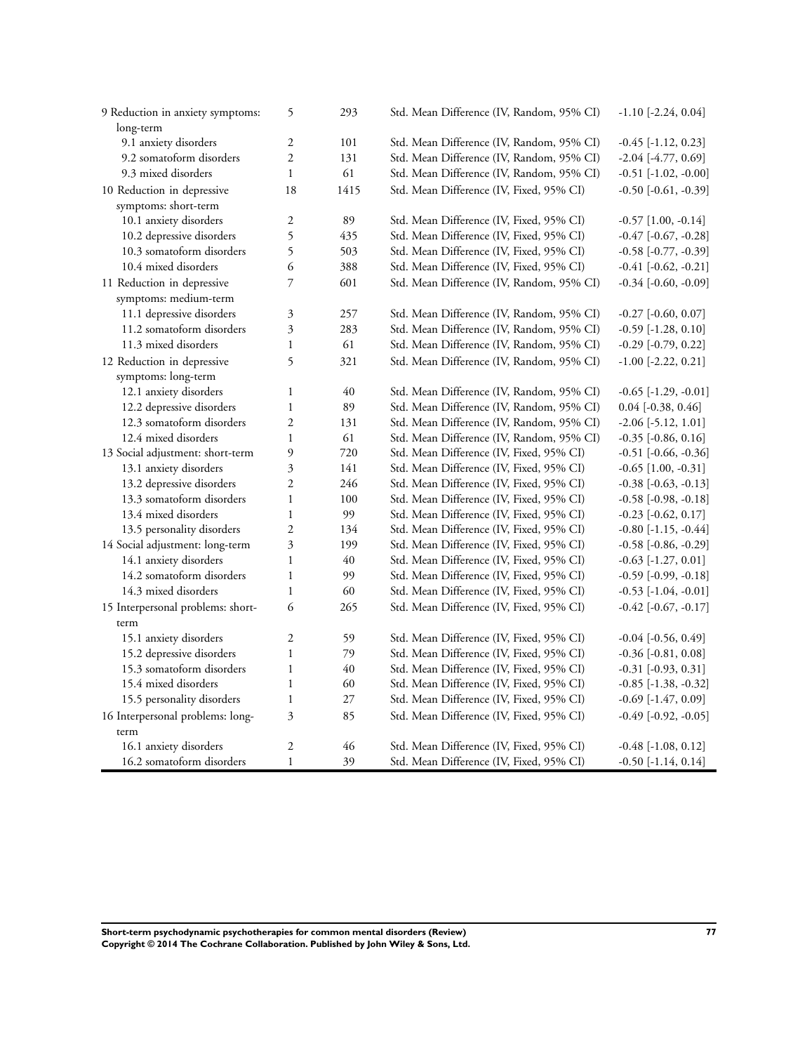| | | | | |
|---|---|---|---|---|
| 9 Reduction in anxiety symptoms: long-term | 5 | 293 | Std. Mean Difference (IV, Random, 95% CI) | -1.10 [-2.24, 0.04] |
| 9.1 anxiety disorders | 2 | 101 | Std. Mean Difference (IV, Random, 95% CI) | -0.45 [-1.12, 0.23] |
| 9.2 somatoform disorders | 2 | 131 | Std. Mean Difference (IV, Random, 95% CI) | -2.04 [-4.77, 0.69] |
| 9.3 mixed disorders | 1 | 61 | Std. Mean Difference (IV, Random, 95% CI) | -0.51 [-1.02, -0.00] |
| 10 Reduction in depressive symptoms: short-term | 18 | 1415 | Std. Mean Difference (IV, Fixed, 95% CI) | -0.50 [-0.61, -0.39] |
| 10.1 anxiety disorders | 2 | 89 | Std. Mean Difference (IV, Fixed, 95% CI) | -0.57 [1.00, -0.14] |
| 10.2 depressive disorders | 5 | 435 | Std. Mean Difference (IV, Fixed, 95% CI) | -0.47 [-0.67, -0.28] |
| 10.3 somatoform disorders | 5 | 503 | Std. Mean Difference (IV, Fixed, 95% CI) | -0.58 [-0.77, -0.39] |
| 10.4 mixed disorders | 6 | 388 | Std. Mean Difference (IV, Fixed, 95% CI) | -0.41 [-0.62, -0.21] |
| 11 Reduction in depressive symptoms: medium-term | 7 | 601 | Std. Mean Difference (IV, Random, 95% CI) | -0.34 [-0.60, -0.09] |
| 11.1 depressive disorders | 3 | 257 | Std. Mean Difference (IV, Random, 95% CI) | -0.27 [-0.60, 0.07] |
| 11.2 somatoform disorders | 3 | 283 | Std. Mean Difference (IV, Random, 95% CI) | -0.59 [-1.28, 0.10] |
| 11.3 mixed disorders | 1 | 61 | Std. Mean Difference (IV, Random, 95% CI) | -0.29 [-0.79, 0.22] |
| 12 Reduction in depressive symptoms: long-term | 5 | 321 | Std. Mean Difference (IV, Random, 95% CI) | -1.00 [-2.22, 0.21] |
| 12.1 anxiety disorders | 1 | 40 | Std. Mean Difference (IV, Random, 95% CI) | -0.65 [-1.29, -0.01] |
| 12.2 depressive disorders | 1 | 89 | Std. Mean Difference (IV, Random, 95% CI) | 0.04 [-0.38, 0.46] |
| 12.3 somatoform disorders | 2 | 131 | Std. Mean Difference (IV, Random, 95% CI) | -2.06 [-5.12, 1.01] |
| 12.4 mixed disorders | 1 | 61 | Std. Mean Difference (IV, Random, 95% CI) | -0.35 [-0.86, 0.16] |
| 13 Social adjustment: short-term | 9 | 720 | Std. Mean Difference (IV, Fixed, 95% CI) | -0.51 [-0.66, -0.36] |
| 13.1 anxiety disorders | 3 | 141 | Std. Mean Difference (IV, Fixed, 95% CI) | -0.65 [1.00, -0.31] |
| 13.2 depressive disorders | 2 | 246 | Std. Mean Difference (IV, Fixed, 95% CI) | -0.38 [-0.63, -0.13] |
| 13.3 somatoform disorders | 1 | 100 | Std. Mean Difference (IV, Fixed, 95% CI) | -0.58 [-0.98, -0.18] |
| 13.4 mixed disorders | 1 | 99 | Std. Mean Difference (IV, Fixed, 95% CI) | -0.23 [-0.62, 0.17] |
| 13.5 personality disorders | 2 | 134 | Std. Mean Difference (IV, Fixed, 95% CI) | -0.80 [-1.15, -0.44] |
| 14 Social adjustment: long-term | 3 | 199 | Std. Mean Difference (IV, Fixed, 95% CI) | -0.58 [-0.86, -0.29] |
| 14.1 anxiety disorders | 1 | 40 | Std. Mean Difference (IV, Fixed, 95% CI) | -0.63 [-1.27, 0.01] |
| 14.2 somatoform disorders | 1 | 99 | Std. Mean Difference (IV, Fixed, 95% CI) | -0.59 [-0.99, -0.18] |
| 14.3 mixed disorders | 1 | 60 | Std. Mean Difference (IV, Fixed, 95% CI) | -0.53 [-1.04, -0.01] |
| 15 Interpersonal problems: short-term | 6 | 265 | Std. Mean Difference (IV, Fixed, 95% CI) | -0.42 [-0.67, -0.17] |
| 15.1 anxiety disorders | 2 | 59 | Std. Mean Difference (IV, Fixed, 95% CI) | -0.04 [-0.56, 0.49] |
| 15.2 depressive disorders | 1 | 79 | Std. Mean Difference (IV, Fixed, 95% CI) | -0.36 [-0.81, 0.08] |
| 15.3 somatoform disorders | 1 | 40 | Std. Mean Difference (IV, Fixed, 95% CI) | -0.31 [-0.93, 0.31] |
| 15.4 mixed disorders | 1 | 60 | Std. Mean Difference (IV, Fixed, 95% CI) | -0.85 [-1.38, -0.32] |
| 15.5 personality disorders | 1 | 27 | Std. Mean Difference (IV, Fixed, 95% CI) | -0.69 [-1.47, 0.09] |
| 16 Interpersonal problems: long-term | 3 | 85 | Std. Mean Difference (IV, Fixed, 95% CI) | -0.49 [-0.92, -0.05] |
| 16.1 anxiety disorders | 2 | 46 | Std. Mean Difference (IV, Fixed, 95% CI) | -0.48 [-1.08, 0.12] |
| 16.2 somatoform disorders | 1 | 39 | Std. Mean Difference (IV, Fixed, 95% CI) | -0.50 [-1.14, 0.14] |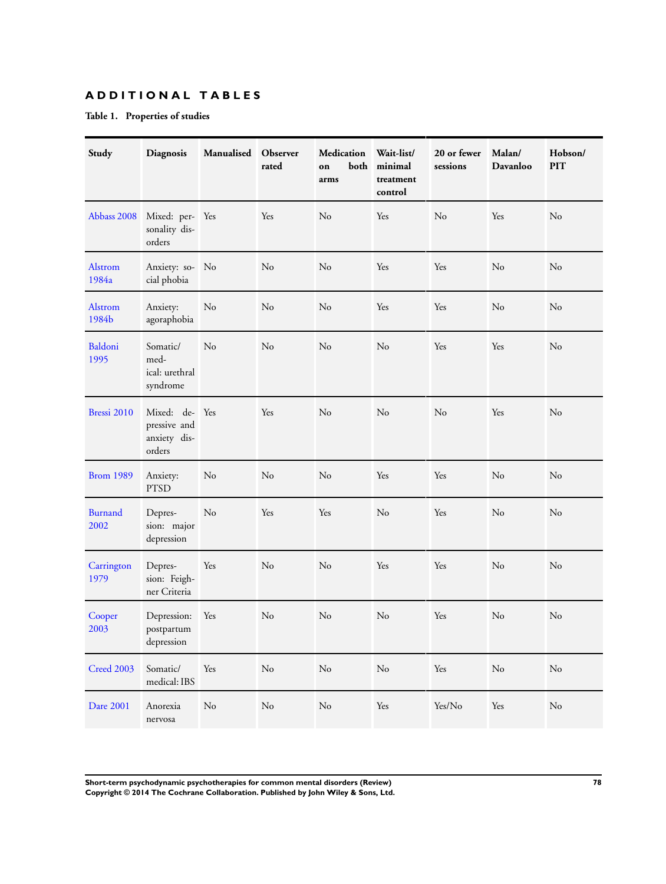## ADDITIONAL TABLES

**Table 1. Properties of studies**

| Study | Diagnosis | Manualised | Observer rated | Medication on both arms | Wait-list/ minimal treatment control | 20 or fewer sessions | Malan/ Davanloo | Hobson/ PIT |
|---|---|---|---|---|---|---|---|---|
| Abbass 2008 | Mixed: personality disorders | Yes | Yes | No | Yes | No | Yes | No |
| Alstrom 1984a | Anxiety: social phobia | No | No | No | Yes | Yes | No | No |
| Alstrom 1984b | Anxiety: agoraphobia | No | No | No | Yes | Yes | No | No |
| Baldoni 1995 | Somatic/ medical: urethral syndrome | No | No | No | No | Yes | Yes | No |
| Bressi 2010 | Mixed: depressive and anxiety disorders | Yes | Yes | No | No | No | Yes | No |
| Brom 1989 | Anxiety: PTSD | No | No | No | Yes | Yes | No | No |
| Burnand 2002 | Depression: major depression | No | Yes | Yes | No | Yes | No | No |
| Carrington 1979 | Depression: Feighner Criteria | Yes | No | No | Yes | Yes | No | No |
| Cooper 2003 | Depression: postpartum depression | Yes | No | No | No | Yes | No | No |
| Creed 2003 | Somatic/ medical: IBS | Yes | No | No | No | Yes | No | No |
| Dare 2001 | Anorexia nervosa | No | No | No | Yes | Yes/No | Yes | No |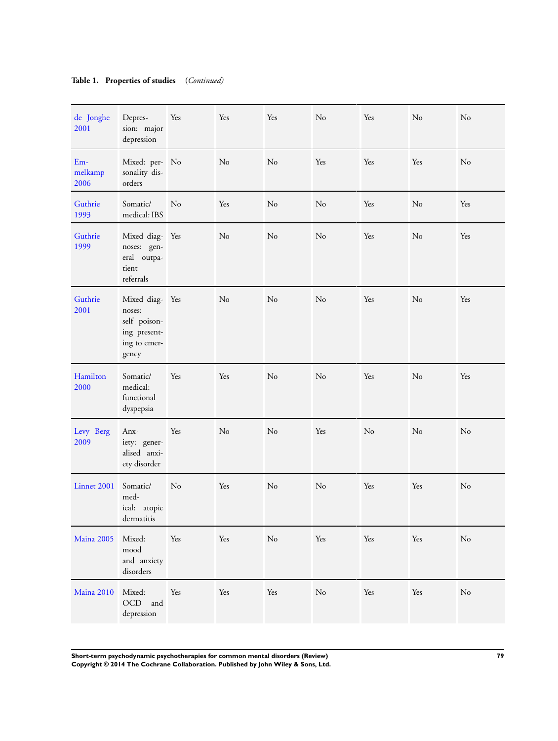**Table 1. Properties of studies** *(Continued)*

| | | | | | | | | |
|---|---|---|---|---|---|---|---|---|
| de Jonghe 2001 | Depression: major depression | Yes | Yes | Yes | No | Yes | No | No |
| Emmelkamp 2006 | Mixed: personality disorders | No | No | No | Yes | Yes | Yes | No |
| Guthrie 1993 | Somatic/ medical: IBS | No | Yes | No | No | Yes | No | Yes |
| Guthrie 1999 | Mixed diagnoses: general outpatient referrals | Yes | No | No | No | Yes | No | Yes |
| Guthrie 2001 | Mixed diagnoses: self poisoning presenting to emergency | Yes | No | No | No | Yes | No | Yes |
| Hamilton 2000 | Somatic/ medical: functional dyspepsia | Yes | Yes | No | No | Yes | No | Yes |
| Levy Berg 2009 | Anxiety: generalised anxiety disorder | Yes | No | No | Yes | No | No | No |
| Linnet 2001 | Somatic/ medical: atopic dermatitis | No | Yes | No | No | Yes | Yes | No |
| Maina 2005 | Mixed: mood and anxiety disorders | Yes | Yes | No | Yes | Yes | Yes | No |
| Maina 2010 | Mixed: OCD and depression | Yes | Yes | Yes | No | Yes | Yes | No |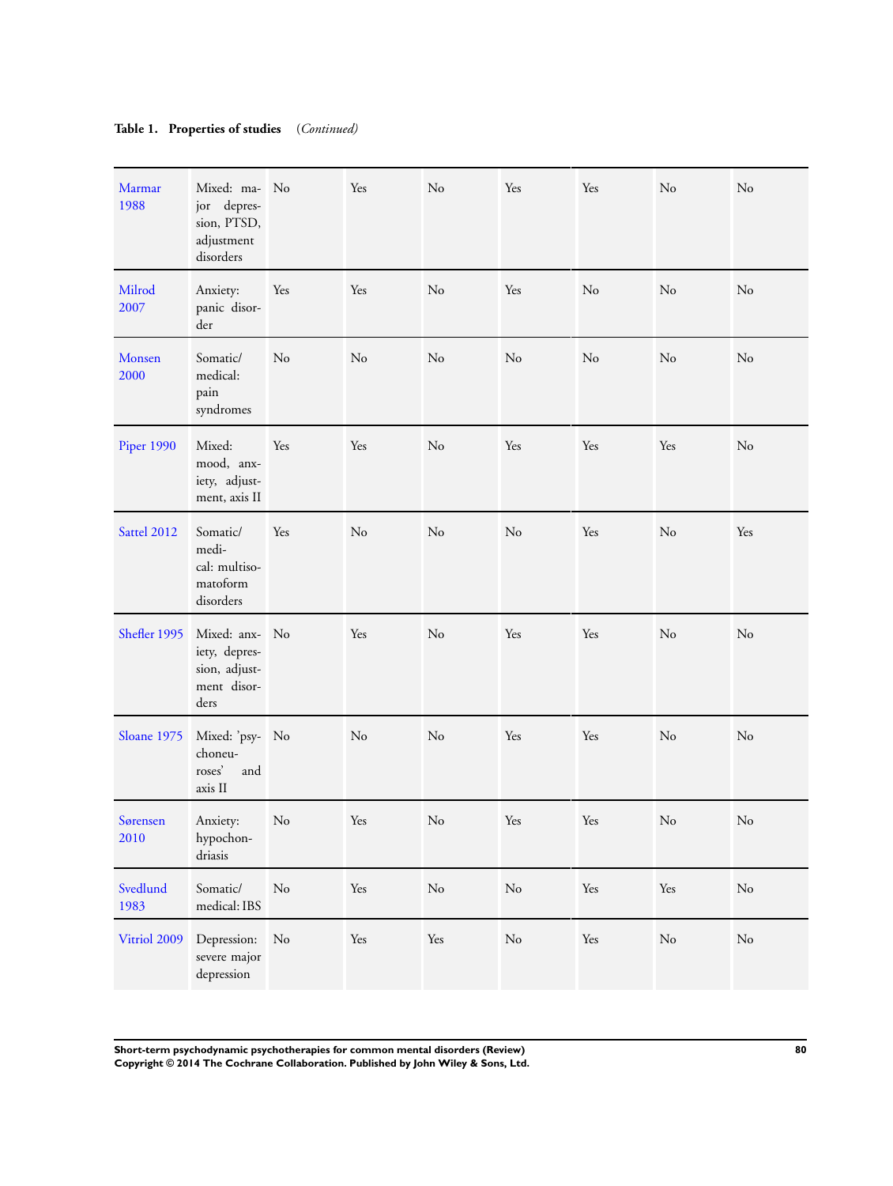**Table 1. Properties of studies** *(Continued)*

| | | | | | | | | |
|---|---|---|---|---|---|---|---|---|
| Marmar 1988 | Mixed: major depression, PTSD, adjustment disorders | No | Yes | No | Yes | Yes | No | No |
| Milrod 2007 | Anxiety: panic disorder | Yes | Yes | No | Yes | No | No | No |
| Monsen 2000 | Somatic/ medical: pain syndromes | No | No | No | No | No | No | No |
| Piper 1990 | Mixed: mood, anxiety, adjustment, axis II | Yes | Yes | No | Yes | Yes | Yes | No |
| Sattel 2012 | Somatic/ medical: multisomatoform disorders | Yes | No | No | No | Yes | No | Yes |
| Shefler 1995 | Mixed: anxiety, depression, adjustment disorders | No | Yes | No | Yes | Yes | No | No |
| Sloane 1975 | Mixed: 'psychoneuroses' and axis II | No | No | No | Yes | Yes | No | No |
| Sørensen 2010 | Anxiety: hypochondriasis | No | Yes | No | Yes | Yes | No | No |
| Svedlund 1983 | Somatic/ medical: IBS | No | Yes | No | No | Yes | Yes | No |
| Vitriol 2009 | Depression: severe major depression | No | Yes | Yes | No | Yes | No | No |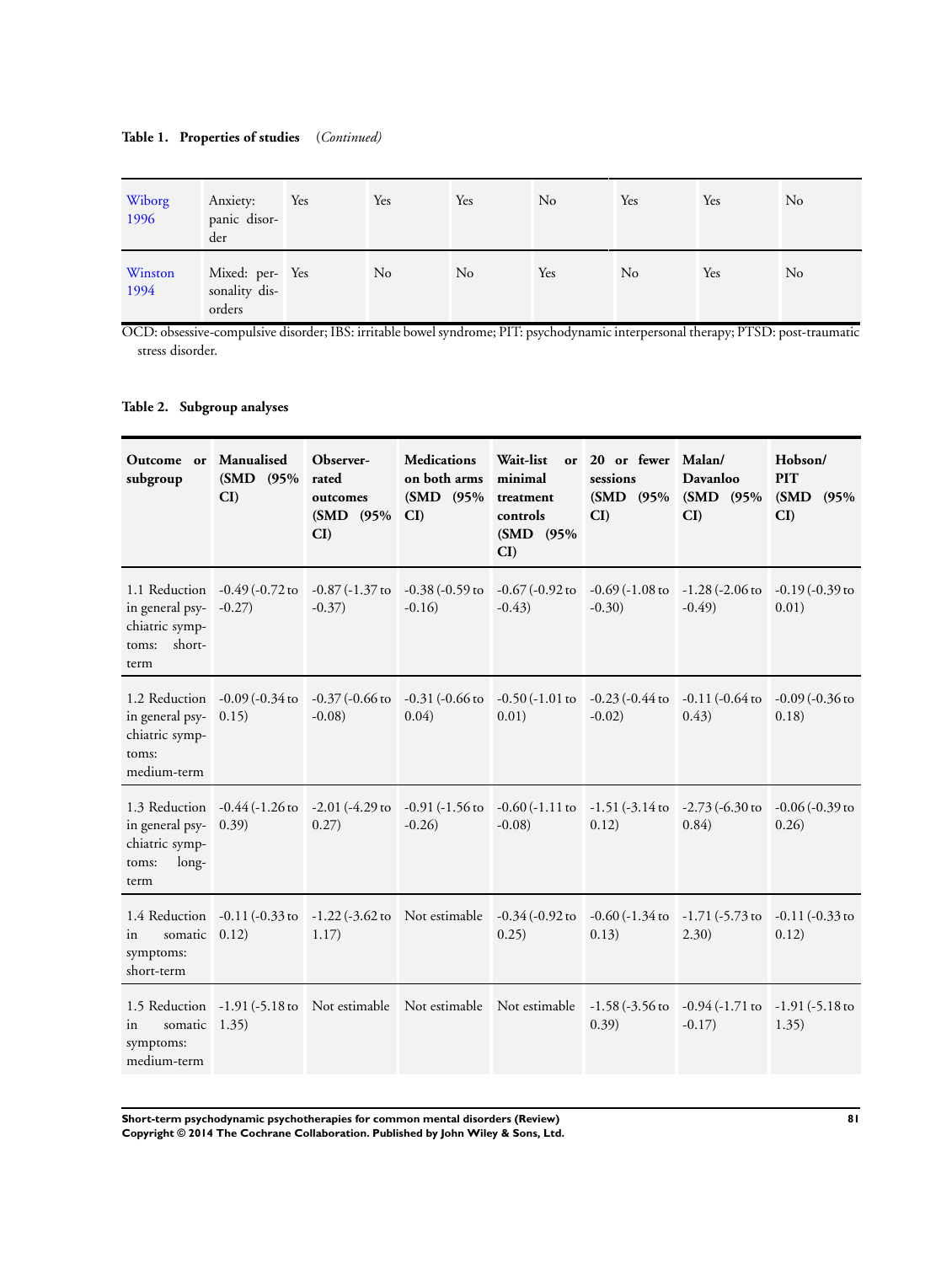**Table 1. Properties of studies** *(Continued)*

| | | | | | | | | |
|---|---|---|---|---|---|---|---|---|
| Wiborg 1996 | Anxiety: panic disorder | Yes | Yes | Yes | No | Yes | Yes | No |
| Winston 1994 | Mixed: personality disorders | Yes | No | No | Yes | No | Yes | No |

OCD: obsessive-compulsive disorder; IBS: irritable bowel syndrome; PIT: psychodynamic interpersonal therapy; PTSD: post-traumatic stress disorder.

**Table 2. Subgroup analyses**

| Outcome or subgroup | Manualised (SMD (95% CI) | Observer-rated outcomes (SMD (95% CI) | Medications on both arms (SMD (95% CI) | Wait-list or minimal treatment controls (SMD (95% CI) | 20 or fewer sessions (SMD (95% CI) | Malan/ Davanloo (SMD (95% CI) | Hobson/ PIT (SMD (95% CI) |
|---|---|---|---|---|---|---|---|
| 1.1 Reduction in general psychiatric symptoms: short-term | -0.49 (-0.72 to -0.27) | -0.87 (-1.37 to -0.37) | -0.38 (-0.59 to -0.16) | -0.67 (-0.92 to -0.43) | -0.69 (-1.08 to -0.30) | -1.28 (-2.06 to -0.49) | -0.19 (-0.39 to 0.01) |
| 1.2 Reduction in general psychiatric symptoms: medium-term | -0.09 (-0.34 to 0.15) | -0.37 (-0.66 to -0.08) | -0.31 (-0.66 to 0.04) | -0.50 (-1.01 to 0.01) | -0.23 (-0.44 to -0.02) | -0.11 (-0.64 to 0.43) | -0.09 (-0.36 to 0.18) |
| 1.3 Reduction in general psychiatric symptoms: long-term | -0.44 (-1.26 to 0.39) | -2.01 (-4.29 to 0.27) | -0.91 (-1.56 to -0.26) | -0.60 (-1.11 to -0.08) | -1.51 (-3.14 to 0.12) | -2.73 (-6.30 to 0.84) | -0.06 (-0.39 to 0.26) |
| 1.4 Reduction in somatic symptoms: short-term | -0.11 (-0.33 to 0.12) | -1.22 (-3.62 to 1.17) | Not estimable | -0.34 (-0.92 to 0.25) | -0.60 (-1.34 to 0.13) | -1.71 (-5.73 to 2.30) | -0.11 (-0.33 to 0.12) |
| 1.5 Reduction in somatic symptoms: medium-term | -1.91 (-5.18 to 1.35) | Not estimable | Not estimable | Not estimable | -1.58 (-3.56 to 0.39) | -0.94 (-1.71 to -0.17) | -1.91 (-5.18 to 1.35) |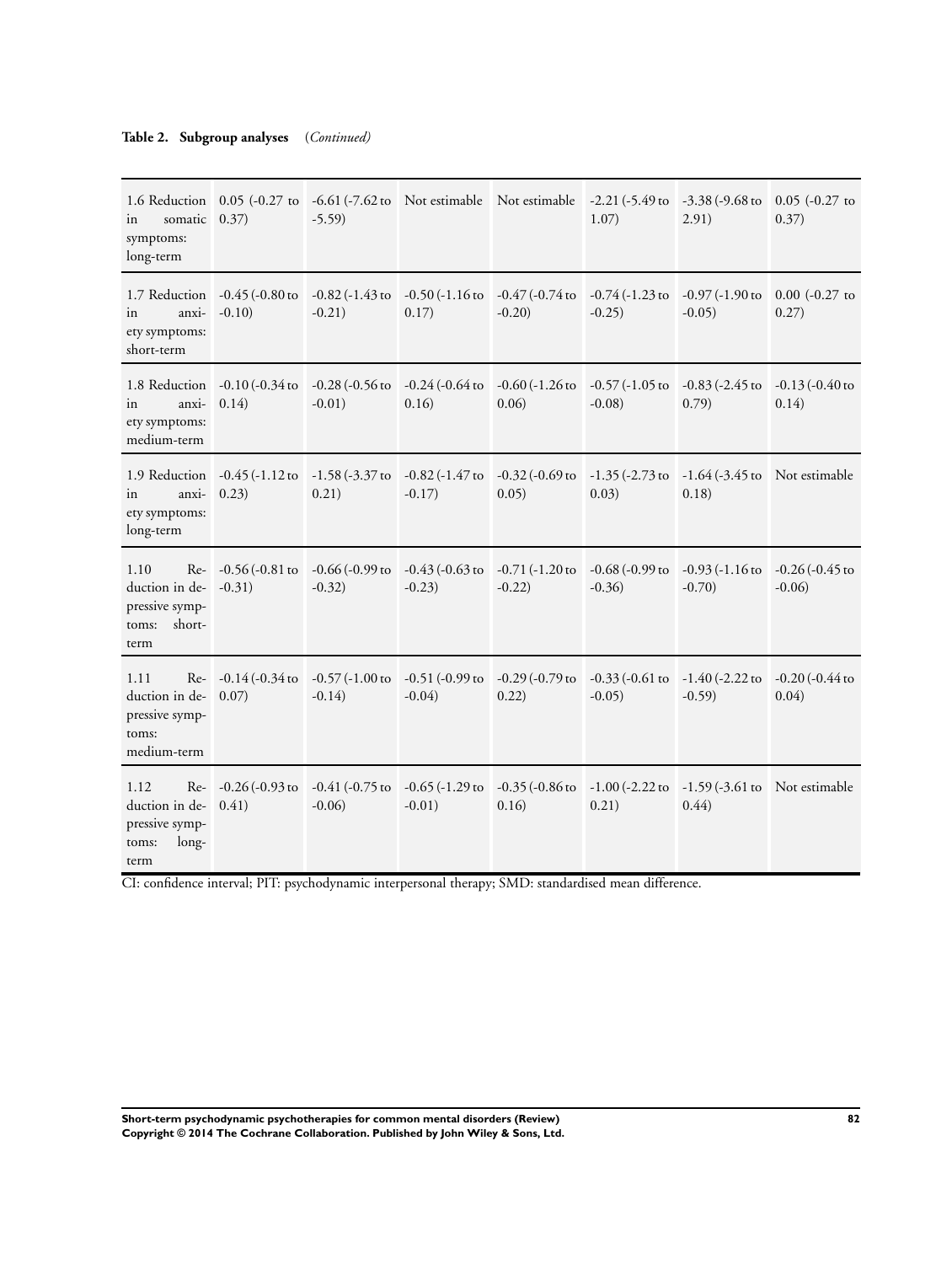**Table 2. Subgroup analyses** *(Continued)*

| | | | | | | | |
|---|---|---|---|---|---|---|---|
| 1.6 Reduction in somatic symptoms: long-term | 0.05 (-0.27 to 0.37) | -6.61 (-7.62 to -5.59) | Not estimable | Not estimable | -2.21 (-5.49 to 1.07) | -3.38 (-9.68 to 2.91) | 0.05 (-0.27 to 0.37) |
| 1.7 Reduction in anxiety symptoms: short-term | -0.45 (-0.80 to -0.10) | -0.82 (-1.43 to -0.21) | -0.50 (-1.16 to 0.17) | -0.47 (-0.74 to -0.20) | -0.74 (-1.23 to -0.25) | -0.97 (-1.90 to -0.05) | 0.00 (-0.27 to 0.27) |
| 1.8 Reduction in anxiety symptoms: medium-term | -0.10 (-0.34 to 0.14) | -0.28 (-0.56 to -0.01) | -0.24 (-0.64 to 0.16) | -0.60 (-1.26 to 0.06) | -0.57 (-1.05 to -0.08) | -0.83 (-2.45 to 0.79) | -0.13 (-0.40 to 0.14) |
| 1.9 Reduction in anxiety symptoms: long-term | -0.45 (-1.12 to 0.23) | -1.58 (-3.37 to 0.21) | -0.82 (-1.47 to -0.17) | -0.32 (-0.69 to 0.05) | -1.35 (-2.73 to 0.03) | -1.64 (-3.45 to 0.18) | Not estimable |
| 1.10 Reduction in depressive symptoms: short-term | -0.56 (-0.81 to -0.31) | -0.66 (-0.99 to -0.32) | -0.43 (-0.63 to -0.23) | -0.71 (-1.20 to -0.22) | -0.68 (-0.99 to -0.36) | -0.93 (-1.16 to -0.70) | -0.26 (-0.45 to -0.06) |
| 1.11 Reduction in depressive symptoms: medium-term | -0.14 (-0.34 to 0.07) | -0.57 (-1.00 to -0.14) | -0.51 (-0.99 to -0.04) | -0.29 (-0.79 to 0.22) | -0.33 (-0.61 to -0.05) | -1.40 (-2.22 to -0.59) | -0.20 (-0.44 to 0.04) |
| 1.12 Reduction in depressive symptoms: long-term | -0.26 (-0.93 to 0.41) | -0.41 (-0.75 to -0.06) | -0.65 (-1.29 to -0.01) | -0.35 (-0.86 to 0.16) | -1.00 (-2.22 to 0.21) | -1.59 (-3.61 to 0.44) | Not estimable |

CI: confidence interval; PIT: psychodynamic interpersonal therapy; SMD: standardised mean difference.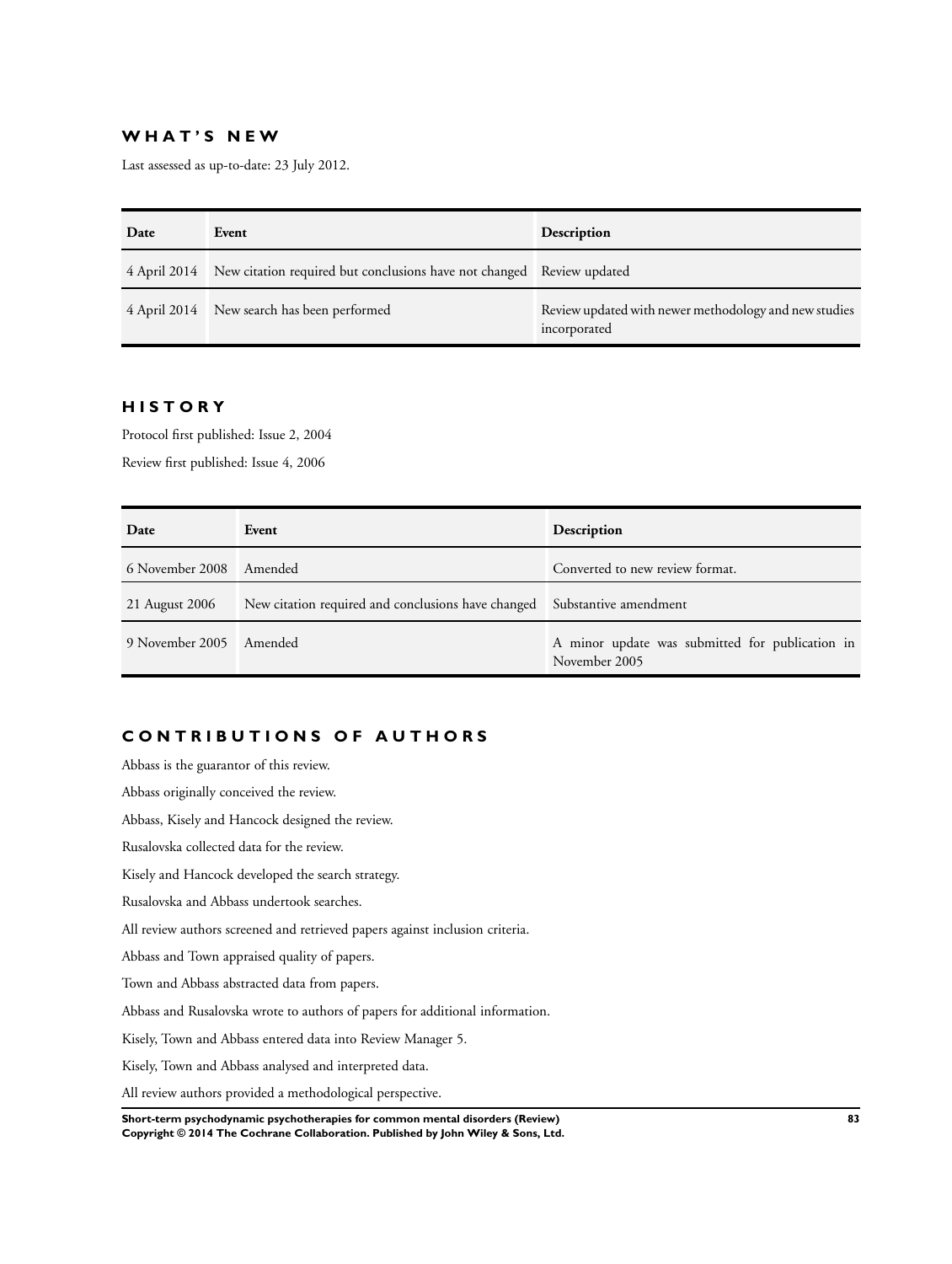## WHAT'S NEW

Last assessed as up-to-date: 23 July 2012.

| Date | Event | Description |
|---|---|---|
| 4 April 2014 | New citation required but conclusions have not changed | Review updated |
| 4 April 2014 | New search has been performed | Review updated with newer methodology and new studies incorporated |

## HISTORY

Protocol first published: Issue 2, 2004

Review first published: Issue 4, 2006

| Date | Event | Description |
|---|---|---|
| 6 November 2008 | Amended | Converted to new review format. |
| 21 August 2006 | New citation required and conclusions have changed | Substantive amendment |
| 9 November 2005 | Amended | A minor update was submitted for publication in November 2005 |

## CONTRIBUTIONS OF AUTHORS

Abbass is the guarantor of this review.

Abbass originally conceived the review.

Abbass, Kisely and Hancock designed the review.

Rusalovska collected data for the review.

Kisely and Hancock developed the search strategy.

Rusalovska and Abbass undertook searches.

All review authors screened and retrieved papers against inclusion criteria.

Abbass and Town appraised quality of papers.

Town and Abbass abstracted data from papers.

Abbass and Rusalovska wrote to authors of papers for additional information.

Kisely, Town and Abbass entered data into Review Manager 5.

Kisely, Town and Abbass analysed and interpreted data.

All review authors provided a methodological perspective.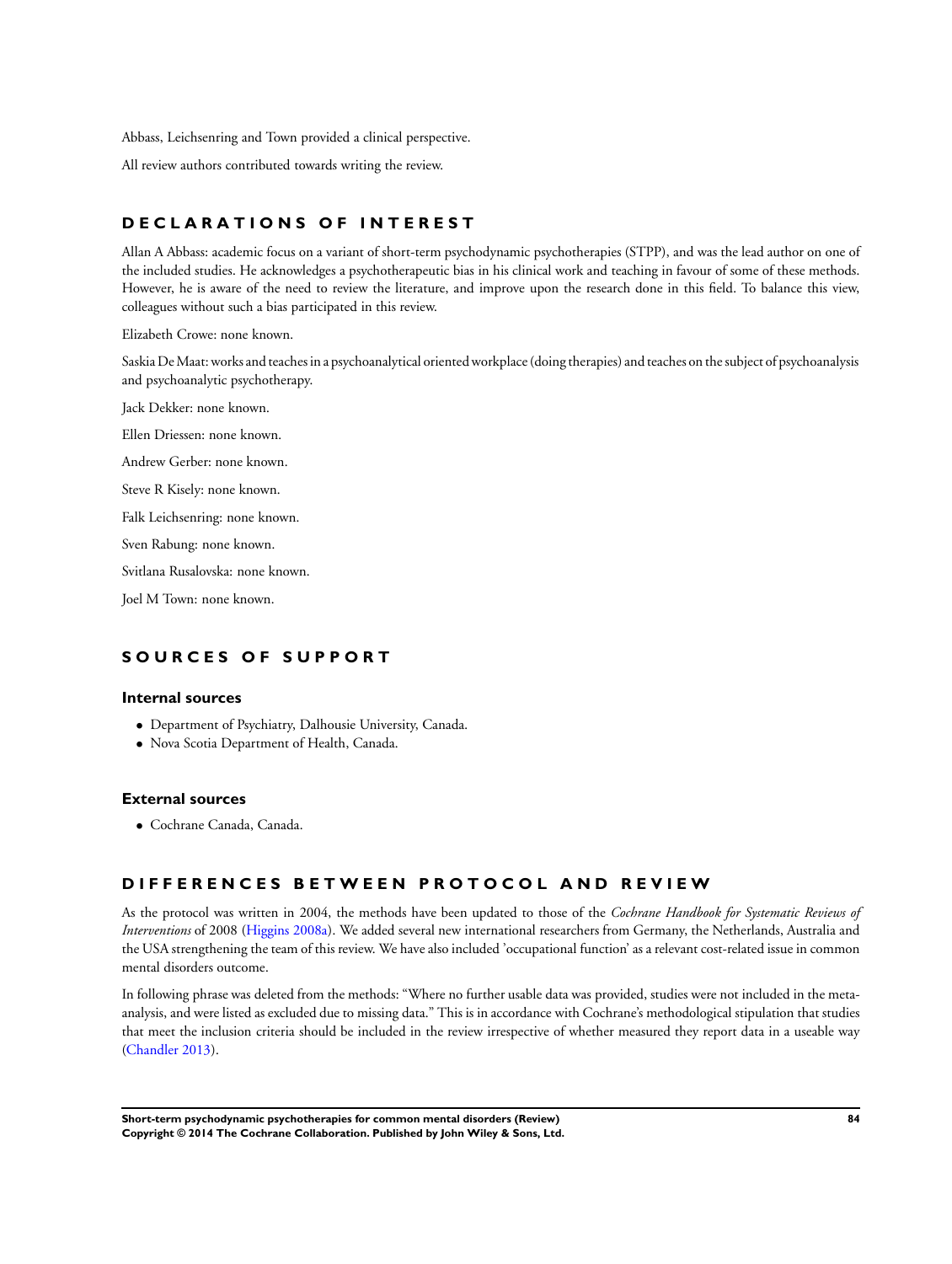Abbass, Leichsenring and Town provided a clinical perspective.

All review authors contributed towards writing the review.

# DECLARATIONS OF INTEREST

Allan A Abbass: academic focus on a variant of short-term psychodynamic psychotherapies (STPP), and was the lead author on one of the included studies. He acknowledges a psychotherapeutic bias in his clinical work and teaching in favour of some of these methods. However, he is aware of the need to review the literature, and improve upon the research done in this field. To balance this view, colleagues without such a bias participated in this review.

Elizabeth Crowe: none known.

Saskia De Maat: works and teaches in a psychoanalytical oriented workplace (doing therapies) and teaches on the subject of psychoanalysis and psychoanalytic psychotherapy.

Jack Dekker: none known.

Ellen Driessen: none known.

Andrew Gerber: none known.

Steve R Kisely: none known.

Falk Leichsenring: none known.

Sven Rabung: none known.

Svitlana Rusalovska: none known.

Joel M Town: none known.

# SOURCES OF SUPPORT

## Internal sources

- Department of Psychiatry, Dalhousie University, Canada.
- Nova Scotia Department of Health, Canada.

## External sources

- Cochrane Canada, Canada.

# DIFFERENCES BETWEEN PROTOCOL AND REVIEW

As the protocol was written in 2004, the methods have been updated to those of the *Cochrane Handbook for Systematic Reviews of Interventions* of 2008 (Higgins 2008a). We added several new international researchers from Germany, the Netherlands, Australia and the USA strengthening the team of this review. We have also included 'occupational function' as a relevant cost-related issue in common mental disorders outcome.

In following phrase was deleted from the methods: "Where no further usable data was provided, studies were not included in the meta-analysis, and were listed as excluded due to missing data." This is in accordance with Cochrane's methodological stipulation that studies that meet the inclusion criteria should be included in the review irrespective of whether measured they report data in a useable way (Chandler 2013).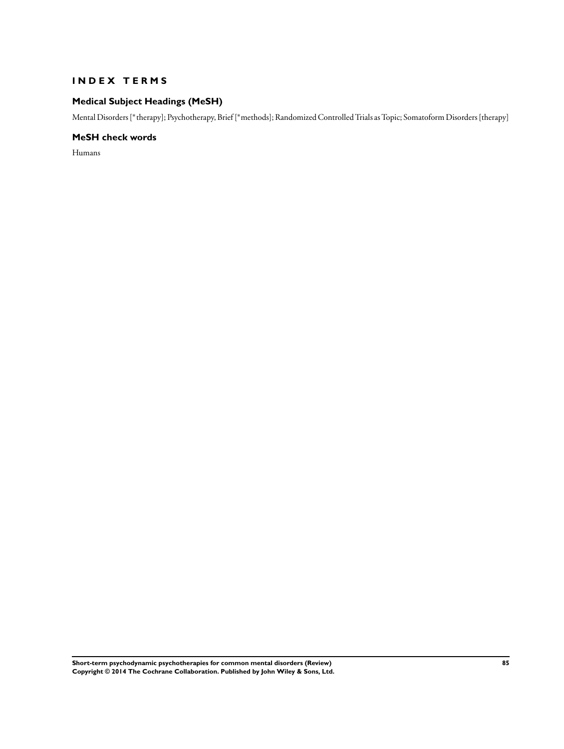## INDEX TERMS

### Medical Subject Headings (MeSH)

Mental Disorders [*therapy]; Psychotherapy, Brief [*methods]; Randomized Controlled Trials as Topic; Somatoform Disorders [therapy]

### MeSH check words

Humans